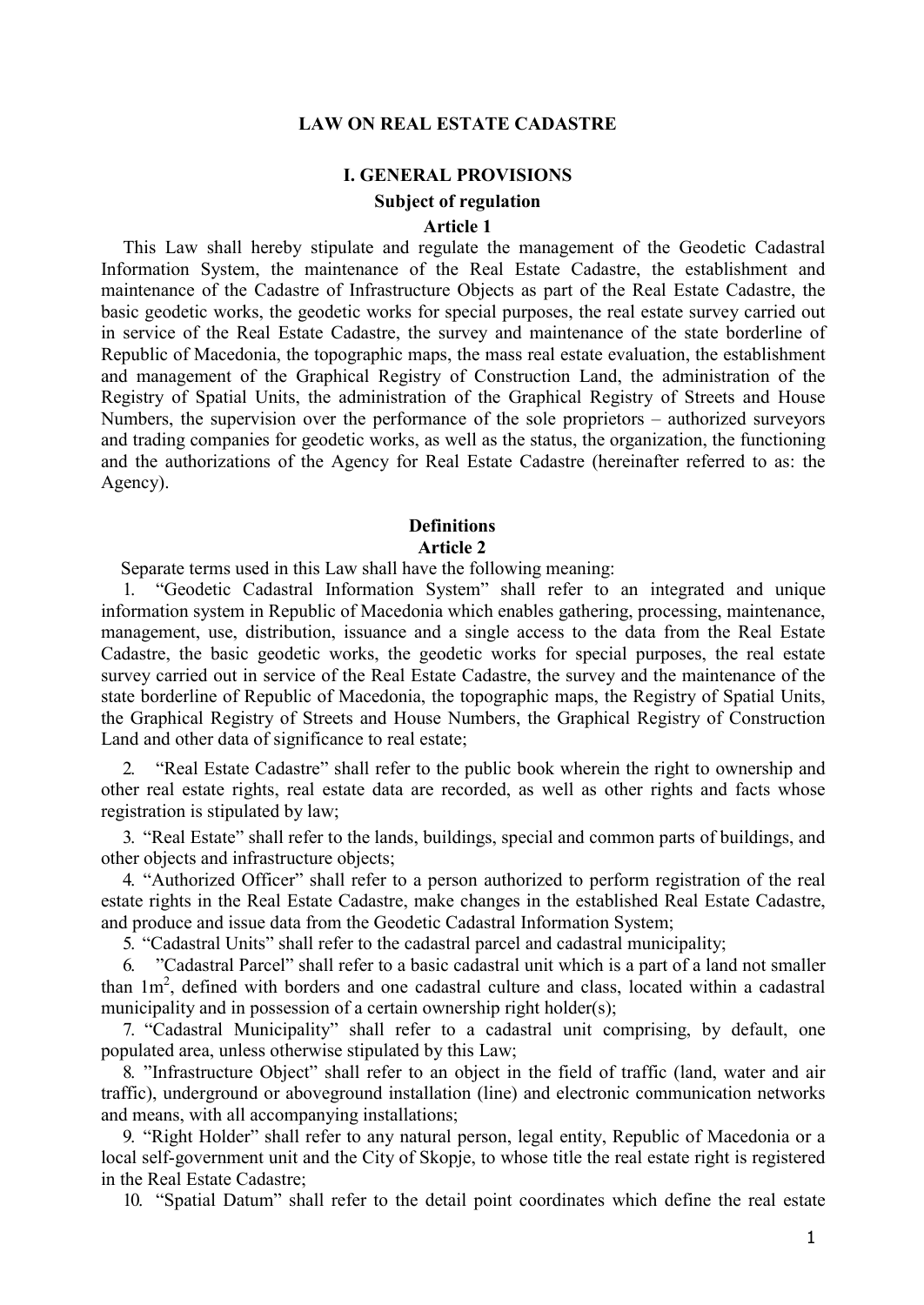# LAW ON REAL ESTATE CADASTRE

## I. GENERAL PROVISIONS

### Subject of regulation

### Article 1

This Law shall hereby stipulate and regulate the management of the Geodetic Cadastral Information System, the maintenance of the Real Estate Cadastre, the establishment and maintenance of the Cadastre of Infrastructure Objects as part of the Real Estate Cadastre, the basic geodetic works, the geodetic works for special purposes, the real estate survey carried out in service of the Real Estate Cadastre, the survey and maintenance of the state borderline of Republic of Macedonia, the topographic maps, the mass real estate evaluation, the establishment and management of the Graphical Registry of Construction Land, the administration of the Registry of Spatial Units, the administration of the Graphical Registry of Streets and House Numbers, the supervision over the performance of the sole proprietors – authorized surveyors and trading companies for geodetic works, as well as the status, the organization, the functioning and the authorizations of the Agency for Real Estate Cadastre (hereinafter referred to as: the Agency).

### Definitions

### Article 2

Separate terms used in this Law shall have the following meaning:

1. "Geodetic Cadastral Information System" shall refer to an integrated and unique information system in Republic of Macedonia which enables gathering, processing, maintenance, management, use, distribution, issuance and a single access to the data from the Real Estate Cadastre, the basic geodetic works, the geodetic works for special purposes, the real estate survey carried out in service of the Real Estate Cadastre, the survey and the maintenance of the state borderline of Republic of Macedonia, the topographic maps, the Registry of Spatial Units, the Graphical Registry of Streets and House Numbers, the Graphical Registry of Construction Land and other data of significance to real estate;
2. "Real Estate Cadastre" shall refer to the public book wherein the right to ownership and other real estate rights, real estate data are recorded, as well as other rights and facts whose registration is stipulated by law;
3. "Real Estate" shall refer to the lands, buildings, special and common parts of buildings, and other objects and infrastructure objects;
4. "Authorized Officer" shall refer to a person authorized to perform registration of the real estate rights in the Real Estate Cadastre, make changes in the established Real Estate Cadastre, and produce and issue data from the Geodetic Cadastral Information System;
5. "Cadastral Units" shall refer to the cadastral parcel and cadastral municipality;
6. "Cadastral Parcel" shall refer to a basic cadastral unit which is a part of a land not smaller than $1m^2$, defined with borders and one cadastral culture and class, located within a cadastral municipality and in possession of a certain ownership right holder(s);
7. "Cadastral Municipality" shall refer to a cadastral unit comprising, by default, one populated area, unless otherwise stipulated by this Law;
8. "Infrastructure Object" shall refer to an object in the field of traffic (land, water and air traffic), underground or aboveground installation (line) and electronic communication networks and means, with all accompanying installations;
9. "Right Holder" shall refer to any natural person, legal entity, Republic of Macedonia or a local self-government unit and the City of Skopje, to whose title the real estate right is registered in the Real Estate Cadastre;
10. "Spatial Datum" shall refer to the detail point coordinates which define the real estate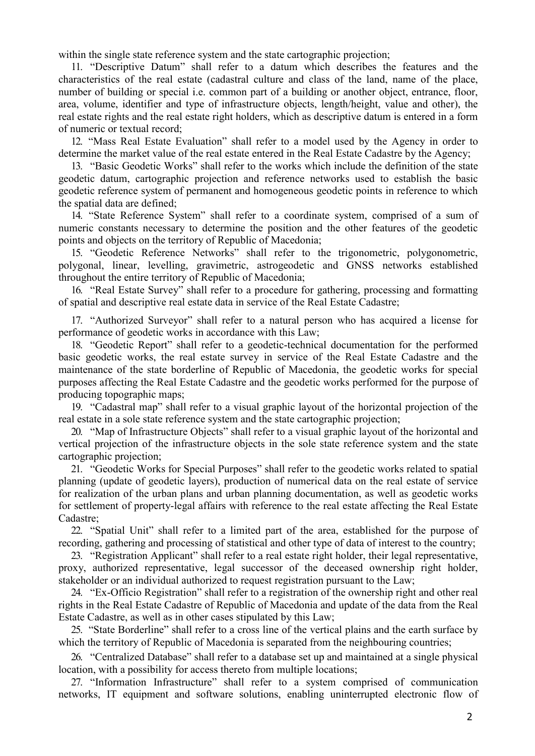within the single state reference system and the state cartographic projection;

11. "Descriptive Datum" shall refer to a datum which describes the features and the characteristics of the real estate (cadastral culture and class of the land, name of the place, number of building or special i.e. common part of a building or another object, entrance, floor, area, volume, identifier and type of infrastructure objects, length/height, value and other), the real estate rights and the real estate right holders, which as descriptive datum is entered in a form of numeric or textual record;

12. "Mass Real Estate Evaluation" shall refer to a model used by the Agency in order to determine the market value of the real estate entered in the Real Estate Cadastre by the Agency;

13. "Basic Geodetic Works" shall refer to the works which include the definition of the state geodetic datum, cartographic projection and reference networks used to establish the basic geodetic reference system of permanent and homogeneous geodetic points in reference to which the spatial data are defined;

14. "State Reference System" shall refer to a coordinate system, comprised of a sum of numeric constants necessary to determine the position and the other features of the geodetic points and objects on the territory of Republic of Macedonia;

15. "Geodetic Reference Networks" shall refer to the trigonometric, polygonometric, polygonal, linear, levelling, gravimetric, astrogeodetic and GNSS networks established throughout the entire territory of Republic of Macedonia;

16. "Real Estate Survey" shall refer to a procedure for gathering, processing and formatting of spatial and descriptive real estate data in service of the Real Estate Cadastre;

17. "Authorized Surveyor" shall refer to a natural person who has acquired a license for performance of geodetic works in accordance with this Law;

18. "Geodetic Report" shall refer to a geodetic-technical documentation for the performed basic geodetic works, the real estate survey in service of the Real Estate Cadastre and the maintenance of the state borderline of Republic of Macedonia, the geodetic works for special purposes affecting the Real Estate Cadastre and the geodetic works performed for the purpose of producing topographic maps;

19. "Cadastral map" shall refer to a visual graphic layout of the horizontal projection of the real estate in a sole state reference system and the state cartographic projection;

20. "Map of Infrastructure Objects" shall refer to a visual graphic layout of the horizontal and vertical projection of the infrastructure objects in the sole state reference system and the state cartographic projection;

21. "Geodetic Works for Special Purposes" shall refer to the geodetic works related to spatial planning (update of geodetic layers), production of numerical data on the real estate of service for realization of the urban plans and urban planning documentation, as well as geodetic works for settlement of property-legal affairs with reference to the real estate affecting the Real Estate Cadastre;

22. "Spatial Unit" shall refer to a limited part of the area, established for the purpose of recording, gathering and processing of statistical and other type of data of interest to the country;

23. "Registration Applicant" shall refer to a real estate right holder, their legal representative, proxy, authorized representative, legal successor of the deceased ownership right holder, stakeholder or an individual authorized to request registration pursuant to the Law;

24. "Ex-Officio Registration" shall refer to a registration of the ownership right and other real rights in the Real Estate Cadastre of Republic of Macedonia and update of the data from the Real Estate Cadastre, as well as in other cases stipulated by this Law;

25. "State Borderline" shall refer to a cross line of the vertical plains and the earth surface by which the territory of Republic of Macedonia is separated from the neighbouring countries;

26. "Centralized Database" shall refer to a database set up and maintained at a single physical location, with a possibility for access thereto from multiple locations;

27. "Information Infrastructure" shall refer to a system comprised of communication networks, IT equipment and software solutions, enabling uninterrupted electronic flow of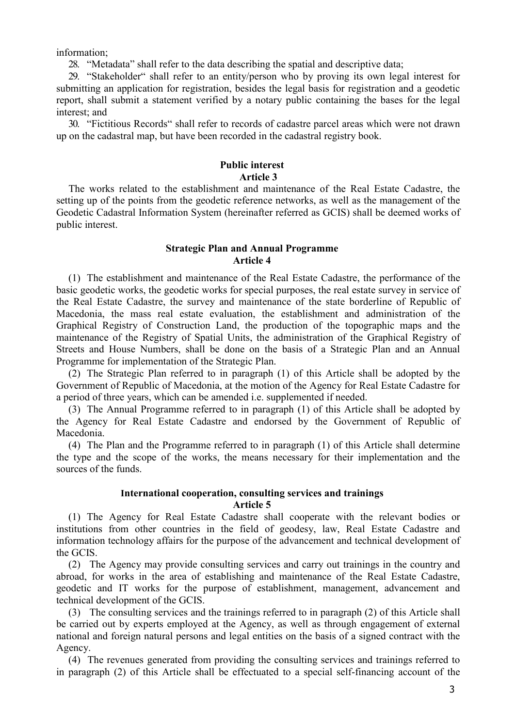information;

28. "Metadata" shall refer to the data describing the spatial and descriptive data;

29. "Stakeholder" shall refer to an entity/person who by proving its own legal interest for submitting an application for registration, besides the legal basis for registration and a geodetic report, shall submit a statement verified by a notary public containing the bases for the legal interest; and

30. "Fictitious Records" shall refer to records of cadastre parcel areas which were not drawn up on the cadastral map, but have been recorded in the cadastral registry book.

**Public interest**
**Article 3**

The works related to the establishment and maintenance of the Real Estate Cadastre, the setting up of the points from the geodetic reference networks, as well as the management of the Geodetic Cadastral Information System (hereinafter referred as GCIS) shall be deemed works of public interest.

**Strategic Plan and Annual Programme**
**Article 4**

(1) The establishment and maintenance of the Real Estate Cadastre, the performance of the basic geodetic works, the geodetic works for special purposes, the real estate survey in service of the Real Estate Cadastre, the survey and maintenance of the state borderline of Republic of Macedonia, the mass real estate evaluation, the establishment and administration of the Graphical Registry of Construction Land, the production of the topographic maps and the maintenance of the Registry of Spatial Units, the administration of the Graphical Registry of Streets and House Numbers, shall be done on the basis of a Strategic Plan and an Annual Programme for implementation of the Strategic Plan.

(2) The Strategic Plan referred to in paragraph (1) of this Article shall be adopted by the Government of Republic of Macedonia, at the motion of the Agency for Real Estate Cadastre for a period of three years, which can be amended i.e. supplemented if needed.

(3) The Annual Programme referred to in paragraph (1) of this Article shall be adopted by the Agency for Real Estate Cadastre and endorsed by the Government of Republic of Macedonia.

(4) The Plan and the Programme referred to in paragraph (1) of this Article shall determine the type and the scope of the works, the means necessary for their implementation and the sources of the funds.

**International cooperation, consulting services and trainings**
**Article 5**

(1) The Agency for Real Estate Cadastre shall cooperate with the relevant bodies or institutions from other countries in the field of geodesy, law, Real Estate Cadastre and information technology affairs for the purpose of the advancement and technical development of the GCIS.

(2) The Agency may provide consulting services and carry out trainings in the country and abroad, for works in the area of establishing and maintenance of the Real Estate Cadastre, geodetic and IT works for the purpose of establishment, management, advancement and technical development of the GCIS.

(3) The consulting services and the trainings referred to in paragraph (2) of this Article shall be carried out by experts employed at the Agency, as well as through engagement of external national and foreign natural persons and legal entities on the basis of a signed contract with the Agency.

(4) The revenues generated from providing the consulting services and trainings referred to in paragraph (2) of this Article shall be effectuated to a special self-financing account of the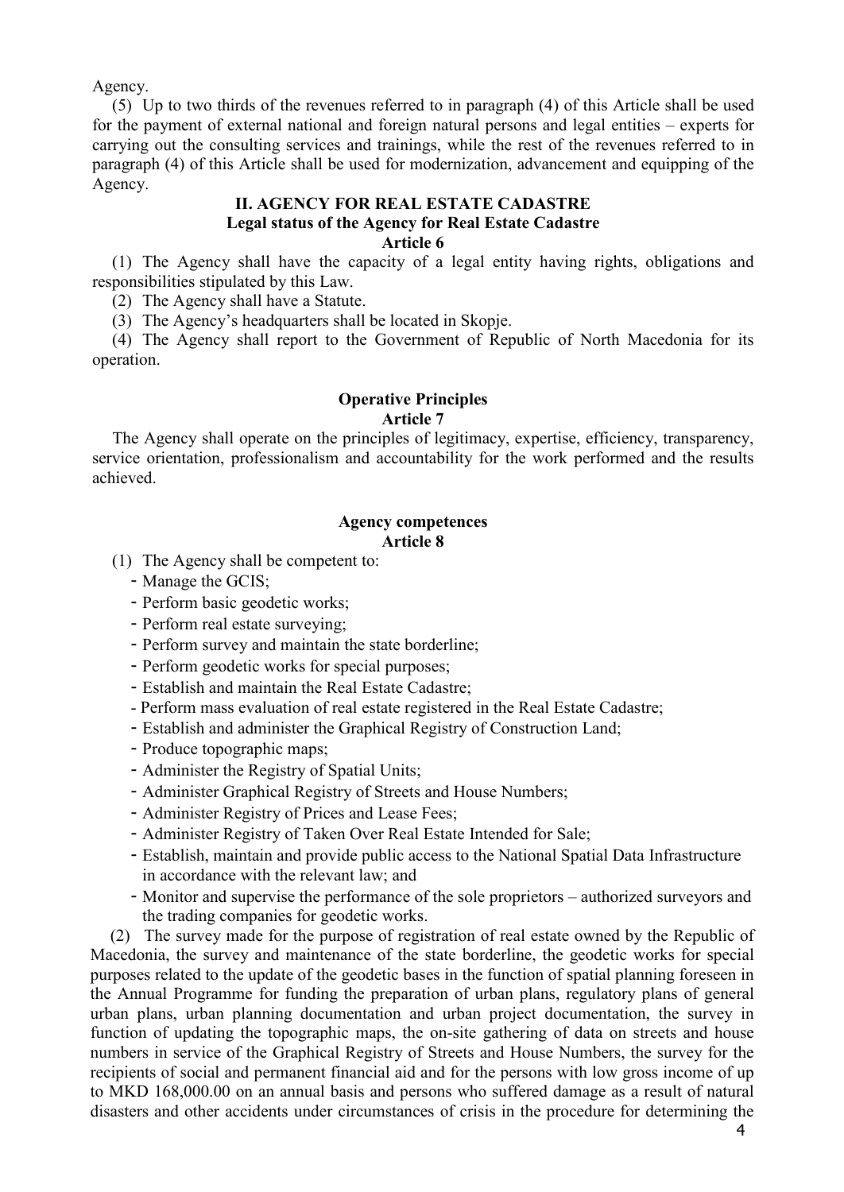Agency.

(5) Up to two thirds of the revenues referred to in paragraph (4) of this Article shall be used for the payment of external national and foreign natural persons and legal entities – experts for carrying out the consulting services and trainings, while the rest of the revenues referred to in paragraph (4) of this Article shall be used for modernization, advancement and equipping of the Agency.

## II. AGENCY FOR REAL ESTATE CADASTRE

### Legal status of the Agency for Real Estate Cadastre

**Article 6**

(1) The Agency shall have the capacity of a legal entity having rights, obligations and responsibilities stipulated by this Law.

(2) The Agency shall have a Statute.

(3) The Agency's headquarters shall be located in Skopje.

(4) The Agency shall report to the Government of Republic of North Macedonia for its operation.

### Operative Principles

**Article 7**

The Agency shall operate on the principles of legitimacy, expertise, efficiency, transparency, service orientation, professionalism and accountability for the work performed and the results achieved.

### Agency competences

**Article 8**

(1) The Agency shall be competent to:

- Manage the GCIS;
- Perform basic geodetic works;
- Perform real estate surveying;
- Perform survey and maintain the state borderline;
- Perform geodetic works for special purposes;
- Establish and maintain the Real Estate Cadastre;
- Perform mass evaluation of real estate registered in the Real Estate Cadastre;
- Establish and administer the Graphical Registry of Construction Land;
- Produce topographic maps;
- Administer the Registry of Spatial Units;
- Administer Graphical Registry of Streets and House Numbers;
- Administer Registry of Prices and Lease Fees;
- Administer Registry of Taken Over Real Estate Intended for Sale;
- Establish, maintain and provide public access to the National Spatial Data Infrastructure in accordance with the relevant law; and
- Monitor and supervise the performance of the sole proprietors – authorized surveyors and the trading companies for geodetic works.

(2) The survey made for the purpose of registration of real estate owned by the Republic of Macedonia, the survey and maintenance of the state borderline, the geodetic works for special purposes related to the update of the geodetic bases in the function of spatial planning foreseen in the Annual Programme for funding the preparation of urban plans, regulatory plans of general urban plans, urban planning documentation and urban project documentation, the survey in function of updating the topographic maps, the on-site gathering of data on streets and house numbers in service of the Graphical Registry of Streets and House Numbers, the survey for the recipients of social and permanent financial aid and for the persons with low gross income of up to MKD 168,000.00 on an annual basis and persons who suffered damage as a result of natural disasters and other accidents under circumstances of crisis in the procedure for determining the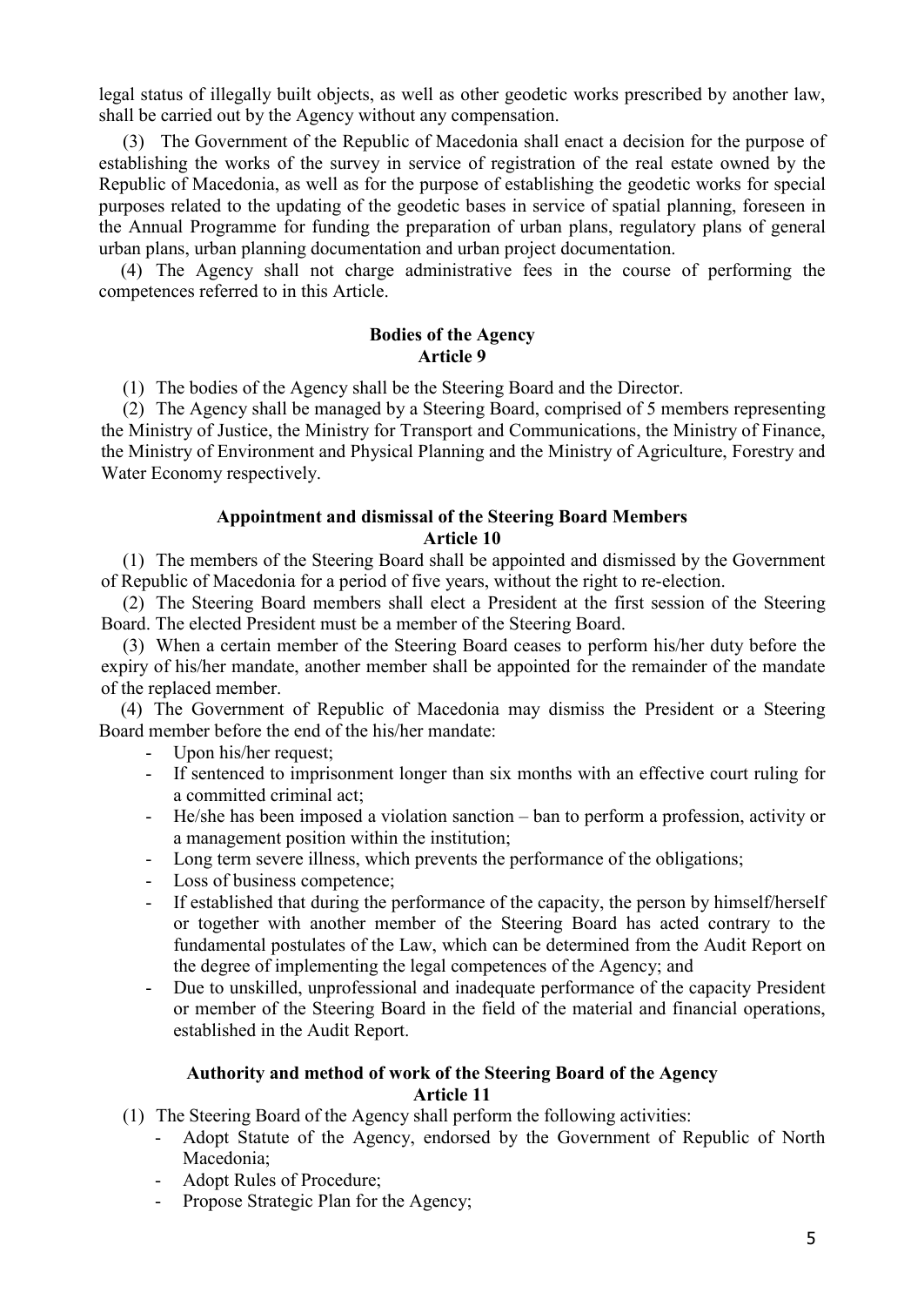legal status of illegally built objects, as well as other geodetic works prescribed by another law, shall be carried out by the Agency without any compensation.

(3) The Government of the Republic of Macedonia shall enact a decision for the purpose of establishing the works of the survey in service of registration of the real estate owned by the Republic of Macedonia, as well as for the purpose of establishing the geodetic works for special purposes related to the updating of the geodetic bases in service of spatial planning, foreseen in the Annual Programme for funding the preparation of urban plans, regulatory plans of general urban plans, urban planning documentation and urban project documentation.

(4) The Agency shall not charge administrative fees in the course of performing the competences referred to in this Article.

**Bodies of the Agency**
**Article 9**

(1) The bodies of the Agency shall be the Steering Board and the Director.

(2) The Agency shall be managed by a Steering Board, comprised of 5 members representing the Ministry of Justice, the Ministry for Transport and Communications, the Ministry of Finance, the Ministry of Environment and Physical Planning and the Ministry of Agriculture, Forestry and Water Economy respectively.

**Appointment and dismissal of the Steering Board Members**
**Article 10**

(1) The members of the Steering Board shall be appointed and dismissed by the Government of Republic of Macedonia for a period of five years, without the right to re-election.

(2) The Steering Board members shall elect a President at the first session of the Steering Board. The elected President must be a member of the Steering Board.

(3) When a certain member of the Steering Board ceases to perform his/her duty before the expiry of his/her mandate, another member shall be appointed for the remainder of the mandate of the replaced member.

(4) The Government of Republic of Macedonia may dismiss the President or a Steering Board member before the end of the his/her mandate:

- Upon his/her request;
- If sentenced to imprisonment longer than six months with an effective court ruling for a committed criminal act;
- He/she has been imposed a violation sanction – ban to perform a profession, activity or a management position within the institution;
- Long term severe illness, which prevents the performance of the obligations;
- Loss of business competence;
- If established that during the performance of the capacity, the person by himself/herself or together with another member of the Steering Board has acted contrary to the fundamental postulates of the Law, which can be determined from the Audit Report on the degree of implementing the legal competences of the Agency; and
- Due to unskilled, unprofessional and inadequate performance of the capacity President or member of the Steering Board in the field of the material and financial operations, established in the Audit Report.

**Authority and method of work of the Steering Board of the Agency**
**Article 11**

(1) The Steering Board of the Agency shall perform the following activities:

- Adopt Statute of the Agency, endorsed by the Government of Republic of North Macedonia;
- Adopt Rules of Procedure;
- Propose Strategic Plan for the Agency;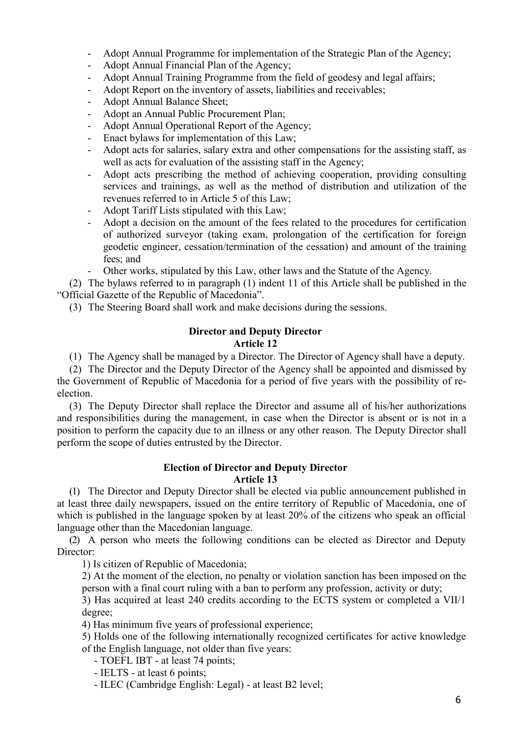- Adopt Annual Programme for implementation of the Strategic Plan of the Agency;
- Adopt Annual Financial Plan of the Agency;
- Adopt Annual Training Programme from the field of geodesy and legal affairs;
- Adopt Report on the inventory of assets, liabilities and receivables;
- Adopt Annual Balance Sheet;
- Adopt an Annual Public Procurement Plan;
- Adopt Annual Operational Report of the Agency;
- Enact bylaws for implementation of this Law;
- Adopt acts for salaries, salary extra and other compensations for the assisting staff, as well as acts for evaluation of the assisting staff in the Agency;
- Adopt acts prescribing the method of achieving cooperation, providing consulting services and trainings, as well as the method of distribution and utilization of the revenues referred to in Article 5 of this Law;
- Adopt Tariff Lists stipulated with this Law;
- Adopt a decision on the amount of the fees related to the procedures for certification of authorized surveyor (taking exam, prolongation of the certification for foreign geodetic engineer, cessation/termination of the cessation) and amount of the training fees; and
- Other works, stipulated by this Law, other laws and the Statute of the Agency.

(2) The bylaws referred to in paragraph (1) indent 11 of this Article shall be published in the "Official Gazette of the Republic of Macedonia".

(3) The Steering Board shall work and make decisions during the sessions.

**Director and Deputy Director**
**Article 12**

(1) The Agency shall be managed by a Director. The Director of Agency shall have a deputy.

(2) The Director and the Deputy Director of the Agency shall be appointed and dismissed by the Government of Republic of Macedonia for a period of five years with the possibility of re-election.

(3) The Deputy Director shall replace the Director and assume all of his/her authorizations and responsibilities during the management, in case when the Director is absent or is not in a position to perform the capacity due to an illness or any other reason. The Deputy Director shall perform the scope of duties entrusted by the Director.

**Election of Director and Deputy Director**
**Article 13**

(1) The Director and Deputy Director shall be elected via public announcement published in at least three daily newspapers, issued on the entire territory of Republic of Macedonia, one of which is published in the language spoken by at least 20% of the citizens who speak an official language other than the Macedonian language.

(2) A person who meets the following conditions can be elected as Director and Deputy Director:

1) Is citizen of Republic of Macedonia;

2) At the moment of the election, no penalty or violation sanction has been imposed on the person with a final court ruling with a ban to perform any profession, activity or duty;

3) Has acquired at least 240 credits according to the ECTS system or completed a VII/1 degree;

4) Has minimum five years of professional experience;

5) Holds one of the following internationally recognized certificates for active knowledge of the English language, not older than five years:

- TOEFL IBT - at least 74 points;
- IELTS - at least 6 points;
- ILEC (Cambridge English: Legal) - at least B2 level;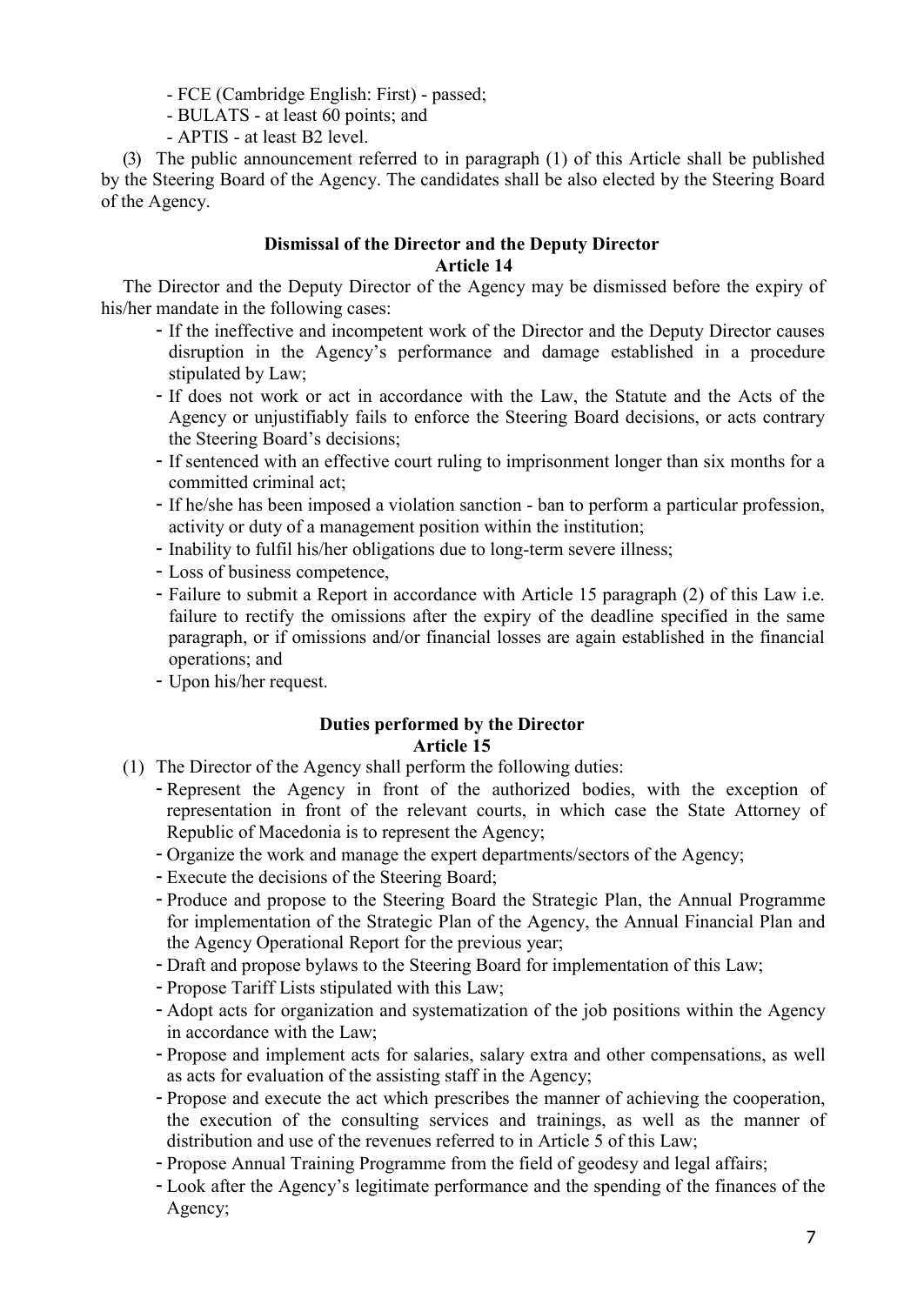- FCE (Cambridge English: First) - passed;
- BULATS - at least 60 points; and
- APTIS - at least B2 level.

(3) The public announcement referred to in paragraph (1) of this Article shall be published by the Steering Board of the Agency. The candidates shall be also elected by the Steering Board of the Agency.

**Dismissal of the Director and the Deputy Director**
**Article 14**

The Director and the Deputy Director of the Agency may be dismissed before the expiry of his/her mandate in the following cases:

- If the ineffective and incompetent work of the Director and the Deputy Director causes disruption in the Agency's performance and damage established in a procedure stipulated by Law;
- If does not work or act in accordance with the Law, the Statute and the Acts of the Agency or unjustifiably fails to enforce the Steering Board decisions, or acts contrary the Steering Board's decisions;
- If sentenced with an effective court ruling to imprisonment longer than six months for a committed criminal act;
- If he/she has been imposed a violation sanction - ban to perform a particular profession, activity or duty of a management position within the institution;
- Inability to fulfil his/her obligations due to long-term severe illness;
- Loss of business competence,
- Failure to submit a Report in accordance with Article 15 paragraph (2) of this Law i.e. failure to rectify the omissions after the expiry of the deadline specified in the same paragraph, or if omissions and/or financial losses are again established in the financial operations; and
- Upon his/her request.

**Duties performed by the Director**
**Article 15**

(1) The Director of the Agency shall perform the following duties:

- Represent the Agency in front of the authorized bodies, with the exception of representation in front of the relevant courts, in which case the State Attorney of Republic of Macedonia is to represent the Agency;
- Organize the work and manage the expert departments/sectors of the Agency;
- Execute the decisions of the Steering Board;
- Produce and propose to the Steering Board the Strategic Plan, the Annual Programme for implementation of the Strategic Plan of the Agency, the Annual Financial Plan and the Agency Operational Report for the previous year;
- Draft and propose bylaws to the Steering Board for implementation of this Law;
- Propose Tariff Lists stipulated with this Law;
- Adopt acts for organization and systematization of the job positions within the Agency in accordance with the Law;
- Propose and implement acts for salaries, salary extra and other compensations, as well as acts for evaluation of the assisting staff in the Agency;
- Propose and execute the act which prescribes the manner of achieving the cooperation, the execution of the consulting services and trainings, as well as the manner of distribution and use of the revenues referred to in Article 5 of this Law;
- Propose Annual Training Programme from the field of geodesy and legal affairs;
- Look after the Agency's legitimate performance and the spending of the finances of the Agency;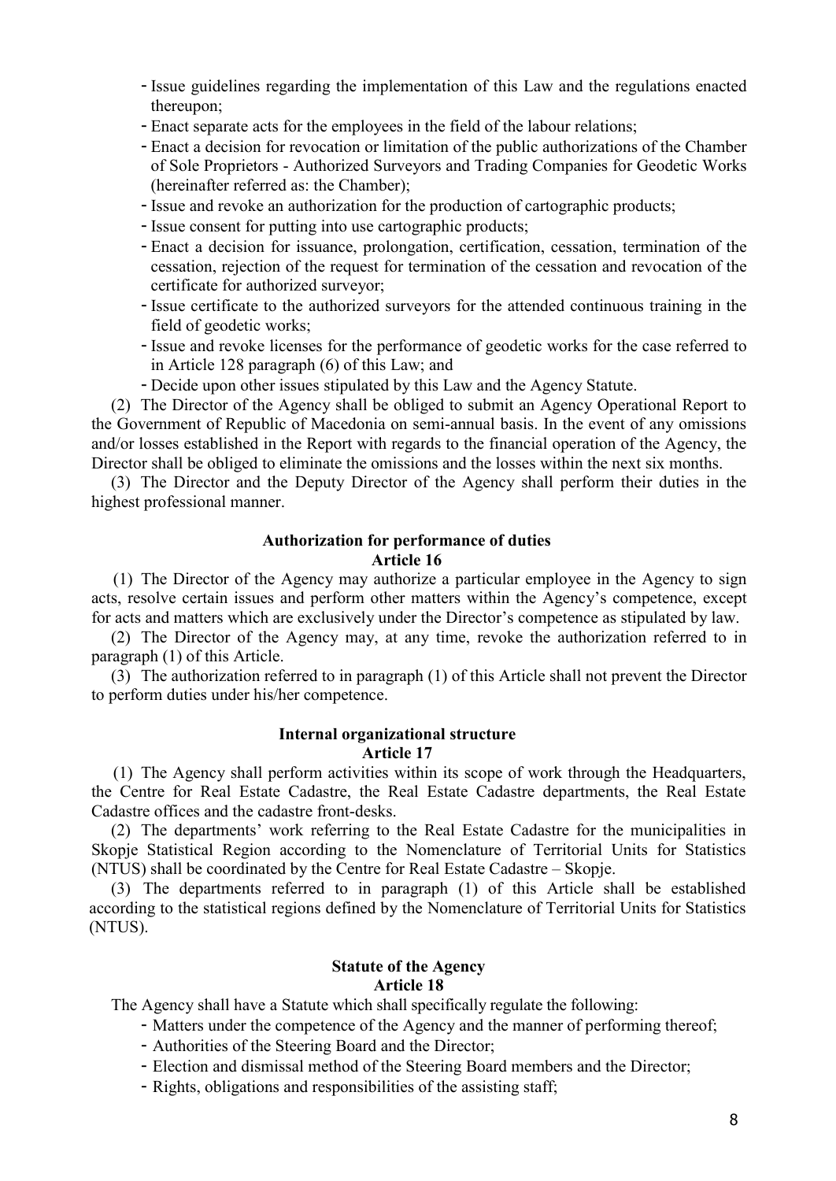- Issue guidelines regarding the implementation of this Law and the regulations enacted thereupon;
- Enact separate acts for the employees in the field of the labour relations;
- Enact a decision for revocation or limitation of the public authorizations of the Chamber of Sole Proprietors - Authorized Surveyors and Trading Companies for Geodetic Works (hereinafter referred as: the Chamber);
- Issue and revoke an authorization for the production of cartographic products;
- Issue consent for putting into use cartographic products;
- Enact a decision for issuance, prolongation, certification, cessation, termination of the cessation, rejection of the request for termination of the cessation and revocation of the certificate for authorized surveyor;
- Issue certificate to the authorized surveyors for the attended continuous training in the field of geodetic works;
- Issue and revoke licenses for the performance of geodetic works for the case referred to in Article 128 paragraph (6) of this Law; and
- Decide upon other issues stipulated by this Law and the Agency Statute.

(2) The Director of the Agency shall be obliged to submit an Agency Operational Report to the Government of Republic of Macedonia on semi-annual basis. In the event of any omissions and/or losses established in the Report with regards to the financial operation of the Agency, the Director shall be obliged to eliminate the omissions and the losses within the next six months.

(3) The Director and the Deputy Director of the Agency shall perform their duties in the highest professional manner.

### Authorization for performance of duties
### Article 16

(1) The Director of the Agency may authorize a particular employee in the Agency to sign acts, resolve certain issues and perform other matters within the Agency's competence, except for acts and matters which are exclusively under the Director's competence as stipulated by law.

(2) The Director of the Agency may, at any time, revoke the authorization referred to in paragraph (1) of this Article.

(3) The authorization referred to in paragraph (1) of this Article shall not prevent the Director to perform duties under his/her competence.

### Internal organizational structure
### Article 17

(1) The Agency shall perform activities within its scope of work through the Headquarters, the Centre for Real Estate Cadastre, the Real Estate Cadastre departments, the Real Estate Cadastre offices and the cadastre front-desks.

(2) The departments' work referring to the Real Estate Cadastre for the municipalities in Skopje Statistical Region according to the Nomenclature of Territorial Units for Statistics (NTUS) shall be coordinated by the Centre for Real Estate Cadastre – Skopje.

(3) The departments referred to in paragraph (1) of this Article shall be established according to the statistical regions defined by the Nomenclature of Territorial Units for Statistics (NTUS).

### Statute of the Agency
### Article 18

The Agency shall have a Statute which shall specifically regulate the following:

- Matters under the competence of the Agency and the manner of performing thereof;
- Authorities of the Steering Board and the Director;
- Election and dismissal method of the Steering Board members and the Director;
- Rights, obligations and responsibilities of the assisting staff;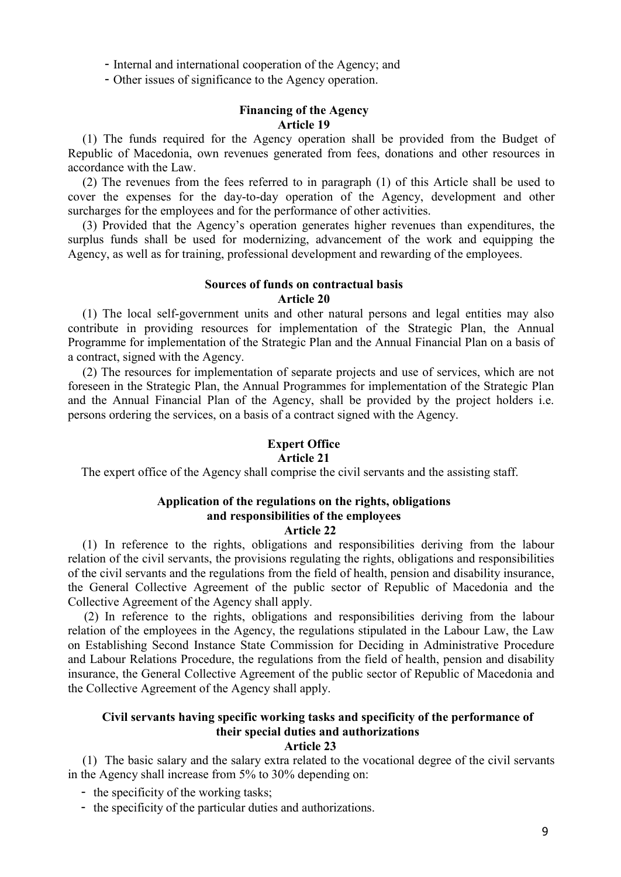- Internal and international cooperation of the Agency; and
- Other issues of significance to the Agency operation.

**Financing of the Agency**
**Article 19**

(1) The funds required for the Agency operation shall be provided from the Budget of Republic of Macedonia, own revenues generated from fees, donations and other resources in accordance with the Law.

(2) The revenues from the fees referred to in paragraph (1) of this Article shall be used to cover the expenses for the day-to-day operation of the Agency, development and other surcharges for the employees and for the performance of other activities.

(3) Provided that the Agency's operation generates higher revenues than expenditures, the surplus funds shall be used for modernizing, advancement of the work and equipping the Agency, as well as for training, professional development and rewarding of the employees.

**Sources of funds on contractual basis**
**Article 20**

(1) The local self-government units and other natural persons and legal entities may also contribute in providing resources for implementation of the Strategic Plan, the Annual Programme for implementation of the Strategic Plan and the Annual Financial Plan on a basis of a contract, signed with the Agency.

(2) The resources for implementation of separate projects and use of services, which are not foreseen in the Strategic Plan, the Annual Programmes for implementation of the Strategic Plan and the Annual Financial Plan of the Agency, shall be provided by the project holders i.e. persons ordering the services, on a basis of a contract signed with the Agency.

**Expert Office**
**Article 21**

The expert office of the Agency shall comprise the civil servants and the assisting staff.

**Application of the regulations on the rights, obligations and responsibilities of the employees**
**Article 22**

(1) In reference to the rights, obligations and responsibilities deriving from the labour relation of the civil servants, the provisions regulating the rights, obligations and responsibilities of the civil servants and the regulations from the field of health, pension and disability insurance, the General Collective Agreement of the public sector of Republic of Macedonia and the Collective Agreement of the Agency shall apply.

(2) In reference to the rights, obligations and responsibilities deriving from the labour relation of the employees in the Agency, the regulations stipulated in the Labour Law, the Law on Establishing Second Instance State Commission for Deciding in Administrative Procedure and Labour Relations Procedure, the regulations from the field of health, pension and disability insurance, the General Collective Agreement of the public sector of Republic of Macedonia and the Collective Agreement of the Agency shall apply.

**Civil servants having specific working tasks and specificity of the performance of their special duties and authorizations**
**Article 23**

(1) The basic salary and the salary extra related to the vocational degree of the civil servants in the Agency shall increase from 5% to 30% depending on:

- the specificity of the working tasks;
- the specificity of the particular duties and authorizations.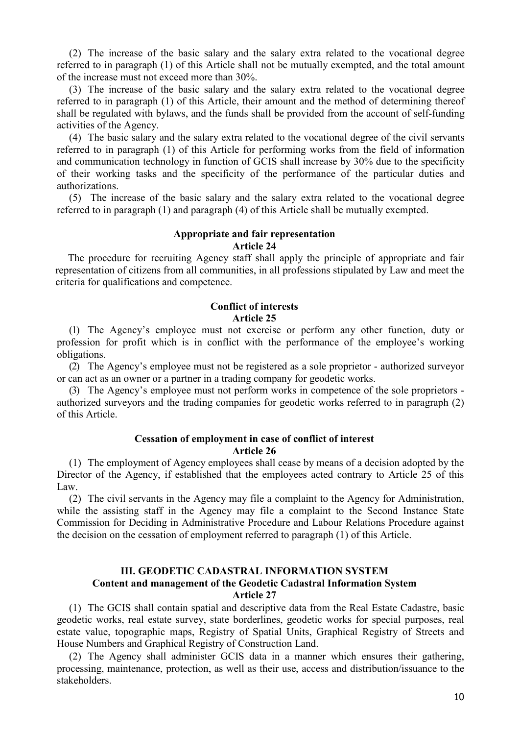(2) The increase of the basic salary and the salary extra related to the vocational degree referred to in paragraph (1) of this Article shall not be mutually exempted, and the total amount of the increase must not exceed more than 30%.

(3) The increase of the basic salary and the salary extra related to the vocational degree referred to in paragraph (1) of this Article, their amount and the method of determining thereof shall be regulated with bylaws, and the funds shall be provided from the account of self-funding activities of the Agency.

(4) The basic salary and the salary extra related to the vocational degree of the civil servants referred to in paragraph (1) of this Article for performing works from the field of information and communication technology in function of GCIS shall increase by 30% due to the specificity of their working tasks and the specificity of the performance of the particular duties and authorizations.

(5) The increase of the basic salary and the salary extra related to the vocational degree referred to in paragraph (1) and paragraph (4) of this Article shall be mutually exempted.

**Appropriate and fair representation**
**Article 24**

The procedure for recruiting Agency staff shall apply the principle of appropriate and fair representation of citizens from all communities, in all professions stipulated by Law and meet the criteria for qualifications and competence.

**Conflict of interests**
**Article 25**

(1) The Agency's employee must not exercise or perform any other function, duty or profession for profit which is in conflict with the performance of the employee's working obligations.

(2) The Agency's employee must not be registered as a sole proprietor - authorized surveyor or can act as an owner or a partner in a trading company for geodetic works.

(3) The Agency's employee must not perform works in competence of the sole proprietors - authorized surveyors and the trading companies for geodetic works referred to in paragraph (2) of this Article.

**Cessation of employment in case of conflict of interest**
**Article 26**

(1) The employment of Agency employees shall cease by means of a decision adopted by the Director of the Agency, if established that the employees acted contrary to Article 25 of this Law.

(2) The civil servants in the Agency may file a complaint to the Agency for Administration, while the assisting staff in the Agency may file a complaint to the Second Instance State Commission for Deciding in Administrative Procedure and Labour Relations Procedure against the decision on the cessation of employment referred to paragraph (1) of this Article.

## III. GEODETIC CADASTRAL INFORMATION SYSTEM

**Content and management of the Geodetic Cadastral Information System**
**Article 27**

(1) The GCIS shall contain spatial and descriptive data from the Real Estate Cadastre, basic geodetic works, real estate survey, state borderlines, geodetic works for special purposes, real estate value, topographic maps, Registry of Spatial Units, Graphical Registry of Streets and House Numbers and Graphical Registry of Construction Land.

(2) The Agency shall administer GCIS data in a manner which ensures their gathering, processing, maintenance, protection, as well as their use, access and distribution/issuance to the stakeholders.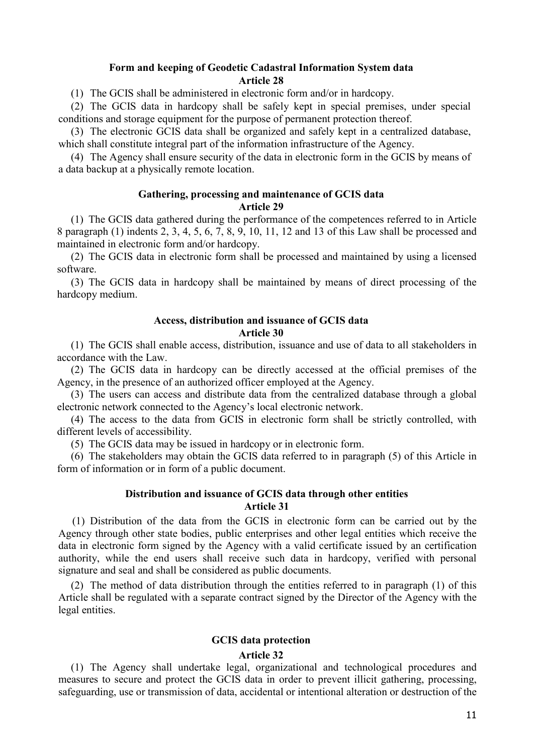### Form and keeping of Geodetic Cadastral Information System data
### Article 28

(1) The GCIS shall be administered in electronic form and/or in hardcopy.

(2) The GCIS data in hardcopy shall be safely kept in special premises, under special conditions and storage equipment for the purpose of permanent protection thereof.

(3) The electronic GCIS data shall be organized and safely kept in a centralized database, which shall constitute integral part of the information infrastructure of the Agency.

(4) The Agency shall ensure security of the data in electronic form in the GCIS by means of a data backup at a physically remote location.

### Gathering, processing and maintenance of GCIS data
### Article 29

(1) The GCIS data gathered during the performance of the competences referred to in Article 8 paragraph (1) indents 2, 3, 4, 5, 6, 7, 8, 9, 10, 11, 12 and 13 of this Law shall be processed and maintained in electronic form and/or hardcopy.

(2) The GCIS data in electronic form shall be processed and maintained by using a licensed software.

(3) The GCIS data in hardcopy shall be maintained by means of direct processing of the hardcopy medium.

### Access, distribution and issuance of GCIS data
### Article 30

(1) The GCIS shall enable access, distribution, issuance and use of data to all stakeholders in accordance with the Law.

(2) The GCIS data in hardcopy can be directly accessed at the official premises of the Agency, in the presence of an authorized officer employed at the Agency.

(3) The users can access and distribute data from the centralized database through a global electronic network connected to the Agency's local electronic network.

(4) The access to the data from GCIS in electronic form shall be strictly controlled, with different levels of accessibility.

(5) The GCIS data may be issued in hardcopy or in electronic form.

(6) The stakeholders may obtain the GCIS data referred to in paragraph (5) of this Article in form of information or in form of a public document.

### Distribution and issuance of GCIS data through other entities
### Article 31

(1) Distribution of the data from the GCIS in electronic form can be carried out by the Agency through other state bodies, public enterprises and other legal entities which receive the data in electronic form signed by the Agency with a valid certificate issued by an certification authority, while the end users shall receive such data in hardcopy, verified with personal signature and seal and shall be considered as public documents.

(2) The method of data distribution through the entities referred to in paragraph (1) of this Article shall be regulated with a separate contract signed by the Director of the Agency with the legal entities.

### GCIS data protection
### Article 32

(1) The Agency shall undertake legal, organizational and technological procedures and measures to secure and protect the GCIS data in order to prevent illicit gathering, processing, safeguarding, use or transmission of data, accidental or intentional alteration or destruction of the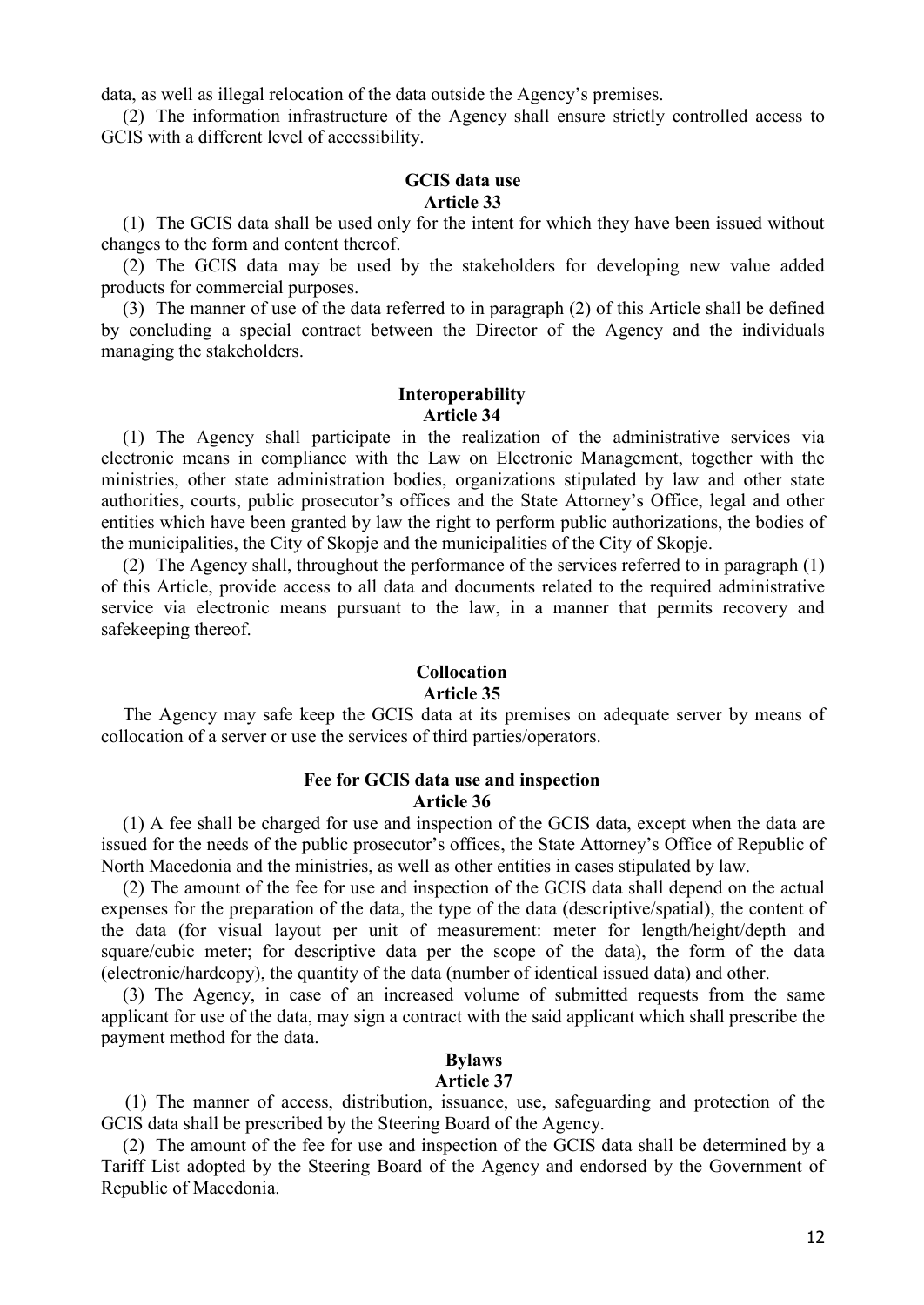data, as well as illegal relocation of the data outside the Agency's premises.

(2) The information infrastructure of the Agency shall ensure strictly controlled access to GCIS with a different level of accessibility.

**GCIS data use**
**Article 33**

(1) The GCIS data shall be used only for the intent for which they have been issued without changes to the form and content thereof.

(2) The GCIS data may be used by the stakeholders for developing new value added products for commercial purposes.

(3) The manner of use of the data referred to in paragraph (2) of this Article shall be defined by concluding a special contract between the Director of the Agency and the individuals managing the stakeholders.

**Interoperability**
**Article 34**

(1) The Agency shall participate in the realization of the administrative services via electronic means in compliance with the Law on Electronic Management, together with the ministries, other state administration bodies, organizations stipulated by law and other state authorities, courts, public prosecutor's offices and the State Attorney's Office, legal and other entities which have been granted by law the right to perform public authorizations, the bodies of the municipalities, the City of Skopje and the municipalities of the City of Skopje.

(2) The Agency shall, throughout the performance of the services referred to in paragraph (1) of this Article, provide access to all data and documents related to the required administrative service via electronic means pursuant to the law, in a manner that permits recovery and safekeeping thereof.

**Collocation**
**Article 35**

The Agency may safe keep the GCIS data at its premises on adequate server by means of collocation of a server or use the services of third parties/operators.

**Fee for GCIS data use and inspection**
**Article 36**

(1) A fee shall be charged for use and inspection of the GCIS data, except when the data are issued for the needs of the public prosecutor's offices, the State Attorney's Office of Republic of North Macedonia and the ministries, as well as other entities in cases stipulated by law.

(2) The amount of the fee for use and inspection of the GCIS data shall depend on the actual expenses for the preparation of the data, the type of the data (descriptive/spatial), the content of the data (for visual layout per unit of measurement: meter for length/height/depth and square/cubic meter; for descriptive data per the scope of the data), the form of the data (electronic/hardcopy), the quantity of the data (number of identical issued data) and other.

(3) The Agency, in case of an increased volume of submitted requests from the same applicant for use of the data, may sign a contract with the said applicant which shall prescribe the payment method for the data.

**Bylaws**
**Article 37**

(1) The manner of access, distribution, issuance, use, safeguarding and protection of the GCIS data shall be prescribed by the Steering Board of the Agency.

(2) The amount of the fee for use and inspection of the GCIS data shall be determined by a Tariff List adopted by the Steering Board of the Agency and endorsed by the Government of Republic of Macedonia.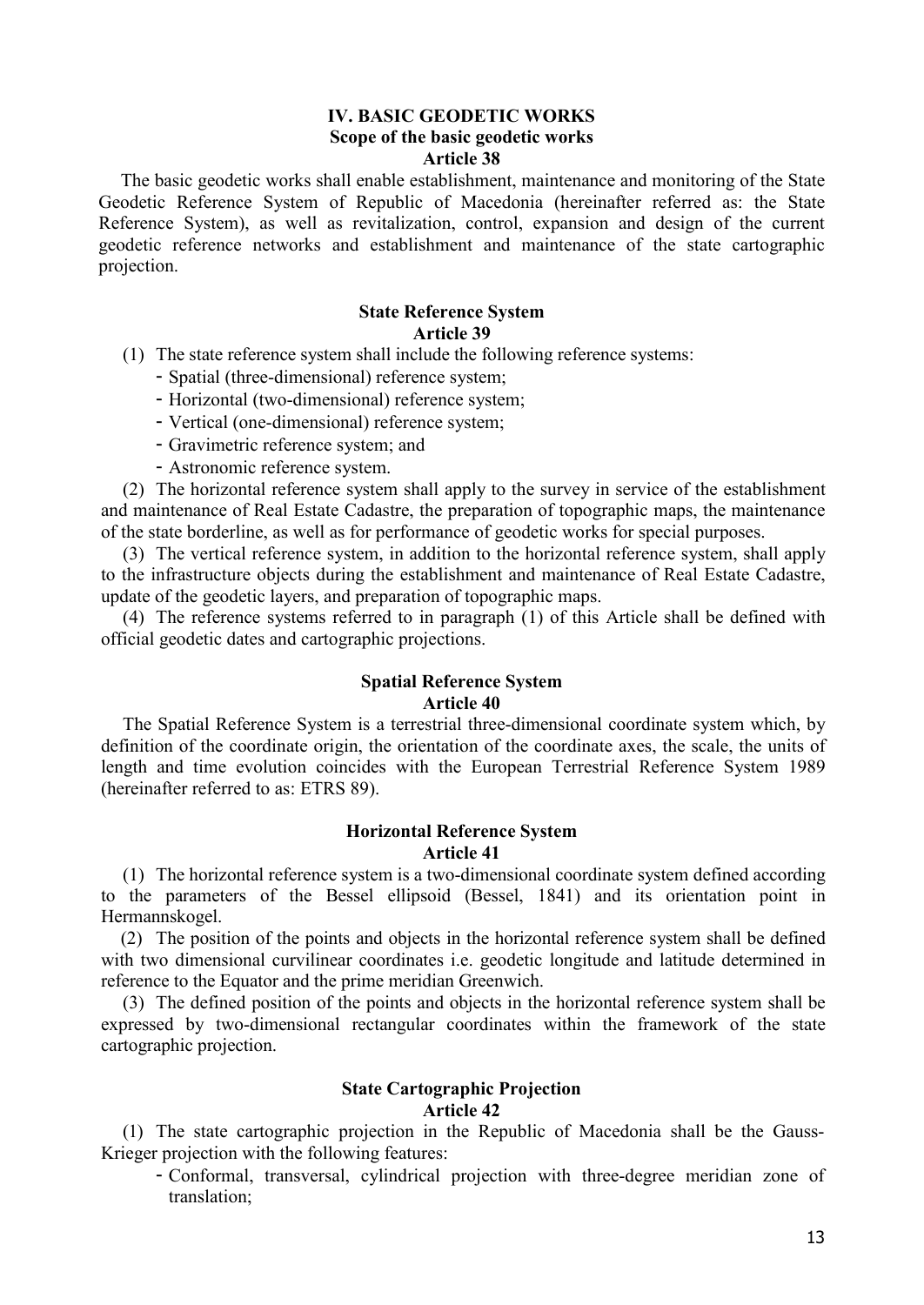## IV. BASIC GEODETIC WORKS

### Scope of the basic geodetic works

**Article 38**

The basic geodetic works shall enable establishment, maintenance and monitoring of the State Geodetic Reference System of Republic of Macedonia (hereinafter referred as: the State Reference System), as well as revitalization, control, expansion and design of the current geodetic reference networks and establishment and maintenance of the state cartographic projection.

### State Reference System

**Article 39**

(1) The state reference system shall include the following reference systems:

- Spatial (three-dimensional) reference system;
- Horizontal (two-dimensional) reference system;
- Vertical (one-dimensional) reference system;
- Gravimetric reference system; and
- Astronomic reference system.

(2) The horizontal reference system shall apply to the survey in service of the establishment and maintenance of Real Estate Cadastre, the preparation of topographic maps, the maintenance of the state borderline, as well as for performance of geodetic works for special purposes.

(3) The vertical reference system, in addition to the horizontal reference system, shall apply to the infrastructure objects during the establishment and maintenance of Real Estate Cadastre, update of the geodetic layers, and preparation of topographic maps.

(4) The reference systems referred to in paragraph (1) of this Article shall be defined with official geodetic dates and cartographic projections.

### Spatial Reference System

**Article 40**

The Spatial Reference System is a terrestrial three-dimensional coordinate system which, by definition of the coordinate origin, the orientation of the coordinate axes, the scale, the units of length and time evolution coincides with the European Terrestrial Reference System 1989 (hereinafter referred to as: ETRS 89).

### Horizontal Reference System

**Article 41**

(1) The horizontal reference system is a two-dimensional coordinate system defined according to the parameters of the Bessel ellipsoid (Bessel, 1841) and its orientation point in Hermannskogel.

(2) The position of the points and objects in the horizontal reference system shall be defined with two dimensional curvilinear coordinates i.e. geodetic longitude and latitude determined in reference to the Equator and the prime meridian Greenwich.

(3) The defined position of the points and objects in the horizontal reference system shall be expressed by two-dimensional rectangular coordinates within the framework of the state cartographic projection.

### State Cartographic Projection

**Article 42**

(1) The state cartographic projection in the Republic of Macedonia shall be the Gauss-Krieger projection with the following features:

- Conformal, transversal, cylindrical projection with three-degree meridian zone of translation;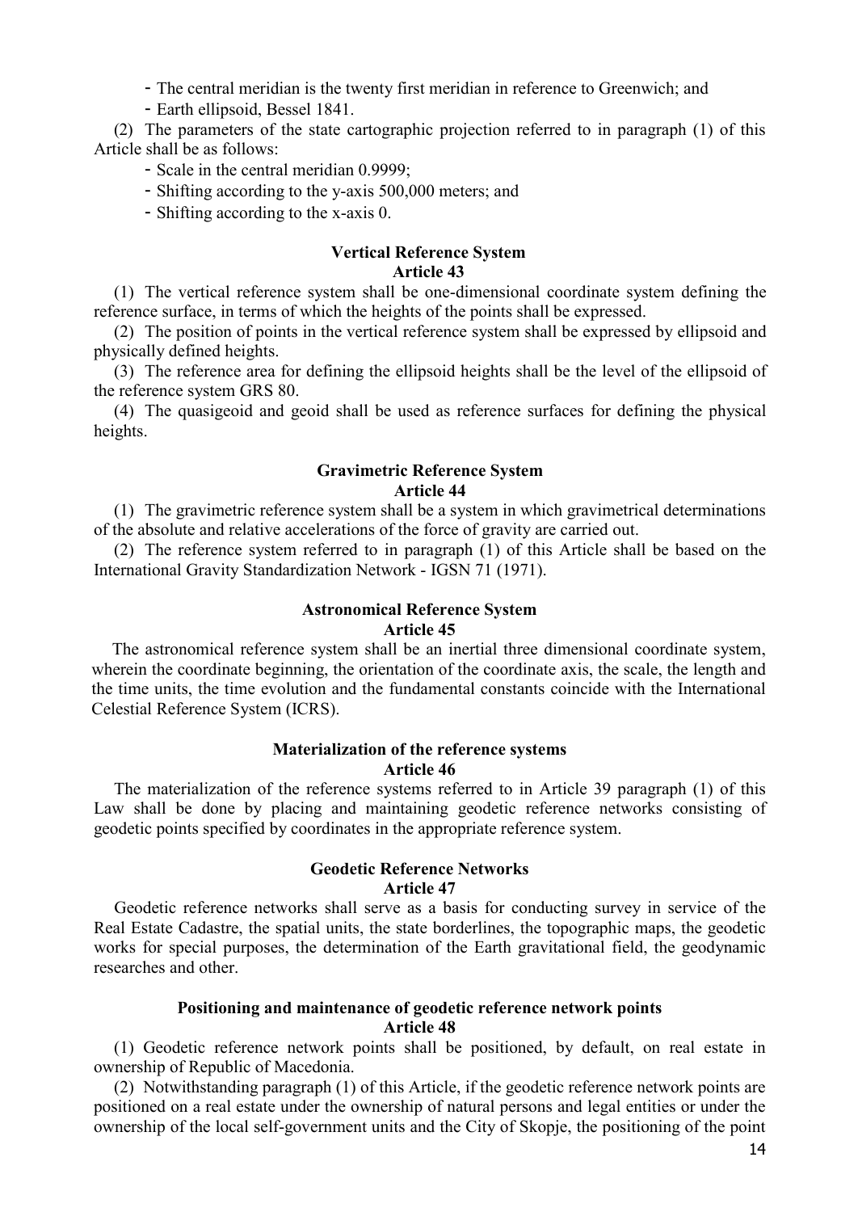- The central meridian is the twenty first meridian in reference to Greenwich; and
- Earth ellipsoid, Bessel 1841.

(2) The parameters of the state cartographic projection referred to in paragraph (1) of this Article shall be as follows:

- Scale in the central meridian 0.9999;
- Shifting according to the y-axis 500,000 meters; and
- Shifting according to the x-axis 0.

**Vertical Reference System**
**Article 43**

(1) The vertical reference system shall be one-dimensional coordinate system defining the reference surface, in terms of which the heights of the points shall be expressed.

(2) The position of points in the vertical reference system shall be expressed by ellipsoid and physically defined heights.

(3) The reference area for defining the ellipsoid heights shall be the level of the ellipsoid of the reference system GRS 80.

(4) The quasigeoid and geoid shall be used as reference surfaces for defining the physical heights.

**Gravimetric Reference System**
**Article 44**

(1) The gravimetric reference system shall be a system in which gravimetrical determinations of the absolute and relative accelerations of the force of gravity are carried out.

(2) The reference system referred to in paragraph (1) of this Article shall be based on the International Gravity Standardization Network - IGSN 71 (1971).

**Astronomical Reference System**
**Article 45**

The astronomical reference system shall be an inertial three dimensional coordinate system, wherein the coordinate beginning, the orientation of the coordinate axis, the scale, the length and the time units, the time evolution and the fundamental constants coincide with the International Celestial Reference System (ICRS).

**Materialization of the reference systems**
**Article 46**

The materialization of the reference systems referred to in Article 39 paragraph (1) of this Law shall be done by placing and maintaining geodetic reference networks consisting of geodetic points specified by coordinates in the appropriate reference system.

**Geodetic Reference Networks**
**Article 47**

Geodetic reference networks shall serve as a basis for conducting survey in service of the Real Estate Cadastre, the spatial units, the state borderlines, the topographic maps, the geodetic works for special purposes, the determination of the Earth gravitational field, the geodynamic researches and other.

**Positioning and maintenance of geodetic reference network points**
**Article 48**

(1) Geodetic reference network points shall be positioned, by default, on real estate in ownership of Republic of Macedonia.

(2) Notwithstanding paragraph (1) of this Article, if the geodetic reference network points are positioned on a real estate under the ownership of natural persons and legal entities or under the ownership of the local self-government units and the City of Skopje, the positioning of the point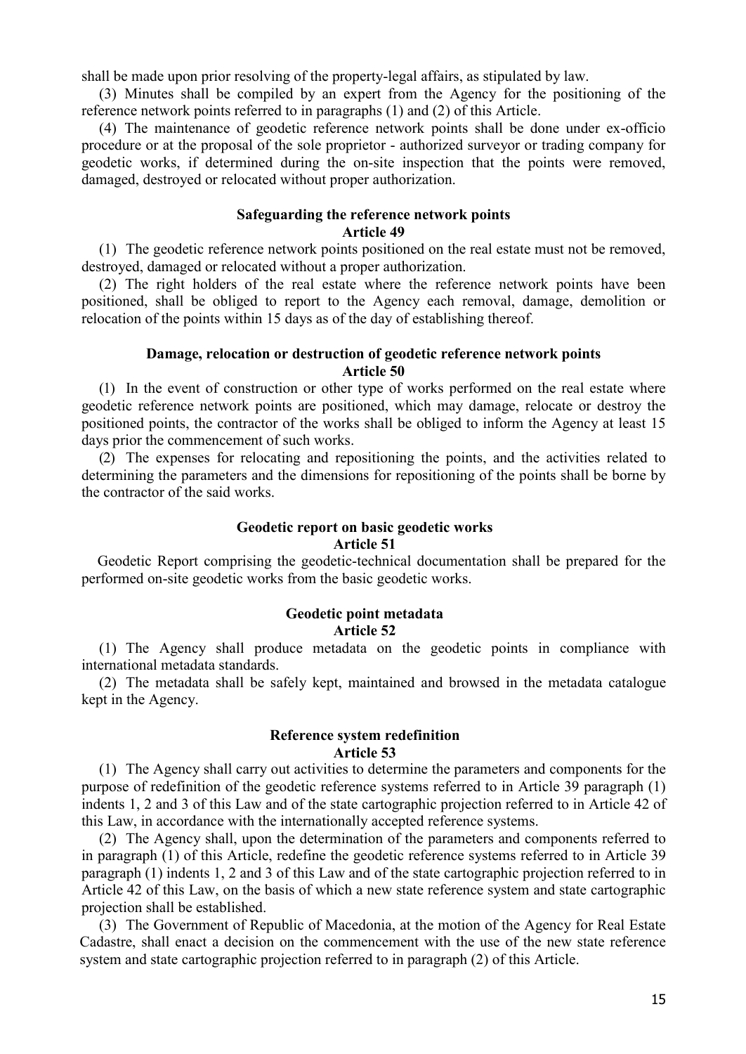shall be made upon prior resolving of the property-legal affairs, as stipulated by law.

(3) Minutes shall be compiled by an expert from the Agency for the positioning of the reference network points referred to in paragraphs (1) and (2) of this Article.

(4) The maintenance of geodetic reference network points shall be done under ex-officio procedure or at the proposal of the sole proprietor - authorized surveyor or trading company for geodetic works, if determined during the on-site inspection that the points were removed, damaged, destroyed or relocated without proper authorization.

**Safeguarding the reference network points**
**Article 49**

(1) The geodetic reference network points positioned on the real estate must not be removed, destroyed, damaged or relocated without a proper authorization.

(2) The right holders of the real estate where the reference network points have been positioned, shall be obliged to report to the Agency each removal, damage, demolition or relocation of the points within 15 days as of the day of establishing thereof.

**Damage, relocation or destruction of geodetic reference network points**
**Article 50**

(1) In the event of construction or other type of works performed on the real estate where geodetic reference network points are positioned, which may damage, relocate or destroy the positioned points, the contractor of the works shall be obliged to inform the Agency at least 15 days prior the commencement of such works.

(2) The expenses for relocating and repositioning the points, and the activities related to determining the parameters and the dimensions for repositioning of the points shall be borne by the contractor of the said works.

**Geodetic report on basic geodetic works**
**Article 51**

Geodetic Report comprising the geodetic-technical documentation shall be prepared for the performed on-site geodetic works from the basic geodetic works.

**Geodetic point metadata**
**Article 52**

(1) The Agency shall produce metadata on the geodetic points in compliance with international metadata standards.

(2) The metadata shall be safely kept, maintained and browsed in the metadata catalogue kept in the Agency.

**Reference system redefinition**
**Article 53**

(1) The Agency shall carry out activities to determine the parameters and components for the purpose of redefinition of the geodetic reference systems referred to in Article 39 paragraph (1) indents 1, 2 and 3 of this Law and of the state cartographic projection referred to in Article 42 of this Law, in accordance with the internationally accepted reference systems.

(2) The Agency shall, upon the determination of the parameters and components referred to in paragraph (1) of this Article, redefine the geodetic reference systems referred to in Article 39 paragraph (1) indents 1, 2 and 3 of this Law and of the state cartographic projection referred to in Article 42 of this Law, on the basis of which a new state reference system and state cartographic projection shall be established.

(3) The Government of Republic of Macedonia, at the motion of the Agency for Real Estate Cadastre, shall enact a decision on the commencement with the use of the new state reference system and state cartographic projection referred to in paragraph (2) of this Article.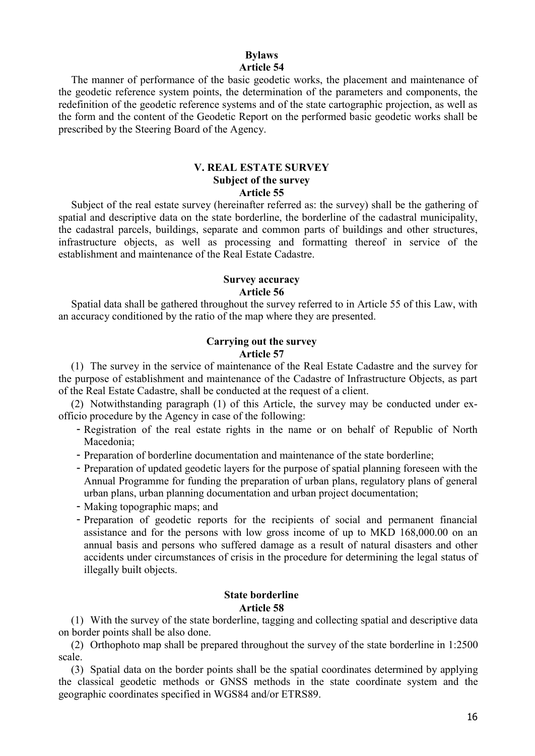**Bylaws**
**Article 54**

The manner of performance of the basic geodetic works, the placement and maintenance of the geodetic reference system points, the determination of the parameters and components, the redefinition of the geodetic reference systems and of the state cartographic projection, as well as the form and the content of the Geodetic Report on the performed basic geodetic works shall be prescribed by the Steering Board of the Agency.

## V. REAL ESTATE SURVEY

**Subject of the survey**
**Article 55**

Subject of the real estate survey (hereinafter referred as: the survey) shall be the gathering of spatial and descriptive data on the state borderline, the borderline of the cadastral municipality, the cadastral parcels, buildings, separate and common parts of buildings and other structures, infrastructure objects, as well as processing and formatting thereof in service of the establishment and maintenance of the Real Estate Cadastre.

**Survey accuracy**
**Article 56**

Spatial data shall be gathered throughout the survey referred to in Article 55 of this Law, with an accuracy conditioned by the ratio of the map where they are presented.

**Carrying out the survey**
**Article 57**

(1) The survey in the service of maintenance of the Real Estate Cadastre and the survey for the purpose of establishment and maintenance of the Cadastre of Infrastructure Objects, as part of the Real Estate Cadastre, shall be conducted at the request of a client.

(2) Notwithstanding paragraph (1) of this Article, the survey may be conducted under ex-officio procedure by the Agency in case of the following:

- Registration of the real estate rights in the name or on behalf of Republic of North Macedonia;
- Preparation of borderline documentation and maintenance of the state borderline;
- Preparation of updated geodetic layers for the purpose of spatial planning foreseen with the Annual Programme for funding the preparation of urban plans, regulatory plans of general urban plans, urban planning documentation and urban project documentation;
- Making topographic maps; and
- Preparation of geodetic reports for the recipients of social and permanent financial assistance and for the persons with low gross income of up to MKD 168,000.00 on an annual basis and persons who suffered damage as a result of natural disasters and other accidents under circumstances of crisis in the procedure for determining the legal status of illegally built objects.

**State borderline**
**Article 58**

(1) With the survey of the state borderline, tagging and collecting spatial and descriptive data on border points shall be also done.

(2) Orthophoto map shall be prepared throughout the survey of the state borderline in 1:2500 scale.

(3) Spatial data on the border points shall be the spatial coordinates determined by applying the classical geodetic methods or GNSS methods in the state coordinate system and the geographic coordinates specified in WGS84 and/or ETRS89.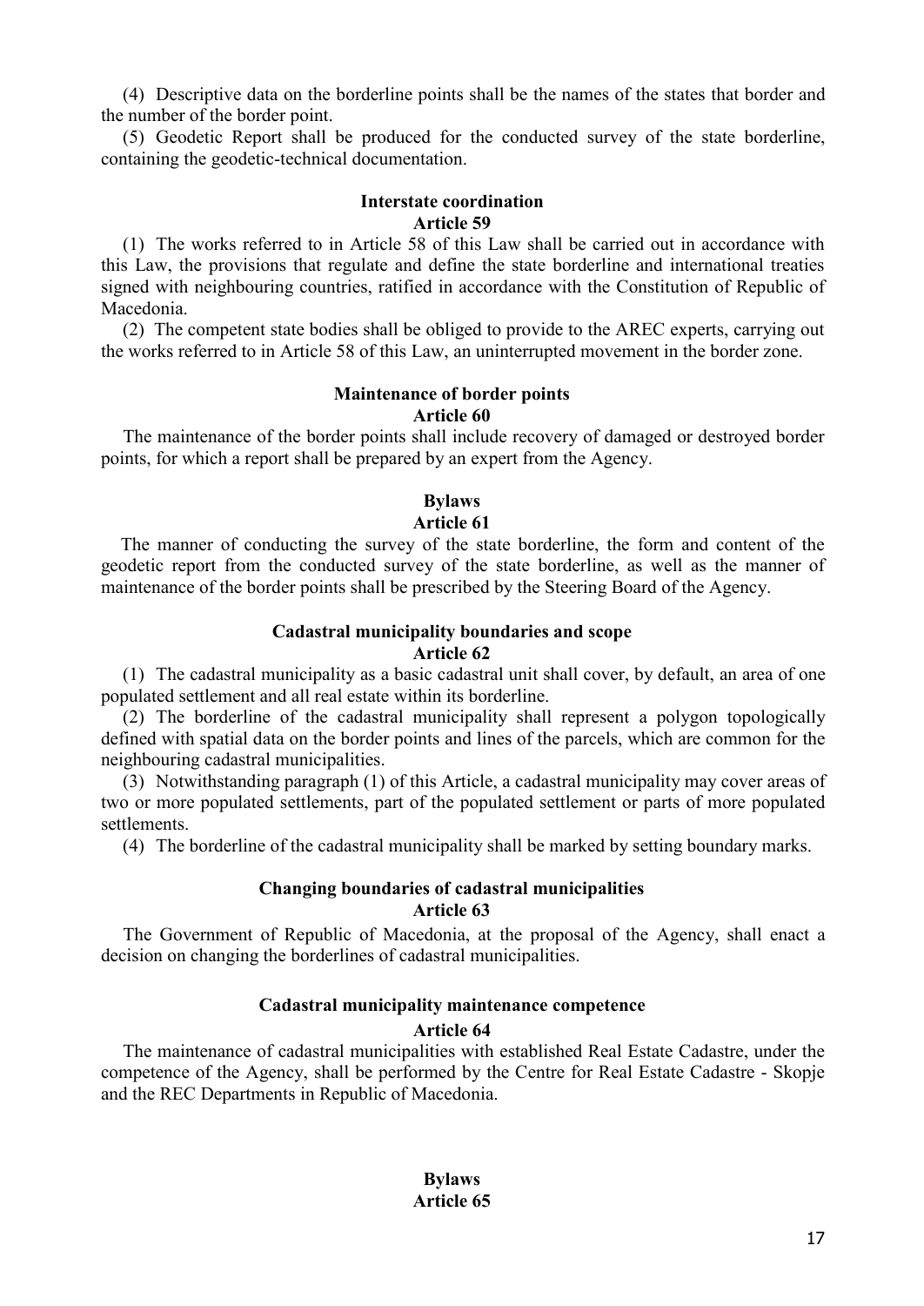(4) Descriptive data on the borderline points shall be the names of the states that border and the number of the border point.

(5) Geodetic Report shall be produced for the conducted survey of the state borderline, containing the geodetic-technical documentation.

**Interstate coordination**
**Article 59**

(1) The works referred to in Article 58 of this Law shall be carried out in accordance with this Law, the provisions that regulate and define the state borderline and international treaties signed with neighbouring countries, ratified in accordance with the Constitution of Republic of Macedonia.

(2) The competent state bodies shall be obliged to provide to the AREC experts, carrying out the works referred to in Article 58 of this Law, an uninterrupted movement in the border zone.

**Maintenance of border points**
**Article 60**

The maintenance of the border points shall include recovery of damaged or destroyed border points, for which a report shall be prepared by an expert from the Agency.

**Bylaws**
**Article 61**

The manner of conducting the survey of the state borderline, the form and content of the geodetic report from the conducted survey of the state borderline, as well as the manner of maintenance of the border points shall be prescribed by the Steering Board of the Agency.

**Cadastral municipality boundaries and scope**
**Article 62**

(1) The cadastral municipality as a basic cadastral unit shall cover, by default, an area of one populated settlement and all real estate within its borderline.

(2) The borderline of the cadastral municipality shall represent a polygon topologically defined with spatial data on the border points and lines of the parcels, which are common for the neighbouring cadastral municipalities.

(3) Notwithstanding paragraph (1) of this Article, a cadastral municipality may cover areas of two or more populated settlements, part of the populated settlement or parts of more populated settlements.

(4) The borderline of the cadastral municipality shall be marked by setting boundary marks.

**Changing boundaries of cadastral municipalities**
**Article 63**

The Government of Republic of Macedonia, at the proposal of the Agency, shall enact a decision on changing the borderlines of cadastral municipalities.

**Cadastral municipality maintenance competence**
**Article 64**

The maintenance of cadastral municipalities with established Real Estate Cadastre, under the competence of the Agency, shall be performed by the Centre for Real Estate Cadastre - Skopje and the REC Departments in Republic of Macedonia.

**Bylaws**
**Article 65**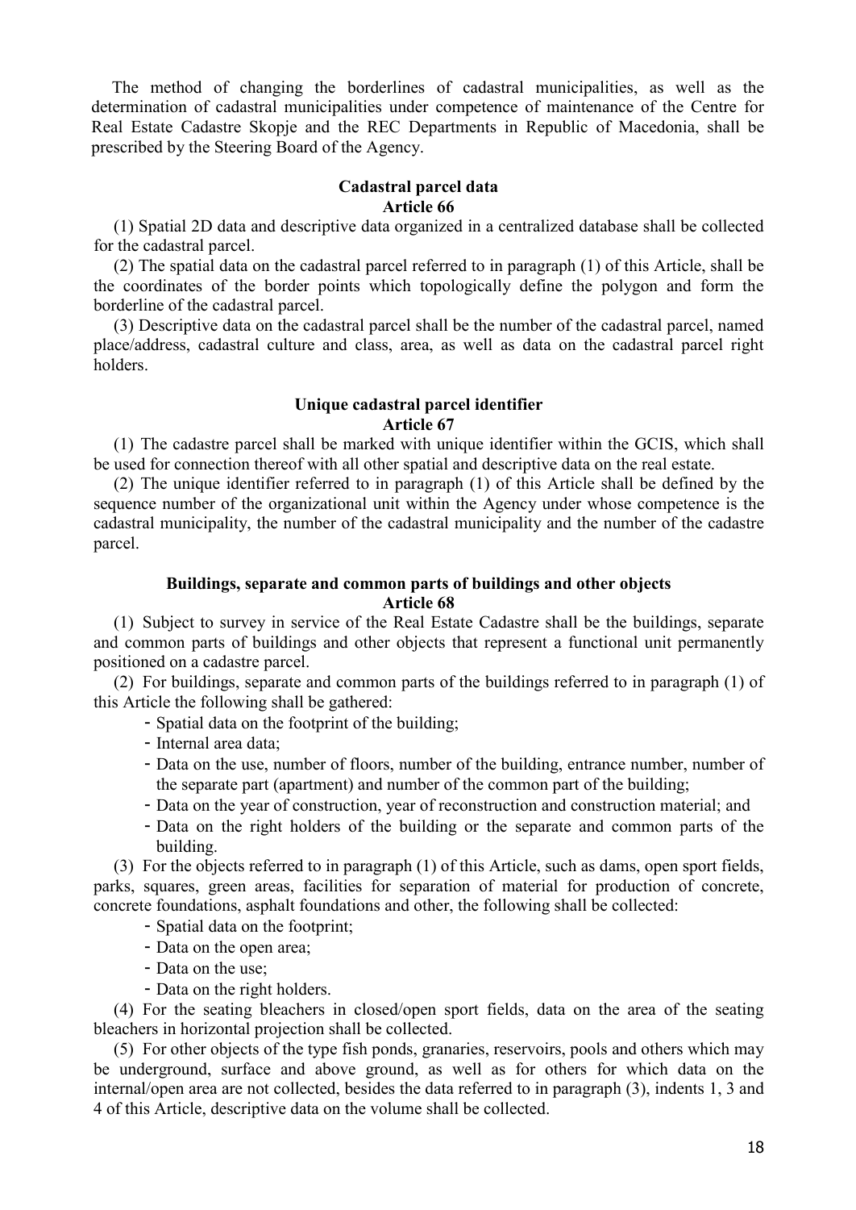The method of changing the borderlines of cadastral municipalities, as well as the determination of cadastral municipalities under competence of maintenance of the Centre for Real Estate Cadastre Skopje and the REC Departments in Republic of Macedonia, shall be prescribed by the Steering Board of the Agency.

**Cadastral parcel data**
**Article 66**

(1) Spatial 2D data and descriptive data organized in a centralized database shall be collected for the cadastral parcel.

(2) The spatial data on the cadastral parcel referred to in paragraph (1) of this Article, shall be the coordinates of the border points which topologically define the polygon and form the borderline of the cadastral parcel.

(3) Descriptive data on the cadastral parcel shall be the number of the cadastral parcel, named place/address, cadastral culture and class, area, as well as data on the cadastral parcel right holders.

**Unique cadastral parcel identifier**
**Article 67**

(1) The cadastre parcel shall be marked with unique identifier within the GCIS, which shall be used for connection thereof with all other spatial and descriptive data on the real estate.

(2) The unique identifier referred to in paragraph (1) of this Article shall be defined by the sequence number of the organizational unit within the Agency under whose competence is the cadastral municipality, the number of the cadastral municipality and the number of the cadastre parcel.

**Buildings, separate and common parts of buildings and other objects**
**Article 68**

(1) Subject to survey in service of the Real Estate Cadastre shall be the buildings, separate and common parts of buildings and other objects that represent a functional unit permanently positioned on a cadastre parcel.

(2) For buildings, separate and common parts of the buildings referred to in paragraph (1) of this Article the following shall be gathered:

- Spatial data on the footprint of the building;
- Internal area data;
- Data on the use, number of floors, number of the building, entrance number, number of the separate part (apartment) and number of the common part of the building;
- Data on the year of construction, year of reconstruction and construction material; and
- Data on the right holders of the building or the separate and common parts of the building.

(3) For the objects referred to in paragraph (1) of this Article, such as dams, open sport fields, parks, squares, green areas, facilities for separation of material for production of concrete, concrete foundations, asphalt foundations and other, the following shall be collected:

- Spatial data on the footprint;
- Data on the open area;
- Data on the use;
- Data on the right holders.

(4) For the seating bleachers in closed/open sport fields, data on the area of the seating bleachers in horizontal projection shall be collected.

(5) For other objects of the type fish ponds, granaries, reservoirs, pools and others which may be underground, surface and above ground, as well as for others for which data on the internal/open area are not collected, besides the data referred to in paragraph (3), indents 1, 3 and 4 of this Article, descriptive data on the volume shall be collected.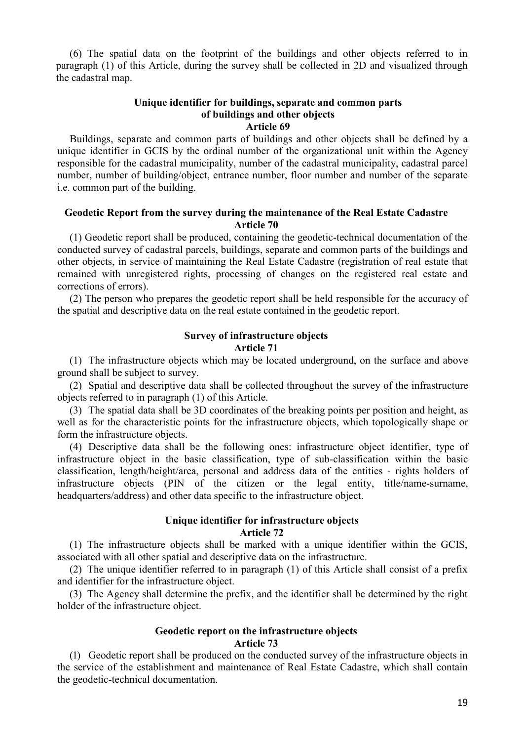(6) The spatial data on the footprint of the buildings and other objects referred to in paragraph (1) of this Article, during the survey shall be collected in 2D and visualized through the cadastral map.

**Unique identifier for buildings, separate and common parts of buildings and other objects**
**Article 69**

Buildings, separate and common parts of buildings and other objects shall be defined by a unique identifier in GCIS by the ordinal number of the organizational unit within the Agency responsible for the cadastral municipality, number of the cadastral municipality, cadastral parcel number, number of building/object, entrance number, floor number and number of the separate i.e. common part of the building.

**Geodetic Report from the survey during the maintenance of the Real Estate Cadastre**
**Article 70**

(1) Geodetic report shall be produced, containing the geodetic-technical documentation of the conducted survey of cadastral parcels, buildings, separate and common parts of the buildings and other objects, in service of maintaining the Real Estate Cadastre (registration of real estate that remained with unregistered rights, processing of changes on the registered real estate and corrections of errors).

(2) The person who prepares the geodetic report shall be held responsible for the accuracy of the spatial and descriptive data on the real estate contained in the geodetic report.

**Survey of infrastructure objects**
**Article 71**

(1) The infrastructure objects which may be located underground, on the surface and above ground shall be subject to survey.

(2) Spatial and descriptive data shall be collected throughout the survey of the infrastructure objects referred to in paragraph (1) of this Article.

(3) The spatial data shall be 3D coordinates of the breaking points per position and height, as well as for the characteristic points for the infrastructure objects, which topologically shape or form the infrastructure objects.

(4) Descriptive data shall be the following ones: infrastructure object identifier, type of infrastructure object in the basic classification, type of sub-classification within the basic classification, length/height/area, personal and address data of the entities - rights holders of infrastructure objects (PIN of the citizen or the legal entity, title/name-surname, headquarters/address) and other data specific to the infrastructure object.

**Unique identifier for infrastructure objects**
**Article 72**

(1) The infrastructure objects shall be marked with a unique identifier within the GCIS, associated with all other spatial and descriptive data on the infrastructure.

(2) The unique identifier referred to in paragraph (1) of this Article shall consist of a prefix and identifier for the infrastructure object.

(3) The Agency shall determine the prefix, and the identifier shall be determined by the right holder of the infrastructure object.

**Geodetic report on the infrastructure objects**
**Article 73**

(1) Geodetic report shall be produced on the conducted survey of the infrastructure objects in the service of the establishment and maintenance of Real Estate Cadastre, which shall contain the geodetic-technical documentation.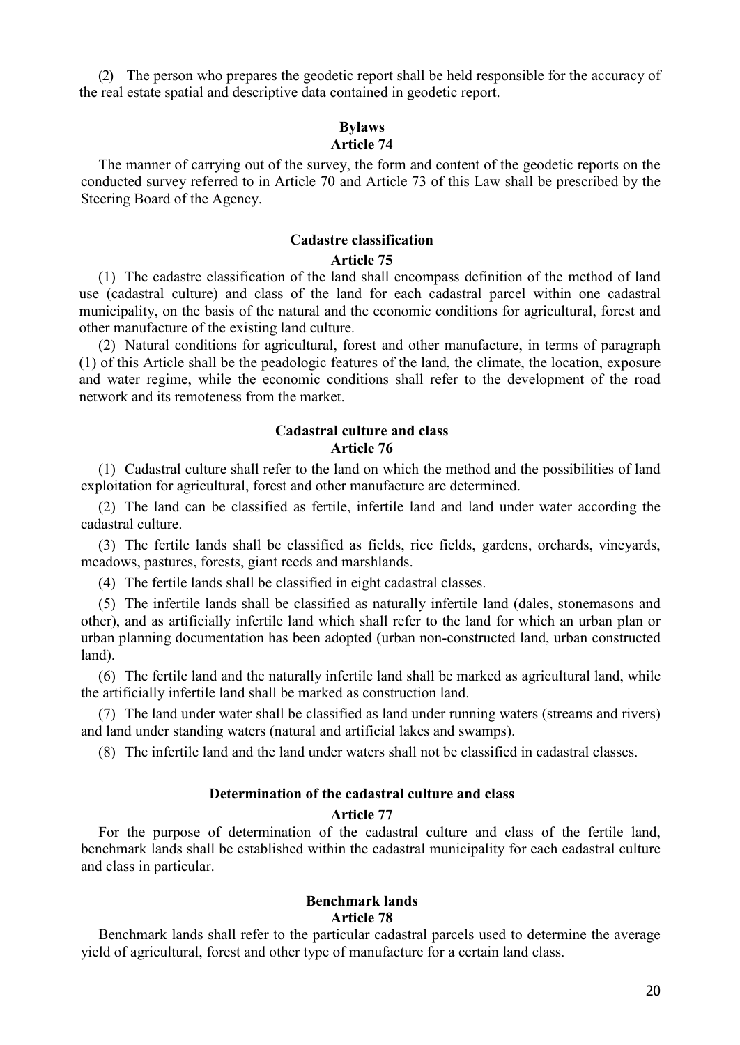(2) The person who prepares the geodetic report shall be held responsible for the accuracy of the real estate spatial and descriptive data contained in geodetic report.

**Bylaws**
**Article 74**

The manner of carrying out of the survey, the form and content of the geodetic reports on the conducted survey referred to in Article 70 and Article 73 of this Law shall be prescribed by the Steering Board of the Agency.

**Cadastre classification**
**Article 75**

(1) The cadastre classification of the land shall encompass definition of the method of land use (cadastral culture) and class of the land for each cadastral parcel within one cadastral municipality, on the basis of the natural and the economic conditions for agricultural, forest and other manufacture of the existing land culture.

(2) Natural conditions for agricultural, forest and other manufacture, in terms of paragraph (1) of this Article shall be the peadologic features of the land, the climate, the location, exposure and water regime, while the economic conditions shall refer to the development of the road network and its remoteness from the market.

**Cadastral culture and class**
**Article 76**

(1) Cadastral culture shall refer to the land on which the method and the possibilities of land exploitation for agricultural, forest and other manufacture are determined.

(2) The land can be classified as fertile, infertile land and land under water according the cadastral culture.

(3) The fertile lands shall be classified as fields, rice fields, gardens, orchards, vineyards, meadows, pastures, forests, giant reeds and marshlands.

(4) The fertile lands shall be classified in eight cadastral classes.

(5) The infertile lands shall be classified as naturally infertile land (dales, stonemasons and other), and as artificially infertile land which shall refer to the land for which an urban plan or urban planning documentation has been adopted (urban non-constructed land, urban constructed land).

(6) The fertile land and the naturally infertile land shall be marked as agricultural land, while the artificially infertile land shall be marked as construction land.

(7) The land under water shall be classified as land under running waters (streams and rivers) and land under standing waters (natural and artificial lakes and swamps).

(8) The infertile land and the land under waters shall not be classified in cadastral classes.

**Determination of the cadastral culture and class**
**Article 77**

For the purpose of determination of the cadastral culture and class of the fertile land, benchmark lands shall be established within the cadastral municipality for each cadastral culture and class in particular.

**Benchmark lands**
**Article 78**

Benchmark lands shall refer to the particular cadastral parcels used to determine the average yield of agricultural, forest and other type of manufacture for a certain land class.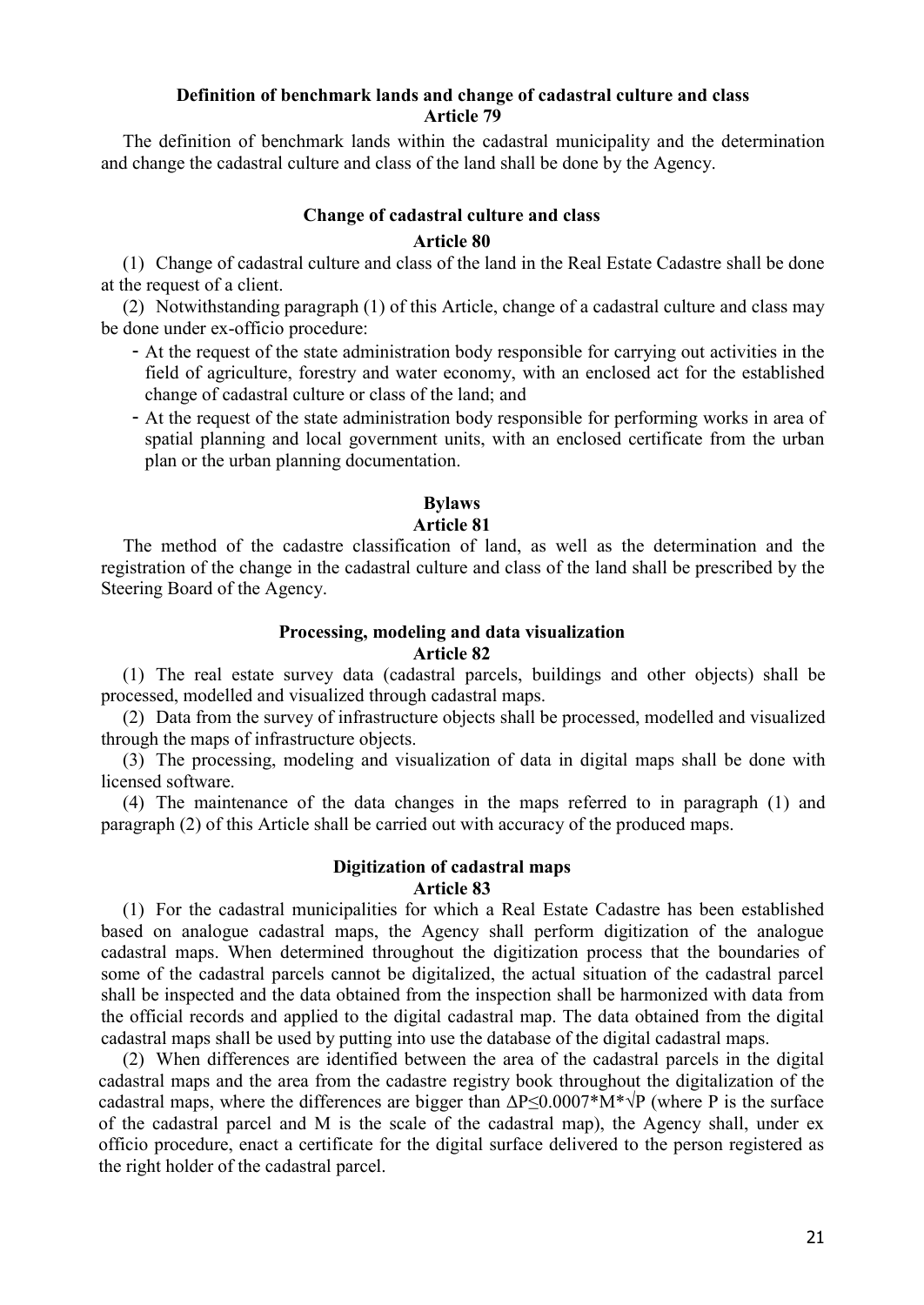### Definition of benchmark lands and change of cadastral culture and class
### Article 79

The definition of benchmark lands within the cadastral municipality and the determination and change the cadastral culture and class of the land shall be done by the Agency.

### Change of cadastral culture and class
### Article 80

(1) Change of cadastral culture and class of the land in the Real Estate Cadastre shall be done at the request of a client.

(2) Notwithstanding paragraph (1) of this Article, change of a cadastral culture and class may be done under ex-officio procedure:

- At the request of the state administration body responsible for carrying out activities in the field of agriculture, forestry and water economy, with an enclosed act for the established change of cadastral culture or class of the land; and
- At the request of the state administration body responsible for performing works in area of spatial planning and local government units, with an enclosed certificate from the urban plan or the urban planning documentation.

### Bylaws
### Article 81

The method of the cadastre classification of land, as well as the determination and the registration of the change in the cadastral culture and class of the land shall be prescribed by the Steering Board of the Agency.

### Processing, modeling and data visualization
### Article 82

(1) The real estate survey data (cadastral parcels, buildings and other objects) shall be processed, modelled and visualized through cadastral maps.

(2) Data from the survey of infrastructure objects shall be processed, modelled and visualized through the maps of infrastructure objects.

(3) The processing, modeling and visualization of data in digital maps shall be done with licensed software.

(4) The maintenance of the data changes in the maps referred to in paragraph (1) and paragraph (2) of this Article shall be carried out with accuracy of the produced maps.

### Digitization of cadastral maps
### Article 83

(1) For the cadastral municipalities for which a Real Estate Cadastre has been established based on analogue cadastral maps, the Agency shall perform digitization of the analogue cadastral maps. When determined throughout the digitization process that the boundaries of some of the cadastral parcels cannot be digitalized, the actual situation of the cadastral parcel shall be inspected and the data obtained from the inspection shall be harmonized with data from the official records and applied to the digital cadastral map. The data obtained from the digital cadastral maps shall be used by putting into use the database of the digital cadastral maps.

(2) When differences are identified between the area of the cadastral parcels in the digital cadastral maps and the area from the cadastre registry book throughout the digitalization of the cadastral maps, where the differences are bigger than $\Delta P \leq 0.0007 * M * \sqrt{P}$ (where P is the surface of the cadastral parcel and M is the scale of the cadastral map), the Agency shall, under ex officio procedure, enact a certificate for the digital surface delivered to the person registered as the right holder of the cadastral parcel.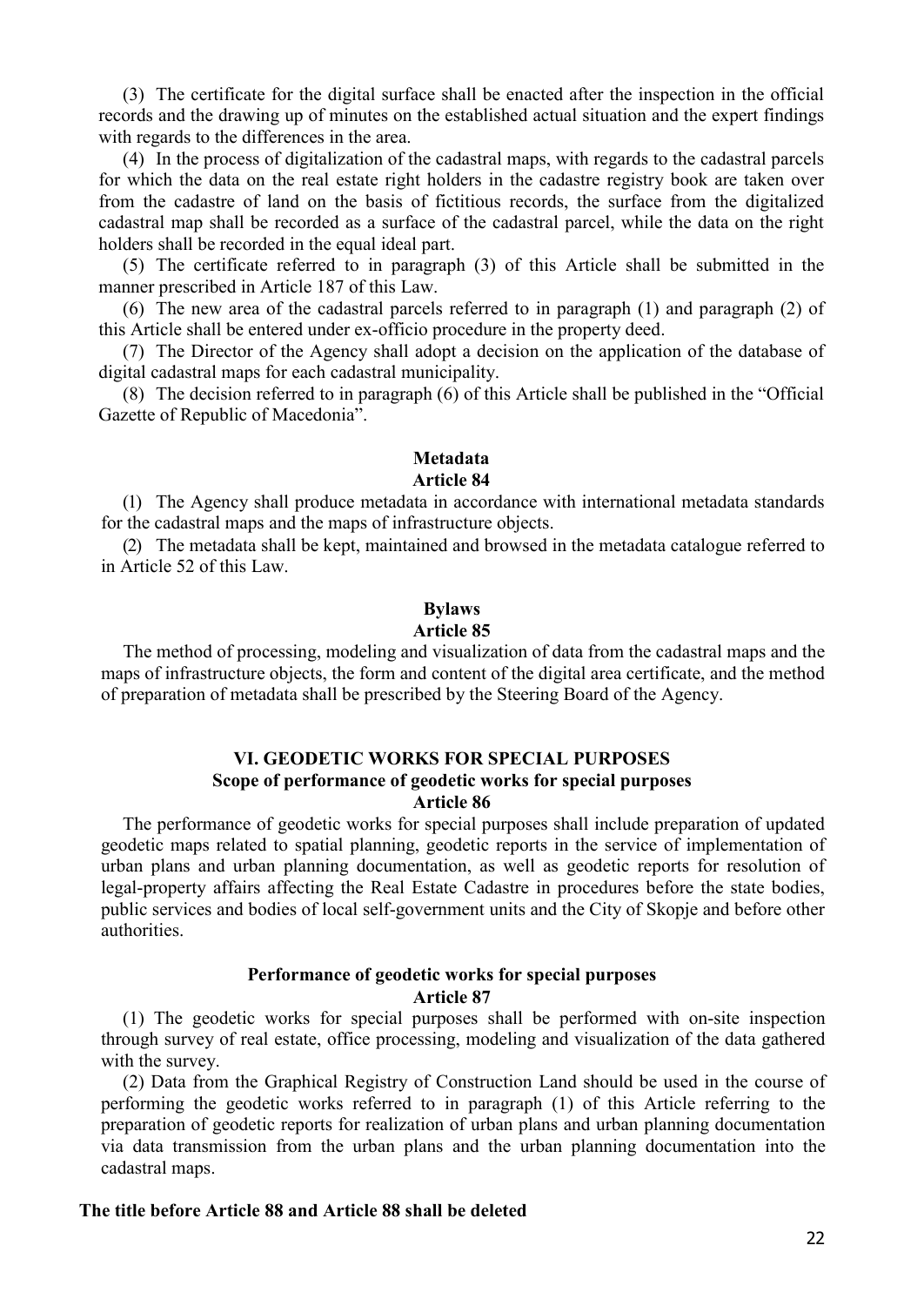(3) The certificate for the digital surface shall be enacted after the inspection in the official records and the drawing up of minutes on the established actual situation and the expert findings with regards to the differences in the area.

(4) In the process of digitalization of the cadastral maps, with regards to the cadastral parcels for which the data on the real estate right holders in the cadastre registry book are taken over from the cadastre of land on the basis of fictitious records, the surface from the digitalized cadastral map shall be recorded as a surface of the cadastral parcel, while the data on the right holders shall be recorded in the equal ideal part.

(5) The certificate referred to in paragraph (3) of this Article shall be submitted in the manner prescribed in Article 187 of this Law.

(6) The new area of the cadastral parcels referred to in paragraph (1) and paragraph (2) of this Article shall be entered under ex-officio procedure in the property deed.

(7) The Director of the Agency shall adopt a decision on the application of the database of digital cadastral maps for each cadastral municipality.

(8) The decision referred to in paragraph (6) of this Article shall be published in the "Official Gazette of Republic of Macedonia".

**Metadata**
**Article 84**

(1) The Agency shall produce metadata in accordance with international metadata standards for the cadastral maps and the maps of infrastructure objects.

(2) The metadata shall be kept, maintained and browsed in the metadata catalogue referred to in Article 52 of this Law.

**Bylaws**
**Article 85**

The method of processing, modeling and visualization of data from the cadastral maps and the maps of infrastructure objects, the form and content of the digital area certificate, and the method of preparation of metadata shall be prescribed by the Steering Board of the Agency.

## VI. GEODETIC WORKS FOR SPECIAL PURPOSES

**Scope of performance of geodetic works for special purposes**
**Article 86**

The performance of geodetic works for special purposes shall include preparation of updated geodetic maps related to spatial planning, geodetic reports in the service of implementation of urban plans and urban planning documentation, as well as geodetic reports for resolution of legal-property affairs affecting the Real Estate Cadastre in procedures before the state bodies, public services and bodies of local self-government units and the City of Skopje and before other authorities.

**Performance of geodetic works for special purposes**
**Article 87**

(1) The geodetic works for special purposes shall be performed with on-site inspection through survey of real estate, office processing, modeling and visualization of the data gathered with the survey.

(2) Data from the Graphical Registry of Construction Land should be used in the course of performing the geodetic works referred to in paragraph (1) of this Article referring to the preparation of geodetic reports for realization of urban plans and urban planning documentation via data transmission from the urban plans and the urban planning documentation into the cadastral maps.

**The title before Article 88 and Article 88 shall be deleted**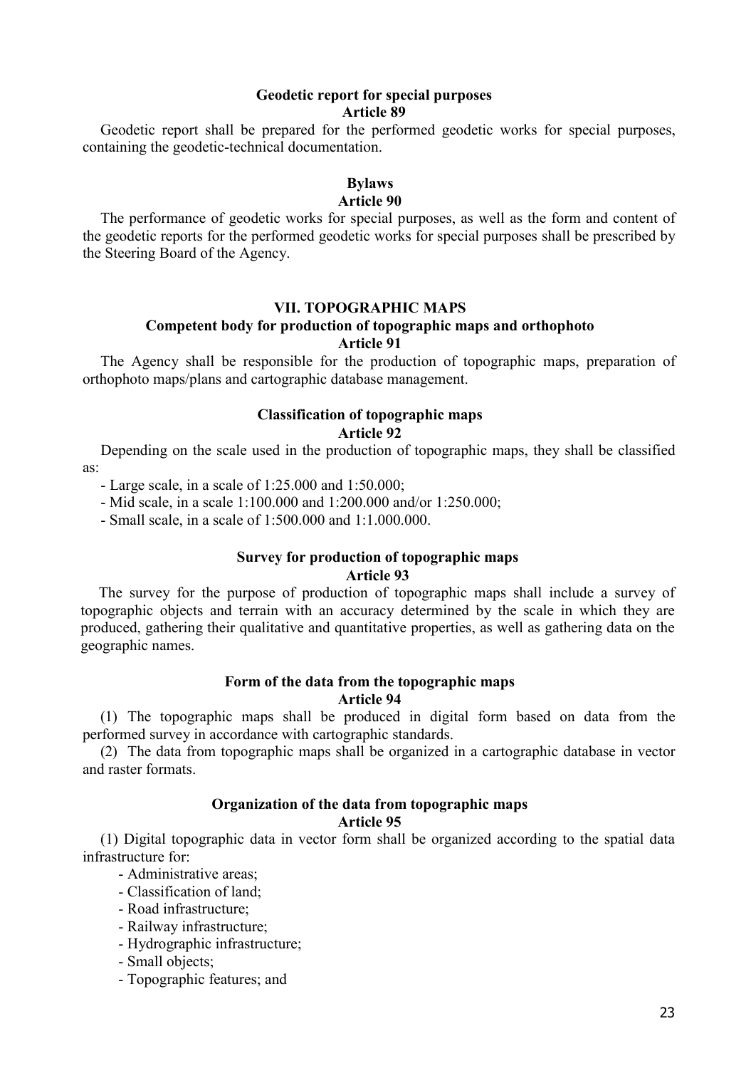#### Geodetic report for special purposes
#### Article 89

Geodetic report shall be prepared for the performed geodetic works for special purposes, containing the geodetic-technical documentation.

#### Bylaws
#### Article 90

The performance of geodetic works for special purposes, as well as the form and content of the geodetic reports for the performed geodetic works for special purposes shall be prescribed by the Steering Board of the Agency.

## VII. TOPOGRAPHIC MAPS

#### Competent body for production of topographic maps and orthophoto
#### Article 91

The Agency shall be responsible for the production of topographic maps, preparation of orthophoto maps/plans and cartographic database management.

#### Classification of topographic maps
#### Article 92

Depending on the scale used in the production of topographic maps, they shall be classified as:

- Large scale, in a scale of 1:25.000 and 1:50.000;
- Mid scale, in a scale 1:100.000 and 1:200.000 and/or 1:250.000;
- Small scale, in a scale of 1:500.000 and 1:1.000.000.

#### Survey for production of topographic maps
#### Article 93

The survey for the purpose of production of topographic maps shall include a survey of topographic objects and terrain with an accuracy determined by the scale in which they are produced, gathering their qualitative and quantitative properties, as well as gathering data on the geographic names.

#### Form of the data from the topographic maps
#### Article 94

(1) The topographic maps shall be produced in digital form based on data from the performed survey in accordance with cartographic standards.

(2) The data from topographic maps shall be organized in a cartographic database in vector and raster formats.

#### Organization of the data from topographic maps
#### Article 95

(1) Digital topographic data in vector form shall be organized according to the spatial data infrastructure for:

- Administrative areas;
- Classification of land;
- Road infrastructure;
- Railway infrastructure;
- Hydrographic infrastructure;
- Small objects;
- Topographic features; and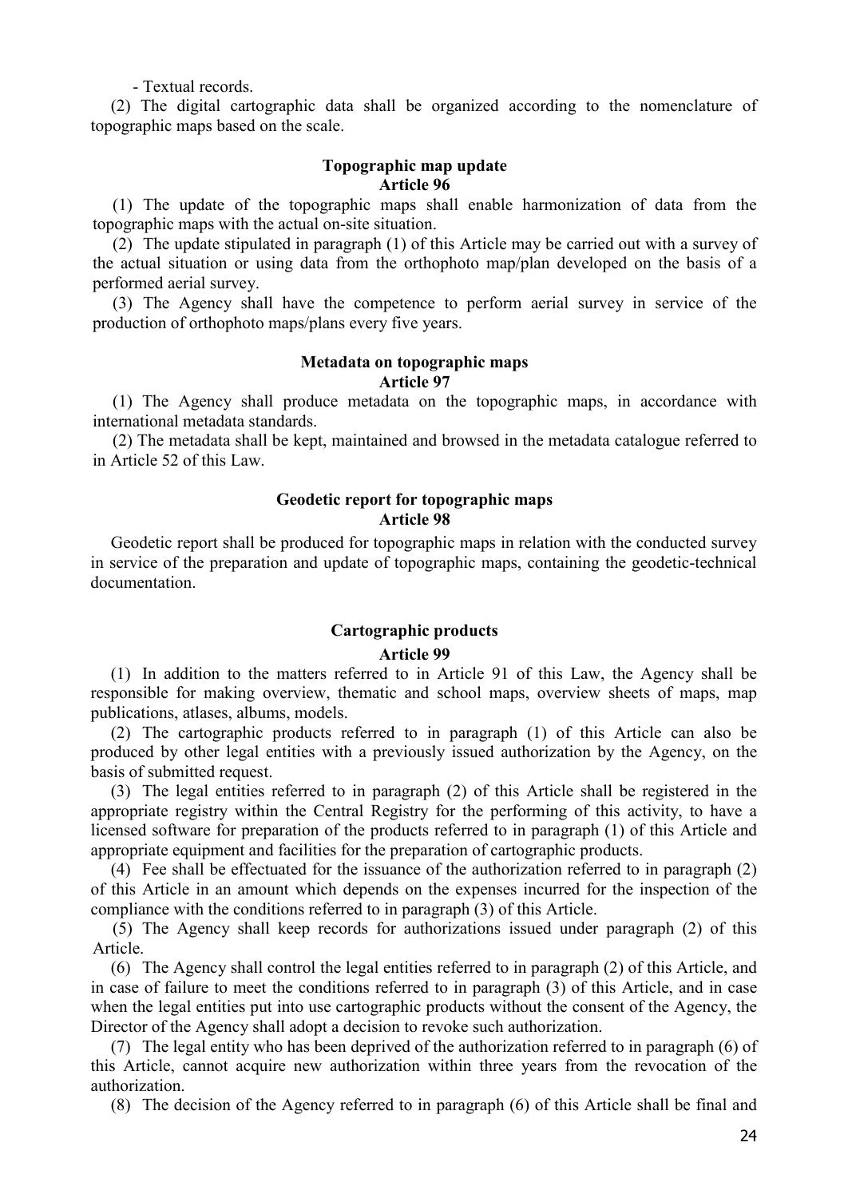- Textual records.

(2) The digital cartographic data shall be organized according to the nomenclature of topographic maps based on the scale.

**Topographic map update**
**Article 96**

(1) The update of the topographic maps shall enable harmonization of data from the topographic maps with the actual on-site situation.

(2) The update stipulated in paragraph (1) of this Article may be carried out with a survey of the actual situation or using data from the orthophoto map/plan developed on the basis of a performed aerial survey.

(3) The Agency shall have the competence to perform aerial survey in service of the production of orthophoto maps/plans every five years.

**Metadata on topographic maps**
**Article 97**

(1) The Agency shall produce metadata on the topographic maps, in accordance with international metadata standards.

(2) The metadata shall be kept, maintained and browsed in the metadata catalogue referred to in Article 52 of this Law.

**Geodetic report for topographic maps**
**Article 98**

Geodetic report shall be produced for topographic maps in relation with the conducted survey in service of the preparation and update of topographic maps, containing the geodetic-technical documentation.

**Cartographic products**
**Article 99**

(1) In addition to the matters referred to in Article 91 of this Law, the Agency shall be responsible for making overview, thematic and school maps, overview sheets of maps, map publications, atlases, albums, models.

(2) The cartographic products referred to in paragraph (1) of this Article can also be produced by other legal entities with a previously issued authorization by the Agency, on the basis of submitted request.

(3) The legal entities referred to in paragraph (2) of this Article shall be registered in the appropriate registry within the Central Registry for the performing of this activity, to have a licensed software for preparation of the products referred to in paragraph (1) of this Article and appropriate equipment and facilities for the preparation of cartographic products.

(4) Fee shall be effectuated for the issuance of the authorization referred to in paragraph (2) of this Article in an amount which depends on the expenses incurred for the inspection of the compliance with the conditions referred to in paragraph (3) of this Article.

(5) The Agency shall keep records for authorizations issued under paragraph (2) of this Article.

(6) The Agency shall control the legal entities referred to in paragraph (2) of this Article, and in case of failure to meet the conditions referred to in paragraph (3) of this Article, and in case when the legal entities put into use cartographic products without the consent of the Agency, the Director of the Agency shall adopt a decision to revoke such authorization.

(7) The legal entity who has been deprived of the authorization referred to in paragraph (6) of this Article, cannot acquire new authorization within three years from the revocation of the authorization.

(8) The decision of the Agency referred to in paragraph (6) of this Article shall be final and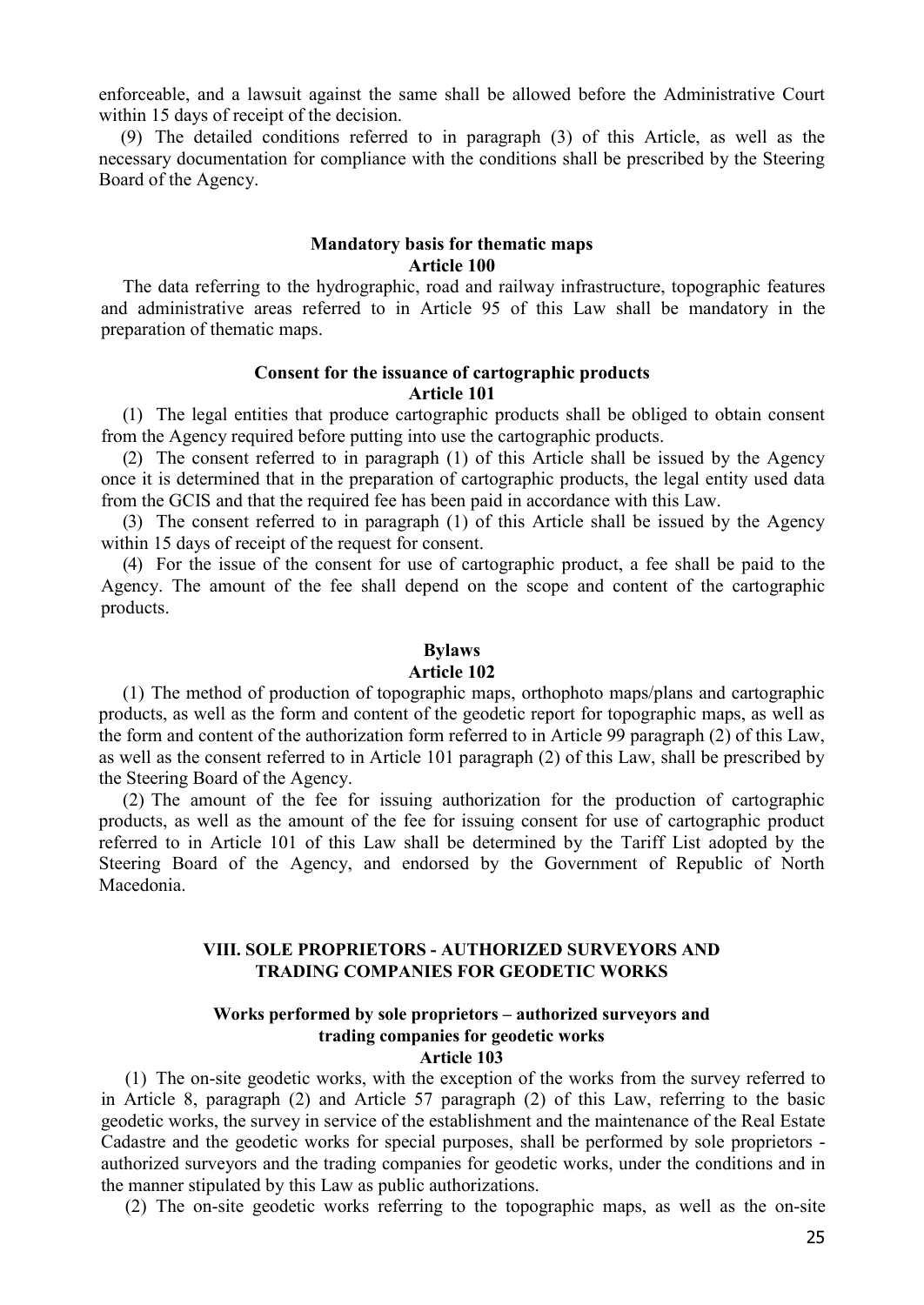enforceable, and a lawsuit against the same shall be allowed before the Administrative Court within 15 days of receipt of the decision.

(9) The detailed conditions referred to in paragraph (3) of this Article, as well as the necessary documentation for compliance with the conditions shall be prescribed by the Steering Board of the Agency.

**Mandatory basis for thematic maps**
**Article 100**

The data referring to the hydrographic, road and railway infrastructure, topographic features and administrative areas referred to in Article 95 of this Law shall be mandatory in the preparation of thematic maps.

**Consent for the issuance of cartographic products**
**Article 101**

(1) The legal entities that produce cartographic products shall be obliged to obtain consent from the Agency required before putting into use the cartographic products.

(2) The consent referred to in paragraph (1) of this Article shall be issued by the Agency once it is determined that in the preparation of cartographic products, the legal entity used data from the GCIS and that the required fee has been paid in accordance with this Law.

(3) The consent referred to in paragraph (1) of this Article shall be issued by the Agency within 15 days of receipt of the request for consent.

(4) For the issue of the consent for use of cartographic product, a fee shall be paid to the Agency. The amount of the fee shall depend on the scope and content of the cartographic products.

**Bylaws**
**Article 102**

(1) The method of production of topographic maps, orthophoto maps/plans and cartographic products, as well as the form and content of the geodetic report for topographic maps, as well as the form and content of the authorization form referred to in Article 99 paragraph (2) of this Law, as well as the consent referred to in Article 101 paragraph (2) of this Law, shall be prescribed by the Steering Board of the Agency.

(2) The amount of the fee for issuing authorization for the production of cartographic products, as well as the amount of the fee for issuing consent for use of cartographic product referred to in Article 101 of this Law shall be determined by the Tariff List adopted by the Steering Board of the Agency, and endorsed by the Government of Republic of North Macedonia.

## VIII. SOLE PROPRIETORS - AUTHORIZED SURVEYORS AND TRADING COMPANIES FOR GEODETIC WORKS

**Works performed by sole proprietors – authorized surveyors and trading companies for geodetic works**
**Article 103**

(1) The on-site geodetic works, with the exception of the works from the survey referred to in Article 8, paragraph (2) and Article 57 paragraph (2) of this Law, referring to the basic geodetic works, the survey in service of the establishment and the maintenance of the Real Estate Cadastre and the geodetic works for special purposes, shall be performed by sole proprietors - authorized surveyors and the trading companies for geodetic works, under the conditions and in the manner stipulated by this Law as public authorizations.

(2) The on-site geodetic works referring to the topographic maps, as well as the on-site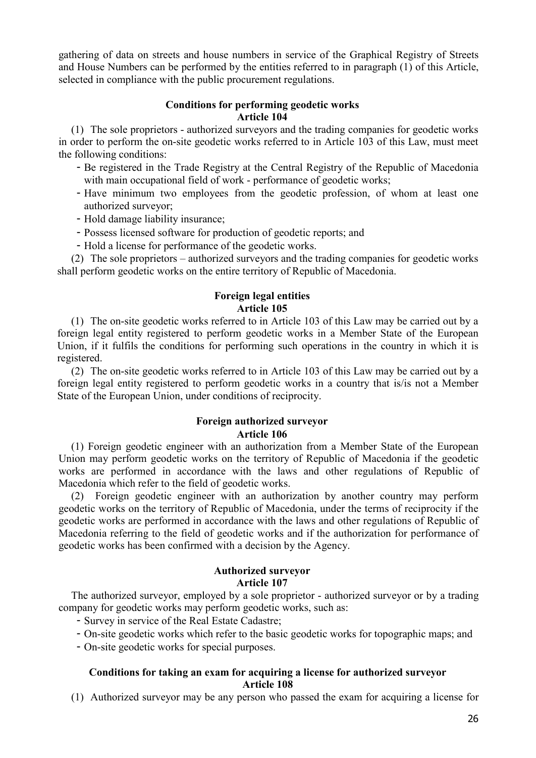gathering of data on streets and house numbers in service of the Graphical Registry of Streets and House Numbers can be performed by the entities referred to in paragraph (1) of this Article, selected in compliance with the public procurement regulations.

**Conditions for performing geodetic works**
**Article 104**

(1) The sole proprietors - authorized surveyors and the trading companies for geodetic works in order to perform the on-site geodetic works referred to in Article 103 of this Law, must meet the following conditions:

- Be registered in the Trade Registry at the Central Registry of the Republic of Macedonia with main occupational field of work - performance of geodetic works;
- Have minimum two employees from the geodetic profession, of whom at least one authorized surveyor;
- Hold damage liability insurance;
- Possess licensed software for production of geodetic reports; and
- Hold a license for performance of the geodetic works.

(2) The sole proprietors – authorized surveyors and the trading companies for geodetic works shall perform geodetic works on the entire territory of Republic of Macedonia.

**Foreign legal entities**
**Article 105**

(1) The on-site geodetic works referred to in Article 103 of this Law may be carried out by a foreign legal entity registered to perform geodetic works in a Member State of the European Union, if it fulfils the conditions for performing such operations in the country in which it is registered.

(2) The on-site geodetic works referred to in Article 103 of this Law may be carried out by a foreign legal entity registered to perform geodetic works in a country that is/is not a Member State of the European Union, under conditions of reciprocity.

**Foreign authorized surveyor**
**Article 106**

(1) Foreign geodetic engineer with an authorization from a Member State of the European Union may perform geodetic works on the territory of Republic of Macedonia if the geodetic works are performed in accordance with the laws and other regulations of Republic of Macedonia which refer to the field of geodetic works.

(2) Foreign geodetic engineer with an authorization by another country may perform geodetic works on the territory of Republic of Macedonia, under the terms of reciprocity if the geodetic works are performed in accordance with the laws and other regulations of Republic of Macedonia referring to the field of geodetic works and if the authorization for performance of geodetic works has been confirmed with a decision by the Agency.

**Authorized surveyor**
**Article 107**

The authorized surveyor, employed by a sole proprietor - authorized surveyor or by a trading company for geodetic works may perform geodetic works, such as:

- Survey in service of the Real Estate Cadastre;
- On-site geodetic works which refer to the basic geodetic works for topographic maps; and
- On-site geodetic works for special purposes.

**Conditions for taking an exam for acquiring a license for authorized surveyor**
**Article 108**

(1) Authorized surveyor may be any person who passed the exam for acquiring a license for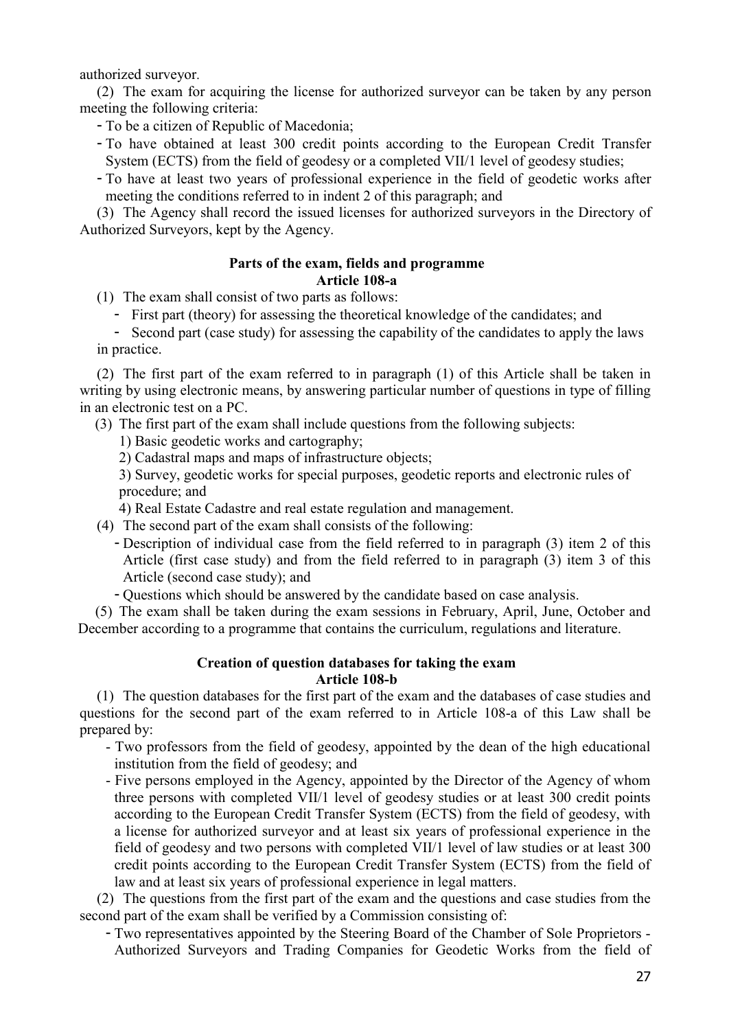authorized surveyor.

(2) The exam for acquiring the license for authorized surveyor can be taken by any person meeting the following criteria:

- To be a citizen of Republic of Macedonia;
- To have obtained at least 300 credit points according to the European Credit Transfer System (ECTS) from the field of geodesy or a completed VII/1 level of geodesy studies;
- To have at least two years of professional experience in the field of geodetic works after meeting the conditions referred to in indent 2 of this paragraph; and

(3) The Agency shall record the issued licenses for authorized surveyors in the Directory of Authorized Surveyors, kept by the Agency.

**Parts of the exam, fields and programme**
**Article 108-a**

(1) The exam shall consist of two parts as follows:

- First part (theory) for assessing the theoretical knowledge of the candidates; and
- Second part (case study) for assessing the capability of the candidates to apply the laws in practice.

(2) The first part of the exam referred to in paragraph (1) of this Article shall be taken in writing by using electronic means, by answering particular number of questions in type of filling in an electronic test on a PC.

(3) The first part of the exam shall include questions from the following subjects:

1) Basic geodetic works and cartography;
2) Cadastral maps and maps of infrastructure objects;
3) Survey, geodetic works for special purposes, geodetic reports and electronic rules of procedure; and
4) Real Estate Cadastre and real estate regulation and management.

(4) The second part of the exam shall consists of the following:

- Description of individual case from the field referred to in paragraph (3) item 2 of this Article (first case study) and from the field referred to in paragraph (3) item 3 of this Article (second case study); and
- Questions which should be answered by the candidate based on case analysis.

(5) The exam shall be taken during the exam sessions in February, April, June, October and December according to a programme that contains the curriculum, regulations and literature.

**Creation of question databases for taking the exam**
**Article 108-b**

(1) The question databases for the first part of the exam and the databases of case studies and questions for the second part of the exam referred to in Article 108-a of this Law shall be prepared by:

- Two professors from the field of geodesy, appointed by the dean of the high educational institution from the field of geodesy; and
- Five persons employed in the Agency, appointed by the Director of the Agency of whom three persons with completed VII/1 level of geodesy studies or at least 300 credit points according to the European Credit Transfer System (ECTS) from the field of geodesy, with a license for authorized surveyor and at least six years of professional experience in the field of geodesy and two persons with completed VII/1 level of law studies or at least 300 credit points according to the European Credit Transfer System (ECTS) from the field of law and at least six years of professional experience in legal matters.

(2) The questions from the first part of the exam and the questions and case studies from the second part of the exam shall be verified by a Commission consisting of:

- Two representatives appointed by the Steering Board of the Chamber of Sole Proprietors - Authorized Surveyors and Trading Companies for Geodetic Works from the field of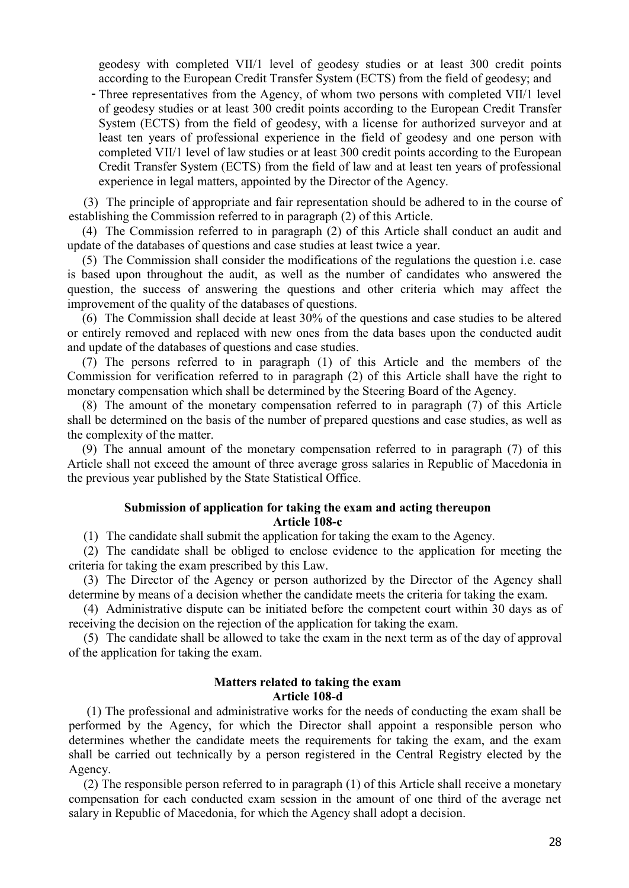geodesy with completed VII/1 level of geodesy studies or at least 300 credit points according to the European Credit Transfer System (ECTS) from the field of geodesy; and

- Three representatives from the Agency, of whom two persons with completed VII/1 level of geodesy studies or at least 300 credit points according to the European Credit Transfer System (ECTS) from the field of geodesy, with a license for authorized surveyor and at least ten years of professional experience in the field of geodesy and one person with completed VII/1 level of law studies or at least 300 credit points according to the European Credit Transfer System (ECTS) from the field of law and at least ten years of professional experience in legal matters, appointed by the Director of the Agency.

(3) The principle of appropriate and fair representation should be adhered to in the course of establishing the Commission referred to in paragraph (2) of this Article.

(4) The Commission referred to in paragraph (2) of this Article shall conduct an audit and update of the databases of questions and case studies at least twice a year.

(5) The Commission shall consider the modifications of the regulations the question i.e. case is based upon throughout the audit, as well as the number of candidates who answered the question, the success of answering the questions and other criteria which may affect the improvement of the quality of the databases of questions.

(6) The Commission shall decide at least 30% of the questions and case studies to be altered or entirely removed and replaced with new ones from the data bases upon the conducted audit and update of the databases of questions and case studies.

(7) The persons referred to in paragraph (1) of this Article and the members of the Commission for verification referred to in paragraph (2) of this Article shall have the right to monetary compensation which shall be determined by the Steering Board of the Agency.

(8) The amount of the monetary compensation referred to in paragraph (7) of this Article shall be determined on the basis of the number of prepared questions and case studies, as well as the complexity of the matter.

(9) The annual amount of the monetary compensation referred to in paragraph (7) of this Article shall not exceed the amount of three average gross salaries in Republic of Macedonia in the previous year published by the State Statistical Office.

**Submission of application for taking the exam and acting thereupon**
**Article 108-c**

(1) The candidate shall submit the application for taking the exam to the Agency.

(2) The candidate shall be obliged to enclose evidence to the application for meeting the criteria for taking the exam prescribed by this Law.

(3) The Director of the Agency or person authorized by the Director of the Agency shall determine by means of a decision whether the candidate meets the criteria for taking the exam.

(4) Administrative dispute can be initiated before the competent court within 30 days as of receiving the decision on the rejection of the application for taking the exam.

(5) The candidate shall be allowed to take the exam in the next term as of the day of approval of the application for taking the exam.

**Matters related to taking the exam**
**Article 108-d**

(1) The professional and administrative works for the needs of conducting the exam shall be performed by the Agency, for which the Director shall appoint a responsible person who determines whether the candidate meets the requirements for taking the exam, and the exam shall be carried out technically by a person registered in the Central Registry elected by the Agency.

(2) The responsible person referred to in paragraph (1) of this Article shall receive a monetary compensation for each conducted exam session in the amount of one third of the average net salary in Republic of Macedonia, for which the Agency shall adopt a decision.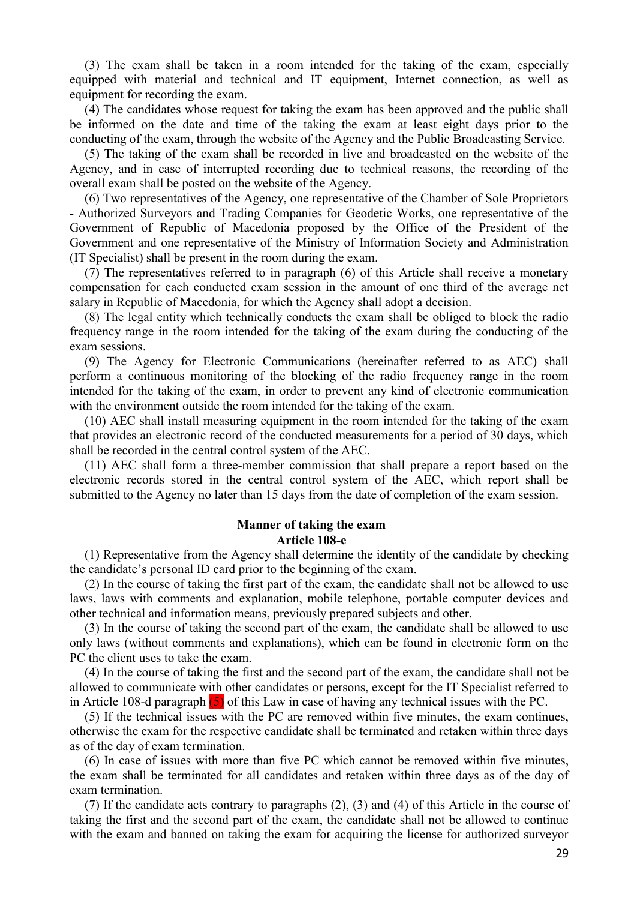(3) The exam shall be taken in a room intended for the taking of the exam, especially equipped with material and technical and IT equipment, Internet connection, as well as equipment for recording the exam.

(4) The candidates whose request for taking the exam has been approved and the public shall be informed on the date and time of the taking the exam at least eight days prior to the conducting of the exam, through the website of the Agency and the Public Broadcasting Service.

(5) The taking of the exam shall be recorded in live and broadcasted on the website of the Agency, and in case of interrupted recording due to technical reasons, the recording of the overall exam shall be posted on the website of the Agency.

(6) Two representatives of the Agency, one representative of the Chamber of Sole Proprietors - Authorized Surveyors and Trading Companies for Geodetic Works, one representative of the Government of Republic of Macedonia proposed by the Office of the President of the Government and one representative of the Ministry of Information Society and Administration (IT Specialist) shall be present in the room during the exam.

(7) The representatives referred to in paragraph (6) of this Article shall receive a monetary compensation for each conducted exam session in the amount of one third of the average net salary in Republic of Macedonia, for which the Agency shall adopt a decision.

(8) The legal entity which technically conducts the exam shall be obliged to block the radio frequency range in the room intended for the taking of the exam during the conducting of the exam sessions.

(9) The Agency for Electronic Communications (hereinafter referred to as AEC) shall perform a continuous monitoring of the blocking of the radio frequency range in the room intended for the taking of the exam, in order to prevent any kind of electronic communication with the environment outside the room intended for the taking of the exam.

(10) AEC shall install measuring equipment in the room intended for the taking of the exam that provides an electronic record of the conducted measurements for a period of 30 days, which shall be recorded in the central control system of the AEC.

(11) AEC shall form a three-member commission that shall prepare a report based on the electronic records stored in the central control system of the AEC, which report shall be submitted to the Agency no later than 15 days from the date of completion of the exam session.

**Manner of taking the exam**
**Article 108-e**

(1) Representative from the Agency shall determine the identity of the candidate by checking the candidate's personal ID card prior to the beginning of the exam.

(2) In the course of taking the first part of the exam, the candidate shall not be allowed to use laws, laws with comments and explanation, mobile telephone, portable computer devices and other technical and information means, previously prepared subjects and other.

(3) In the course of taking the second part of the exam, the candidate shall be allowed to use only laws (without comments and explanations), which can be found in electronic form on the PC the client uses to take the exam.

(4) In the course of taking the first and the second part of the exam, the candidate shall not be allowed to communicate with other candidates or persons, except for the IT Specialist referred to in Article 108-d paragraph (5) of this Law in case of having any technical issues with the PC.

(5) If the technical issues with the PC are removed within five minutes, the exam continues, otherwise the exam for the respective candidate shall be terminated and retaken within three days as of the day of exam termination.

(6) In case of issues with more than five PC which cannot be removed within five minutes, the exam shall be terminated for all candidates and retaken within three days as of the day of exam termination.

(7) If the candidate acts contrary to paragraphs (2), (3) and (4) of this Article in the course of taking the first and the second part of the exam, the candidate shall not be allowed to continue with the exam and banned on taking the exam for acquiring the license for authorized surveyor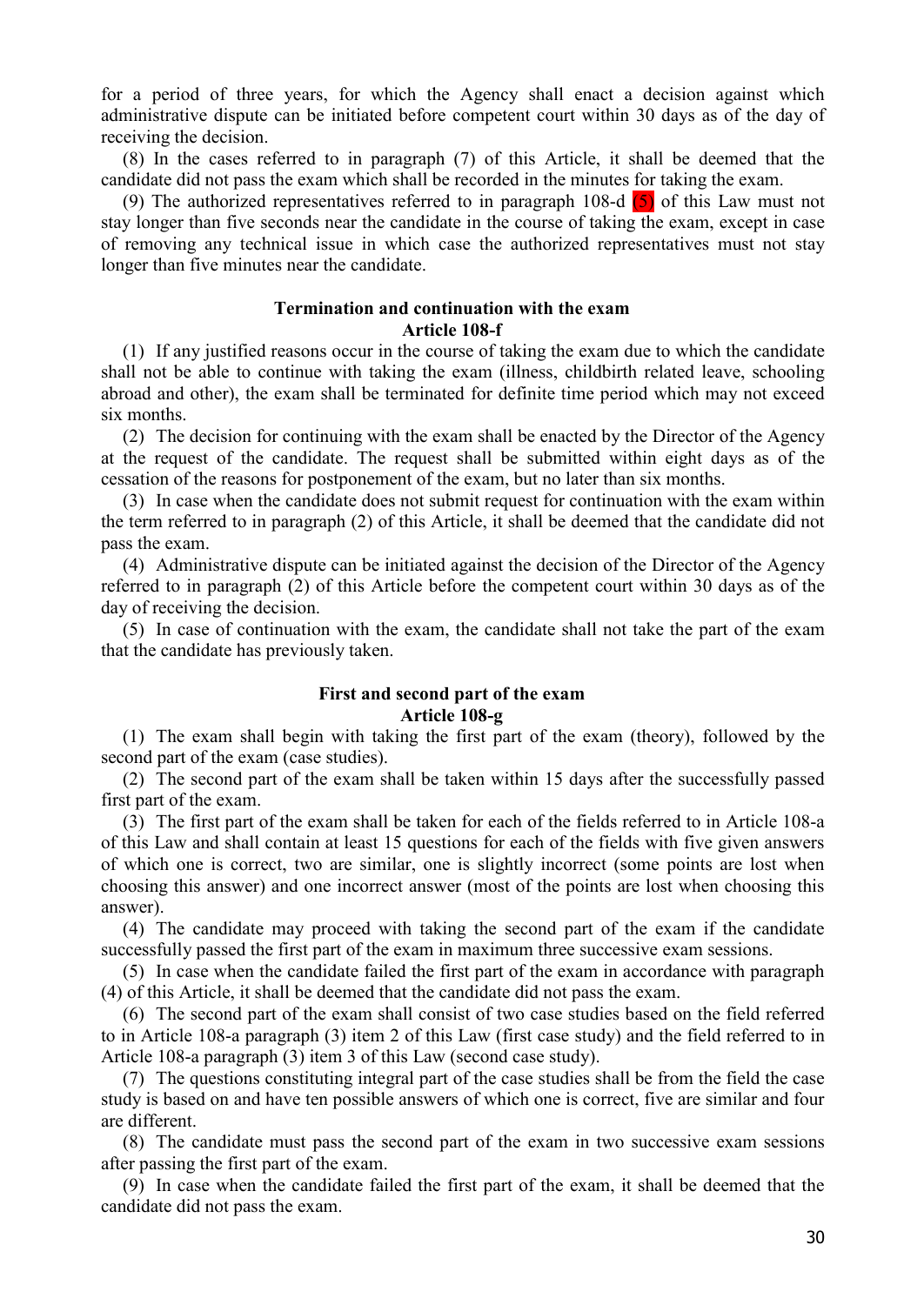for a period of three years, for which the Agency shall enact a decision against which administrative dispute can be initiated before competent court within 30 days as of the day of receiving the decision.

(8) In the cases referred to in paragraph (7) of this Article, it shall be deemed that the candidate did not pass the exam which shall be recorded in the minutes for taking the exam.

(9) The authorized representatives referred to in paragraph 108-d (5) of this Law must not stay longer than five seconds near the candidate in the course of taking the exam, except in case of removing any technical issue in which case the authorized representatives must not stay longer than five minutes near the candidate.

**Termination and continuation with the exam**
**Article 108-f**

(1) If any justified reasons occur in the course of taking the exam due to which the candidate shall not be able to continue with taking the exam (illness, childbirth related leave, schooling abroad and other), the exam shall be terminated for definite time period which may not exceed six months.

(2) The decision for continuing with the exam shall be enacted by the Director of the Agency at the request of the candidate. The request shall be submitted within eight days as of the cessation of the reasons for postponement of the exam, but no later than six months.

(3) In case when the candidate does not submit request for continuation with the exam within the term referred to in paragraph (2) of this Article, it shall be deemed that the candidate did not pass the exam.

(4) Administrative dispute can be initiated against the decision of the Director of the Agency referred to in paragraph (2) of this Article before the competent court within 30 days as of the day of receiving the decision.

(5) In case of continuation with the exam, the candidate shall not take the part of the exam that the candidate has previously taken.

**First and second part of the exam**
**Article 108-g**

(1) The exam shall begin with taking the first part of the exam (theory), followed by the second part of the exam (case studies).

(2) The second part of the exam shall be taken within 15 days after the successfully passed first part of the exam.

(3) The first part of the exam shall be taken for each of the fields referred to in Article 108-a of this Law and shall contain at least 15 questions for each of the fields with five given answers of which one is correct, two are similar, one is slightly incorrect (some points are lost when choosing this answer) and one incorrect answer (most of the points are lost when choosing this answer).

(4) The candidate may proceed with taking the second part of the exam if the candidate successfully passed the first part of the exam in maximum three successive exam sessions.

(5) In case when the candidate failed the first part of the exam in accordance with paragraph (4) of this Article, it shall be deemed that the candidate did not pass the exam.

(6) The second part of the exam shall consist of two case studies based on the field referred to in Article 108-a paragraph (3) item 2 of this Law (first case study) and the field referred to in Article 108-a paragraph (3) item 3 of this Law (second case study).

(7) The questions constituting integral part of the case studies shall be from the field the case study is based on and have ten possible answers of which one is correct, five are similar and four are different.

(8) The candidate must pass the second part of the exam in two successive exam sessions after passing the first part of the exam.

(9) In case when the candidate failed the first part of the exam, it shall be deemed that the candidate did not pass the exam.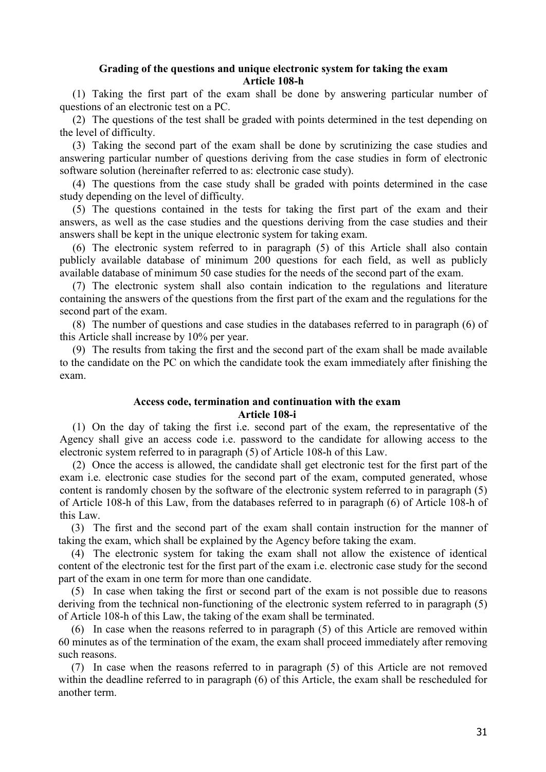### Grading of the questions and unique electronic system for taking the exam
### Article 108-h

(1) Taking the first part of the exam shall be done by answering particular number of questions of an electronic test on a PC.

(2) The questions of the test shall be graded with points determined in the test depending on the level of difficulty.

(3) Taking the second part of the exam shall be done by scrutinizing the case studies and answering particular number of questions deriving from the case studies in form of electronic software solution (hereinafter referred to as: electronic case study).

(4) The questions from the case study shall be graded with points determined in the case study depending on the level of difficulty.

(5) The questions contained in the tests for taking the first part of the exam and their answers, as well as the case studies and the questions deriving from the case studies and their answers shall be kept in the unique electronic system for taking exam.

(6) The electronic system referred to in paragraph (5) of this Article shall also contain publicly available database of minimum 200 questions for each field, as well as publicly available database of minimum 50 case studies for the needs of the second part of the exam.

(7) The electronic system shall also contain indication to the regulations and literature containing the answers of the questions from the first part of the exam and the regulations for the second part of the exam.

(8) The number of questions and case studies in the databases referred to in paragraph (6) of this Article shall increase by 10% per year.

(9) The results from taking the first and the second part of the exam shall be made available to the candidate on the PC on which the candidate took the exam immediately after finishing the exam.

### Access code, termination and continuation with the exam
### Article 108-i

(1) On the day of taking the first i.e. second part of the exam, the representative of the Agency shall give an access code i.e. password to the candidate for allowing access to the electronic system referred to in paragraph (5) of Article 108-h of this Law.

(2) Once the access is allowed, the candidate shall get electronic test for the first part of the exam i.e. electronic case studies for the second part of the exam, computed generated, whose content is randomly chosen by the software of the electronic system referred to in paragraph (5) of Article 108-h of this Law, from the databases referred to in paragraph (6) of Article 108-h of this Law.

(3) The first and the second part of the exam shall contain instruction for the manner of taking the exam, which shall be explained by the Agency before taking the exam.

(4) The electronic system for taking the exam shall not allow the existence of identical content of the electronic test for the first part of the exam i.e. electronic case study for the second part of the exam in one term for more than one candidate.

(5) In case when taking the first or second part of the exam is not possible due to reasons deriving from the technical non-functioning of the electronic system referred to in paragraph (5) of Article 108-h of this Law, the taking of the exam shall be terminated.

(6) In case when the reasons referred to in paragraph (5) of this Article are removed within 60 minutes as of the termination of the exam, the exam shall proceed immediately after removing such reasons.

(7) In case when the reasons referred to in paragraph (5) of this Article are not removed within the deadline referred to in paragraph (6) of this Article, the exam shall be rescheduled for another term.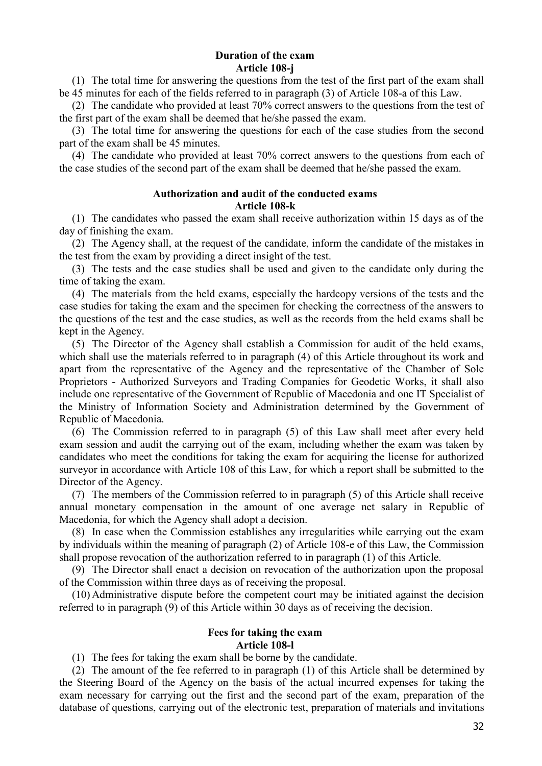**Duration of the exam**
**Article 108-j**

(1) The total time for answering the questions from the test of the first part of the exam shall be 45 minutes for each of the fields referred to in paragraph (3) of Article 108-a of this Law.

(2) The candidate who provided at least 70% correct answers to the questions from the test of the first part of the exam shall be deemed that he/she passed the exam.

(3) The total time for answering the questions for each of the case studies from the second part of the exam shall be 45 minutes.

(4) The candidate who provided at least 70% correct answers to the questions from each of the case studies of the second part of the exam shall be deemed that he/she passed the exam.

**Authorization and audit of the conducted exams**
**Article 108-k**

(1) The candidates who passed the exam shall receive authorization within 15 days as of the day of finishing the exam.

(2) The Agency shall, at the request of the candidate, inform the candidate of the mistakes in the test from the exam by providing a direct insight of the test.

(3) The tests and the case studies shall be used and given to the candidate only during the time of taking the exam.

(4) The materials from the held exams, especially the hardcopy versions of the tests and the case studies for taking the exam and the specimen for checking the correctness of the answers to the questions of the test and the case studies, as well as the records from the held exams shall be kept in the Agency.

(5) The Director of the Agency shall establish a Commission for audit of the held exams, which shall use the materials referred to in paragraph (4) of this Article throughout its work and apart from the representative of the Agency and the representative of the Chamber of Sole Proprietors - Authorized Surveyors and Trading Companies for Geodetic Works, it shall also include one representative of the Government of Republic of Macedonia and one IT Specialist of the Ministry of Information Society and Administration determined by the Government of Republic of Macedonia.

(6) The Commission referred to in paragraph (5) of this Law shall meet after every held exam session and audit the carrying out of the exam, including whether the exam was taken by candidates who meet the conditions for taking the exam for acquiring the license for authorized surveyor in accordance with Article 108 of this Law, for which a report shall be submitted to the Director of the Agency.

(7) The members of the Commission referred to in paragraph (5) of this Article shall receive annual monetary compensation in the amount of one average net salary in Republic of Macedonia, for which the Agency shall adopt a decision.

(8) In case when the Commission establishes any irregularities while carrying out the exam by individuals within the meaning of paragraph (2) of Article 108-e of this Law, the Commission shall propose revocation of the authorization referred to in paragraph (1) of this Article.

(9) The Director shall enact a decision on revocation of the authorization upon the proposal of the Commission within three days as of receiving the proposal.

(10) Administrative dispute before the competent court may be initiated against the decision referred to in paragraph (9) of this Article within 30 days as of receiving the decision.

**Fees for taking the exam**
**Article 108-l**

(1) The fees for taking the exam shall be borne by the candidate.

(2) The amount of the fee referred to in paragraph (1) of this Article shall be determined by the Steering Board of the Agency on the basis of the actual incurred expenses for taking the exam necessary for carrying out the first and the second part of the exam, preparation of the database of questions, carrying out of the electronic test, preparation of materials and invitations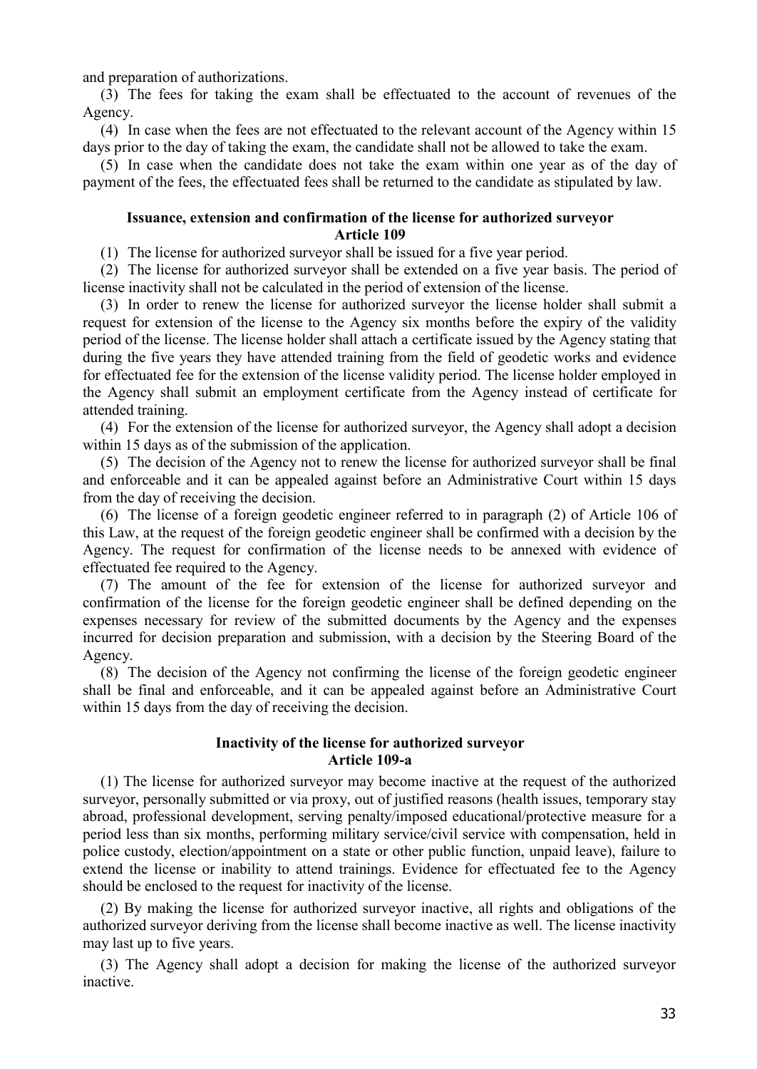and preparation of authorizations.

(3) The fees for taking the exam shall be effectuated to the account of revenues of the Agency.

(4) In case when the fees are not effectuated to the relevant account of the Agency within 15 days prior to the day of taking the exam, the candidate shall not be allowed to take the exam.

(5) In case when the candidate does not take the exam within one year as of the day of payment of the fees, the effectuated fees shall be returned to the candidate as stipulated by law.

**Issuance, extension and confirmation of the license for authorized surveyor**
**Article 109**

(1) The license for authorized surveyor shall be issued for a five year period.

(2) The license for authorized surveyor shall be extended on a five year basis. The period of license inactivity shall not be calculated in the period of extension of the license.

(3) In order to renew the license for authorized surveyor the license holder shall submit a request for extension of the license to the Agency six months before the expiry of the validity period of the license. The license holder shall attach a certificate issued by the Agency stating that during the five years they have attended training from the field of geodetic works and evidence for effectuated fee for the extension of the license validity period. The license holder employed in the Agency shall submit an employment certificate from the Agency instead of certificate for attended training.

(4) For the extension of the license for authorized surveyor, the Agency shall adopt a decision within 15 days as of the submission of the application.

(5) The decision of the Agency not to renew the license for authorized surveyor shall be final and enforceable and it can be appealed against before an Administrative Court within 15 days from the day of receiving the decision.

(6) The license of a foreign geodetic engineer referred to in paragraph (2) of Article 106 of this Law, at the request of the foreign geodetic engineer shall be confirmed with a decision by the Agency. The request for confirmation of the license needs to be annexed with evidence of effectuated fee required to the Agency.

(7) The amount of the fee for extension of the license for authorized surveyor and confirmation of the license for the foreign geodetic engineer shall be defined depending on the expenses necessary for review of the submitted documents by the Agency and the expenses incurred for decision preparation and submission, with a decision by the Steering Board of the Agency.

(8) The decision of the Agency not confirming the license of the foreign geodetic engineer shall be final and enforceable, and it can be appealed against before an Administrative Court within 15 days from the day of receiving the decision.

**Inactivity of the license for authorized surveyor**
**Article 109-a**

(1) The license for authorized surveyor may become inactive at the request of the authorized surveyor, personally submitted or via proxy, out of justified reasons (health issues, temporary stay abroad, professional development, serving penalty/imposed educational/protective measure for a period less than six months, performing military service/civil service with compensation, held in police custody, election/appointment on a state or other public function, unpaid leave), failure to extend the license or inability to attend trainings. Evidence for effectuated fee to the Agency should be enclosed to the request for inactivity of the license.

(2) By making the license for authorized surveyor inactive, all rights and obligations of the authorized surveyor deriving from the license shall become inactive as well. The license inactivity may last up to five years.

(3) The Agency shall adopt a decision for making the license of the authorized surveyor inactive.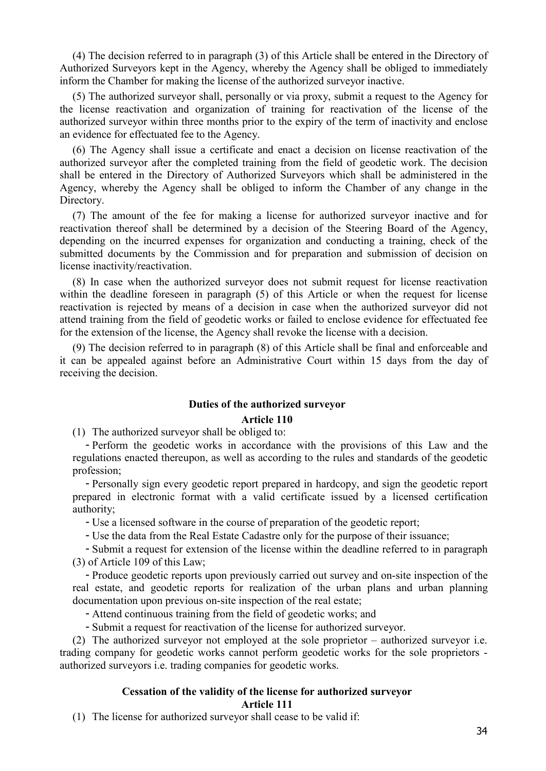(4) The decision referred to in paragraph (3) of this Article shall be entered in the Directory of Authorized Surveyors kept in the Agency, whereby the Agency shall be obliged to immediately inform the Chamber for making the license of the authorized surveyor inactive.

(5) The authorized surveyor shall, personally or via proxy, submit a request to the Agency for the license reactivation and organization of training for reactivation of the license of the authorized surveyor within three months prior to the expiry of the term of inactivity and enclose an evidence for effectuated fee to the Agency.

(6) The Agency shall issue a certificate and enact a decision on license reactivation of the authorized surveyor after the completed training from the field of geodetic work. The decision shall be entered in the Directory of Authorized Surveyors which shall be administered in the Agency, whereby the Agency shall be obliged to inform the Chamber of any change in the Directory.

(7) The amount of the fee for making a license for authorized surveyor inactive and for reactivation thereof shall be determined by a decision of the Steering Board of the Agency, depending on the incurred expenses for organization and conducting a training, check of the submitted documents by the Commission and for preparation and submission of decision on license inactivity/reactivation.

(8) In case when the authorized surveyor does not submit request for license reactivation within the deadline foreseen in paragraph (5) of this Article or when the request for license reactivation is rejected by means of a decision in case when the authorized surveyor did not attend training from the field of geodetic works or failed to enclose evidence for effectuated fee for the extension of the license, the Agency shall revoke the license with a decision.

(9) The decision referred to in paragraph (8) of this Article shall be final and enforceable and it can be appealed against before an Administrative Court within 15 days from the day of receiving the decision.

### Duties of the authorized surveyor

### Article 110

(1) The authorized surveyor shall be obliged to:

- Perform the geodetic works in accordance with the provisions of this Law and the regulations enacted thereupon, as well as according to the rules and standards of the geodetic profession;
- Personally sign every geodetic report prepared in hardcopy, and sign the geodetic report prepared in electronic format with a valid certificate issued by a licensed certification authority;
- Use a licensed software in the course of preparation of the geodetic report;
- Use the data from the Real Estate Cadastre only for the purpose of their issuance;
- Submit a request for extension of the license within the deadline referred to in paragraph (3) of Article 109 of this Law;
- Produce geodetic reports upon previously carried out survey and on-site inspection of the real estate, and geodetic reports for realization of the urban plans and urban planning documentation upon previous on-site inspection of the real estate;
- Attend continuous training from the field of geodetic works; and
- Submit a request for reactivation of the license for authorized surveyor.

(2) The authorized surveyor not employed at the sole proprietor – authorized surveyor i.e. trading company for geodetic works cannot perform geodetic works for the sole proprietors - authorized surveyors i.e. trading companies for geodetic works.

### Cessation of the validity of the license for authorized surveyor

### Article 111

(1) The license for authorized surveyor shall cease to be valid if: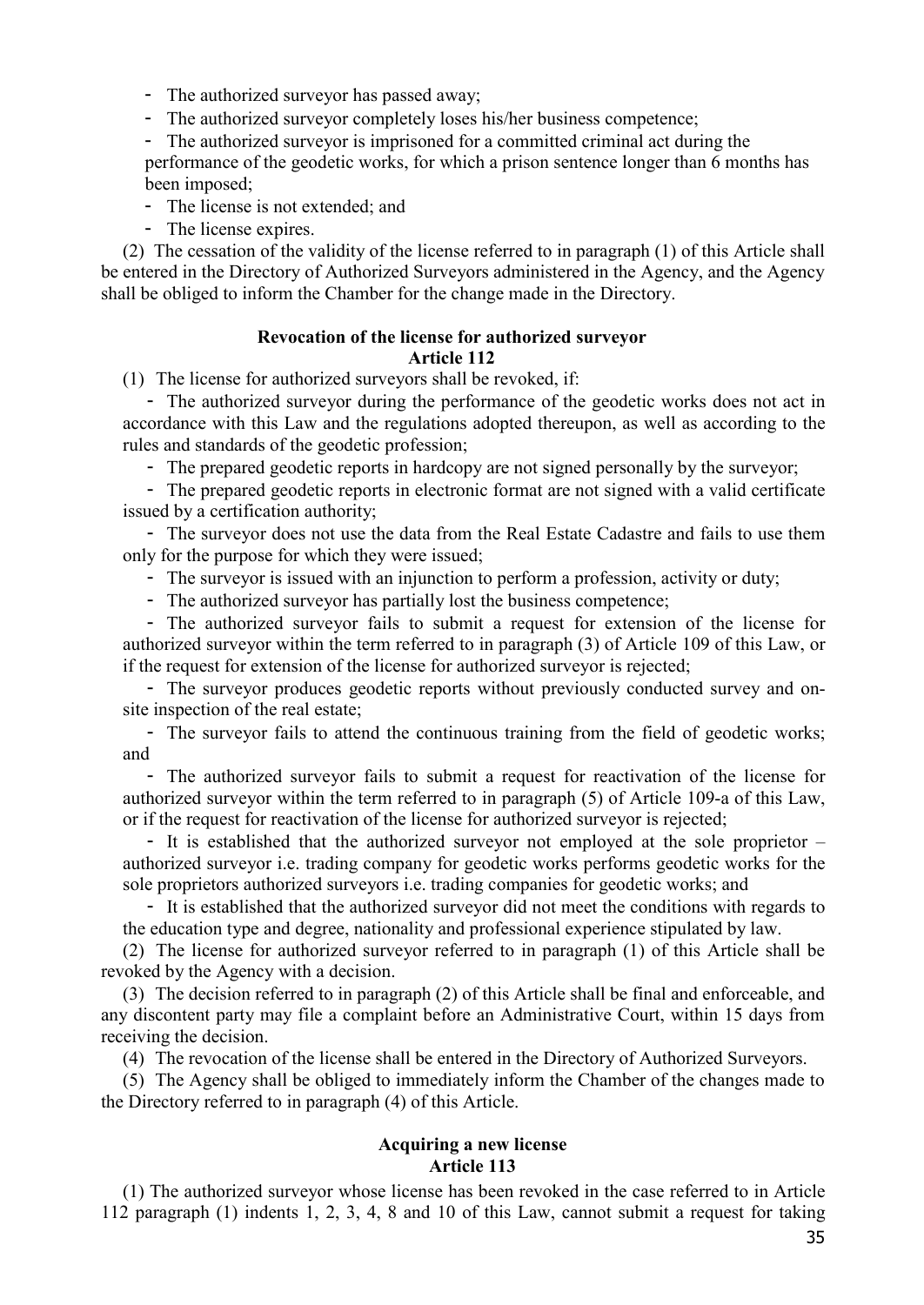- The authorized surveyor has passed away;
- The authorized surveyor completely loses his/her business competence;
- The authorized surveyor is imprisoned for a committed criminal act during the performance of the geodetic works, for which a prison sentence longer than 6 months has been imposed;
- The license is not extended; and
- The license expires.

(2) The cessation of the validity of the license referred to in paragraph (1) of this Article shall be entered in the Directory of Authorized Surveyors administered in the Agency, and the Agency shall be obliged to inform the Chamber for the change made in the Directory.

**Revocation of the license for authorized surveyor**
**Article 112**

(1) The license for authorized surveyors shall be revoked, if:

- The authorized surveyor during the performance of the geodetic works does not act in accordance with this Law and the regulations adopted thereupon, as well as according to the rules and standards of the geodetic profession;
- The prepared geodetic reports in hardcopy are not signed personally by the surveyor;
- The prepared geodetic reports in electronic format are not signed with a valid certificate issued by a certification authority;
- The surveyor does not use the data from the Real Estate Cadastre and fails to use them only for the purpose for which they were issued;
- The surveyor is issued with an injunction to perform a profession, activity or duty;
- The authorized surveyor has partially lost the business competence;
- The authorized surveyor fails to submit a request for extension of the license for authorized surveyor within the term referred to in paragraph (3) of Article 109 of this Law, or if the request for extension of the license for authorized surveyor is rejected;
- The surveyor produces geodetic reports without previously conducted survey and on-site inspection of the real estate;
- The surveyor fails to attend the continuous training from the field of geodetic works; and
- The authorized surveyor fails to submit a request for reactivation of the license for authorized surveyor within the term referred to in paragraph (5) of Article 109-a of this Law, or if the request for reactivation of the license for authorized surveyor is rejected;
- It is established that the authorized surveyor not employed at the sole proprietor – authorized surveyor i.e. trading company for geodetic works performs geodetic works for the sole proprietors authorized surveyors i.e. trading companies for geodetic works; and
- It is established that the authorized surveyor did not meet the conditions with regards to the education type and degree, nationality and professional experience stipulated by law.

(2) The license for authorized surveyor referred to in paragraph (1) of this Article shall be revoked by the Agency with a decision.

(3) The decision referred to in paragraph (2) of this Article shall be final and enforceable, and any discontent party may file a complaint before an Administrative Court, within 15 days from receiving the decision.

(4) The revocation of the license shall be entered in the Directory of Authorized Surveyors.

(5) The Agency shall be obliged to immediately inform the Chamber of the changes made to the Directory referred to in paragraph (4) of this Article.

**Acquiring a new license**
**Article 113**

(1) The authorized surveyor whose license has been revoked in the case referred to in Article 112 paragraph (1) indents 1, 2, 3, 4, 8 and 10 of this Law, cannot submit a request for taking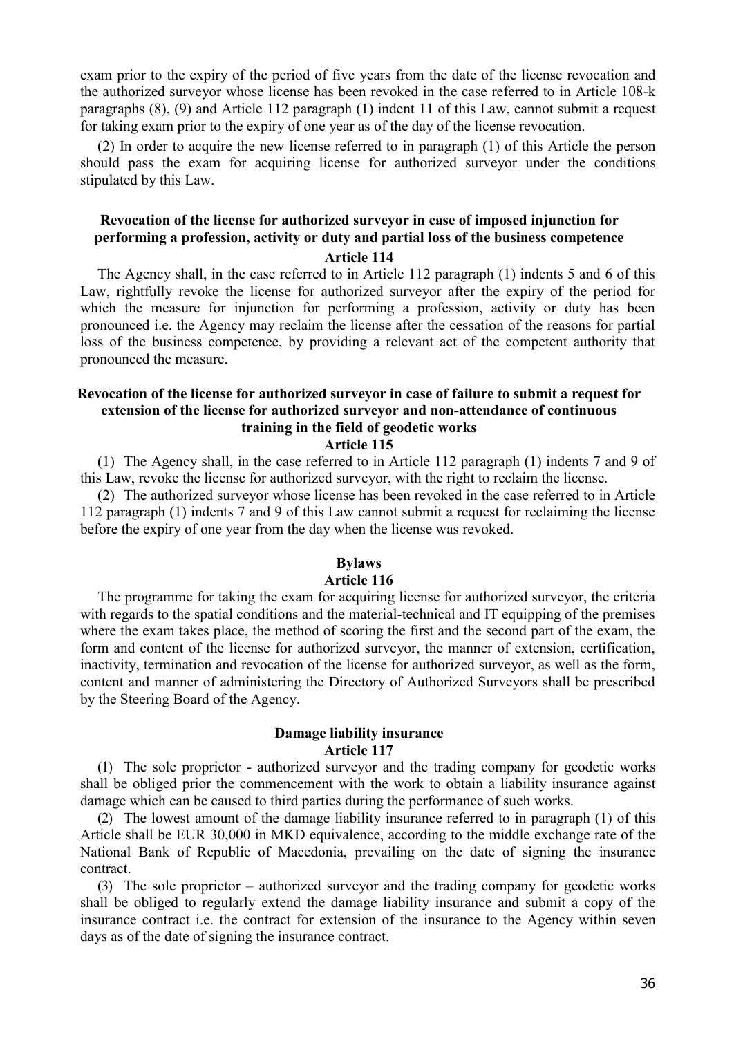exam prior to the expiry of the period of five years from the date of the license revocation and the authorized surveyor whose license has been revoked in the case referred to in Article 108-k paragraphs (8), (9) and Article 112 paragraph (1) indent 11 of this Law, cannot submit a request for taking exam prior to the expiry of one year as of the day of the license revocation.

(2) In order to acquire the new license referred to in paragraph (1) of this Article the person should pass the exam for acquiring license for authorized surveyor under the conditions stipulated by this Law.

**Revocation of the license for authorized surveyor in case of imposed injunction for performing a profession, activity or duty and partial loss of the business competence**

**Article 114**

The Agency shall, in the case referred to in Article 112 paragraph (1) indents 5 and 6 of this Law, rightfully revoke the license for authorized surveyor after the expiry of the period for which the measure for injunction for performing a profession, activity or duty has been pronounced i.e. the Agency may reclaim the license after the cessation of the reasons for partial loss of the business competence, by providing a relevant act of the competent authority that pronounced the measure.

**Revocation of the license for authorized surveyor in case of failure to submit a request for extension of the license for authorized surveyor and non-attendance of continuous training in the field of geodetic works**

**Article 115**

(1) The Agency shall, in the case referred to in Article 112 paragraph (1) indents 7 and 9 of this Law, revoke the license for authorized surveyor, with the right to reclaim the license.

(2) The authorized surveyor whose license has been revoked in the case referred to in Article 112 paragraph (1) indents 7 and 9 of this Law cannot submit a request for reclaiming the license before the expiry of one year from the day when the license was revoked.

**Bylaws**

**Article 116**

The programme for taking the exam for acquiring license for authorized surveyor, the criteria with regards to the spatial conditions and the material-technical and IT equipping of the premises where the exam takes place, the method of scoring the first and the second part of the exam, the form and content of the license for authorized surveyor, the manner of extension, certification, inactivity, termination and revocation of the license for authorized surveyor, as well as the form, content and manner of administering the Directory of Authorized Surveyors shall be prescribed by the Steering Board of the Agency.

**Damage liability insurance**

**Article 117**

(1) The sole proprietor - authorized surveyor and the trading company for geodetic works shall be obliged prior the commencement with the work to obtain a liability insurance against damage which can be caused to third parties during the performance of such works.

(2) The lowest amount of the damage liability insurance referred to in paragraph (1) of this Article shall be EUR 30,000 in MKD equivalence, according to the middle exchange rate of the National Bank of Republic of Macedonia, prevailing on the date of signing the insurance contract.

(3) The sole proprietor – authorized surveyor and the trading company for geodetic works shall be obliged to regularly extend the damage liability insurance and submit a copy of the insurance contract i.e. the contract for extension of the insurance to the Agency within seven days as of the date of signing the insurance contract.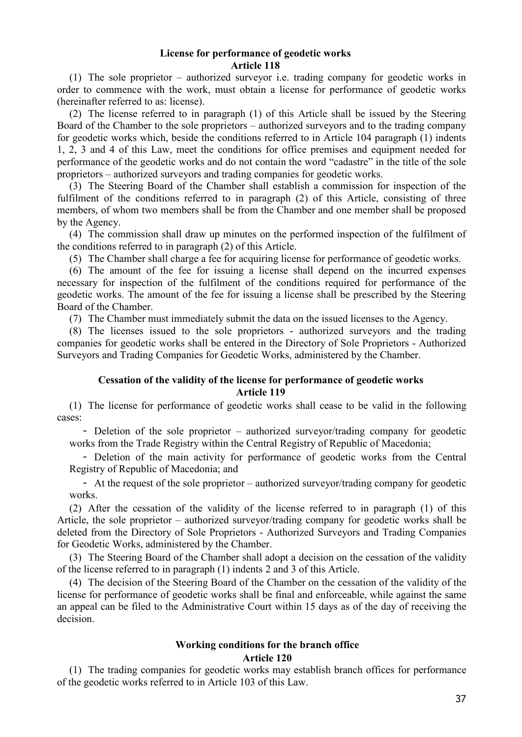**License for performance of geodetic works**
**Article 118**

(1) The sole proprietor – authorized surveyor i.e. trading company for geodetic works in order to commence with the work, must obtain a license for performance of geodetic works (hereinafter referred to as: license).

(2) The license referred to in paragraph (1) of this Article shall be issued by the Steering Board of the Chamber to the sole proprietors – authorized surveyors and to the trading company for geodetic works which, beside the conditions referred to in Article 104 paragraph (1) indents 1, 2, 3 and 4 of this Law, meet the conditions for office premises and equipment needed for performance of the geodetic works and do not contain the word "cadastre" in the title of the sole proprietors – authorized surveyors and trading companies for geodetic works.

(3) The Steering Board of the Chamber shall establish a commission for inspection of the fulfilment of the conditions referred to in paragraph (2) of this Article, consisting of three members, of whom two members shall be from the Chamber and one member shall be proposed by the Agency.

(4) The commission shall draw up minutes on the performed inspection of the fulfilment of the conditions referred to in paragraph (2) of this Article.

(5) The Chamber shall charge a fee for acquiring license for performance of geodetic works.

(6) The amount of the fee for issuing a license shall depend on the incurred expenses necessary for inspection of the fulfilment of the conditions required for performance of the geodetic works. The amount of the fee for issuing a license shall be prescribed by the Steering Board of the Chamber.

(7) The Chamber must immediately submit the data on the issued licenses to the Agency.

(8) The licenses issued to the sole proprietors - authorized surveyors and the trading companies for geodetic works shall be entered in the Directory of Sole Proprietors - Authorized Surveyors and Trading Companies for Geodetic Works, administered by the Chamber.

**Cessation of the validity of the license for performance of geodetic works**
**Article 119**

(1) The license for performance of geodetic works shall cease to be valid in the following cases:

- Deletion of the sole proprietor – authorized surveyor/trading company for geodetic works from the Trade Registry within the Central Registry of Republic of Macedonia;
- Deletion of the main activity for performance of geodetic works from the Central Registry of Republic of Macedonia; and
- At the request of the sole proprietor – authorized surveyor/trading company for geodetic works.

(2) After the cessation of the validity of the license referred to in paragraph (1) of this Article, the sole proprietor – authorized surveyor/trading company for geodetic works shall be deleted from the Directory of Sole Proprietors - Authorized Surveyors and Trading Companies for Geodetic Works, administered by the Chamber.

(3) The Steering Board of the Chamber shall adopt a decision on the cessation of the validity of the license referred to in paragraph (1) indents 2 and 3 of this Article.

(4) The decision of the Steering Board of the Chamber on the cessation of the validity of the license for performance of geodetic works shall be final and enforceable, while against the same an appeal can be filed to the Administrative Court within 15 days as of the day of receiving the decision.

**Working conditions for the branch office**
**Article 120**

(1) The trading companies for geodetic works may establish branch offices for performance of the geodetic works referred to in Article 103 of this Law.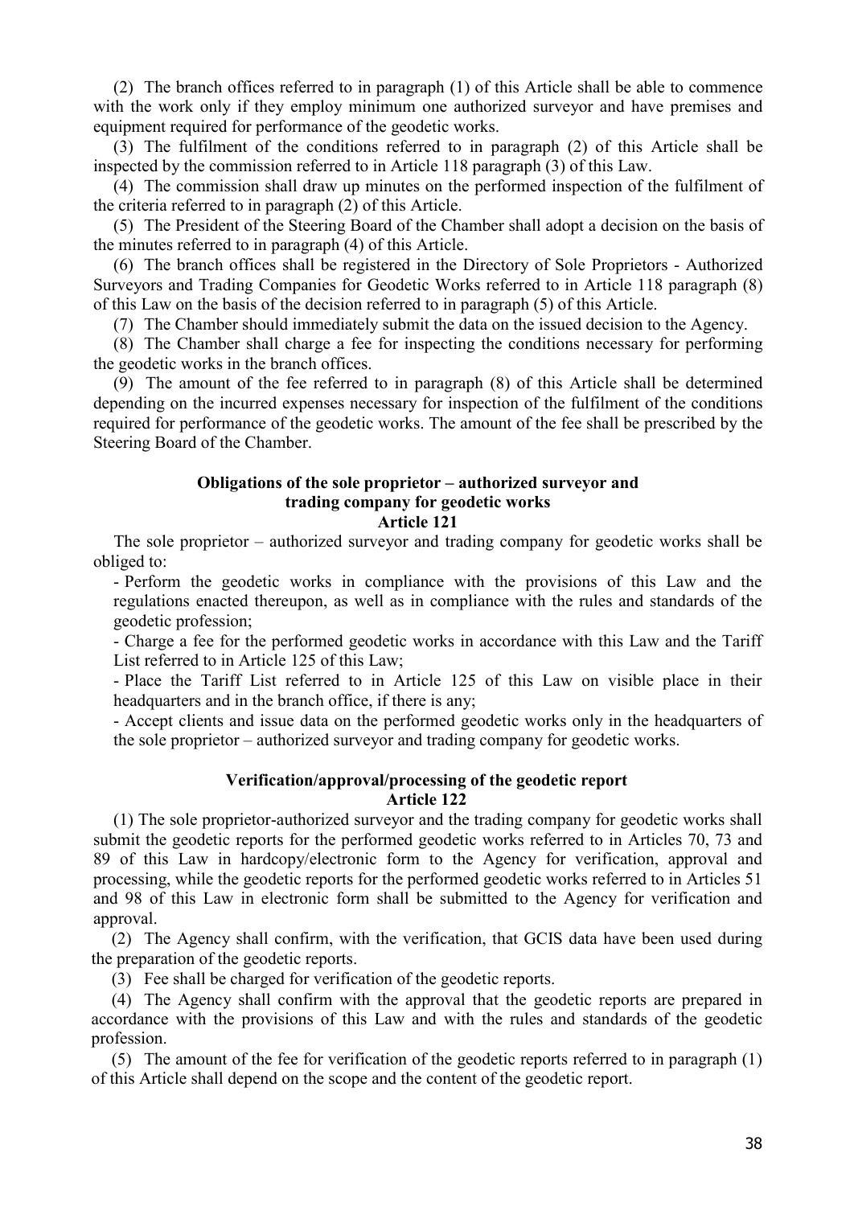(2) The branch offices referred to in paragraph (1) of this Article shall be able to commence with the work only if they employ minimum one authorized surveyor and have premises and equipment required for performance of the geodetic works.

(3) The fulfilment of the conditions referred to in paragraph (2) of this Article shall be inspected by the commission referred to in Article 118 paragraph (3) of this Law.

(4) The commission shall draw up minutes on the performed inspection of the fulfilment of the criteria referred to in paragraph (2) of this Article.

(5) The President of the Steering Board of the Chamber shall adopt a decision on the basis of the minutes referred to in paragraph (4) of this Article.

(6) The branch offices shall be registered in the Directory of Sole Proprietors - Authorized Surveyors and Trading Companies for Geodetic Works referred to in Article 118 paragraph (8) of this Law on the basis of the decision referred to in paragraph (5) of this Article.

(7) The Chamber should immediately submit the data on the issued decision to the Agency.

(8) The Chamber shall charge a fee for inspecting the conditions necessary for performing the geodetic works in the branch offices.

(9) The amount of the fee referred to in paragraph (8) of this Article shall be determined depending on the incurred expenses necessary for inspection of the fulfilment of the conditions required for performance of the geodetic works. The amount of the fee shall be prescribed by the Steering Board of the Chamber.

**Obligations of the sole proprietor – authorized surveyor and trading company for geodetic works**
**Article 121**

The sole proprietor – authorized surveyor and trading company for geodetic works shall be obliged to:

- Perform the geodetic works in compliance with the provisions of this Law and the regulations enacted thereupon, as well as in compliance with the rules and standards of the geodetic profession;
- Charge a fee for the performed geodetic works in accordance with this Law and the Tariff List referred to in Article 125 of this Law;
- Place the Tariff List referred to in Article 125 of this Law on visible place in their headquarters and in the branch office, if there is any;
- Accept clients and issue data on the performed geodetic works only in the headquarters of the sole proprietor – authorized surveyor and trading company for geodetic works.

**Verification/approval/processing of the geodetic report**
**Article 122**

(1) The sole proprietor-authorized surveyor and the trading company for geodetic works shall submit the geodetic reports for the performed geodetic works referred to in Articles 70, 73 and 89 of this Law in hardcopy/electronic form to the Agency for verification, approval and processing, while the geodetic reports for the performed geodetic works referred to in Articles 51 and 98 of this Law in electronic form shall be submitted to the Agency for verification and approval.

(2) The Agency shall confirm, with the verification, that GCIS data have been used during the preparation of the geodetic reports.

(3) Fee shall be charged for verification of the geodetic reports.

(4) The Agency shall confirm with the approval that the geodetic reports are prepared in accordance with the provisions of this Law and with the rules and standards of the geodetic profession.

(5) The amount of the fee for verification of the geodetic reports referred to in paragraph (1) of this Article shall depend on the scope and the content of the geodetic report.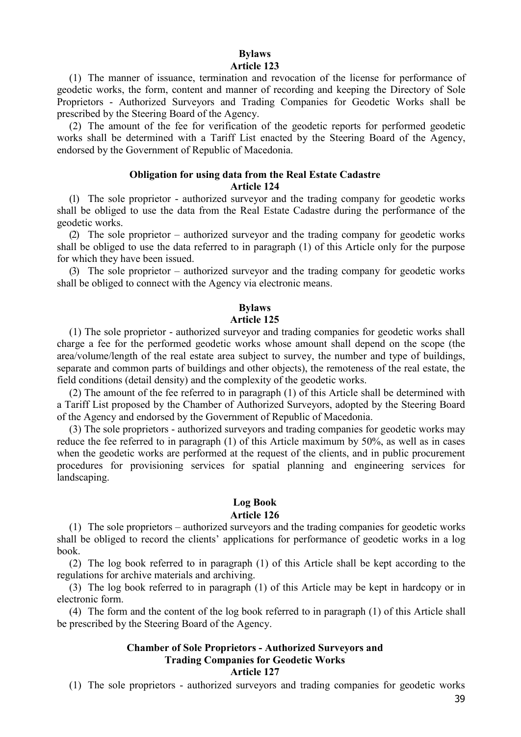**Bylaws**
**Article 123**

(1) The manner of issuance, termination and revocation of the license for performance of geodetic works, the form, content and manner of recording and keeping the Directory of Sole Proprietors - Authorized Surveyors and Trading Companies for Geodetic Works shall be prescribed by the Steering Board of the Agency.

(2) The amount of the fee for verification of the geodetic reports for performed geodetic works shall be determined with a Tariff List enacted by the Steering Board of the Agency, endorsed by the Government of Republic of Macedonia.

**Obligation for using data from the Real Estate Cadastre**
**Article 124**

(1) The sole proprietor - authorized surveyor and the trading company for geodetic works shall be obliged to use the data from the Real Estate Cadastre during the performance of the geodetic works.

(2) The sole proprietor – authorized surveyor and the trading company for geodetic works shall be obliged to use the data referred to in paragraph (1) of this Article only for the purpose for which they have been issued.

(3) The sole proprietor – authorized surveyor and the trading company for geodetic works shall be obliged to connect with the Agency via electronic means.

**Bylaws**
**Article 125**

(1) The sole proprietor - authorized surveyor and trading companies for geodetic works shall charge a fee for the performed geodetic works whose amount shall depend on the scope (the area/volume/length of the real estate area subject to survey, the number and type of buildings, separate and common parts of buildings and other objects), the remoteness of the real estate, the field conditions (detail density) and the complexity of the geodetic works.

(2) The amount of the fee referred to in paragraph (1) of this Article shall be determined with a Tariff List proposed by the Chamber of Authorized Surveyors, adopted by the Steering Board of the Agency and endorsed by the Government of Republic of Macedonia.

(3) The sole proprietors - authorized surveyors and trading companies for geodetic works may reduce the fee referred to in paragraph (1) of this Article maximum by 50%, as well as in cases when the geodetic works are performed at the request of the clients, and in public procurement procedures for provisioning services for spatial planning and engineering services for landscaping.

**Log Book**
**Article 126**

(1) The sole proprietors – authorized surveyors and the trading companies for geodetic works shall be obliged to record the clients' applications for performance of geodetic works in a log book.

(2) The log book referred to in paragraph (1) of this Article shall be kept according to the regulations for archive materials and archiving.

(3) The log book referred to in paragraph (1) of this Article may be kept in hardcopy or in electronic form.

(4) The form and the content of the log book referred to in paragraph (1) of this Article shall be prescribed by the Steering Board of the Agency.

**Chamber of Sole Proprietors - Authorized Surveyors and Trading Companies for Geodetic Works**
**Article 127**

(1) The sole proprietors - authorized surveyors and trading companies for geodetic works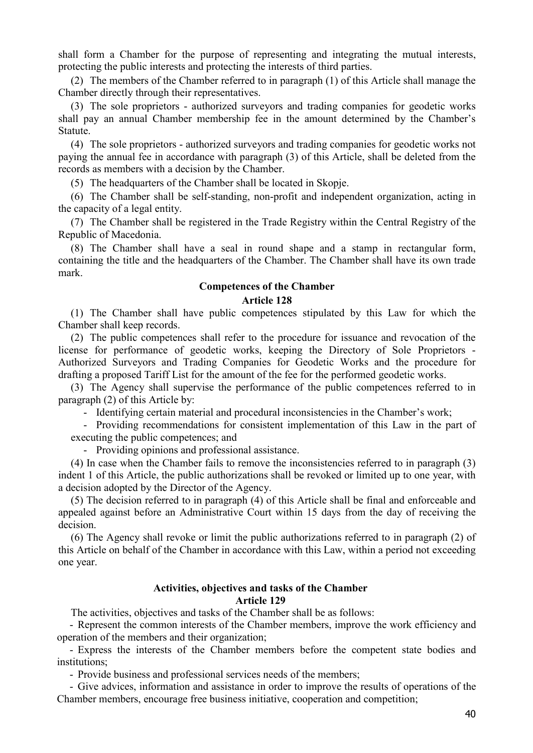shall form a Chamber for the purpose of representing and integrating the mutual interests, protecting the public interests and protecting the interests of third parties.

(2) The members of the Chamber referred to in paragraph (1) of this Article shall manage the Chamber directly through their representatives.

(3) The sole proprietors - authorized surveyors and trading companies for geodetic works shall pay an annual Chamber membership fee in the amount determined by the Chamber's Statute.

(4) The sole proprietors - authorized surveyors and trading companies for geodetic works not paying the annual fee in accordance with paragraph (3) of this Article, shall be deleted from the records as members with a decision by the Chamber.

(5) The headquarters of the Chamber shall be located in Skopje.

(6) The Chamber shall be self-standing, non-profit and independent organization, acting in the capacity of a legal entity.

(7) The Chamber shall be registered in the Trade Registry within the Central Registry of the Republic of Macedonia.

(8) The Chamber shall have a seal in round shape and a stamp in rectangular form, containing the title and the headquarters of the Chamber. The Chamber shall have its own trade mark.

**Competences of the Chamber**

**Article 128**

(1) The Chamber shall have public competences stipulated by this Law for which the Chamber shall keep records.

(2) The public competences shall refer to the procedure for issuance and revocation of the license for performance of geodetic works, keeping the Directory of Sole Proprietors - Authorized Surveyors and Trading Companies for Geodetic Works and the procedure for drafting a proposed Tariff List for the amount of the fee for the performed geodetic works.

(3) The Agency shall supervise the performance of the public competences referred to in paragraph (2) of this Article by:

- Identifying certain material and procedural inconsistencies in the Chamber's work;
- Providing recommendations for consistent implementation of this Law in the part of executing the public competences; and
- Providing opinions and professional assistance.

(4) In case when the Chamber fails to remove the inconsistencies referred to in paragraph (3) indent 1 of this Article, the public authorizations shall be revoked or limited up to one year, with a decision adopted by the Director of the Agency.

(5) The decision referred to in paragraph (4) of this Article shall be final and enforceable and appealed against before an Administrative Court within 15 days from the day of receiving the decision.

(6) The Agency shall revoke or limit the public authorizations referred to in paragraph (2) of this Article on behalf of the Chamber in accordance with this Law, within a period not exceeding one year.

**Activities, objectives and tasks of the Chamber**

**Article 129**

The activities, objectives and tasks of the Chamber shall be as follows:

- Represent the common interests of the Chamber members, improve the work efficiency and operation of the members and their organization;
- Express the interests of the Chamber members before the competent state bodies and institutions;
- Provide business and professional services needs of the members;
- Give advices, information and assistance in order to improve the results of operations of the Chamber members, encourage free business initiative, cooperation and competition;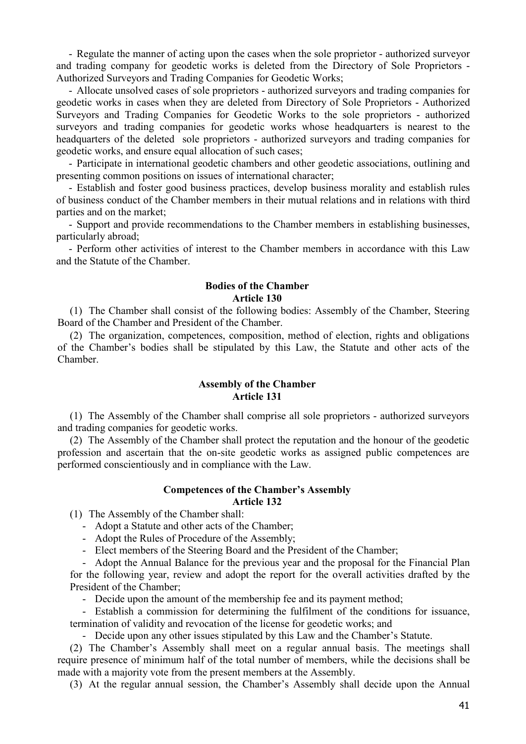- Regulate the manner of acting upon the cases when the sole proprietor - authorized surveyor and trading company for geodetic works is deleted from the Directory of Sole Proprietors - Authorized Surveyors and Trading Companies for Geodetic Works;

- Allocate unsolved cases of sole proprietors - authorized surveyors and trading companies for geodetic works in cases when they are deleted from Directory of Sole Proprietors - Authorized Surveyors and Trading Companies for Geodetic Works to the sole proprietors - authorized surveyors and trading companies for geodetic works whose headquarters is nearest to the headquarters of the deleted sole proprietors - authorized surveyors and trading companies for geodetic works, and ensure equal allocation of such cases;

- Participate in international geodetic chambers and other geodetic associations, outlining and presenting common positions on issues of international character;

- Establish and foster good business practices, develop business morality and establish rules of business conduct of the Chamber members in their mutual relations and in relations with third parties and on the market;

- Support and provide recommendations to the Chamber members in establishing businesses, particularly abroad;

- Perform other activities of interest to the Chamber members in accordance with this Law and the Statute of the Chamber.

**Bodies of the Chamber**
**Article 130**

(1) The Chamber shall consist of the following bodies: Assembly of the Chamber, Steering Board of the Chamber and President of the Chamber.

(2) The organization, competences, composition, method of election, rights and obligations of the Chamber's bodies shall be stipulated by this Law, the Statute and other acts of the Chamber.

**Assembly of the Chamber**
**Article 131**

(1) The Assembly of the Chamber shall comprise all sole proprietors - authorized surveyors and trading companies for geodetic works.

(2) The Assembly of the Chamber shall protect the reputation and the honour of the geodetic profession and ascertain that the on-site geodetic works as assigned public competences are performed conscientiously and in compliance with the Law.

**Competences of the Chamber's Assembly**
**Article 132**

(1) The Assembly of the Chamber shall:

- Adopt a Statute and other acts of the Chamber;
- Adopt the Rules of Procedure of the Assembly;
- Elect members of the Steering Board and the President of the Chamber;
- Adopt the Annual Balance for the previous year and the proposal for the Financial Plan for the following year, review and adopt the report for the overall activities drafted by the President of the Chamber;
- Decide upon the amount of the membership fee and its payment method;
- Establish a commission for determining the fulfilment of the conditions for issuance, termination of validity and revocation of the license for geodetic works; and
- Decide upon any other issues stipulated by this Law and the Chamber's Statute.

(2) The Chamber's Assembly shall meet on a regular annual basis. The meetings shall require presence of minimum half of the total number of members, while the decisions shall be made with a majority vote from the present members at the Assembly.

(3) At the regular annual session, the Chamber's Assembly shall decide upon the Annual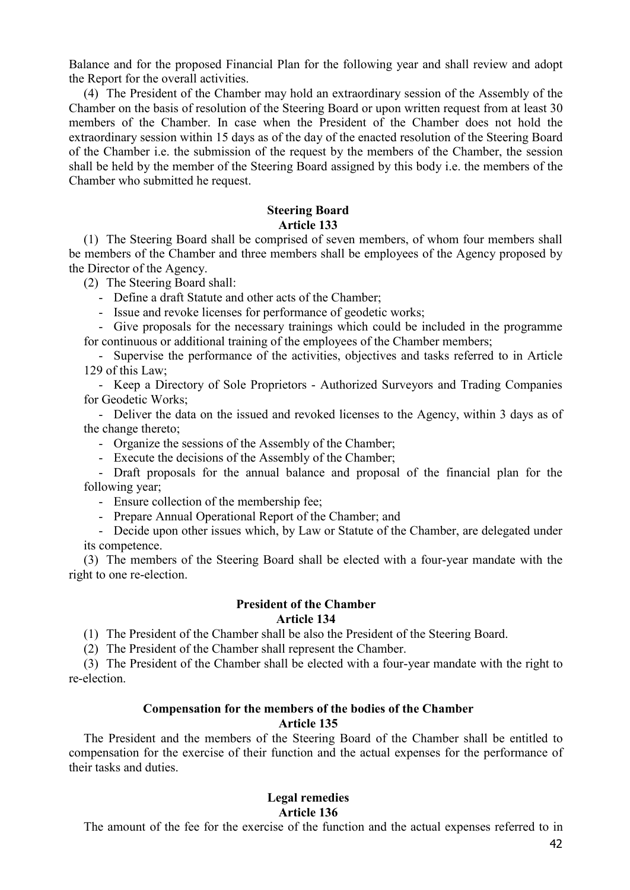Balance and for the proposed Financial Plan for the following year and shall review and adopt the Report for the overall activities.

(4) The President of the Chamber may hold an extraordinary session of the Assembly of the Chamber on the basis of resolution of the Steering Board or upon written request from at least 30 members of the Chamber. In case when the President of the Chamber does not hold the extraordinary session within 15 days as of the day of the enacted resolution of the Steering Board of the Chamber i.e. the submission of the request by the members of the Chamber, the session shall be held by the member of the Steering Board assigned by this body i.e. the members of the Chamber who submitted he request.

**Steering Board**
**Article 133**

(1) The Steering Board shall be comprised of seven members, of whom four members shall be members of the Chamber and three members shall be employees of the Agency proposed by the Director of the Agency.

(2) The Steering Board shall:

- Define a draft Statute and other acts of the Chamber;
- Issue and revoke licenses for performance of geodetic works;
- Give proposals for the necessary trainings which could be included in the programme for continuous or additional training of the employees of the Chamber members;
- Supervise the performance of the activities, objectives and tasks referred to in Article 129 of this Law;
- Keep a Directory of Sole Proprietors - Authorized Surveyors and Trading Companies for Geodetic Works;
- Deliver the data on the issued and revoked licenses to the Agency, within 3 days as of the change thereto;
- Organize the sessions of the Assembly of the Chamber;
- Execute the decisions of the Assembly of the Chamber;
- Draft proposals for the annual balance and proposal of the financial plan for the following year;
- Ensure collection of the membership fee;
- Prepare Annual Operational Report of the Chamber; and
- Decide upon other issues which, by Law or Statute of the Chamber, are delegated under its competence.

(3) The members of the Steering Board shall be elected with a four-year mandate with the right to one re-election.

**President of the Chamber**
**Article 134**

(1) The President of the Chamber shall be also the President of the Steering Board.

(2) The President of the Chamber shall represent the Chamber.

(3) The President of the Chamber shall be elected with a four-year mandate with the right to re-election.

**Compensation for the members of the bodies of the Chamber**
**Article 135**

The President and the members of the Steering Board of the Chamber shall be entitled to compensation for the exercise of their function and the actual expenses for the performance of their tasks and duties.

**Legal remedies**
**Article 136**

The amount of the fee for the exercise of the function and the actual expenses referred to in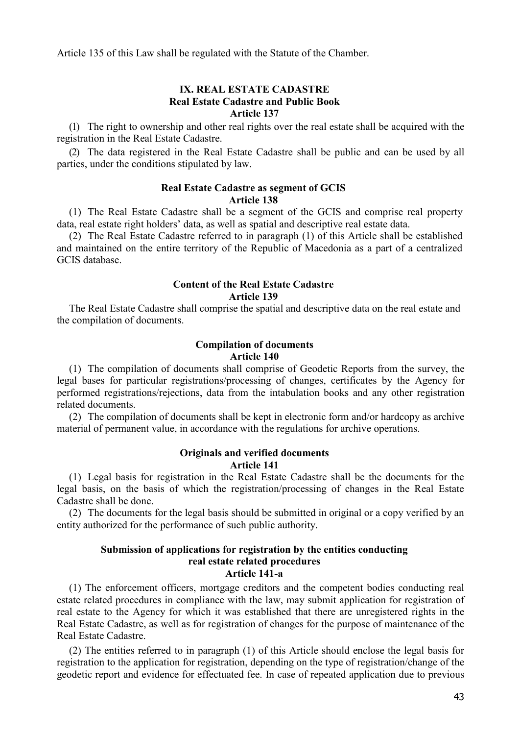Article 135 of this Law shall be regulated with the Statute of the Chamber.

## IX. REAL ESTATE CADASTRE

### Real Estate Cadastre and Public Book

**Article 137**

(1) The right to ownership and other real rights over the real estate shall be acquired with the registration in the Real Estate Cadastre.

(2) The data registered in the Real Estate Cadastre shall be public and can be used by all parties, under the conditions stipulated by law.

### Real Estate Cadastre as segment of GCIS

**Article 138**

(1) The Real Estate Cadastre shall be a segment of the GCIS and comprise real property data, real estate right holders' data, as well as spatial and descriptive real estate data.

(2) The Real Estate Cadastre referred to in paragraph (1) of this Article shall be established and maintained on the entire territory of the Republic of Macedonia as a part of a centralized GCIS database.

### Content of the Real Estate Cadastre

**Article 139**

The Real Estate Cadastre shall comprise the spatial and descriptive data on the real estate and the compilation of documents.

### Compilation of documents

**Article 140**

(1) The compilation of documents shall comprise of Geodetic Reports from the survey, the legal bases for particular registrations/processing of changes, certificates by the Agency for performed registrations/rejections, data from the intabulation books and any other registration related documents.

(2) The compilation of documents shall be kept in electronic form and/or hardcopy as archive material of permanent value, in accordance with the regulations for archive operations.

### Originals and verified documents

**Article 141**

(1) Legal basis for registration in the Real Estate Cadastre shall be the documents for the legal basis, on the basis of which the registration/processing of changes in the Real Estate Cadastre shall be done.

(2) The documents for the legal basis should be submitted in original or a copy verified by an entity authorized for the performance of such public authority.

### Submission of applications for registration by the entities conducting real estate related procedures

**Article 141-a**

(1) The enforcement officers, mortgage creditors and the competent bodies conducting real estate related procedures in compliance with the law, may submit application for registration of real estate to the Agency for which it was established that there are unregistered rights in the Real Estate Cadastre, as well as for registration of changes for the purpose of maintenance of the Real Estate Cadastre.

(2) The entities referred to in paragraph (1) of this Article should enclose the legal basis for registration to the application for registration, depending on the type of registration/change of the geodetic report and evidence for effectuated fee. In case of repeated application due to previous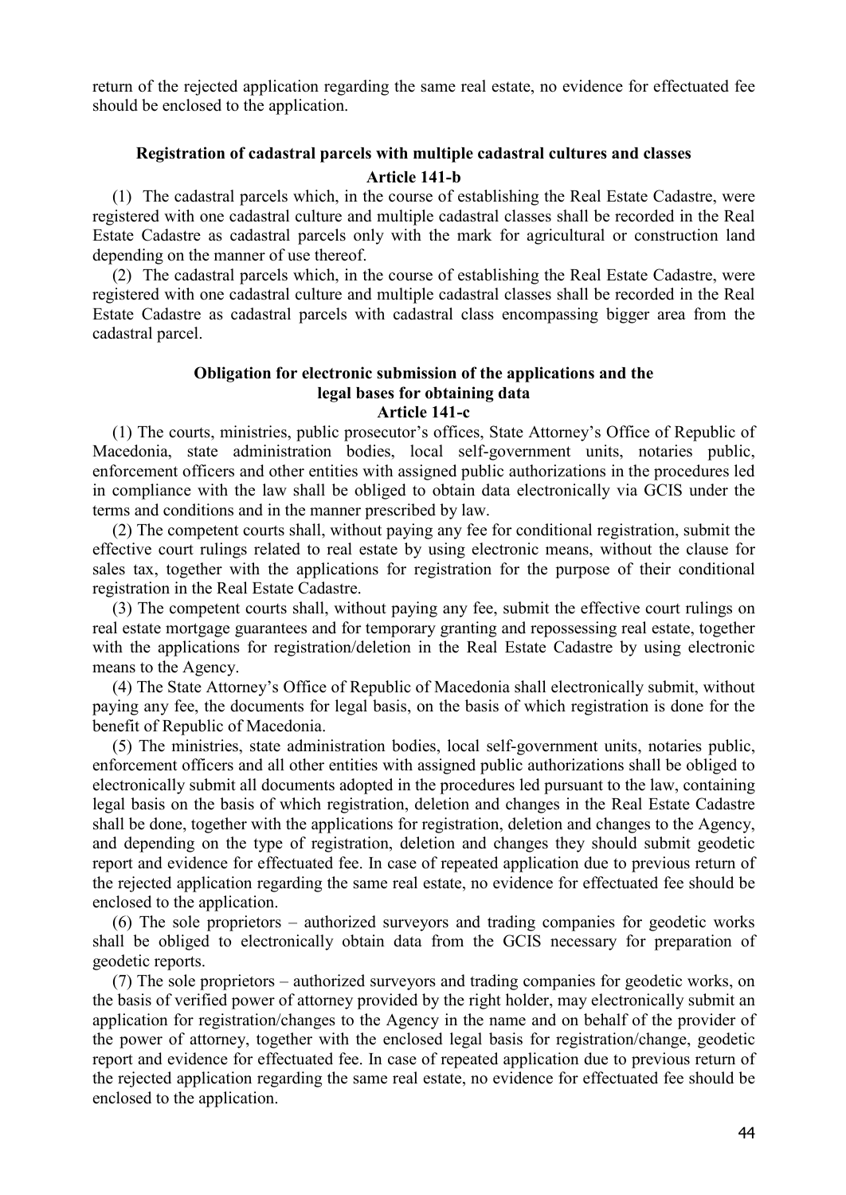return of the rejected application regarding the same real estate, no evidence for effectuated fee should be enclosed to the application.

### Registration of cadastral parcels with multiple cadastral cultures and classes

### Article 141-b

(1) The cadastral parcels which, in the course of establishing the Real Estate Cadastre, were registered with one cadastral culture and multiple cadastral classes shall be recorded in the Real Estate Cadastre as cadastral parcels only with the mark for agricultural or construction land depending on the manner of use thereof.

(2) The cadastral parcels which, in the course of establishing the Real Estate Cadastre, were registered with one cadastral culture and multiple cadastral classes shall be recorded in the Real Estate Cadastre as cadastral parcels with cadastral class encompassing bigger area from the cadastral parcel.

### Obligation for electronic submission of the applications and the legal bases for obtaining data

### Article 141-c

(1) The courts, ministries, public prosecutor's offices, State Attorney's Office of Republic of Macedonia, state administration bodies, local self-government units, notaries public, enforcement officers and other entities with assigned public authorizations in the procedures led in compliance with the law shall be obliged to obtain data electronically via GCIS under the terms and conditions and in the manner prescribed by law.

(2) The competent courts shall, without paying any fee for conditional registration, submit the effective court rulings related to real estate by using electronic means, without the clause for sales tax, together with the applications for registration for the purpose of their conditional registration in the Real Estate Cadastre.

(3) The competent courts shall, without paying any fee, submit the effective court rulings on real estate mortgage guarantees and for temporary granting and repossessing real estate, together with the applications for registration/deletion in the Real Estate Cadastre by using electronic means to the Agency.

(4) The State Attorney's Office of Republic of Macedonia shall electronically submit, without paying any fee, the documents for legal basis, on the basis of which registration is done for the benefit of Republic of Macedonia.

(5) The ministries, state administration bodies, local self-government units, notaries public, enforcement officers and all other entities with assigned public authorizations shall be obliged to electronically submit all documents adopted in the procedures led pursuant to the law, containing legal basis on the basis of which registration, deletion and changes in the Real Estate Cadastre shall be done, together with the applications for registration, deletion and changes to the Agency, and depending on the type of registration, deletion and changes they should submit geodetic report and evidence for effectuated fee. In case of repeated application due to previous return of the rejected application regarding the same real estate, no evidence for effectuated fee should be enclosed to the application.

(6) The sole proprietors – authorized surveyors and trading companies for geodetic works shall be obliged to electronically obtain data from the GCIS necessary for preparation of geodetic reports.

(7) The sole proprietors – authorized surveyors and trading companies for geodetic works, on the basis of verified power of attorney provided by the right holder, may electronically submit an application for registration/changes to the Agency in the name and on behalf of the provider of the power of attorney, together with the enclosed legal basis for registration/change, geodetic report and evidence for effectuated fee. In case of repeated application due to previous return of the rejected application regarding the same real estate, no evidence for effectuated fee should be enclosed to the application.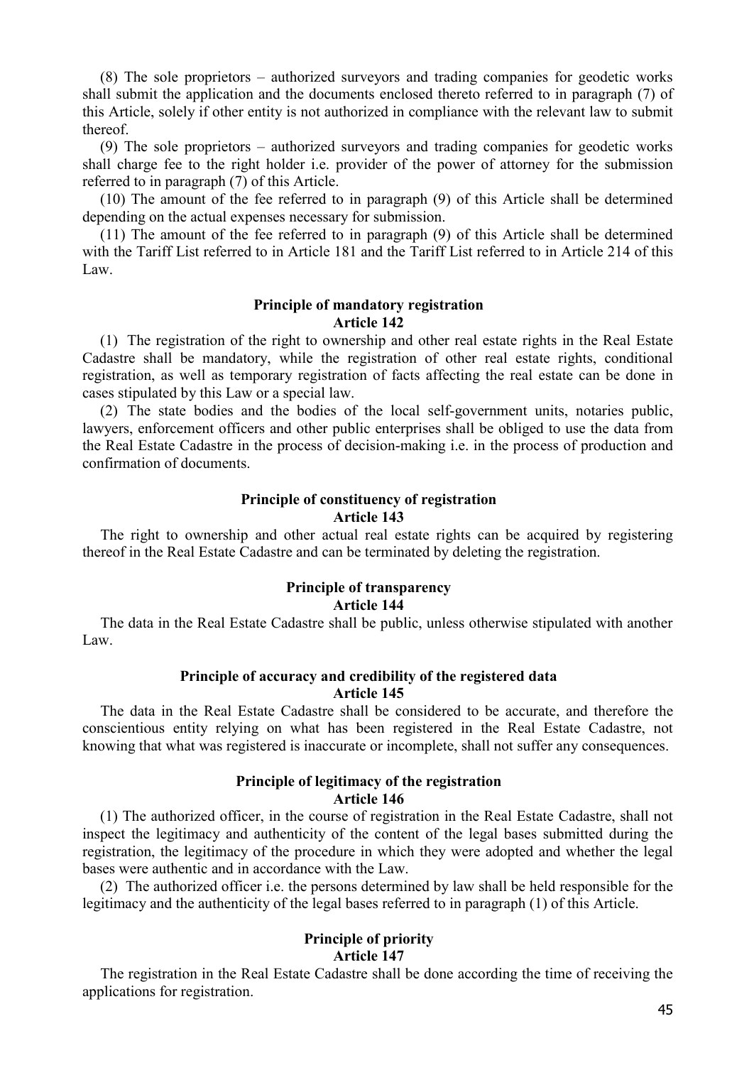(8) The sole proprietors – authorized surveyors and trading companies for geodetic works shall submit the application and the documents enclosed thereto referred to in paragraph (7) of this Article, solely if other entity is not authorized in compliance with the relevant law to submit thereof.

(9) The sole proprietors – authorized surveyors and trading companies for geodetic works shall charge fee to the right holder i.e. provider of the power of attorney for the submission referred to in paragraph (7) of this Article.

(10) The amount of the fee referred to in paragraph (9) of this Article shall be determined depending on the actual expenses necessary for submission.

(11) The amount of the fee referred to in paragraph (9) of this Article shall be determined with the Tariff List referred to in Article 181 and the Tariff List referred to in Article 214 of this Law.

**Principle of mandatory registration**
**Article 142**

(1) The registration of the right to ownership and other real estate rights in the Real Estate Cadastre shall be mandatory, while the registration of other real estate rights, conditional registration, as well as temporary registration of facts affecting the real estate can be done in cases stipulated by this Law or a special law.

(2) The state bodies and the bodies of the local self-government units, notaries public, lawyers, enforcement officers and other public enterprises shall be obliged to use the data from the Real Estate Cadastre in the process of decision-making i.e. in the process of production and confirmation of documents.

**Principle of constituency of registration**
**Article 143**

The right to ownership and other actual real estate rights can be acquired by registering thereof in the Real Estate Cadastre and can be terminated by deleting the registration.

**Principle of transparency**
**Article 144**

The data in the Real Estate Cadastre shall be public, unless otherwise stipulated with another Law.

**Principle of accuracy and credibility of the registered data**
**Article 145**

The data in the Real Estate Cadastre shall be considered to be accurate, and therefore the conscientious entity relying on what has been registered in the Real Estate Cadastre, not knowing that what was registered is inaccurate or incomplete, shall not suffer any consequences.

**Principle of legitimacy of the registration**
**Article 146**

(1) The authorized officer, in the course of registration in the Real Estate Cadastre, shall not inspect the legitimacy and authenticity of the content of the legal bases submitted during the registration, the legitimacy of the procedure in which they were adopted and whether the legal bases were authentic and in accordance with the Law.

(2) The authorized officer i.e. the persons determined by law shall be held responsible for the legitimacy and the authenticity of the legal bases referred to in paragraph (1) of this Article.

**Principle of priority**
**Article 147**

The registration in the Real Estate Cadastre shall be done according the time of receiving the applications for registration.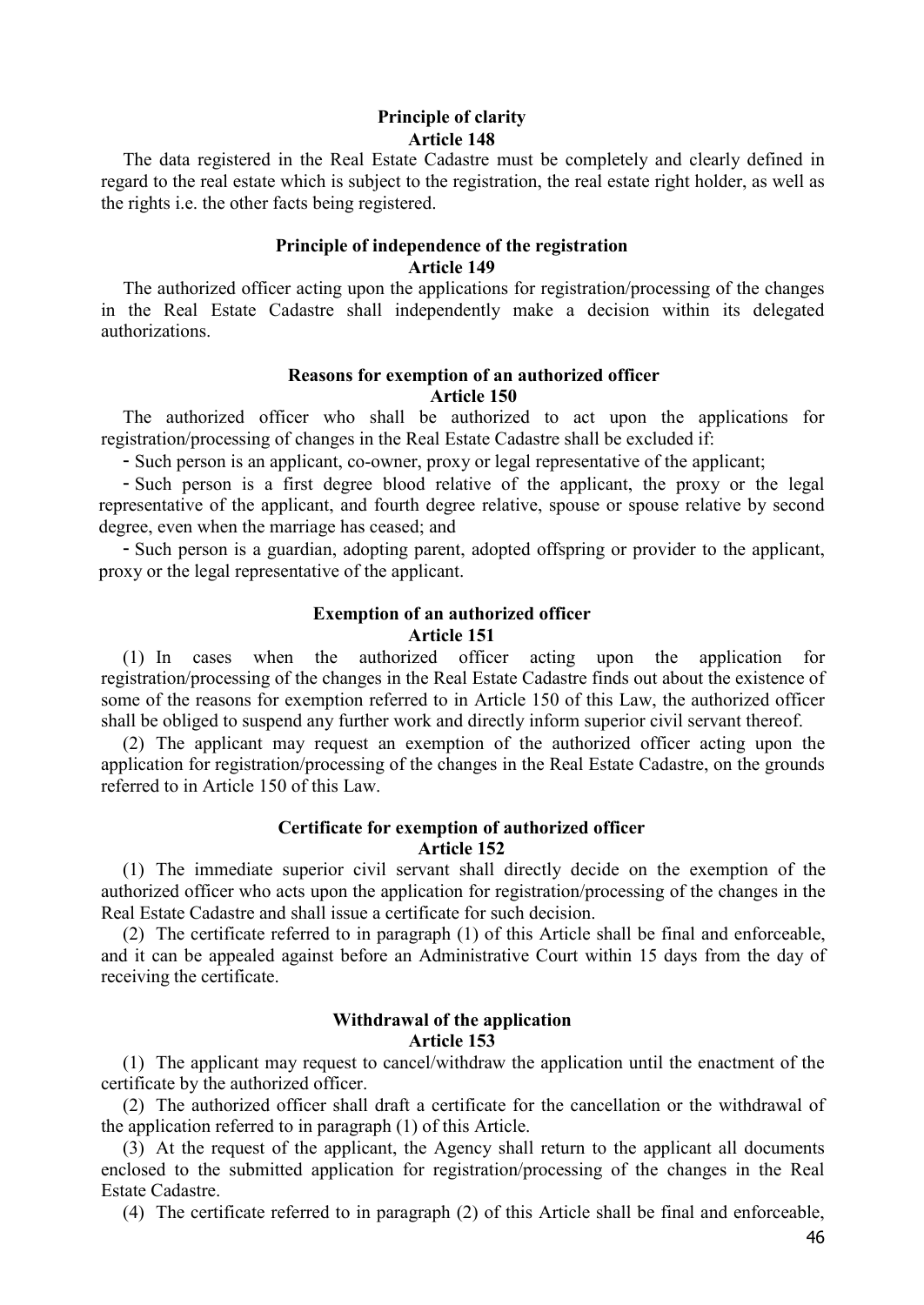**Principle of clarity**
**Article 148**

The data registered in the Real Estate Cadastre must be completely and clearly defined in regard to the real estate which is subject to the registration, the real estate right holder, as well as the rights i.e. the other facts being registered.

**Principle of independence of the registration**
**Article 149**

The authorized officer acting upon the applications for registration/processing of the changes in the Real Estate Cadastre shall independently make a decision within its delegated authorizations.

**Reasons for exemption of an authorized officer**
**Article 150**

The authorized officer who shall be authorized to act upon the applications for registration/processing of changes in the Real Estate Cadastre shall be excluded if:

- Such person is an applicant, co-owner, proxy or legal representative of the applicant;
- Such person is a first degree blood relative of the applicant, the proxy or the legal representative of the applicant, and fourth degree relative, spouse or spouse relative by second degree, even when the marriage has ceased; and
- Such person is a guardian, adopting parent, adopted offspring or provider to the applicant, proxy or the legal representative of the applicant.

**Exemption of an authorized officer**
**Article 151**

(1) In cases when the authorized officer acting upon the application for registration/processing of the changes in the Real Estate Cadastre finds out about the existence of some of the reasons for exemption referred to in Article 150 of this Law, the authorized officer shall be obliged to suspend any further work and directly inform superior civil servant thereof.

(2) The applicant may request an exemption of the authorized officer acting upon the application for registration/processing of the changes in the Real Estate Cadastre, on the grounds referred to in Article 150 of this Law.

**Certificate for exemption of authorized officer**
**Article 152**

(1) The immediate superior civil servant shall directly decide on the exemption of the authorized officer who acts upon the application for registration/processing of the changes in the Real Estate Cadastre and shall issue a certificate for such decision.

(2) The certificate referred to in paragraph (1) of this Article shall be final and enforceable, and it can be appealed against before an Administrative Court within 15 days from the day of receiving the certificate.

**Withdrawal of the application**
**Article 153**

(1) The applicant may request to cancel/withdraw the application until the enactment of the certificate by the authorized officer.

(2) The authorized officer shall draft a certificate for the cancellation or the withdrawal of the application referred to in paragraph (1) of this Article.

(3) At the request of the applicant, the Agency shall return to the applicant all documents enclosed to the submitted application for registration/processing of the changes in the Real Estate Cadastre.

(4) The certificate referred to in paragraph (2) of this Article shall be final and enforceable,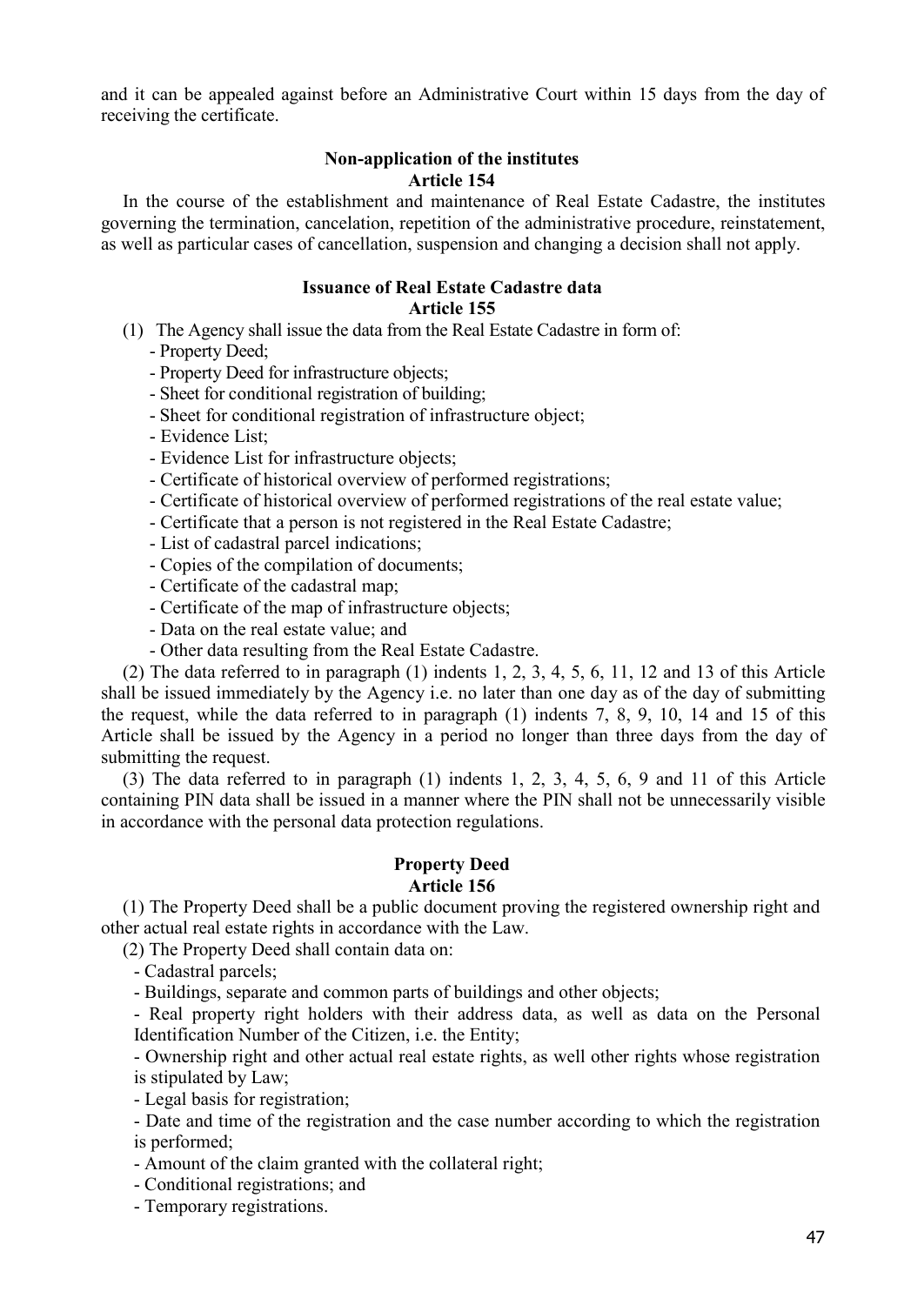and it can be appealed against before an Administrative Court within 15 days from the day of receiving the certificate.

**Non-application of the institutes**
**Article 154**

In the course of the establishment and maintenance of Real Estate Cadastre, the institutes governing the termination, cancelation, repetition of the administrative procedure, reinstatement, as well as particular cases of cancellation, suspension and changing a decision shall not apply.

**Issuance of Real Estate Cadastre data**
**Article 155**

(1) The Agency shall issue the data from the Real Estate Cadastre in form of:

- Property Deed;
- Property Deed for infrastructure objects;
- Sheet for conditional registration of building;
- Sheet for conditional registration of infrastructure object;
- Evidence List;
- Evidence List for infrastructure objects;
- Certificate of historical overview of performed registrations;
- Certificate of historical overview of performed registrations of the real estate value;
- Certificate that a person is not registered in the Real Estate Cadastre;
- List of cadastral parcel indications;
- Copies of the compilation of documents;
- Certificate of the cadastral map;
- Certificate of the map of infrastructure objects;
- Data on the real estate value; and
- Other data resulting from the Real Estate Cadastre.

(2) The data referred to in paragraph (1) indents 1, 2, 3, 4, 5, 6, 11, 12 and 13 of this Article shall be issued immediately by the Agency i.e. no later than one day as of the day of submitting the request, while the data referred to in paragraph (1) indents 7, 8, 9, 10, 14 and 15 of this Article shall be issued by the Agency in a period no longer than three days from the day of submitting the request.

(3) The data referred to in paragraph (1) indents 1, 2, 3, 4, 5, 6, 9 and 11 of this Article containing PIN data shall be issued in a manner where the PIN shall not be unnecessarily visible in accordance with the personal data protection regulations.

**Property Deed**
**Article 156**

(1) The Property Deed shall be a public document proving the registered ownership right and other actual real estate rights in accordance with the Law.

(2) The Property Deed shall contain data on:

- Cadastral parcels;
- Buildings, separate and common parts of buildings and other objects;
- Real property right holders with their address data, as well as data on the Personal Identification Number of the Citizen, i.e. the Entity;
- Ownership right and other actual real estate rights, as well other rights whose registration is stipulated by Law;
- Legal basis for registration;
- Date and time of the registration and the case number according to which the registration is performed;
- Amount of the claim granted with the collateral right;
- Conditional registrations; and
- Temporary registrations.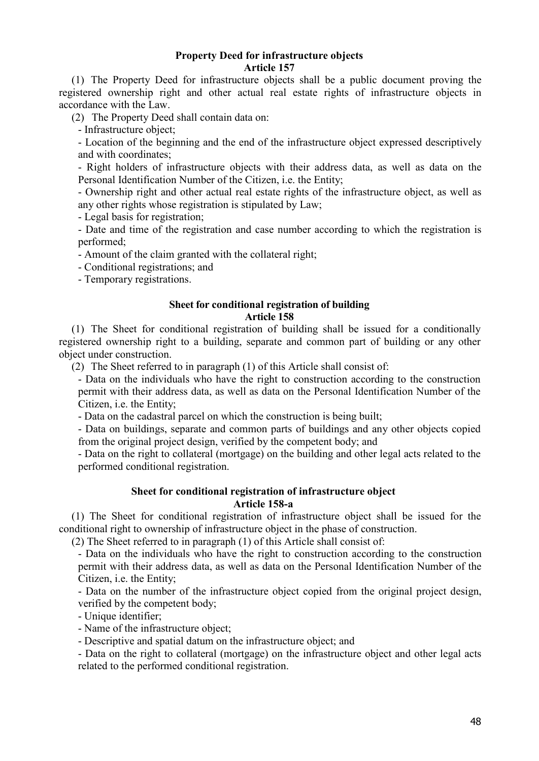**Property Deed for infrastructure objects**
**Article 157**

(1) The Property Deed for infrastructure objects shall be a public document proving the registered ownership right and other actual real estate rights of infrastructure objects in accordance with the Law.

(2) The Property Deed shall contain data on:

- Infrastructure object;
- Location of the beginning and the end of the infrastructure object expressed descriptively and with coordinates;
- Right holders of infrastructure objects with their address data, as well as data on the Personal Identification Number of the Citizen, i.e. the Entity;
- Ownership right and other actual real estate rights of the infrastructure object, as well as any other rights whose registration is stipulated by Law;
- Legal basis for registration;
- Date and time of the registration and case number according to which the registration is performed;
- Amount of the claim granted with the collateral right;
- Conditional registrations; and
- Temporary registrations.

**Sheet for conditional registration of building**
**Article 158**

(1) The Sheet for conditional registration of building shall be issued for a conditionally registered ownership right to a building, separate and common part of building or any other object under construction.

(2) The Sheet referred to in paragraph (1) of this Article shall consist of:

- Data on the individuals who have the right to construction according to the construction permit with their address data, as well as data on the Personal Identification Number of the Citizen, i.e. the Entity;
- Data on the cadastral parcel on which the construction is being built;
- Data on buildings, separate and common parts of buildings and any other objects copied from the original project design, verified by the competent body; and
- Data on the right to collateral (mortgage) on the building and other legal acts related to the performed conditional registration.

**Sheet for conditional registration of infrastructure object**
**Article 158-a**

(1) The Sheet for conditional registration of infrastructure object shall be issued for the conditional right to ownership of infrastructure object in the phase of construction.

(2) The Sheet referred to in paragraph (1) of this Article shall consist of:

- Data on the individuals who have the right to construction according to the construction permit with their address data, as well as data on the Personal Identification Number of the Citizen, i.e. the Entity;
- Data on the number of the infrastructure object copied from the original project design, verified by the competent body;
- Unique identifier;
- Name of the infrastructure object;
- Descriptive and spatial datum on the infrastructure object; and
- Data on the right to collateral (mortgage) on the infrastructure object and other legal acts related to the performed conditional registration.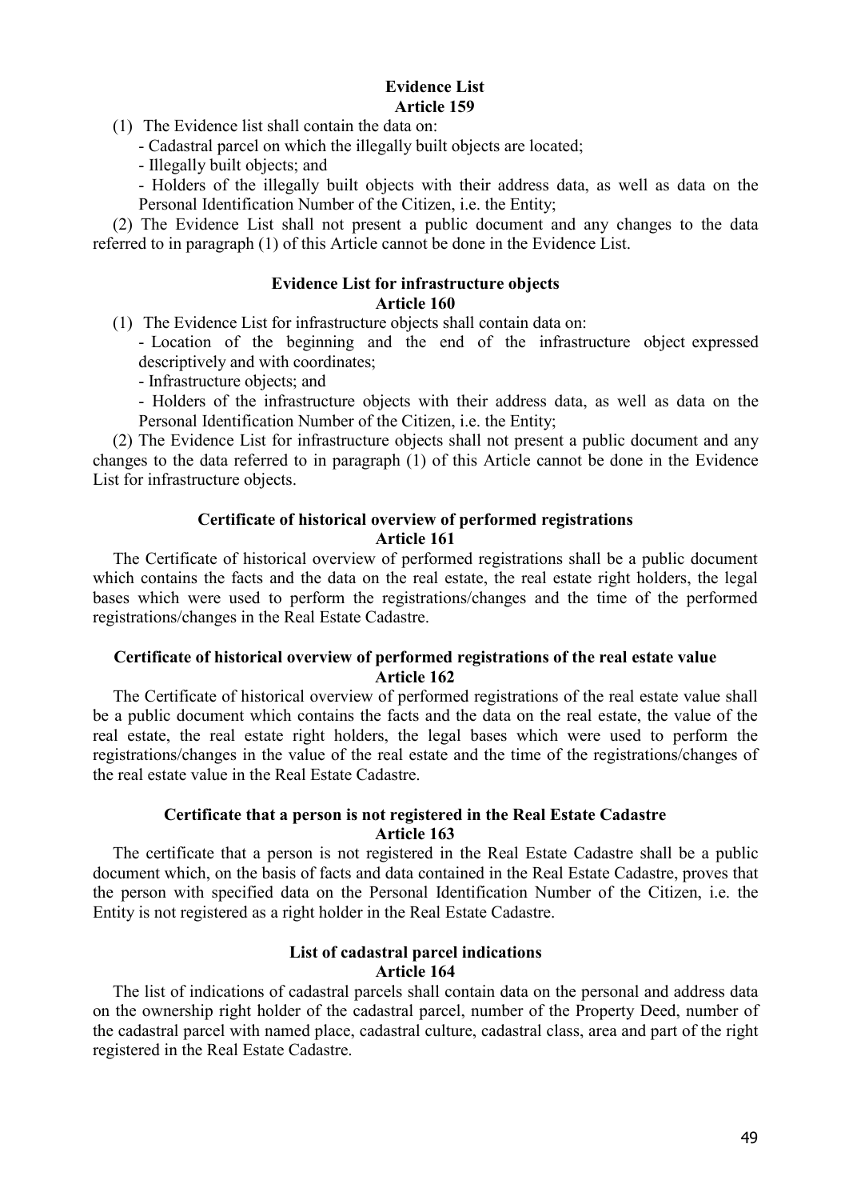**Evidence List**
**Article 159**

(1) The Evidence list shall contain the data on:

- Cadastral parcel on which the illegally built objects are located;
- Illegally built objects; and
- Holders of the illegally built objects with their address data, as well as data on the Personal Identification Number of the Citizen, i.e. the Entity;

(2) The Evidence List shall not present a public document and any changes to the data referred to in paragraph (1) of this Article cannot be done in the Evidence List.

**Evidence List for infrastructure objects**
**Article 160**

(1) The Evidence List for infrastructure objects shall contain data on:

- Location of the beginning and the end of the infrastructure object expressed descriptively and with coordinates;
- Infrastructure objects; and
- Holders of the infrastructure objects with their address data, as well as data on the Personal Identification Number of the Citizen, i.e. the Entity;

(2) The Evidence List for infrastructure objects shall not present a public document and any changes to the data referred to in paragraph (1) of this Article cannot be done in the Evidence List for infrastructure objects.

**Certificate of historical overview of performed registrations**
**Article 161**

The Certificate of historical overview of performed registrations shall be a public document which contains the facts and the data on the real estate, the real estate right holders, the legal bases which were used to perform the registrations/changes and the time of the performed registrations/changes in the Real Estate Cadastre.

**Certificate of historical overview of performed registrations of the real estate value**
**Article 162**

The Certificate of historical overview of performed registrations of the real estate value shall be a public document which contains the facts and the data on the real estate, the value of the real estate, the real estate right holders, the legal bases which were used to perform the registrations/changes in the value of the real estate and the time of the registrations/changes of the real estate value in the Real Estate Cadastre.

**Certificate that a person is not registered in the Real Estate Cadastre**
**Article 163**

The certificate that a person is not registered in the Real Estate Cadastre shall be a public document which, on the basis of facts and data contained in the Real Estate Cadastre, proves that the person with specified data on the Personal Identification Number of the Citizen, i.e. the Entity is not registered as a right holder in the Real Estate Cadastre.

**List of cadastral parcel indications**
**Article 164**

The list of indications of cadastral parcels shall contain data on the personal and address data on the ownership right holder of the cadastral parcel, number of the Property Deed, number of the cadastral parcel with named place, cadastral culture, cadastral class, area and part of the right registered in the Real Estate Cadastre.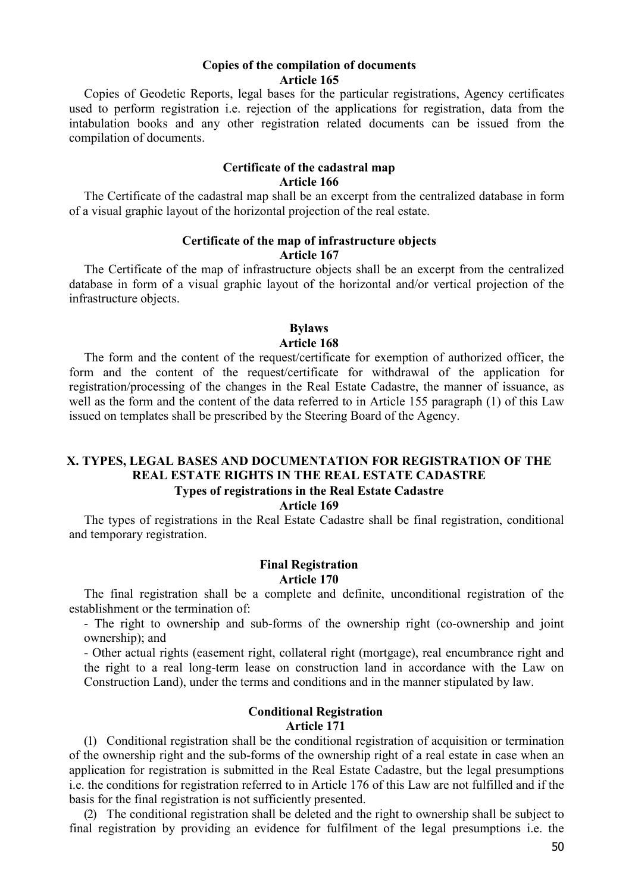### Copies of the compilation of documents
### Article 165

Copies of Geodetic Reports, legal bases for the particular registrations, Agency certificates used to perform registration i.e. rejection of the applications for registration, data from the intabulation books and any other registration related documents can be issued from the compilation of documents.

### Certificate of the cadastral map
### Article 166

The Certificate of the cadastral map shall be an excerpt from the centralized database in form of a visual graphic layout of the horizontal projection of the real estate.

### Certificate of the map of infrastructure objects
### Article 167

The Certificate of the map of infrastructure objects shall be an excerpt from the centralized database in form of a visual graphic layout of the horizontal and/or vertical projection of the infrastructure objects.

### Bylaws
### Article 168

The form and the content of the request/certificate for exemption of authorized officer, the form and the content of the request/certificate for withdrawal of the application for registration/processing of the changes in the Real Estate Cadastre, the manner of issuance, as well as the form and the content of the data referred to in Article 155 paragraph (1) of this Law issued on templates shall be prescribed by the Steering Board of the Agency.

## X. TYPES, LEGAL BASES AND DOCUMENTATION FOR REGISTRATION OF THE REAL ESTATE RIGHTS IN THE REAL ESTATE CADASTRE

### Types of registrations in the Real Estate Cadastre
### Article 169

The types of registrations in the Real Estate Cadastre shall be final registration, conditional and temporary registration.

### Final Registration
### Article 170

The final registration shall be a complete and definite, unconditional registration of the establishment or the termination of:

- The right to ownership and sub-forms of the ownership right (co-ownership and joint ownership); and
- Other actual rights (easement right, collateral right (mortgage), real encumbrance right and the right to a real long-term lease on construction land in accordance with the Law on Construction Land), under the terms and conditions and in the manner stipulated by law.

### Conditional Registration
### Article 171

(1) Conditional registration shall be the conditional registration of acquisition or termination of the ownership right and the sub-forms of the ownership right of a real estate in case when an application for registration is submitted in the Real Estate Cadastre, but the legal presumptions i.e. the conditions for registration referred to in Article 176 of this Law are not fulfilled and if the basis for the final registration is not sufficiently presented.

(2) The conditional registration shall be deleted and the right to ownership shall be subject to final registration by providing an evidence for fulfilment of the legal presumptions i.e. the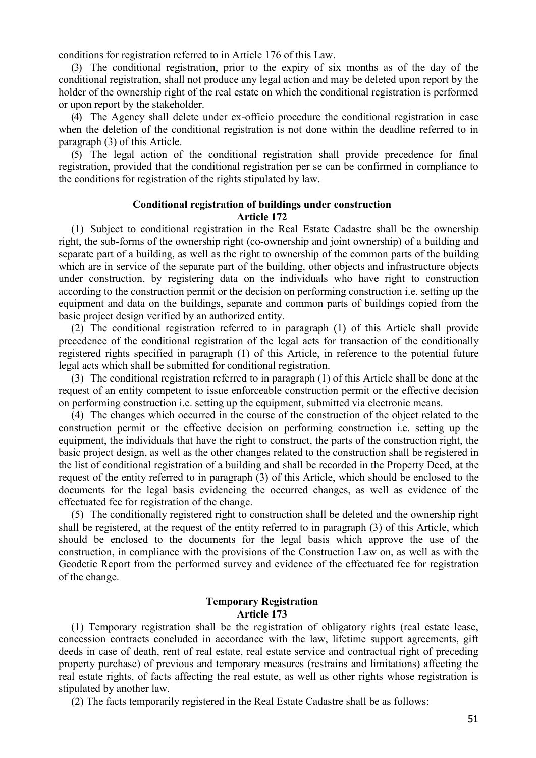conditions for registration referred to in Article 176 of this Law.

(3) The conditional registration, prior to the expiry of six months as of the day of the conditional registration, shall not produce any legal action and may be deleted upon report by the holder of the ownership right of the real estate on which the conditional registration is performed or upon report by the stakeholder.

(4) The Agency shall delete under ex-officio procedure the conditional registration in case when the deletion of the conditional registration is not done within the deadline referred to in paragraph (3) of this Article.

(5) The legal action of the conditional registration shall provide precedence for final registration, provided that the conditional registration per se can be confirmed in compliance to the conditions for registration of the rights stipulated by law.

**Conditional registration of buildings under construction**
**Article 172**

(1) Subject to conditional registration in the Real Estate Cadastre shall be the ownership right, the sub-forms of the ownership right (co-ownership and joint ownership) of a building and separate part of a building, as well as the right to ownership of the common parts of the building which are in service of the separate part of the building, other objects and infrastructure objects under construction, by registering data on the individuals who have right to construction according to the construction permit or the decision on performing construction i.e. setting up the equipment and data on the buildings, separate and common parts of buildings copied from the basic project design verified by an authorized entity.

(2) The conditional registration referred to in paragraph (1) of this Article shall provide precedence of the conditional registration of the legal acts for transaction of the conditionally registered rights specified in paragraph (1) of this Article, in reference to the potential future legal acts which shall be submitted for conditional registration.

(3) The conditional registration referred to in paragraph (1) of this Article shall be done at the request of an entity competent to issue enforceable construction permit or the effective decision on performing construction i.e. setting up the equipment, submitted via electronic means.

(4) The changes which occurred in the course of the construction of the object related to the construction permit or the effective decision on performing construction i.e. setting up the equipment, the individuals that have the right to construct, the parts of the construction right, the basic project design, as well as the other changes related to the construction shall be registered in the list of conditional registration of a building and shall be recorded in the Property Deed, at the request of the entity referred to in paragraph (3) of this Article, which should be enclosed to the documents for the legal basis evidencing the occurred changes, as well as evidence of the effectuated fee for registration of the change.

(5) The conditionally registered right to construction shall be deleted and the ownership right shall be registered, at the request of the entity referred to in paragraph (3) of this Article, which should be enclosed to the documents for the legal basis which approve the use of the construction, in compliance with the provisions of the Construction Law on, as well as with the Geodetic Report from the performed survey and evidence of the effectuated fee for registration of the change.

**Temporary Registration**
**Article 173**

(1) Temporary registration shall be the registration of obligatory rights (real estate lease, concession contracts concluded in accordance with the law, lifetime support agreements, gift deeds in case of death, rent of real estate, real estate service and contractual right of preceding property purchase) of previous and temporary measures (restrains and limitations) affecting the real estate rights, of facts affecting the real estate, as well as other rights whose registration is stipulated by another law.

(2) The facts temporarily registered in the Real Estate Cadastre shall be as follows: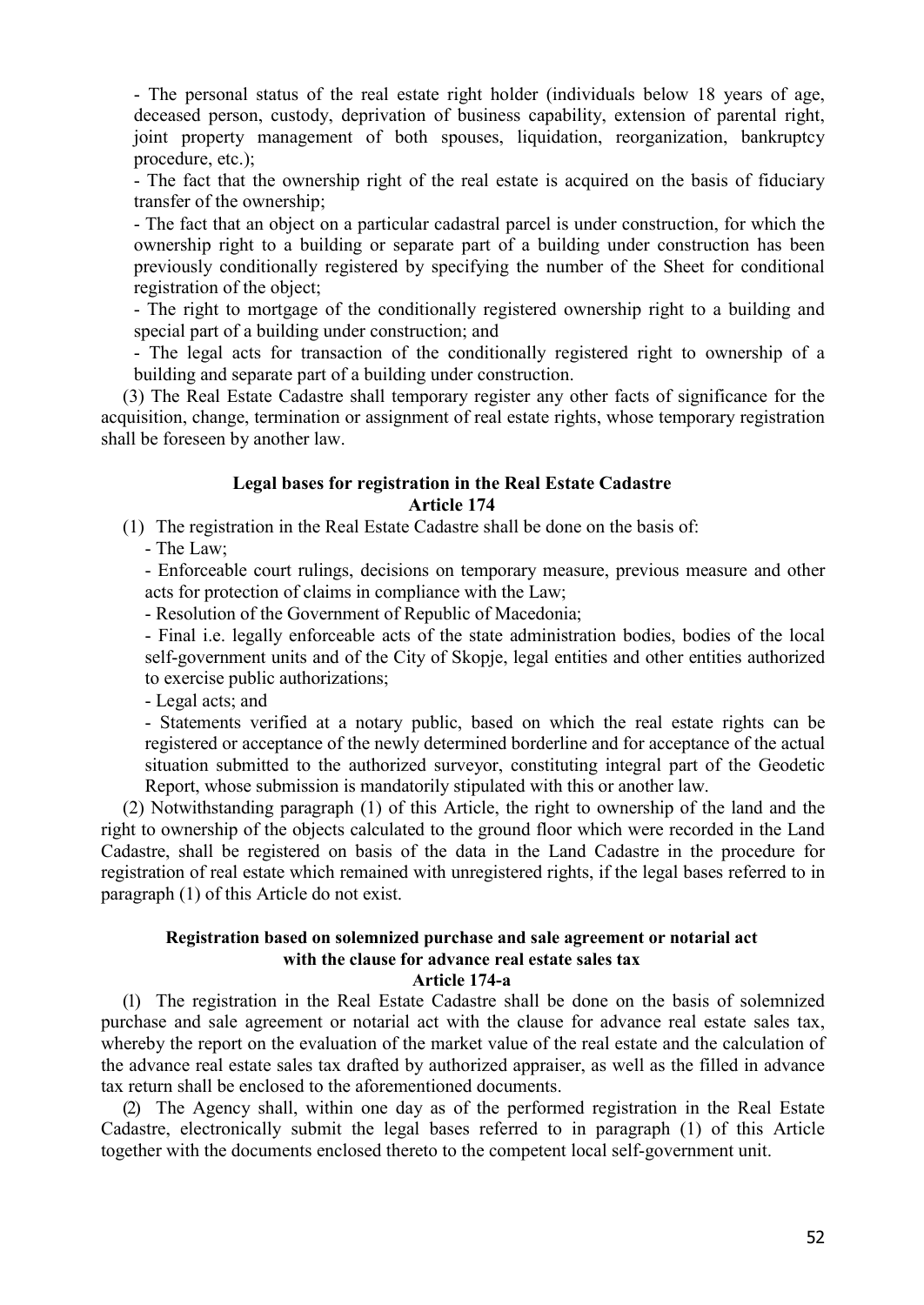- The personal status of the real estate right holder (individuals below 18 years of age, deceased person, custody, deprivation of business capability, extension of parental right, joint property management of both spouses, liquidation, reorganization, bankruptcy procedure, etc.);
- The fact that the ownership right of the real estate is acquired on the basis of fiduciary transfer of the ownership;
- The fact that an object on a particular cadastral parcel is under construction, for which the ownership right to a building or separate part of a building under construction has been previously conditionally registered by specifying the number of the Sheet for conditional registration of the object;
- The right to mortgage of the conditionally registered ownership right to a building and special part of a building under construction; and
- The legal acts for transaction of the conditionally registered right to ownership of a building and separate part of a building under construction.

(3) The Real Estate Cadastre shall temporary register any other facts of significance for the acquisition, change, termination or assignment of real estate rights, whose temporary registration shall be foreseen by another law.

**Legal bases for registration in the Real Estate Cadastre**
**Article 174**

(1) The registration in the Real Estate Cadastre shall be done on the basis of:
- The Law;
- Enforceable court rulings, decisions on temporary measure, previous measure and other acts for protection of claims in compliance with the Law;
- Resolution of the Government of Republic of Macedonia;
- Final i.e. legally enforceable acts of the state administration bodies, bodies of the local self-government units and of the City of Skopje, legal entities and other entities authorized to exercise public authorizations;
- Legal acts; and
- Statements verified at a notary public, based on which the real estate rights can be registered or acceptance of the newly determined borderline and for acceptance of the actual situation submitted to the authorized surveyor, constituting integral part of the Geodetic Report, whose submission is mandatorily stipulated with this or another law.

(2) Notwithstanding paragraph (1) of this Article, the right to ownership of the land and the right to ownership of the objects calculated to the ground floor which were recorded in the Land Cadastre, shall be registered on basis of the data in the Land Cadastre in the procedure for registration of real estate which remained with unregistered rights, if the legal bases referred to in paragraph (1) of this Article do not exist.

**Registration based on solemnized purchase and sale agreement or notarial act with the clause for advance real estate sales tax**
**Article 174-a**

(1) The registration in the Real Estate Cadastre shall be done on the basis of solemnized purchase and sale agreement or notarial act with the clause for advance real estate sales tax, whereby the report on the evaluation of the market value of the real estate and the calculation of the advance real estate sales tax drafted by authorized appraiser, as well as the filled in advance tax return shall be enclosed to the aforementioned documents.

(2) The Agency shall, within one day as of the performed registration in the Real Estate Cadastre, electronically submit the legal bases referred to in paragraph (1) of this Article together with the documents enclosed thereto to the competent local self-government unit.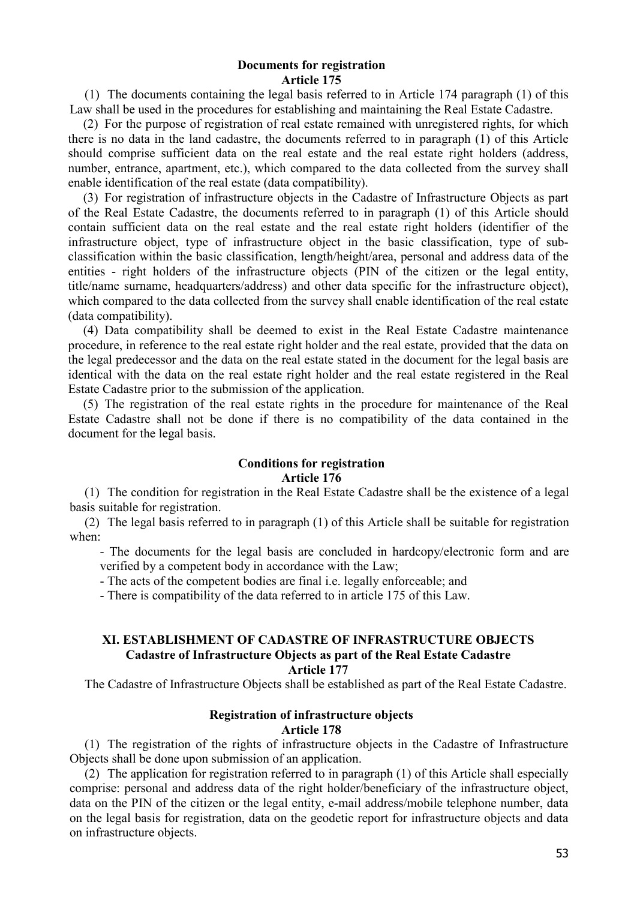**Documents for registration**
**Article 175**

(1) The documents containing the legal basis referred to in Article 174 paragraph (1) of this Law shall be used in the procedures for establishing and maintaining the Real Estate Cadastre.

(2) For the purpose of registration of real estate remained with unregistered rights, for which there is no data in the land cadastre, the documents referred to in paragraph (1) of this Article should comprise sufficient data on the real estate and the real estate right holders (address, number, entrance, apartment, etc.), which compared to the data collected from the survey shall enable identification of the real estate (data compatibility).

(3) For registration of infrastructure objects in the Cadastre of Infrastructure Objects as part of the Real Estate Cadastre, the documents referred to in paragraph (1) of this Article should contain sufficient data on the real estate and the real estate right holders (identifier of the infrastructure object, type of infrastructure object in the basic classification, type of sub-classification within the basic classification, length/height/area, personal and address data of the entities - right holders of the infrastructure objects (PIN of the citizen or the legal entity, title/name surname, headquarters/address) and other data specific for the infrastructure object), which compared to the data collected from the survey shall enable identification of the real estate (data compatibility).

(4) Data compatibility shall be deemed to exist in the Real Estate Cadastre maintenance procedure, in reference to the real estate right holder and the real estate, provided that the data on the legal predecessor and the data on the real estate stated in the document for the legal basis are identical with the data on the real estate right holder and the real estate registered in the Real Estate Cadastre prior to the submission of the application.

(5) The registration of the real estate rights in the procedure for maintenance of the Real Estate Cadastre shall not be done if there is no compatibility of the data contained in the document for the legal basis.

**Conditions for registration**
**Article 176**

(1) The condition for registration in the Real Estate Cadastre shall be the existence of a legal basis suitable for registration.

(2) The legal basis referred to in paragraph (1) of this Article shall be suitable for registration when:

- The documents for the legal basis are concluded in hardcopy/electronic form and are verified by a competent body in accordance with the Law;
- The acts of the competent bodies are final i.e. legally enforceable; and
- There is compatibility of the data referred to in article 175 of this Law.

## XI. ESTABLISHMENT OF CADASTRE OF INFRASTRUCTURE OBJECTS

**Cadastre of Infrastructure Objects as part of the Real Estate Cadastre**
**Article 177**

The Cadastre of Infrastructure Objects shall be established as part of the Real Estate Cadastre.

**Registration of infrastructure objects**
**Article 178**

(1) The registration of the rights of infrastructure objects in the Cadastre of Infrastructure Objects shall be done upon submission of an application.

(2) The application for registration referred to in paragraph (1) of this Article shall especially comprise: personal and address data of the right holder/beneficiary of the infrastructure object, data on the PIN of the citizen or the legal entity, e-mail address/mobile telephone number, data on the legal basis for registration, data on the geodetic report for infrastructure objects and data on infrastructure objects.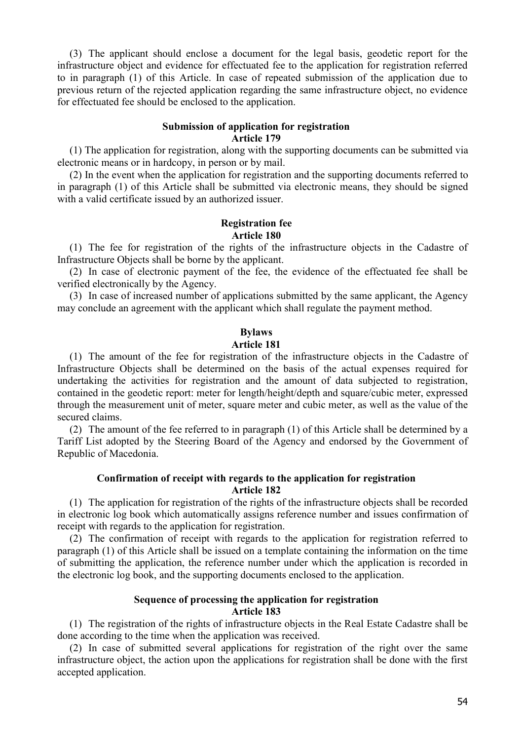(3) The applicant should enclose a document for the legal basis, geodetic report for the infrastructure object and evidence for effectuated fee to the application for registration referred to in paragraph (1) of this Article. In case of repeated submission of the application due to previous return of the rejected application regarding the same infrastructure object, no evidence for effectuated fee should be enclosed to the application.

**Submission of application for registration**
**Article 179**

(1) The application for registration, along with the supporting documents can be submitted via electronic means or in hardcopy, in person or by mail.

(2) In the event when the application for registration and the supporting documents referred to in paragraph (1) of this Article shall be submitted via electronic means, they should be signed with a valid certificate issued by an authorized issuer.

**Registration fee**
**Article 180**

(1) The fee for registration of the rights of the infrastructure objects in the Cadastre of Infrastructure Objects shall be borne by the applicant.

(2) In case of electronic payment of the fee, the evidence of the effectuated fee shall be verified electronically by the Agency.

(3) In case of increased number of applications submitted by the same applicant, the Agency may conclude an agreement with the applicant which shall regulate the payment method.

**Bylaws**
**Article 181**

(1) The amount of the fee for registration of the infrastructure objects in the Cadastre of Infrastructure Objects shall be determined on the basis of the actual expenses required for undertaking the activities for registration and the amount of data subjected to registration, contained in the geodetic report: meter for length/height/depth and square/cubic meter, expressed through the measurement unit of meter, square meter and cubic meter, as well as the value of the secured claims.

(2) The amount of the fee referred to in paragraph (1) of this Article shall be determined by a Tariff List adopted by the Steering Board of the Agency and endorsed by the Government of Republic of Macedonia.

**Confirmation of receipt with regards to the application for registration**
**Article 182**

(1) The application for registration of the rights of the infrastructure objects shall be recorded in electronic log book which automatically assigns reference number and issues confirmation of receipt with regards to the application for registration.

(2) The confirmation of receipt with regards to the application for registration referred to paragraph (1) of this Article shall be issued on a template containing the information on the time of submitting the application, the reference number under which the application is recorded in the electronic log book, and the supporting documents enclosed to the application.

**Sequence of processing the application for registration**
**Article 183**

(1) The registration of the rights of infrastructure objects in the Real Estate Cadastre shall be done according to the time when the application was received.

(2) In case of submitted several applications for registration of the right over the same infrastructure object, the action upon the applications for registration shall be done with the first accepted application.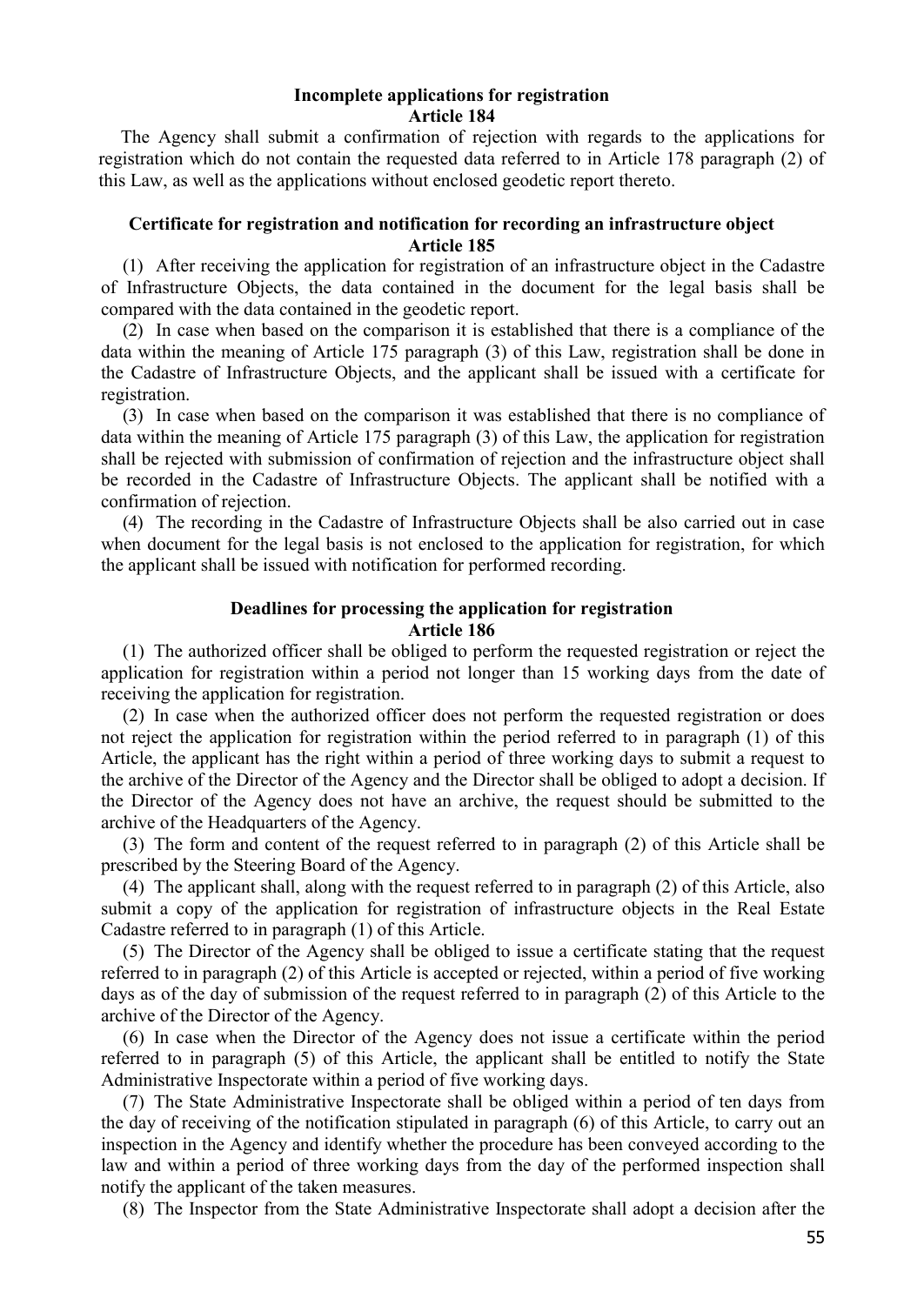**Incomplete applications for registration**
**Article 184**

The Agency shall submit a confirmation of rejection with regards to the applications for registration which do not contain the requested data referred to in Article 178 paragraph (2) of this Law, as well as the applications without enclosed geodetic report thereto.

**Certificate for registration and notification for recording an infrastructure object**
**Article 185**

(1) After receiving the application for registration of an infrastructure object in the Cadastre of Infrastructure Objects, the data contained in the document for the legal basis shall be compared with the data contained in the geodetic report.

(2) In case when based on the comparison it is established that there is a compliance of the data within the meaning of Article 175 paragraph (3) of this Law, registration shall be done in the Cadastre of Infrastructure Objects, and the applicant shall be issued with a certificate for registration.

(3) In case when based on the comparison it was established that there is no compliance of data within the meaning of Article 175 paragraph (3) of this Law, the application for registration shall be rejected with submission of confirmation of rejection and the infrastructure object shall be recorded in the Cadastre of Infrastructure Objects. The applicant shall be notified with a confirmation of rejection.

(4) The recording in the Cadastre of Infrastructure Objects shall be also carried out in case when document for the legal basis is not enclosed to the application for registration, for which the applicant shall be issued with notification for performed recording.

**Deadlines for processing the application for registration**
**Article 186**

(1) The authorized officer shall be obliged to perform the requested registration or reject the application for registration within a period not longer than 15 working days from the date of receiving the application for registration.

(2) In case when the authorized officer does not perform the requested registration or does not reject the application for registration within the period referred to in paragraph (1) of this Article, the applicant has the right within a period of three working days to submit a request to the archive of the Director of the Agency and the Director shall be obliged to adopt a decision. If the Director of the Agency does not have an archive, the request should be submitted to the archive of the Headquarters of the Agency.

(3) The form and content of the request referred to in paragraph (2) of this Article shall be prescribed by the Steering Board of the Agency.

(4) The applicant shall, along with the request referred to in paragraph (2) of this Article, also submit a copy of the application for registration of infrastructure objects in the Real Estate Cadastre referred to in paragraph (1) of this Article.

(5) The Director of the Agency shall be obliged to issue a certificate stating that the request referred to in paragraph (2) of this Article is accepted or rejected, within a period of five working days as of the day of submission of the request referred to in paragraph (2) of this Article to the archive of the Director of the Agency.

(6) In case when the Director of the Agency does not issue a certificate within the period referred to in paragraph (5) of this Article, the applicant shall be entitled to notify the State Administrative Inspectorate within a period of five working days.

(7) The State Administrative Inspectorate shall be obliged within a period of ten days from the day of receiving of the notification stipulated in paragraph (6) of this Article, to carry out an inspection in the Agency and identify whether the procedure has been conveyed according to the law and within a period of three working days from the day of the performed inspection shall notify the applicant of the taken measures.

(8) The Inspector from the State Administrative Inspectorate shall adopt a decision after the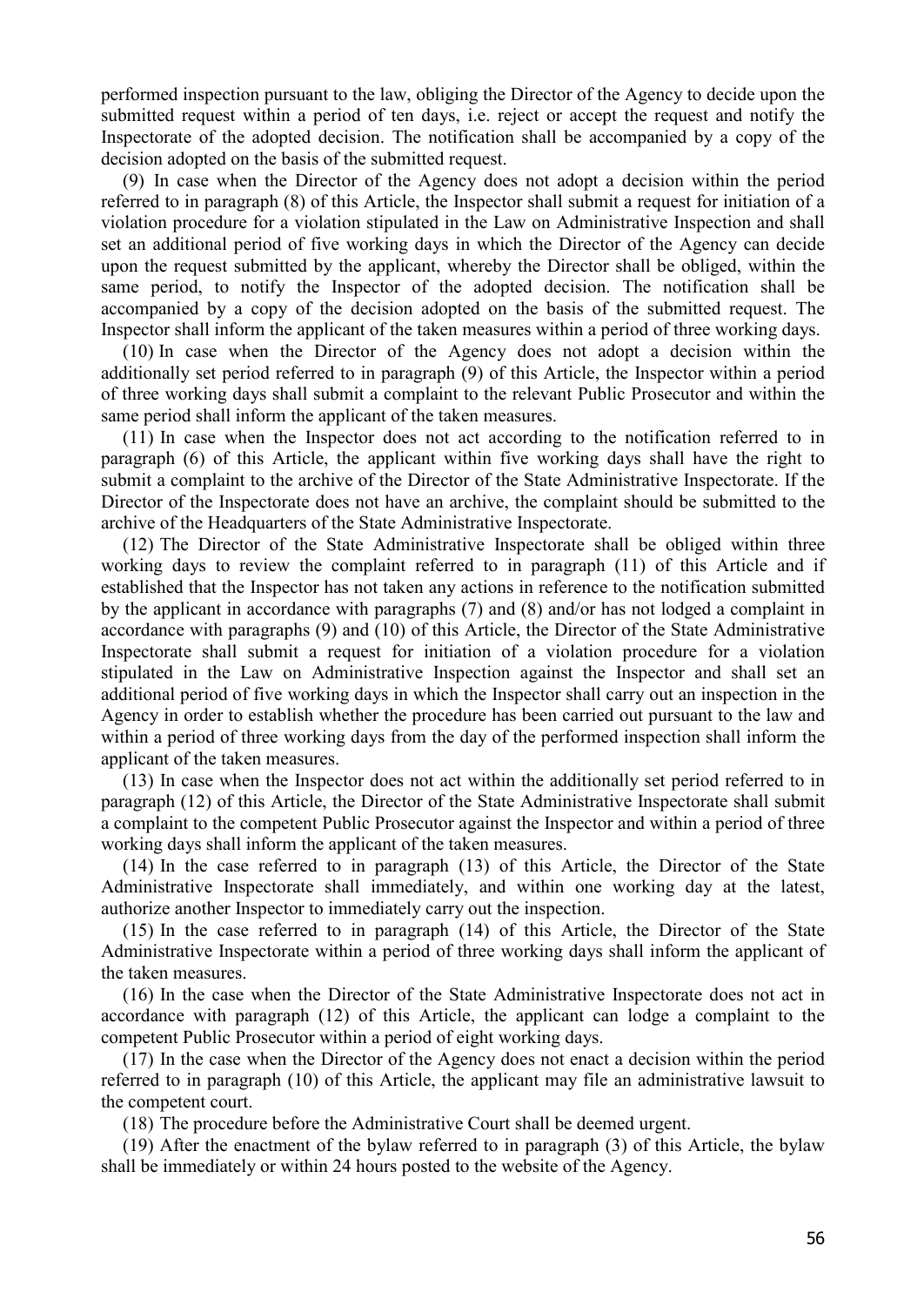performed inspection pursuant to the law, obliging the Director of the Agency to decide upon the submitted request within a period of ten days, i.e. reject or accept the request and notify the Inspectorate of the adopted decision. The notification shall be accompanied by a copy of the decision adopted on the basis of the submitted request.

(9) In case when the Director of the Agency does not adopt a decision within the period referred to in paragraph (8) of this Article, the Inspector shall submit a request for initiation of a violation procedure for a violation stipulated in the Law on Administrative Inspection and shall set an additional period of five working days in which the Director of the Agency can decide upon the request submitted by the applicant, whereby the Director shall be obliged, within the same period, to notify the Inspector of the adopted decision. The notification shall be accompanied by a copy of the decision adopted on the basis of the submitted request. The Inspector shall inform the applicant of the taken measures within a period of three working days.

(10) In case when the Director of the Agency does not adopt a decision within the additionally set period referred to in paragraph (9) of this Article, the Inspector within a period of three working days shall submit a complaint to the relevant Public Prosecutor and within the same period shall inform the applicant of the taken measures.

(11) In case when the Inspector does not act according to the notification referred to in paragraph (6) of this Article, the applicant within five working days shall have the right to submit a complaint to the archive of the Director of the State Administrative Inspectorate. If the Director of the Inspectorate does not have an archive, the complaint should be submitted to the archive of the Headquarters of the State Administrative Inspectorate.

(12) The Director of the State Administrative Inspectorate shall be obliged within three working days to review the complaint referred to in paragraph (11) of this Article and if established that the Inspector has not taken any actions in reference to the notification submitted by the applicant in accordance with paragraphs (7) and (8) and/or has not lodged a complaint in accordance with paragraphs (9) and (10) of this Article, the Director of the State Administrative Inspectorate shall submit a request for initiation of a violation procedure for a violation stipulated in the Law on Administrative Inspection against the Inspector and shall set an additional period of five working days in which the Inspector shall carry out an inspection in the Agency in order to establish whether the procedure has been carried out pursuant to the law and within a period of three working days from the day of the performed inspection shall inform the applicant of the taken measures.

(13) In case when the Inspector does not act within the additionally set period referred to in paragraph (12) of this Article, the Director of the State Administrative Inspectorate shall submit a complaint to the competent Public Prosecutor against the Inspector and within a period of three working days shall inform the applicant of the taken measures.

(14) In the case referred to in paragraph (13) of this Article, the Director of the State Administrative Inspectorate shall immediately, and within one working day at the latest, authorize another Inspector to immediately carry out the inspection.

(15) In the case referred to in paragraph (14) of this Article, the Director of the State Administrative Inspectorate within a period of three working days shall inform the applicant of the taken measures.

(16) In the case when the Director of the State Administrative Inspectorate does not act in accordance with paragraph (12) of this Article, the applicant can lodge a complaint to the competent Public Prosecutor within a period of eight working days.

(17) In the case when the Director of the Agency does not enact a decision within the period referred to in paragraph (10) of this Article, the applicant may file an administrative lawsuit to the competent court.

(18) The procedure before the Administrative Court shall be deemed urgent.

(19) After the enactment of the bylaw referred to in paragraph (3) of this Article, the bylaw shall be immediately or within 24 hours posted to the website of the Agency.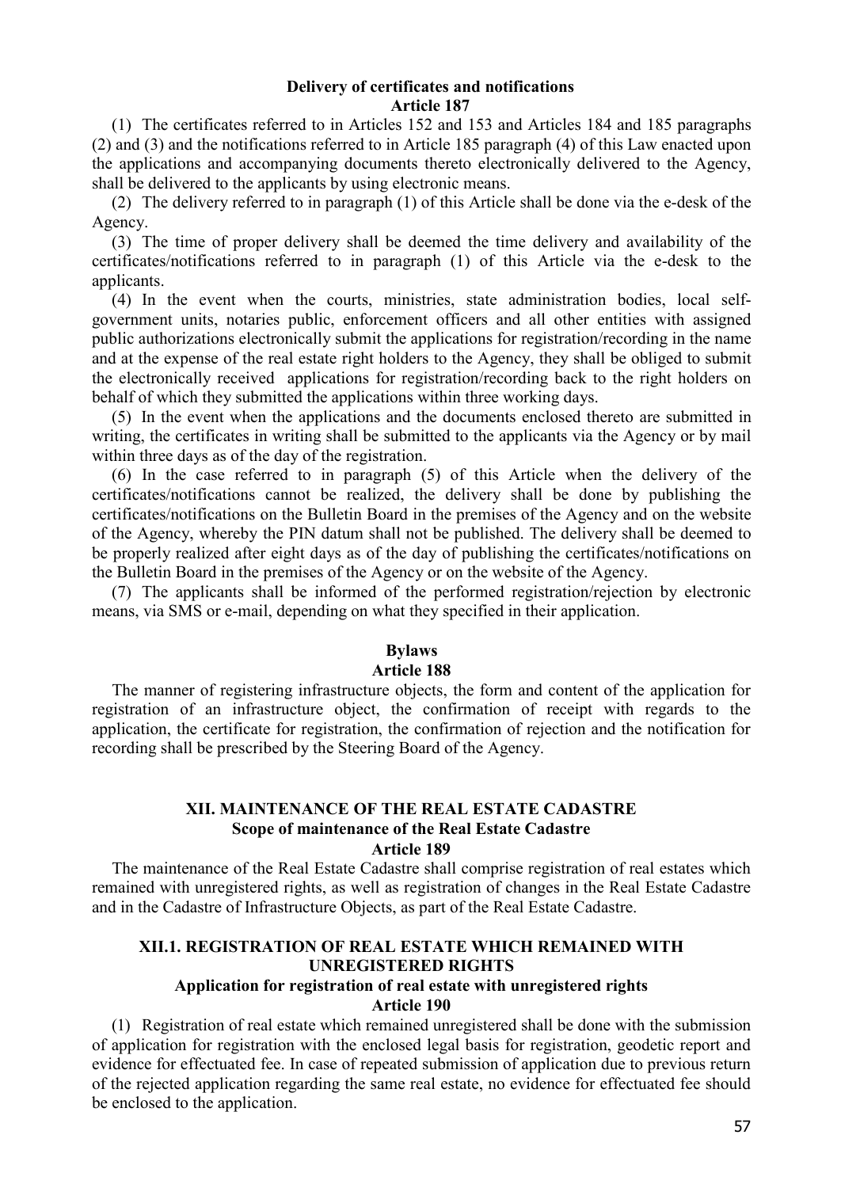**Delivery of certificates and notifications**
**Article 187**

(1) The certificates referred to in Articles 152 and 153 and Articles 184 and 185 paragraphs (2) and (3) and the notifications referred to in Article 185 paragraph (4) of this Law enacted upon the applications and accompanying documents thereto electronically delivered to the Agency, shall be delivered to the applicants by using electronic means.

(2) The delivery referred to in paragraph (1) of this Article shall be done via the e-desk of the Agency.

(3) The time of proper delivery shall be deemed the time delivery and availability of the certificates/notifications referred to in paragraph (1) of this Article via the e-desk to the applicants.

(4) In the event when the courts, ministries, state administration bodies, local self-government units, notaries public, enforcement officers and all other entities with assigned public authorizations electronically submit the applications for registration/recording in the name and at the expense of the real estate right holders to the Agency, they shall be obliged to submit the electronically received applications for registration/recording back to the right holders on behalf of which they submitted the applications within three working days.

(5) In the event when the applications and the documents enclosed thereto are submitted in writing, the certificates in writing shall be submitted to the applicants via the Agency or by mail within three days as of the day of the registration.

(6) In the case referred to in paragraph (5) of this Article when the delivery of the certificates/notifications cannot be realized, the delivery shall be done by publishing the certificates/notifications on the Bulletin Board in the premises of the Agency and on the website of the Agency, whereby the PIN datum shall not be published. The delivery shall be deemed to be properly realized after eight days as of the day of publishing the certificates/notifications on the Bulletin Board in the premises of the Agency or on the website of the Agency.

(7) The applicants shall be informed of the performed registration/rejection by electronic means, via SMS or e-mail, depending on what they specified in their application.

**Bylaws**
**Article 188**

The manner of registering infrastructure objects, the form and content of the application for registration of an infrastructure object, the confirmation of receipt with regards to the application, the certificate for registration, the confirmation of rejection and the notification for recording shall be prescribed by the Steering Board of the Agency.

## XII. MAINTENANCE OF THE REAL ESTATE CADASTRE

**Scope of maintenance of the Real Estate Cadastre**
**Article 189**

The maintenance of the Real Estate Cadastre shall comprise registration of real estates which remained with unregistered rights, as well as registration of changes in the Real Estate Cadastre and in the Cadastre of Infrastructure Objects, as part of the Real Estate Cadastre.

### XII.1. REGISTRATION OF REAL ESTATE WHICH REMAINED WITH UNREGISTERED RIGHTS

**Application for registration of real estate with unregistered rights**
**Article 190**

(1) Registration of real estate which remained unregistered shall be done with the submission of application for registration with the enclosed legal basis for registration, geodetic report and evidence for effectuated fee. In case of repeated submission of application due to previous return of the rejected application regarding the same real estate, no evidence for effectuated fee should be enclosed to the application.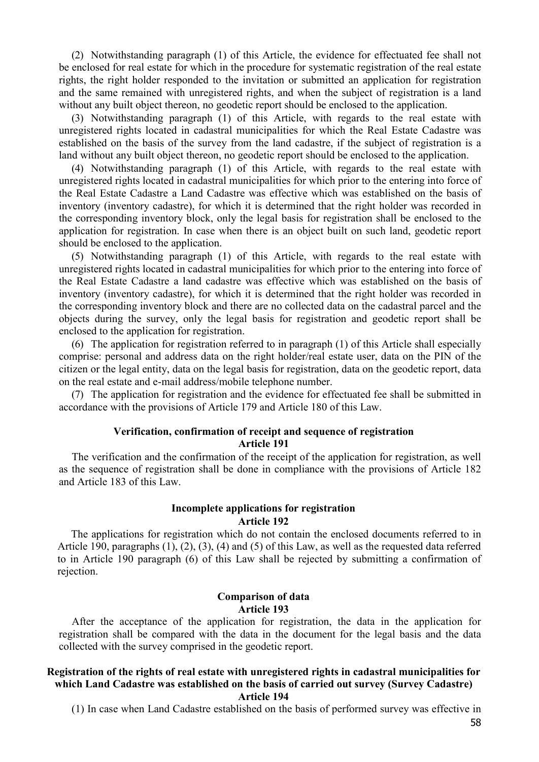(2) Notwithstanding paragraph (1) of this Article, the evidence for effectuated fee shall not be enclosed for real estate for which in the procedure for systematic registration of the real estate rights, the right holder responded to the invitation or submitted an application for registration and the same remained with unregistered rights, and when the subject of registration is a land without any built object thereon, no geodetic report should be enclosed to the application.

(3) Notwithstanding paragraph (1) of this Article, with regards to the real estate with unregistered rights located in cadastral municipalities for which the Real Estate Cadastre was established on the basis of the survey from the land cadastre, if the subject of registration is a land without any built object thereon, no geodetic report should be enclosed to the application.

(4) Notwithstanding paragraph (1) of this Article, with regards to the real estate with unregistered rights located in cadastral municipalities for which prior to the entering into force of the Real Estate Cadastre a Land Cadastre was effective which was established on the basis of inventory (inventory cadastre), for which it is determined that the right holder was recorded in the corresponding inventory block, only the legal basis for registration shall be enclosed to the application for registration. In case when there is an object built on such land, geodetic report should be enclosed to the application.

(5) Notwithstanding paragraph (1) of this Article, with regards to the real estate with unregistered rights located in cadastral municipalities for which prior to the entering into force of the Real Estate Cadastre a land cadastre was effective which was established on the basis of inventory (inventory cadastre), for which it is determined that the right holder was recorded in the corresponding inventory block and there are no collected data on the cadastral parcel and the objects during the survey, only the legal basis for registration and geodetic report shall be enclosed to the application for registration.

(6) The application for registration referred to in paragraph (1) of this Article shall especially comprise: personal and address data on the right holder/real estate user, data on the PIN of the citizen or the legal entity, data on the legal basis for registration, data on the geodetic report, data on the real estate and e-mail address/mobile telephone number.

(7) The application for registration and the evidence for effectuated fee shall be submitted in accordance with the provisions of Article 179 and Article 180 of this Law.

#### Verification, confirmation of receipt and sequence of registration
#### Article 191

The verification and the confirmation of the receipt of the application for registration, as well as the sequence of registration shall be done in compliance with the provisions of Article 182 and Article 183 of this Law.

#### Incomplete applications for registration
#### Article 192

The applications for registration which do not contain the enclosed documents referred to in Article 190, paragraphs (1), (2), (3), (4) and (5) of this Law, as well as the requested data referred to in Article 190 paragraph (6) of this Law shall be rejected by submitting a confirmation of rejection.

#### Comparison of data
#### Article 193

After the acceptance of the application for registration, the data in the application for registration shall be compared with the data in the document for the legal basis and the data collected with the survey comprised in the geodetic report.

#### Registration of the rights of real estate with unregistered rights in cadastral municipalities for which Land Cadastre was established on the basis of carried out survey (Survey Cadastre)
#### Article 194

(1) In case when Land Cadastre established on the basis of performed survey was effective in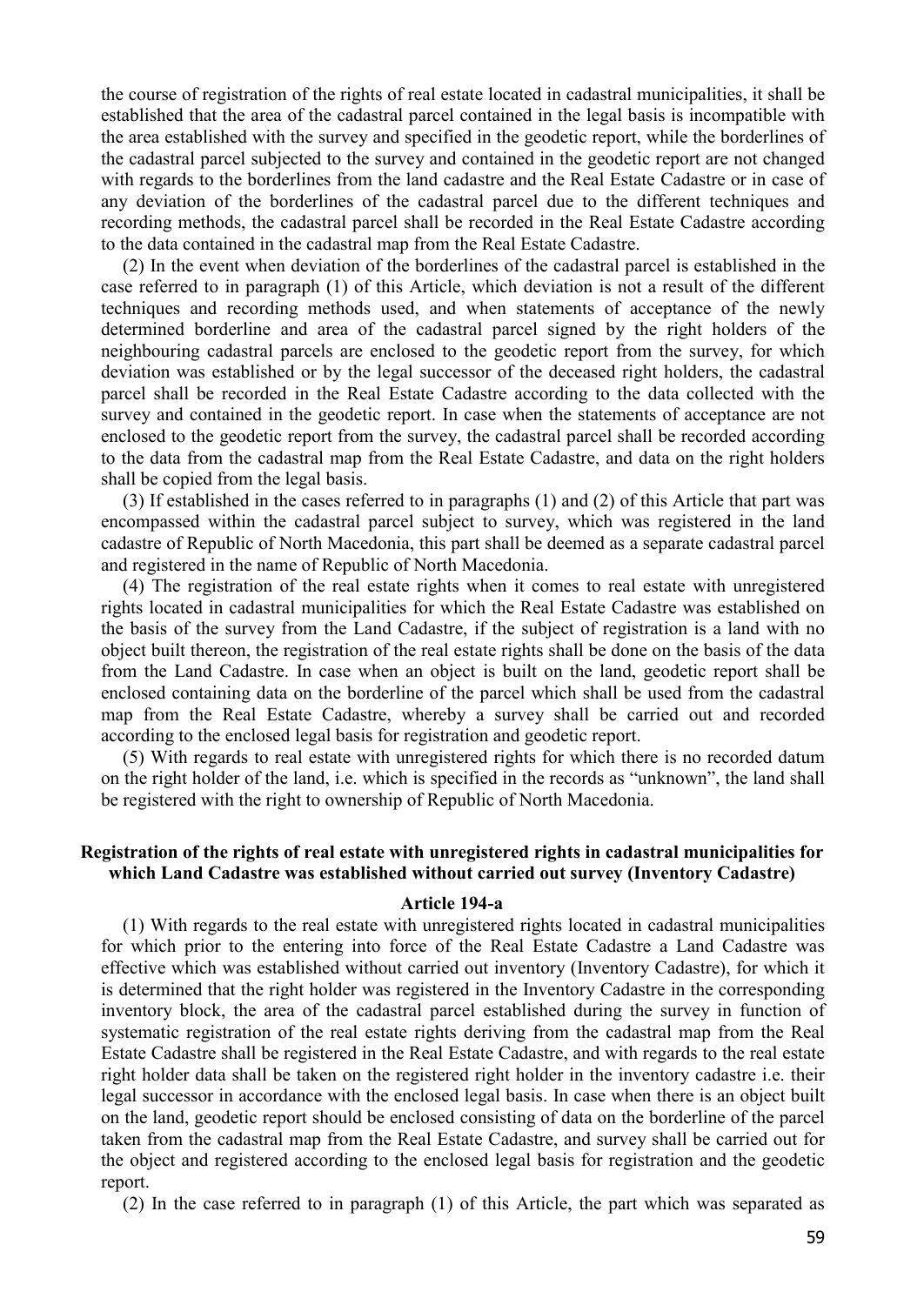the course of registration of the rights of real estate located in cadastral municipalities, it shall be established that the area of the cadastral parcel contained in the legal basis is incompatible with the area established with the survey and specified in the geodetic report, while the borderlines of the cadastral parcel subjected to the survey and contained in the geodetic report are not changed with regards to the borderlines from the land cadastre and the Real Estate Cadastre or in case of any deviation of the borderlines of the cadastral parcel due to the different techniques and recording methods, the cadastral parcel shall be recorded in the Real Estate Cadastre according to the data contained in the cadastral map from the Real Estate Cadastre.

(2) In the event when deviation of the borderlines of the cadastral parcel is established in the case referred to in paragraph (1) of this Article, which deviation is not a result of the different techniques and recording methods used, and when statements of acceptance of the newly determined borderline and area of the cadastral parcel signed by the right holders of the neighbouring cadastral parcels are enclosed to the geodetic report from the survey, for which deviation was established or by the legal successor of the deceased right holders, the cadastral parcel shall be recorded in the Real Estate Cadastre according to the data collected with the survey and contained in the geodetic report. In case when the statements of acceptance are not enclosed to the geodetic report from the survey, the cadastral parcel shall be recorded according to the data from the cadastral map from the Real Estate Cadastre, and data on the right holders shall be copied from the legal basis.

(3) If established in the cases referred to in paragraphs (1) and (2) of this Article that part was encompassed within the cadastral parcel subject to survey, which was registered in the land cadastre of Republic of North Macedonia, this part shall be deemed as a separate cadastral parcel and registered in the name of Republic of North Macedonia.

(4) The registration of the real estate rights when it comes to real estate with unregistered rights located in cadastral municipalities for which the Real Estate Cadastre was established on the basis of the survey from the Land Cadastre, if the subject of registration is a land with no object built thereon, the registration of the real estate rights shall be done on the basis of the data from the Land Cadastre. In case when an object is built on the land, geodetic report shall be enclosed containing data on the borderline of the parcel which shall be used from the cadastral map from the Real Estate Cadastre, whereby a survey shall be carried out and recorded according to the enclosed legal basis for registration and geodetic report.

(5) With regards to real estate with unregistered rights for which there is no recorded datum on the right holder of the land, i.e. which is specified in the records as "unknown", the land shall be registered with the right to ownership of Republic of North Macedonia.

**Registration of the rights of real estate with unregistered rights in cadastral municipalities for which Land Cadastre was established without carried out survey (Inventory Cadastre)**

**Article 194-a**

(1) With regards to the real estate with unregistered rights located in cadastral municipalities for which prior to the entering into force of the Real Estate Cadastre a Land Cadastre was effective which was established without carried out inventory (Inventory Cadastre), for which it is determined that the right holder was registered in the Inventory Cadastre in the corresponding inventory block, the area of the cadastral parcel established during the survey in function of systematic registration of the real estate rights deriving from the cadastral map from the Real Estate Cadastre shall be registered in the Real Estate Cadastre, and with regards to the real estate right holder data shall be taken on the registered right holder in the inventory cadastre i.e. their legal successor in accordance with the enclosed legal basis. In case when there is an object built on the land, geodetic report should be enclosed consisting of data on the borderline of the parcel taken from the cadastral map from the Real Estate Cadastre, and survey shall be carried out for the object and registered according to the enclosed legal basis for registration and the geodetic report.

(2) In the case referred to in paragraph (1) of this Article, the part which was separated as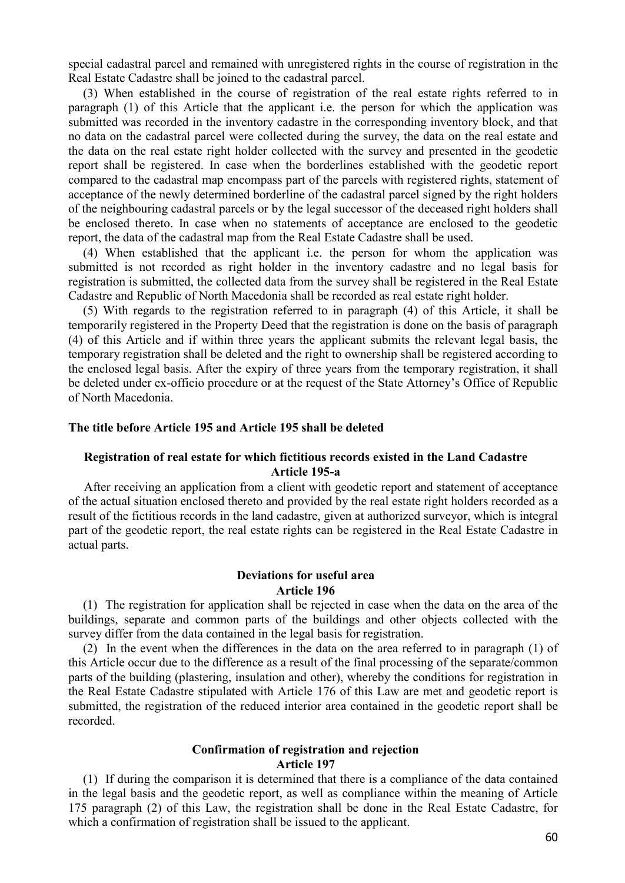special cadastral parcel and remained with unregistered rights in the course of registration in the Real Estate Cadastre shall be joined to the cadastral parcel.

(3) When established in the course of registration of the real estate rights referred to in paragraph (1) of this Article that the applicant i.e. the person for which the application was submitted was recorded in the inventory cadastre in the corresponding inventory block, and that no data on the cadastral parcel were collected during the survey, the data on the real estate and the data on the real estate right holder collected with the survey and presented in the geodetic report shall be registered. In case when the borderlines established with the geodetic report compared to the cadastral map encompass part of the parcels with registered rights, statement of acceptance of the newly determined borderline of the cadastral parcel signed by the right holders of the neighbouring cadastral parcels or by the legal successor of the deceased right holders shall be enclosed thereto. In case when no statements of acceptance are enclosed to the geodetic report, the data of the cadastral map from the Real Estate Cadastre shall be used.

(4) When established that the applicant i.e. the person for whom the application was submitted is not recorded as right holder in the inventory cadastre and no legal basis for registration is submitted, the collected data from the survey shall be registered in the Real Estate Cadastre and Republic of North Macedonia shall be recorded as real estate right holder.

(5) With regards to the registration referred to in paragraph (4) of this Article, it shall be temporarily registered in the Property Deed that the registration is done on the basis of paragraph (4) of this Article and if within three years the applicant submits the relevant legal basis, the temporary registration shall be deleted and the right to ownership shall be registered according to the enclosed legal basis. After the expiry of three years from the temporary registration, it shall be deleted under ex-officio procedure or at the request of the State Attorney's Office of Republic of North Macedonia.

**The title before Article 195 and Article 195 shall be deleted**

**Registration of real estate for which fictitious records existed in the Land Cadastre**
**Article 195-a**

After receiving an application from a client with geodetic report and statement of acceptance of the actual situation enclosed thereto and provided by the real estate right holders recorded as a result of the fictitious records in the land cadastre, given at authorized surveyor, which is integral part of the geodetic report, the real estate rights can be registered in the Real Estate Cadastre in actual parts.

**Deviations for useful area**
**Article 196**

(1) The registration for application shall be rejected in case when the data on the area of the buildings, separate and common parts of the buildings and other objects collected with the survey differ from the data contained in the legal basis for registration.

(2) In the event when the differences in the data on the area referred to in paragraph (1) of this Article occur due to the difference as a result of the final processing of the separate/common parts of the building (plastering, insulation and other), whereby the conditions for registration in the Real Estate Cadastre stipulated with Article 176 of this Law are met and geodetic report is submitted, the registration of the reduced interior area contained in the geodetic report shall be recorded.

**Confirmation of registration and rejection**
**Article 197**

(1) If during the comparison it is determined that there is a compliance of the data contained in the legal basis and the geodetic report, as well as compliance within the meaning of Article 175 paragraph (2) of this Law, the registration shall be done in the Real Estate Cadastre, for which a confirmation of registration shall be issued to the applicant.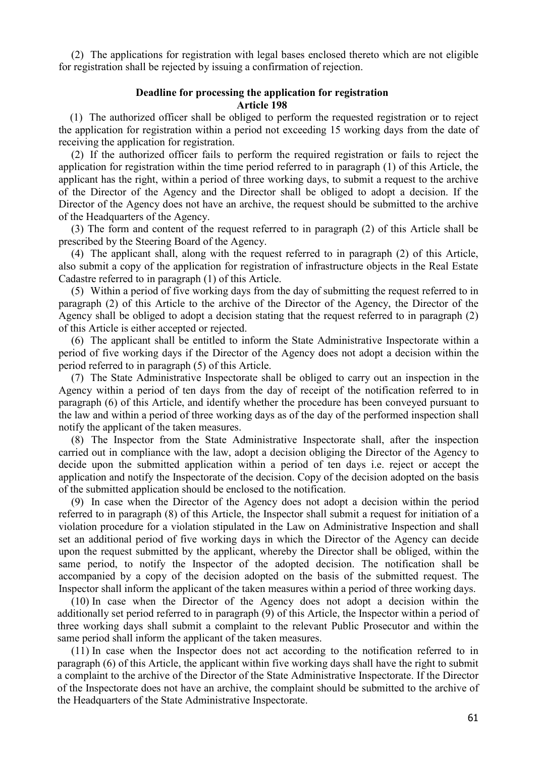(2) The applications for registration with legal bases enclosed thereto which are not eligible for registration shall be rejected by issuing a confirmation of rejection.

**Deadline for processing the application for registration**
**Article 198**

(1) The authorized officer shall be obliged to perform the requested registration or to reject the application for registration within a period not exceeding 15 working days from the date of receiving the application for registration.

(2) If the authorized officer fails to perform the required registration or fails to reject the application for registration within the time period referred to in paragraph (1) of this Article, the applicant has the right, within a period of three working days, to submit a request to the archive of the Director of the Agency and the Director shall be obliged to adopt a decision. If the Director of the Agency does not have an archive, the request should be submitted to the archive of the Headquarters of the Agency.

(3) The form and content of the request referred to in paragraph (2) of this Article shall be prescribed by the Steering Board of the Agency.

(4) The applicant shall, along with the request referred to in paragraph (2) of this Article, also submit a copy of the application for registration of infrastructure objects in the Real Estate Cadastre referred to in paragraph (1) of this Article.

(5) Within a period of five working days from the day of submitting the request referred to in paragraph (2) of this Article to the archive of the Director of the Agency, the Director of the Agency shall be obliged to adopt a decision stating that the request referred to in paragraph (2) of this Article is either accepted or rejected.

(6) The applicant shall be entitled to inform the State Administrative Inspectorate within a period of five working days if the Director of the Agency does not adopt a decision within the period referred to in paragraph (5) of this Article.

(7) The State Administrative Inspectorate shall be obliged to carry out an inspection in the Agency within a period of ten days from the day of receipt of the notification referred to in paragraph (6) of this Article, and identify whether the procedure has been conveyed pursuant to the law and within a period of three working days as of the day of the performed inspection shall notify the applicant of the taken measures.

(8) The Inspector from the State Administrative Inspectorate shall, after the inspection carried out in compliance with the law, adopt a decision obliging the Director of the Agency to decide upon the submitted application within a period of ten days i.e. reject or accept the application and notify the Inspectorate of the decision. Copy of the decision adopted on the basis of the submitted application should be enclosed to the notification.

(9) In case when the Director of the Agency does not adopt a decision within the period referred to in paragraph (8) of this Article, the Inspector shall submit a request for initiation of a violation procedure for a violation stipulated in the Law on Administrative Inspection and shall set an additional period of five working days in which the Director of the Agency can decide upon the request submitted by the applicant, whereby the Director shall be obliged, within the same period, to notify the Inspector of the adopted decision. The notification shall be accompanied by a copy of the decision adopted on the basis of the submitted request. The Inspector shall inform the applicant of the taken measures within a period of three working days.

(10) In case when the Director of the Agency does not adopt a decision within the additionally set period referred to in paragraph (9) of this Article, the Inspector within a period of three working days shall submit a complaint to the relevant Public Prosecutor and within the same period shall inform the applicant of the taken measures.

(11) In case when the Inspector does not act according to the notification referred to in paragraph (6) of this Article, the applicant within five working days shall have the right to submit a complaint to the archive of the Director of the State Administrative Inspectorate. If the Director of the Inspectorate does not have an archive, the complaint should be submitted to the archive of the Headquarters of the State Administrative Inspectorate.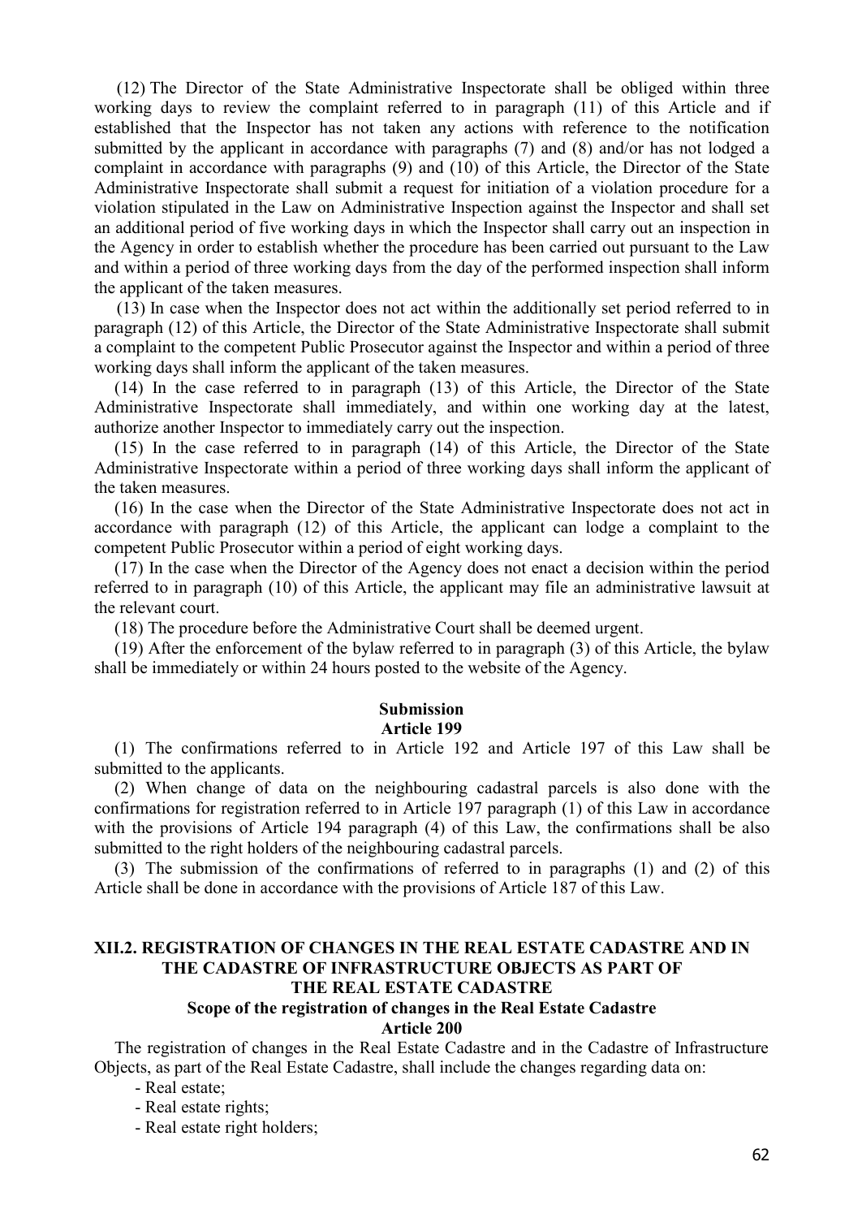(12) The Director of the State Administrative Inspectorate shall be obliged within three working days to review the complaint referred to in paragraph (11) of this Article and if established that the Inspector has not taken any actions with reference to the notification submitted by the applicant in accordance with paragraphs (7) and (8) and/or has not lodged a complaint in accordance with paragraphs (9) and (10) of this Article, the Director of the State Administrative Inspectorate shall submit a request for initiation of a violation procedure for a violation stipulated in the Law on Administrative Inspection against the Inspector and shall set an additional period of five working days in which the Inspector shall carry out an inspection in the Agency in order to establish whether the procedure has been carried out pursuant to the Law and within a period of three working days from the day of the performed inspection shall inform the applicant of the taken measures.

(13) In case when the Inspector does not act within the additionally set period referred to in paragraph (12) of this Article, the Director of the State Administrative Inspectorate shall submit a complaint to the competent Public Prosecutor against the Inspector and within a period of three working days shall inform the applicant of the taken measures.

(14) In the case referred to in paragraph (13) of this Article, the Director of the State Administrative Inspectorate shall immediately, and within one working day at the latest, authorize another Inspector to immediately carry out the inspection.

(15) In the case referred to in paragraph (14) of this Article, the Director of the State Administrative Inspectorate within a period of three working days shall inform the applicant of the taken measures.

(16) In the case when the Director of the State Administrative Inspectorate does not act in accordance with paragraph (12) of this Article, the applicant can lodge a complaint to the competent Public Prosecutor within a period of eight working days.

(17) In the case when the Director of the Agency does not enact a decision within the period referred to in paragraph (10) of this Article, the applicant may file an administrative lawsuit at the relevant court.

(18) The procedure before the Administrative Court shall be deemed urgent.

(19) After the enforcement of the bylaw referred to in paragraph (3) of this Article, the bylaw shall be immediately or within 24 hours posted to the website of the Agency.

**Submission**
**Article 199**

(1) The confirmations referred to in Article 192 and Article 197 of this Law shall be submitted to the applicants.

(2) When change of data on the neighbouring cadastral parcels is also done with the confirmations for registration referred to in Article 197 paragraph (1) of this Law in accordance with the provisions of Article 194 paragraph (4) of this Law, the confirmations shall be also submitted to the right holders of the neighbouring cadastral parcels.

(3) The submission of the confirmations of referred to in paragraphs (1) and (2) of this Article shall be done in accordance with the provisions of Article 187 of this Law.

## XII.2. REGISTRATION OF CHANGES IN THE REAL ESTATE CADASTRE AND IN THE CADASTRE OF INFRASTRUCTURE OBJECTS AS PART OF THE REAL ESTATE CADASTRE

**Scope of the registration of changes in the Real Estate Cadastre**
**Article 200**

The registration of changes in the Real Estate Cadastre and in the Cadastre of Infrastructure Objects, as part of the Real Estate Cadastre, shall include the changes regarding data on:

- Real estate;
- Real estate rights;
- Real estate right holders;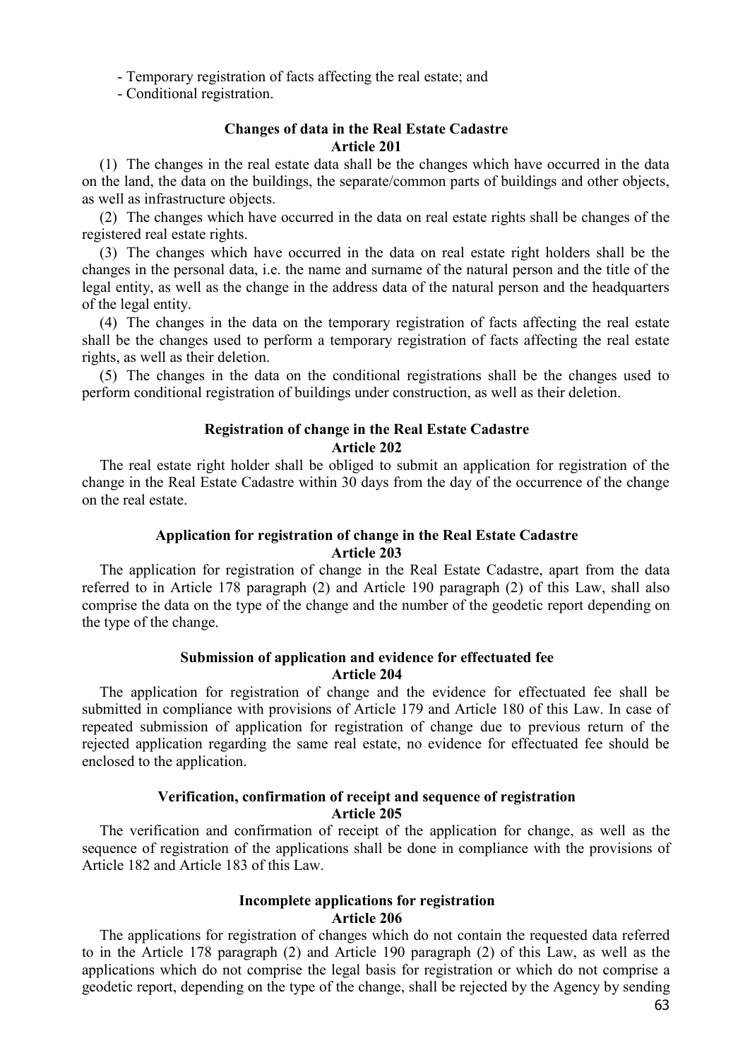- Temporary registration of facts affecting the real estate; and
- Conditional registration.

### Changes of data in the Real Estate Cadastre
### Article 201

(1) The changes in the real estate data shall be the changes which have occurred in the data on the land, the data on the buildings, the separate/common parts of buildings and other objects, as well as infrastructure objects.

(2) The changes which have occurred in the data on real estate rights shall be changes of the registered real estate rights.

(3) The changes which have occurred in the data on real estate right holders shall be the changes in the personal data, i.e. the name and surname of the natural person and the title of the legal entity, as well as the change in the address data of the natural person and the headquarters of the legal entity.

(4) The changes in the data on the temporary registration of facts affecting the real estate shall be the changes used to perform a temporary registration of facts affecting the real estate rights, as well as their deletion.

(5) The changes in the data on the conditional registrations shall be the changes used to perform conditional registration of buildings under construction, as well as their deletion.

### Registration of change in the Real Estate Cadastre
### Article 202

The real estate right holder shall be obliged to submit an application for registration of the change in the Real Estate Cadastre within 30 days from the day of the occurrence of the change on the real estate.

### Application for registration of change in the Real Estate Cadastre
### Article 203

The application for registration of change in the Real Estate Cadastre, apart from the data referred to in Article 178 paragraph (2) and Article 190 paragraph (2) of this Law, shall also comprise the data on the type of the change and the number of the geodetic report depending on the type of the change.

### Submission of application and evidence for effectuated fee
### Article 204

The application for registration of change and the evidence for effectuated fee shall be submitted in compliance with provisions of Article 179 and Article 180 of this Law. In case of repeated submission of application for registration of change due to previous return of the rejected application regarding the same real estate, no evidence for effectuated fee should be enclosed to the application.

### Verification, confirmation of receipt and sequence of registration
### Article 205

The verification and confirmation of receipt of the application for change, as well as the sequence of registration of the applications shall be done in compliance with the provisions of Article 182 and Article 183 of this Law.

### Incomplete applications for registration
### Article 206

The applications for registration of changes which do not contain the requested data referred to in the Article 178 paragraph (2) and Article 190 paragraph (2) of this Law, as well as the applications which do not comprise the legal basis for registration or which do not comprise a geodetic report, depending on the type of the change, shall be rejected by the Agency by sending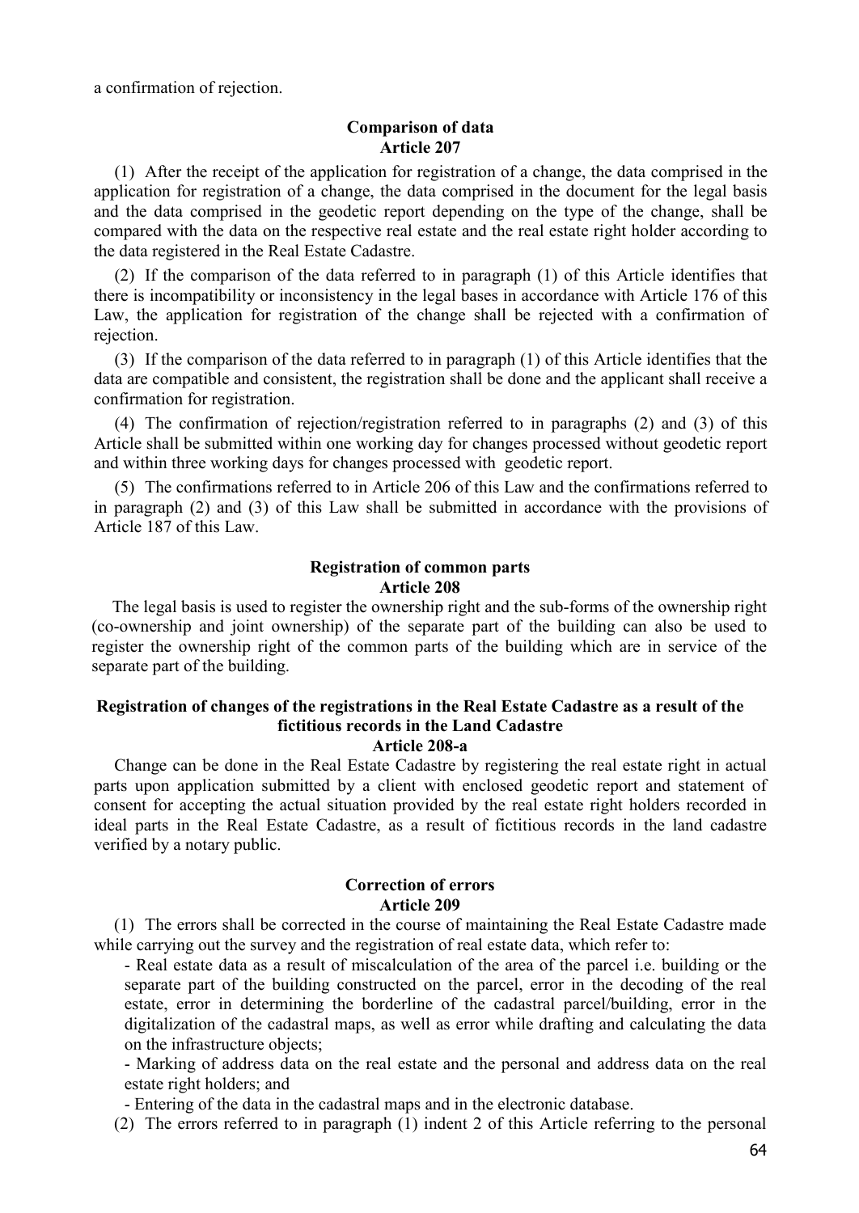a confirmation of rejection.

**Comparison of data**
**Article 207**

(1) After the receipt of the application for registration of a change, the data comprised in the application for registration of a change, the data comprised in the document for the legal basis and the data comprised in the geodetic report depending on the type of the change, shall be compared with the data on the respective real estate and the real estate right holder according to the data registered in the Real Estate Cadastre.

(2) If the comparison of the data referred to in paragraph (1) of this Article identifies that there is incompatibility or inconsistency in the legal bases in accordance with Article 176 of this Law, the application for registration of the change shall be rejected with a confirmation of rejection.

(3) If the comparison of the data referred to in paragraph (1) of this Article identifies that the data are compatible and consistent, the registration shall be done and the applicant shall receive a confirmation for registration.

(4) The confirmation of rejection/registration referred to in paragraphs (2) and (3) of this Article shall be submitted within one working day for changes processed without geodetic report and within three working days for changes processed with geodetic report.

(5) The confirmations referred to in Article 206 of this Law and the confirmations referred to in paragraph (2) and (3) of this Law shall be submitted in accordance with the provisions of Article 187 of this Law.

**Registration of common parts**
**Article 208**

The legal basis is used to register the ownership right and the sub-forms of the ownership right (co-ownership and joint ownership) of the separate part of the building can also be used to register the ownership right of the common parts of the building which are in service of the separate part of the building.

**Registration of changes of the registrations in the Real Estate Cadastre as a result of the fictitious records in the Land Cadastre**
**Article 208-a**

Change can be done in the Real Estate Cadastre by registering the real estate right in actual parts upon application submitted by a client with enclosed geodetic report and statement of consent for accepting the actual situation provided by the real estate right holders recorded in ideal parts in the Real Estate Cadastre, as a result of fictitious records in the land cadastre verified by a notary public.

**Correction of errors**
**Article 209**

(1) The errors shall be corrected in the course of maintaining the Real Estate Cadastre made while carrying out the survey and the registration of real estate data, which refer to:

- Real estate data as a result of miscalculation of the area of the parcel i.e. building or the separate part of the building constructed on the parcel, error in the decoding of the real estate, error in determining the borderline of the cadastral parcel/building, error in the digitalization of the cadastral maps, as well as error while drafting and calculating the data on the infrastructure objects;
- Marking of address data on the real estate and the personal and address data on the real estate right holders; and
- Entering of the data in the cadastral maps and in the electronic database.

(2) The errors referred to in paragraph (1) indent 2 of this Article referring to the personal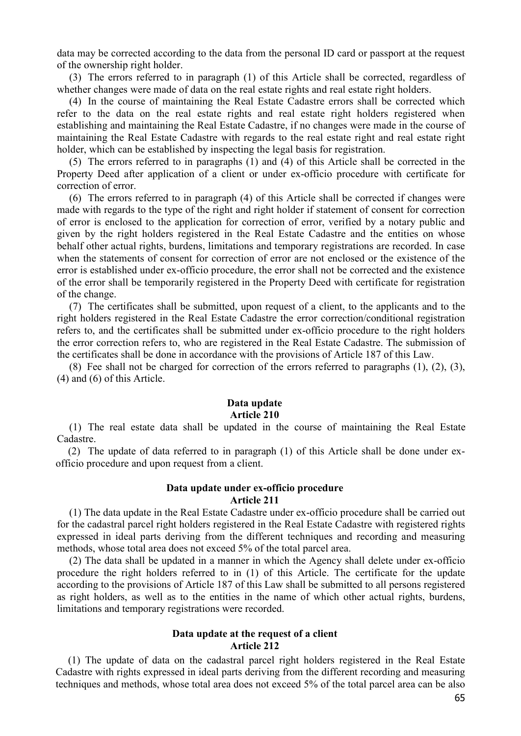data may be corrected according to the data from the personal ID card or passport at the request of the ownership right holder.

(3) The errors referred to in paragraph (1) of this Article shall be corrected, regardless of whether changes were made of data on the real estate rights and real estate right holders.

(4) In the course of maintaining the Real Estate Cadastre errors shall be corrected which refer to the data on the real estate rights and real estate right holders registered when establishing and maintaining the Real Estate Cadastre, if no changes were made in the course of maintaining the Real Estate Cadastre with regards to the real estate right and real estate right holder, which can be established by inspecting the legal basis for registration.

(5) The errors referred to in paragraphs (1) and (4) of this Article shall be corrected in the Property Deed after application of a client or under ex-officio procedure with certificate for correction of error.

(6) The errors referred to in paragraph (4) of this Article shall be corrected if changes were made with regards to the type of the right and right holder if statement of consent for correction of error is enclosed to the application for correction of error, verified by a notary public and given by the right holders registered in the Real Estate Cadastre and the entities on whose behalf other actual rights, burdens, limitations and temporary registrations are recorded. In case when the statements of consent for correction of error are not enclosed or the existence of the error is established under ex-officio procedure, the error shall not be corrected and the existence of the error shall be temporarily registered in the Property Deed with certificate for registration of the change.

(7) The certificates shall be submitted, upon request of a client, to the applicants and to the right holders registered in the Real Estate Cadastre the error correction/conditional registration refers to, and the certificates shall be submitted under ex-officio procedure to the right holders the error correction refers to, who are registered in the Real Estate Cadastre. The submission of the certificates shall be done in accordance with the provisions of Article 187 of this Law.

(8) Fee shall not be charged for correction of the errors referred to paragraphs (1), (2), (3), (4) and (6) of this Article.

**Data update**
**Article 210**

(1) The real estate data shall be updated in the course of maintaining the Real Estate Cadastre.

(2) The update of data referred to in paragraph (1) of this Article shall be done under ex-officio procedure and upon request from a client.

**Data update under ex-officio procedure**
**Article 211**

(1) The data update in the Real Estate Cadastre under ex-officio procedure shall be carried out for the cadastral parcel right holders registered in the Real Estate Cadastre with registered rights expressed in ideal parts deriving from the different techniques and recording and measuring methods, whose total area does not exceed 5% of the total parcel area.

(2) The data shall be updated in a manner in which the Agency shall delete under ex-officio procedure the right holders referred to in (1) of this Article. The certificate for the update according to the provisions of Article 187 of this Law shall be submitted to all persons registered as right holders, as well as to the entities in the name of which other actual rights, burdens, limitations and temporary registrations were recorded.

**Data update at the request of a client**
**Article 212**

(1) The update of data on the cadastral parcel right holders registered in the Real Estate Cadastre with rights expressed in ideal parts deriving from the different recording and measuring techniques and methods, whose total area does not exceed 5% of the total parcel area can be also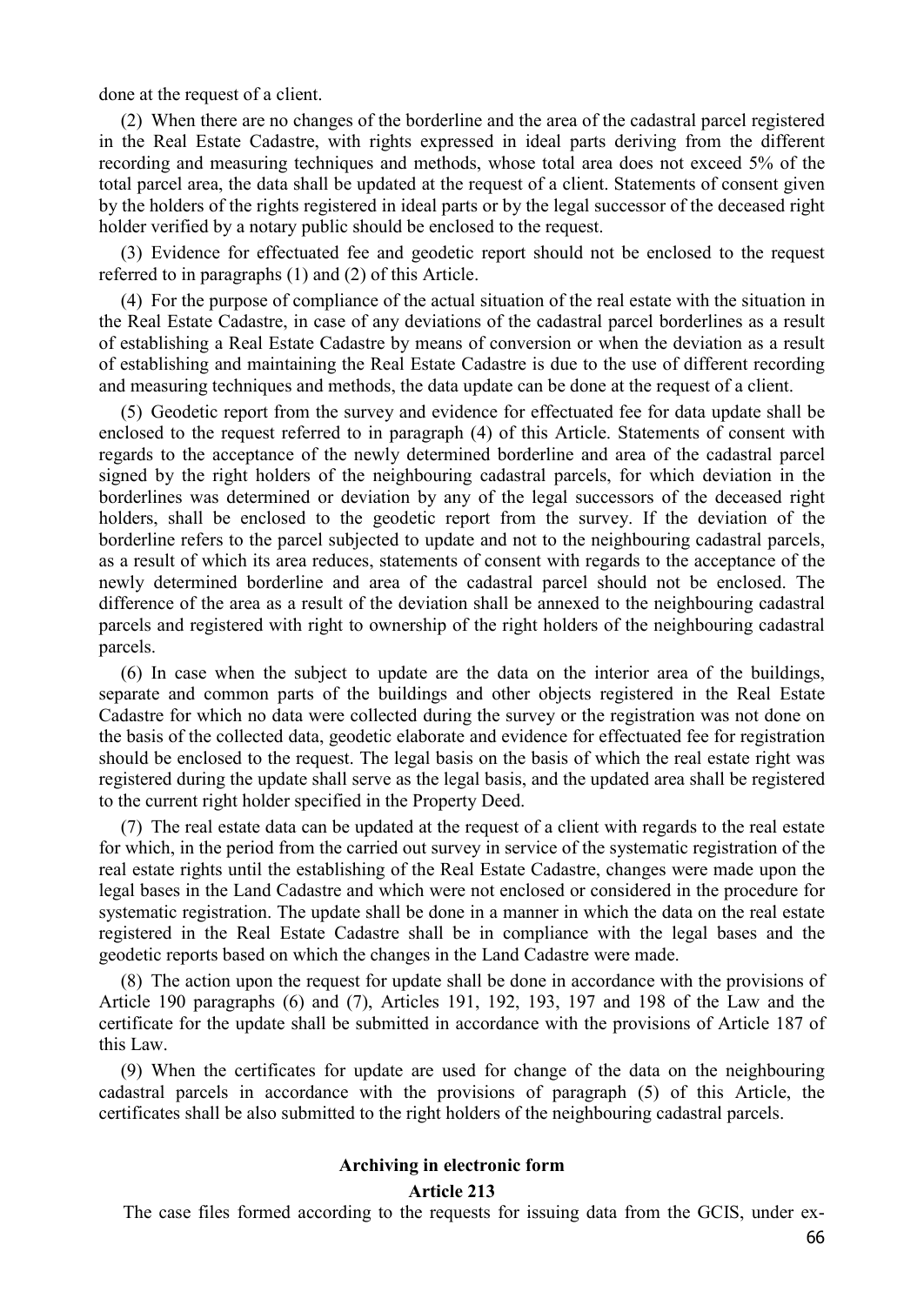done at the request of a client.

(2) When there are no changes of the borderline and the area of the cadastral parcel registered in the Real Estate Cadastre, with rights expressed in ideal parts deriving from the different recording and measuring techniques and methods, whose total area does not exceed 5% of the total parcel area, the data shall be updated at the request of a client. Statements of consent given by the holders of the rights registered in ideal parts or by the legal successor of the deceased right holder verified by a notary public should be enclosed to the request.

(3) Evidence for effectuated fee and geodetic report should not be enclosed to the request referred to in paragraphs (1) and (2) of this Article.

(4) For the purpose of compliance of the actual situation of the real estate with the situation in the Real Estate Cadastre, in case of any deviations of the cadastral parcel borderlines as a result of establishing a Real Estate Cadastre by means of conversion or when the deviation as a result of establishing and maintaining the Real Estate Cadastre is due to the use of different recording and measuring techniques and methods, the data update can be done at the request of a client.

(5) Geodetic report from the survey and evidence for effectuated fee for data update shall be enclosed to the request referred to in paragraph (4) of this Article. Statements of consent with regards to the acceptance of the newly determined borderline and area of the cadastral parcel signed by the right holders of the neighbouring cadastral parcels, for which deviation in the borderlines was determined or deviation by any of the legal successors of the deceased right holders, shall be enclosed to the geodetic report from the survey. If the deviation of the borderline refers to the parcel subjected to update and not to the neighbouring cadastral parcels, as a result of which its area reduces, statements of consent with regards to the acceptance of the newly determined borderline and area of the cadastral parcel should not be enclosed. The difference of the area as a result of the deviation shall be annexed to the neighbouring cadastral parcels and registered with right to ownership of the right holders of the neighbouring cadastral parcels.

(6) In case when the subject to update are the data on the interior area of the buildings, separate and common parts of the buildings and other objects registered in the Real Estate Cadastre for which no data were collected during the survey or the registration was not done on the basis of the collected data, geodetic elaborate and evidence for effectuated fee for registration should be enclosed to the request. The legal basis on the basis of which the real estate right was registered during the update shall serve as the legal basis, and the updated area shall be registered to the current right holder specified in the Property Deed.

(7) The real estate data can be updated at the request of a client with regards to the real estate for which, in the period from the carried out survey in service of the systematic registration of the real estate rights until the establishing of the Real Estate Cadastre, changes were made upon the legal bases in the Land Cadastre and which were not enclosed or considered in the procedure for systematic registration. The update shall be done in a manner in which the data on the real estate registered in the Real Estate Cadastre shall be in compliance with the legal bases and the geodetic reports based on which the changes in the Land Cadastre were made.

(8) The action upon the request for update shall be done in accordance with the provisions of Article 190 paragraphs (6) and (7), Articles 191, 192, 193, 197 and 198 of the Law and the certificate for the update shall be submitted in accordance with the provisions of Article 187 of this Law.

(9) When the certificates for update are used for change of the data on the neighbouring cadastral parcels in accordance with the provisions of paragraph (5) of this Article, the certificates shall be also submitted to the right holders of the neighbouring cadastral parcels.

**Archiving in electronic form**

**Article 213**

The case files formed according to the requests for issuing data from the GCIS, under ex-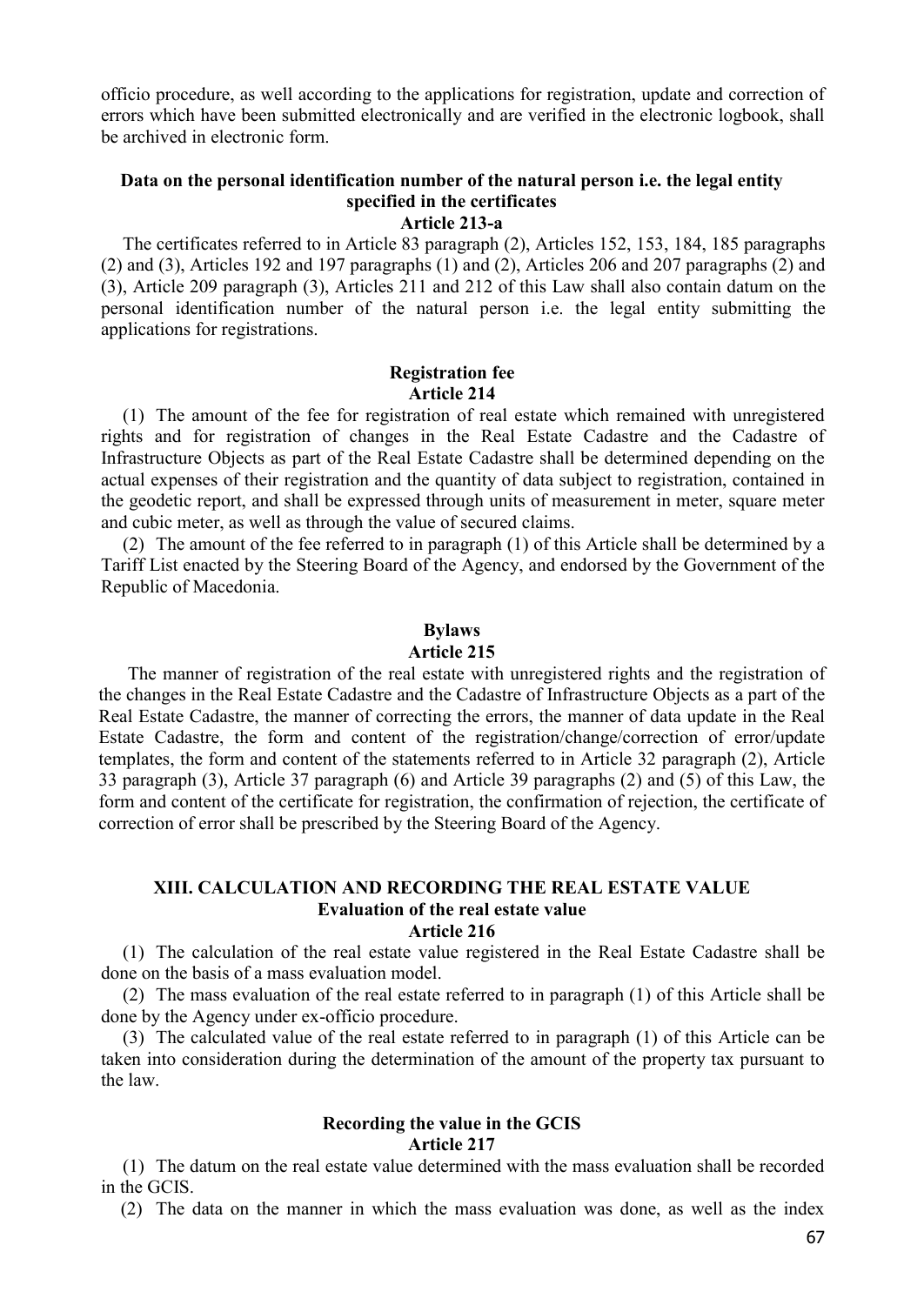officio procedure, as well according to the applications for registration, update and correction of errors which have been submitted electronically and are verified in the electronic logbook, shall be archived in electronic form.

**Data on the personal identification number of the natural person i.e. the legal entity specified in the certificates**
**Article 213-a**

The certificates referred to in Article 83 paragraph (2), Articles 152, 153, 184, 185 paragraphs (2) and (3), Articles 192 and 197 paragraphs (1) and (2), Articles 206 and 207 paragraphs (2) and (3), Article 209 paragraph (3), Articles 211 and 212 of this Law shall also contain datum on the personal identification number of the natural person i.e. the legal entity submitting the applications for registrations.

**Registration fee**
**Article 214**

(1) The amount of the fee for registration of real estate which remained with unregistered rights and for registration of changes in the Real Estate Cadastre and the Cadastre of Infrastructure Objects as part of the Real Estate Cadastre shall be determined depending on the actual expenses of their registration and the quantity of data subject to registration, contained in the geodetic report, and shall be expressed through units of measurement in meter, square meter and cubic meter, as well as through the value of secured claims.

(2) The amount of the fee referred to in paragraph (1) of this Article shall be determined by a Tariff List enacted by the Steering Board of the Agency, and endorsed by the Government of the Republic of Macedonia.

**Bylaws**
**Article 215**

The manner of registration of the real estate with unregistered rights and the registration of the changes in the Real Estate Cadastre and the Cadastre of Infrastructure Objects as a part of the Real Estate Cadastre, the manner of correcting the errors, the manner of data update in the Real Estate Cadastre, the form and content of the registration/change/correction of error/update templates, the form and content of the statements referred to in Article 32 paragraph (2), Article 33 paragraph (3), Article 37 paragraph (6) and Article 39 paragraphs (2) and (5) of this Law, the form and content of the certificate for registration, the confirmation of rejection, the certificate of correction of error shall be prescribed by the Steering Board of the Agency.

## XIII. CALCULATION AND RECORDING THE REAL ESTATE VALUE

**Evaluation of the real estate value**
**Article 216**

(1) The calculation of the real estate value registered in the Real Estate Cadastre shall be done on the basis of a mass evaluation model.

(2) The mass evaluation of the real estate referred to in paragraph (1) of this Article shall be done by the Agency under ex-officio procedure.

(3) The calculated value of the real estate referred to in paragraph (1) of this Article can be taken into consideration during the determination of the amount of the property tax pursuant to the law.

**Recording the value in the GCIS**
**Article 217**

(1) The datum on the real estate value determined with the mass evaluation shall be recorded in the GCIS.

(2) The data on the manner in which the mass evaluation was done, as well as the index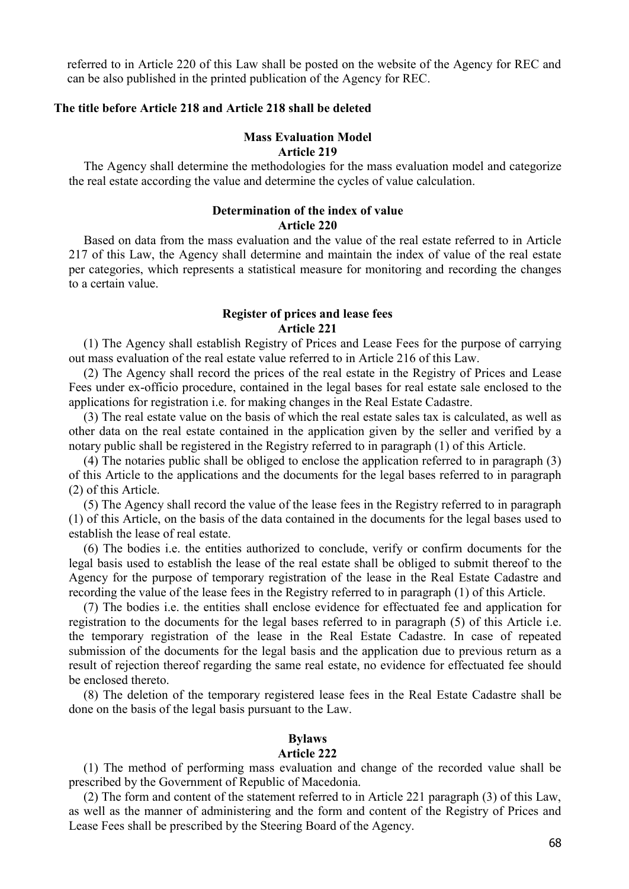referred to in Article 220 of this Law shall be posted on the website of the Agency for REC and can be also published in the printed publication of the Agency for REC.

**The title before Article 218 and Article 218 shall be deleted**

**Mass Evaluation Model**
**Article 219**

The Agency shall determine the methodologies for the mass evaluation model and categorize the real estate according the value and determine the cycles of value calculation.

**Determination of the index of value**
**Article 220**

Based on data from the mass evaluation and the value of the real estate referred to in Article 217 of this Law, the Agency shall determine and maintain the index of value of the real estate per categories, which represents a statistical measure for monitoring and recording the changes to a certain value.

**Register of prices and lease fees**
**Article 221**

(1) The Agency shall establish Registry of Prices and Lease Fees for the purpose of carrying out mass evaluation of the real estate value referred to in Article 216 of this Law.

(2) The Agency shall record the prices of the real estate in the Registry of Prices and Lease Fees under ex-officio procedure, contained in the legal bases for real estate sale enclosed to the applications for registration i.e. for making changes in the Real Estate Cadastre.

(3) The real estate value on the basis of which the real estate sales tax is calculated, as well as other data on the real estate contained in the application given by the seller and verified by a notary public shall be registered in the Registry referred to in paragraph (1) of this Article.

(4) The notaries public shall be obliged to enclose the application referred to in paragraph (3) of this Article to the applications and the documents for the legal bases referred to in paragraph (2) of this Article.

(5) The Agency shall record the value of the lease fees in the Registry referred to in paragraph (1) of this Article, on the basis of the data contained in the documents for the legal bases used to establish the lease of real estate.

(6) The bodies i.e. the entities authorized to conclude, verify or confirm documents for the legal basis used to establish the lease of the real estate shall be obliged to submit thereof to the Agency for the purpose of temporary registration of the lease in the Real Estate Cadastre and recording the value of the lease fees in the Registry referred to in paragraph (1) of this Article.

(7) The bodies i.e. the entities shall enclose evidence for effectuated fee and application for registration to the documents for the legal bases referred to in paragraph (5) of this Article i.e. the temporary registration of the lease in the Real Estate Cadastre. In case of repeated submission of the documents for the legal basis and the application due to previous return as a result of rejection thereof regarding the same real estate, no evidence for effectuated fee should be enclosed thereto.

(8) The deletion of the temporary registered lease fees in the Real Estate Cadastre shall be done on the basis of the legal basis pursuant to the Law.

**Bylaws**
**Article 222**

(1) The method of performing mass evaluation and change of the recorded value shall be prescribed by the Government of Republic of Macedonia.

(2) The form and content of the statement referred to in Article 221 paragraph (3) of this Law, as well as the manner of administering and the form and content of the Registry of Prices and Lease Fees shall be prescribed by the Steering Board of the Agency.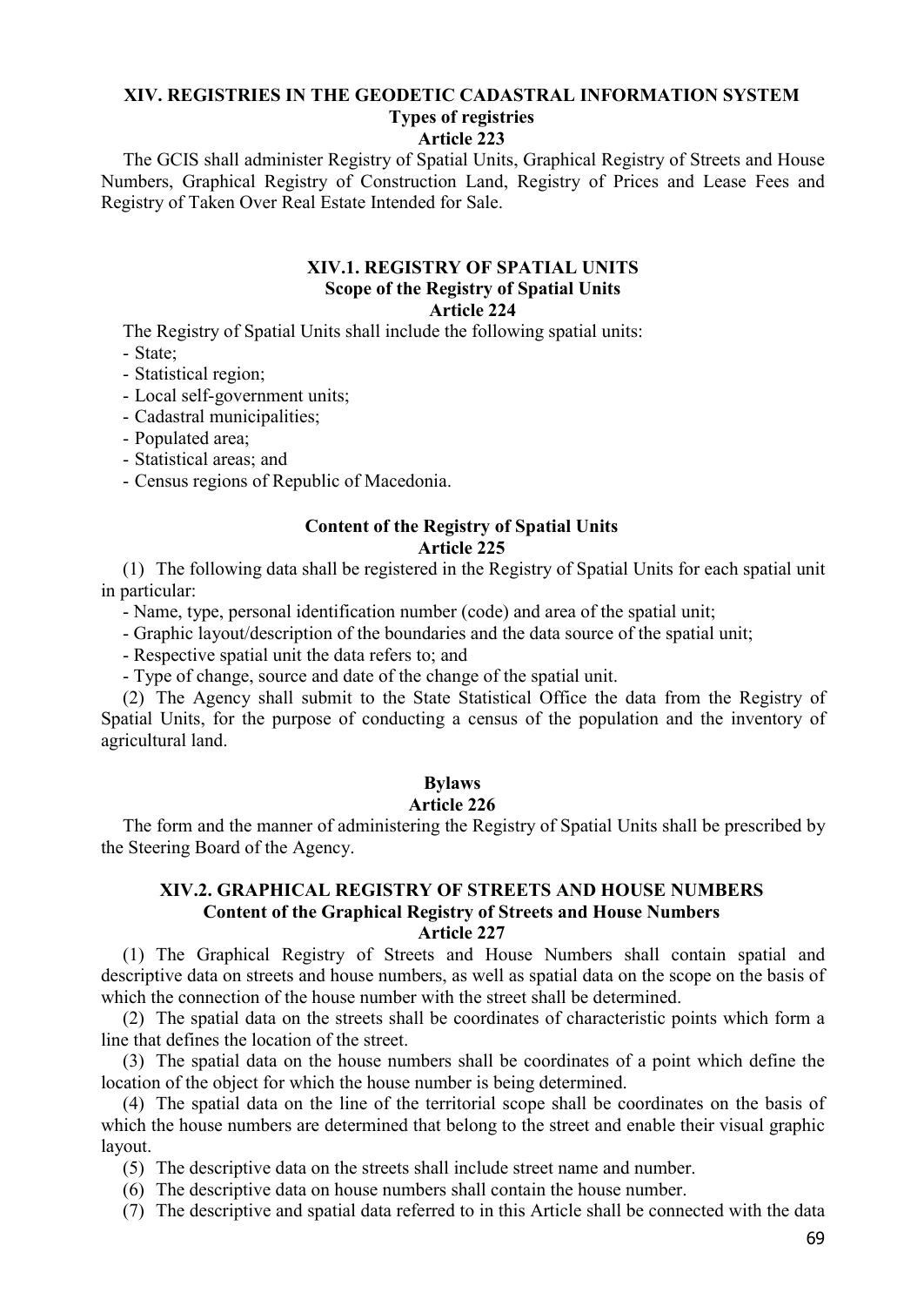## XIV. REGISTRIES IN THE GEODETIC CADASTRAL INFORMATION SYSTEM

### Types of registries

### Article 223

The GCIS shall administer Registry of Spatial Units, Graphical Registry of Streets and House Numbers, Graphical Registry of Construction Land, Registry of Prices and Lease Fees and Registry of Taken Over Real Estate Intended for Sale.

## XIV.1. REGISTRY OF SPATIAL UNITS

### Scope of the Registry of Spatial Units

### Article 224

The Registry of Spatial Units shall include the following spatial units:

- State;
- Statistical region;
- Local self-government units;
- Cadastral municipalities;
- Populated area;
- Statistical areas; and
- Census regions of Republic of Macedonia.

### Content of the Registry of Spatial Units

### Article 225

(1) The following data shall be registered in the Registry of Spatial Units for each spatial unit in particular:

- Name, type, personal identification number (code) and area of the spatial unit;
- Graphic layout/description of the boundaries and the data source of the spatial unit;
- Respective spatial unit the data refers to; and
- Type of change, source and date of the change of the spatial unit.

(2) The Agency shall submit to the State Statistical Office the data from the Registry of Spatial Units, for the purpose of conducting a census of the population and the inventory of agricultural land.

### Bylaws

### Article 226

The form and the manner of administering the Registry of Spatial Units shall be prescribed by the Steering Board of the Agency.

## XIV.2. GRAPHICAL REGISTRY OF STREETS AND HOUSE NUMBERS

### Content of the Graphical Registry of Streets and House Numbers

### Article 227

(1) The Graphical Registry of Streets and House Numbers shall contain spatial and descriptive data on streets and house numbers, as well as spatial data on the scope on the basis of which the connection of the house number with the street shall be determined.

(2) The spatial data on the streets shall be coordinates of characteristic points which form a line that defines the location of the street.

(3) The spatial data on the house numbers shall be coordinates of a point which define the location of the object for which the house number is being determined.

(4) The spatial data on the line of the territorial scope shall be coordinates on the basis of which the house numbers are determined that belong to the street and enable their visual graphic layout.

(5) The descriptive data on the streets shall include street name and number.

(6) The descriptive data on house numbers shall contain the house number.

(7) The descriptive and spatial data referred to in this Article shall be connected with the data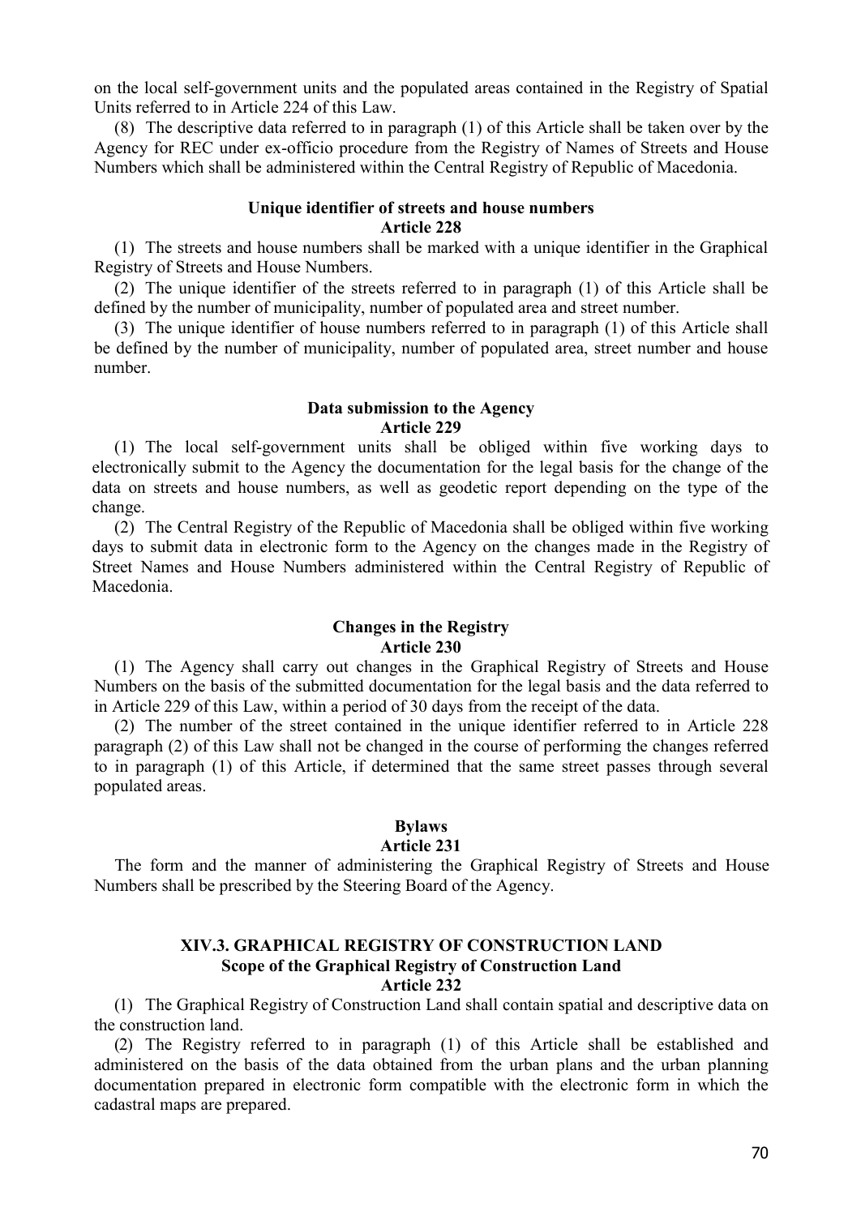on the local self-government units and the populated areas contained in the Registry of Spatial Units referred to in Article 224 of this Law.

(8) The descriptive data referred to in paragraph (1) of this Article shall be taken over by the Agency for REC under ex-officio procedure from the Registry of Names of Streets and House Numbers which shall be administered within the Central Registry of Republic of Macedonia.

**Unique identifier of streets and house numbers**
**Article 228**

(1) The streets and house numbers shall be marked with a unique identifier in the Graphical Registry of Streets and House Numbers.

(2) The unique identifier of the streets referred to in paragraph (1) of this Article shall be defined by the number of municipality, number of populated area and street number.

(3) The unique identifier of house numbers referred to in paragraph (1) of this Article shall be defined by the number of municipality, number of populated area, street number and house number.

**Data submission to the Agency**
**Article 229**

(1) The local self-government units shall be obliged within five working days to electronically submit to the Agency the documentation for the legal basis for the change of the data on streets and house numbers, as well as geodetic report depending on the type of the change.

(2) The Central Registry of the Republic of Macedonia shall be obliged within five working days to submit data in electronic form to the Agency on the changes made in the Registry of Street Names and House Numbers administered within the Central Registry of Republic of Macedonia.

**Changes in the Registry**
**Article 230**

(1) The Agency shall carry out changes in the Graphical Registry of Streets and House Numbers on the basis of the submitted documentation for the legal basis and the data referred to in Article 229 of this Law, within a period of 30 days from the receipt of the data.

(2) The number of the street contained in the unique identifier referred to in Article 228 paragraph (2) of this Law shall not be changed in the course of performing the changes referred to in paragraph (1) of this Article, if determined that the same street passes through several populated areas.

**Bylaws**
**Article 231**

The form and the manner of administering the Graphical Registry of Streets and House Numbers shall be prescribed by the Steering Board of the Agency.

## XIV.3. GRAPHICAL REGISTRY OF CONSTRUCTION LAND

**Scope of the Graphical Registry of Construction Land**
**Article 232**

(1) The Graphical Registry of Construction Land shall contain spatial and descriptive data on the construction land.

(2) The Registry referred to in paragraph (1) of this Article shall be established and administered on the basis of the data obtained from the urban plans and the urban planning documentation prepared in electronic form compatible with the electronic form in which the cadastral maps are prepared.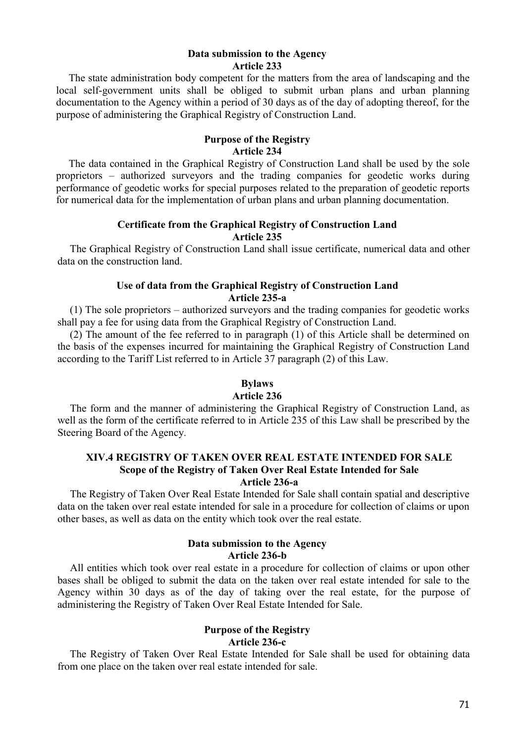**Data submission to the Agency**
**Article 233**

The state administration body competent for the matters from the area of landscaping and the local self-government units shall be obliged to submit urban plans and urban planning documentation to the Agency within a period of 30 days as of the day of adopting thereof, for the purpose of administering the Graphical Registry of Construction Land.

**Purpose of the Registry**
**Article 234**

The data contained in the Graphical Registry of Construction Land shall be used by the sole proprietors – authorized surveyors and the trading companies for geodetic works during performance of geodetic works for special purposes related to the preparation of geodetic reports for numerical data for the implementation of urban plans and urban planning documentation.

**Certificate from the Graphical Registry of Construction Land**
**Article 235**

The Graphical Registry of Construction Land shall issue certificate, numerical data and other data on the construction land.

**Use of data from the Graphical Registry of Construction Land**
**Article 235-a**

(1) The sole proprietors – authorized surveyors and the trading companies for geodetic works shall pay a fee for using data from the Graphical Registry of Construction Land.

(2) The amount of the fee referred to in paragraph (1) of this Article shall be determined on the basis of the expenses incurred for maintaining the Graphical Registry of Construction Land according to the Tariff List referred to in Article 37 paragraph (2) of this Law.

**Bylaws**
**Article 236**

The form and the manner of administering the Graphical Registry of Construction Land, as well as the form of the certificate referred to in Article 235 of this Law shall be prescribed by the Steering Board of the Agency.

## XIV.4 REGISTRY OF TAKEN OVER REAL ESTATE INTENDED FOR SALE

**Scope of the Registry of Taken Over Real Estate Intended for Sale**
**Article 236-a**

The Registry of Taken Over Real Estate Intended for Sale shall contain spatial and descriptive data on the taken over real estate intended for sale in a procedure for collection of claims or upon other bases, as well as data on the entity which took over the real estate.

**Data submission to the Agency**
**Article 236-b**

All entities which took over real estate in a procedure for collection of claims or upon other bases shall be obliged to submit the data on the taken over real estate intended for sale to the Agency within 30 days as of the day of taking over the real estate, for the purpose of administering the Registry of Taken Over Real Estate Intended for Sale.

**Purpose of the Registry**
**Article 236-c**

The Registry of Taken Over Real Estate Intended for Sale shall be used for obtaining data from one place on the taken over real estate intended for sale.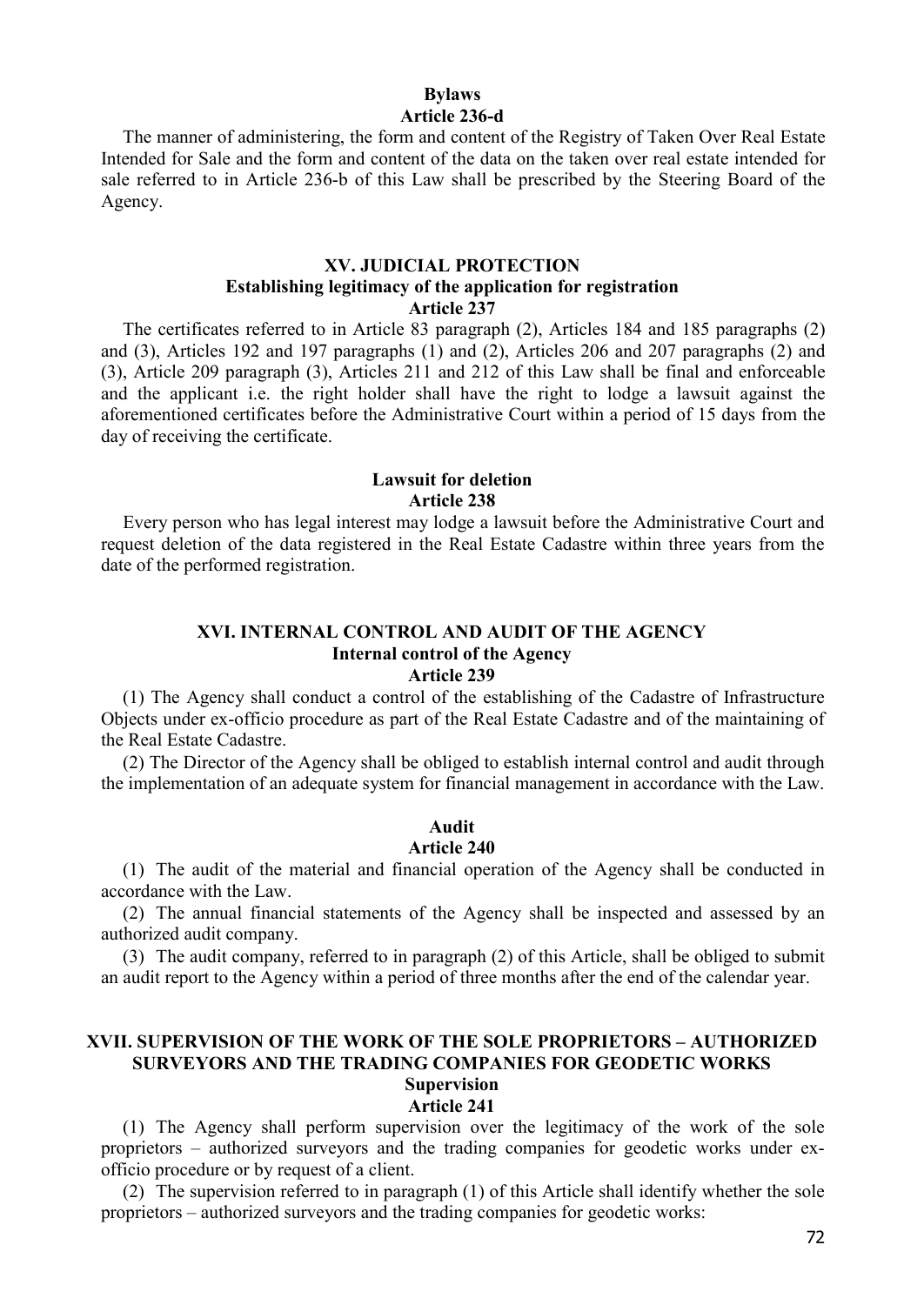### Bylaws
### Article 236-d

The manner of administering, the form and content of the Registry of Taken Over Real Estate Intended for Sale and the form and content of the data on the taken over real estate intended for sale referred to in Article 236-b of this Law shall be prescribed by the Steering Board of the Agency.

## XV. JUDICIAL PROTECTION
### Establishing legitimacy of the application for registration
### Article 237

The certificates referred to in Article 83 paragraph (2), Articles 184 and 185 paragraphs (2) and (3), Articles 192 and 197 paragraphs (1) and (2), Articles 206 and 207 paragraphs (2) and (3), Article 209 paragraph (3), Articles 211 and 212 of this Law shall be final and enforceable and the applicant i.e. the right holder shall have the right to lodge a lawsuit against the aforementioned certificates before the Administrative Court within a period of 15 days from the day of receiving the certificate.

### Lawsuit for deletion
### Article 238

Every person who has legal interest may lodge a lawsuit before the Administrative Court and request deletion of the data registered in the Real Estate Cadastre within three years from the date of the performed registration.

## XVI. INTERNAL CONTROL AND AUDIT OF THE AGENCY
### Internal control of the Agency
### Article 239

(1) The Agency shall conduct a control of the establishing of the Cadastre of Infrastructure Objects under ex-officio procedure as part of the Real Estate Cadastre and of the maintaining of the Real Estate Cadastre.

(2) The Director of the Agency shall be obliged to establish internal control and audit through the implementation of an adequate system for financial management in accordance with the Law.

### Audit
### Article 240

(1) The audit of the material and financial operation of the Agency shall be conducted in accordance with the Law.

(2) The annual financial statements of the Agency shall be inspected and assessed by an authorized audit company.

(3) The audit company, referred to in paragraph (2) of this Article, shall be obliged to submit an audit report to the Agency within a period of three months after the end of the calendar year.

## XVII. SUPERVISION OF THE WORK OF THE SOLE PROPRIETORS – AUTHORIZED SURVEYORS AND THE TRADING COMPANIES FOR GEODETIC WORKS
### Supervision
### Article 241

(1) The Agency shall perform supervision over the legitimacy of the work of the sole proprietors – authorized surveyors and the trading companies for geodetic works under ex-officio procedure or by request of a client.

(2) The supervision referred to in paragraph (1) of this Article shall identify whether the sole proprietors – authorized surveyors and the trading companies for geodetic works: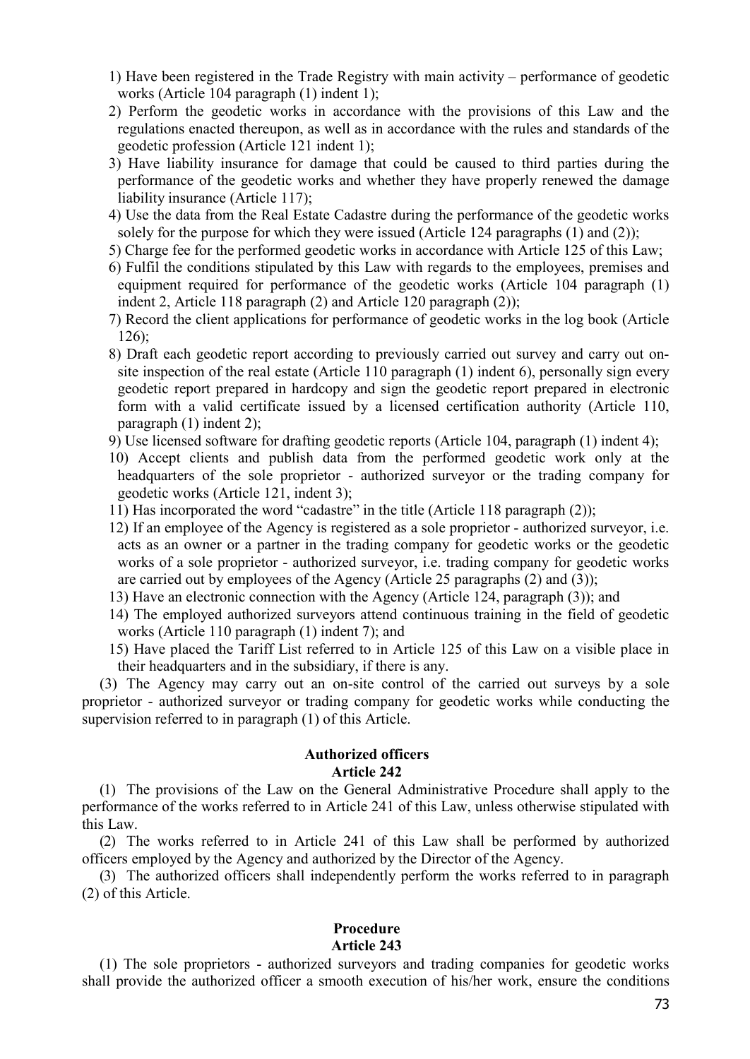1) Have been registered in the Trade Registry with main activity – performance of geodetic works (Article 104 paragraph (1) indent 1);
2) Perform the geodetic works in accordance with the provisions of this Law and the regulations enacted thereupon, as well as in accordance with the rules and standards of the geodetic profession (Article 121 indent 1);
3) Have liability insurance for damage that could be caused to third parties during the performance of the geodetic works and whether they have properly renewed the damage liability insurance (Article 117);
4) Use the data from the Real Estate Cadastre during the performance of the geodetic works solely for the purpose for which they were issued (Article 124 paragraphs (1) and (2));
5) Charge fee for the performed geodetic works in accordance with Article 125 of this Law;
6) Fulfil the conditions stipulated by this Law with regards to the employees, premises and equipment required for performance of the geodetic works (Article 104 paragraph (1) indent 2, Article 118 paragraph (2) and Article 120 paragraph (2));
7) Record the client applications for performance of geodetic works in the log book (Article 126);
8) Draft each geodetic report according to previously carried out survey and carry out on-site inspection of the real estate (Article 110 paragraph (1) indent 6), personally sign every geodetic report prepared in hardcopy and sign the geodetic report prepared in electronic form with a valid certificate issued by a licensed certification authority (Article 110, paragraph (1) indent 2);
9) Use licensed software for drafting geodetic reports (Article 104, paragraph (1) indent 4);
10) Accept clients and publish data from the performed geodetic work only at the headquarters of the sole proprietor - authorized surveyor or the trading company for geodetic works (Article 121, indent 3);
11) Has incorporated the word "cadastre" in the title (Article 118 paragraph (2));
12) If an employee of the Agency is registered as a sole proprietor - authorized surveyor, i.e. acts as an owner or a partner in the trading company for geodetic works or the geodetic works of a sole proprietor - authorized surveyor, i.e. trading company for geodetic works are carried out by employees of the Agency (Article 25 paragraphs (2) and (3));
13) Have an electronic connection with the Agency (Article 124, paragraph (3)); and
14) The employed authorized surveyors attend continuous training in the field of geodetic works (Article 110 paragraph (1) indent 7); and
15) Have placed the Tariff List referred to in Article 125 of this Law on a visible place in their headquarters and in the subsidiary, if there is any.

(3) The Agency may carry out an on-site control of the carried out surveys by a sole proprietor - authorized surveyor or trading company for geodetic works while conducting the supervision referred to in paragraph (1) of this Article.

**Authorized officers**
**Article 242**

(1) The provisions of the Law on the General Administrative Procedure shall apply to the performance of the works referred to in Article 241 of this Law, unless otherwise stipulated with this Law.

(2) The works referred to in Article 241 of this Law shall be performed by authorized officers employed by the Agency and authorized by the Director of the Agency.

(3) The authorized officers shall independently perform the works referred to in paragraph (2) of this Article.

**Procedure**
**Article 243**

(1) The sole proprietors - authorized surveyors and trading companies for geodetic works shall provide the authorized officer a smooth execution of his/her work, ensure the conditions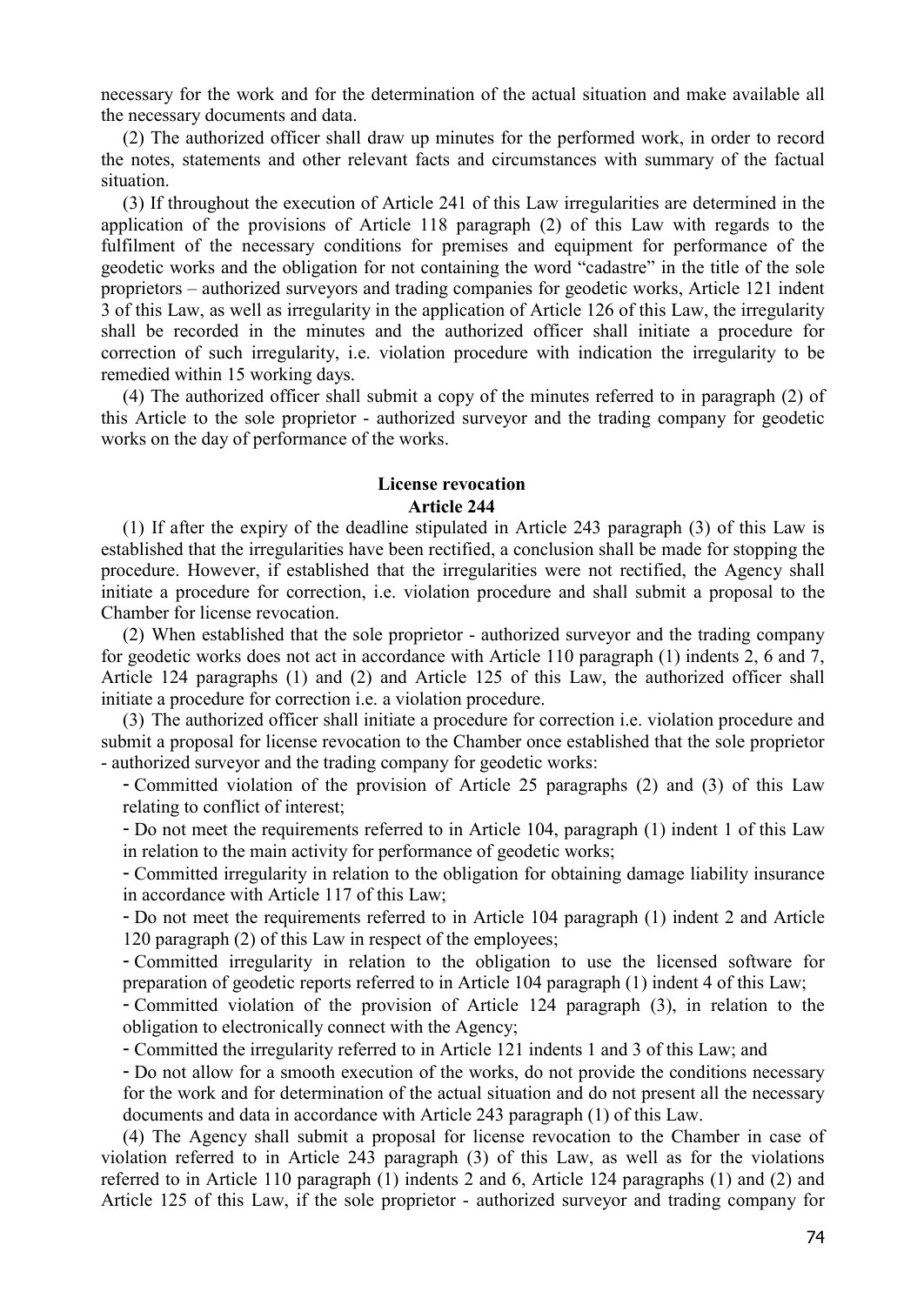necessary for the work and for the determination of the actual situation and make available all the necessary documents and data.

(2) The authorized officer shall draw up minutes for the performed work, in order to record the notes, statements and other relevant facts and circumstances with summary of the factual situation.

(3) If throughout the execution of Article 241 of this Law irregularities are determined in the application of the provisions of Article 118 paragraph (2) of this Law with regards to the fulfilment of the necessary conditions for premises and equipment for performance of the geodetic works and the obligation for not containing the word "cadastre" in the title of the sole proprietors – authorized surveyors and trading companies for geodetic works, Article 121 indent 3 of this Law, as well as irregularity in the application of Article 126 of this Law, the irregularity shall be recorded in the minutes and the authorized officer shall initiate a procedure for correction of such irregularity, i.e. violation procedure with indication the irregularity to be remedied within 15 working days.

(4) The authorized officer shall submit a copy of the minutes referred to in paragraph (2) of this Article to the sole proprietor - authorized surveyor and the trading company for geodetic works on the day of performance of the works.

**License revocation**
**Article 244**

(1) If after the expiry of the deadline stipulated in Article 243 paragraph (3) of this Law is established that the irregularities have been rectified, a conclusion shall be made for stopping the procedure. However, if established that the irregularities were not rectified, the Agency shall initiate a procedure for correction, i.e. violation procedure and shall submit a proposal to the Chamber for license revocation.

(2) When established that the sole proprietor - authorized surveyor and the trading company for geodetic works does not act in accordance with Article 110 paragraph (1) indents 2, 6 and 7, Article 124 paragraphs (1) and (2) and Article 125 of this Law, the authorized officer shall initiate a procedure for correction i.e. a violation procedure.

(3) The authorized officer shall initiate a procedure for correction i.e. violation procedure and submit a proposal for license revocation to the Chamber once established that the sole proprietor - authorized surveyor and the trading company for geodetic works:

- Committed violation of the provision of Article 25 paragraphs (2) and (3) of this Law relating to conflict of interest;
- Do not meet the requirements referred to in Article 104, paragraph (1) indent 1 of this Law in relation to the main activity for performance of geodetic works;
- Committed irregularity in relation to the obligation for obtaining damage liability insurance in accordance with Article 117 of this Law;
- Do not meet the requirements referred to in Article 104 paragraph (1) indent 2 and Article 120 paragraph (2) of this Law in respect of the employees;
- Committed irregularity in relation to the obligation to use the licensed software for preparation of geodetic reports referred to in Article 104 paragraph (1) indent 4 of this Law;
- Committed violation of the provision of Article 124 paragraph (3), in relation to the obligation to electronically connect with the Agency;
- Committed the irregularity referred to in Article 121 indents 1 and 3 of this Law; and
- Do not allow for a smooth execution of the works, do not provide the conditions necessary for the work and for determination of the actual situation and do not present all the necessary documents and data in accordance with Article 243 paragraph (1) of this Law.

(4) The Agency shall submit a proposal for license revocation to the Chamber in case of violation referred to in Article 243 paragraph (3) of this Law, as well as for the violations referred to in Article 110 paragraph (1) indents 2 and 6, Article 124 paragraphs (1) and (2) and Article 125 of this Law, if the sole proprietor - authorized surveyor and trading company for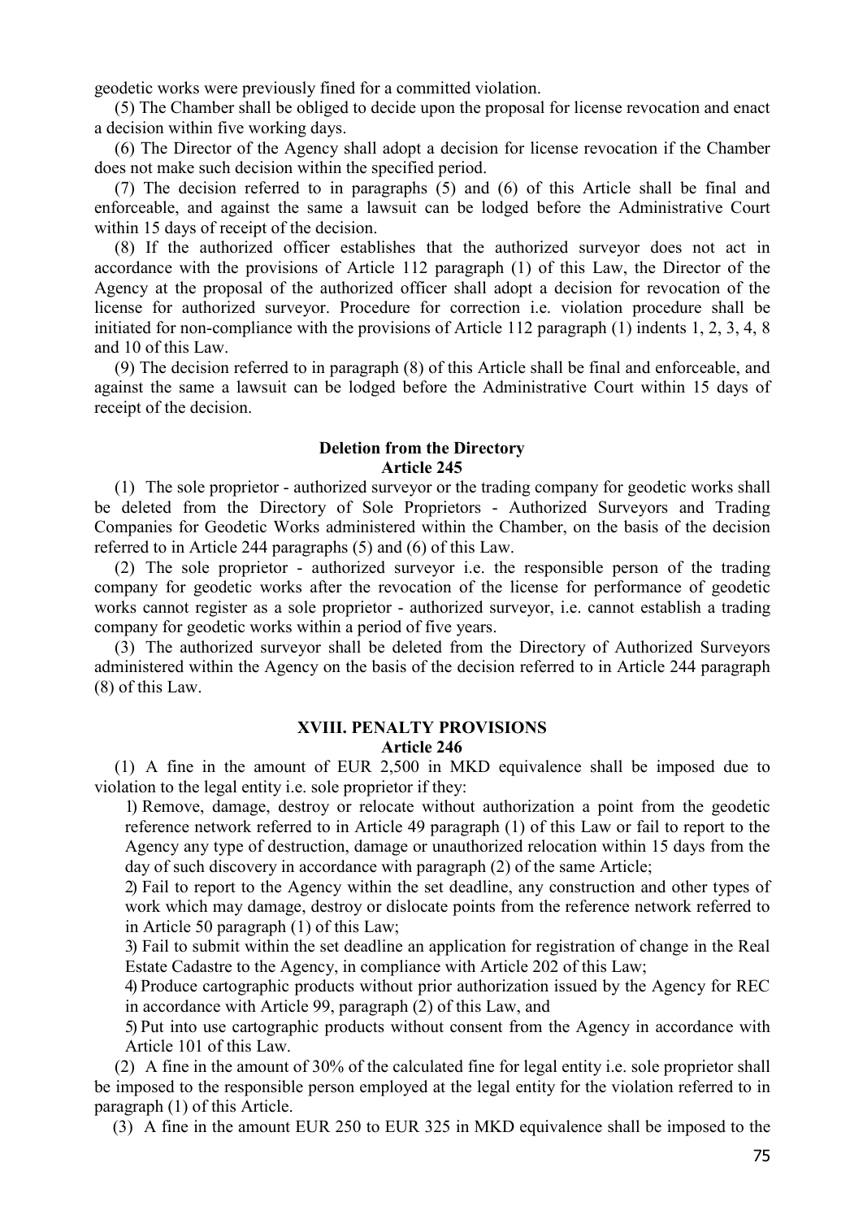geodetic works were previously fined for a committed violation.

(5) The Chamber shall be obliged to decide upon the proposal for license revocation and enact a decision within five working days.

(6) The Director of the Agency shall adopt a decision for license revocation if the Chamber does not make such decision within the specified period.

(7) The decision referred to in paragraphs (5) and (6) of this Article shall be final and enforceable, and against the same a lawsuit can be lodged before the Administrative Court within 15 days of receipt of the decision.

(8) If the authorized officer establishes that the authorized surveyor does not act in accordance with the provisions of Article 112 paragraph (1) of this Law, the Director of the Agency at the proposal of the authorized officer shall adopt a decision for revocation of the license for authorized surveyor. Procedure for correction i.e. violation procedure shall be initiated for non-compliance with the provisions of Article 112 paragraph (1) indents 1, 2, 3, 4, 8 and 10 of this Law.

(9) The decision referred to in paragraph (8) of this Article shall be final and enforceable, and against the same a lawsuit can be lodged before the Administrative Court within 15 days of receipt of the decision.

**Deletion from the Directory**
**Article 245**

(1) The sole proprietor - authorized surveyor or the trading company for geodetic works shall be deleted from the Directory of Sole Proprietors - Authorized Surveyors and Trading Companies for Geodetic Works administered within the Chamber, on the basis of the decision referred to in Article 244 paragraphs (5) and (6) of this Law.

(2) The sole proprietor - authorized surveyor i.e. the responsible person of the trading company for geodetic works after the revocation of the license for performance of geodetic works cannot register as a sole proprietor - authorized surveyor, i.e. cannot establish a trading company for geodetic works within a period of five years.

(3) The authorized surveyor shall be deleted from the Directory of Authorized Surveyors administered within the Agency on the basis of the decision referred to in Article 244 paragraph (8) of this Law.

## XVIII. PENALTY PROVISIONS

**Article 246**

(1) A fine in the amount of EUR 2,500 in MKD equivalence shall be imposed due to violation to the legal entity i.e. sole proprietor if they:

1) Remove, damage, destroy or relocate without authorization a point from the geodetic reference network referred to in Article 49 paragraph (1) of this Law or fail to report to the Agency any type of destruction, damage or unauthorized relocation within 15 days from the day of such discovery in accordance with paragraph (2) of the same Article;
2) Fail to report to the Agency within the set deadline, any construction and other types of work which may damage, destroy or dislocate points from the reference network referred to in Article 50 paragraph (1) of this Law;
3) Fail to submit within the set deadline an application for registration of change in the Real Estate Cadastre to the Agency, in compliance with Article 202 of this Law;
4) Produce cartographic products without prior authorization issued by the Agency for REC in accordance with Article 99, paragraph (2) of this Law, and
5) Put into use cartographic products without consent from the Agency in accordance with Article 101 of this Law.

(2) A fine in the amount of 30% of the calculated fine for legal entity i.e. sole proprietor shall be imposed to the responsible person employed at the legal entity for the violation referred to in paragraph (1) of this Article.

(3) A fine in the amount EUR 250 to EUR 325 in MKD equivalence shall be imposed to the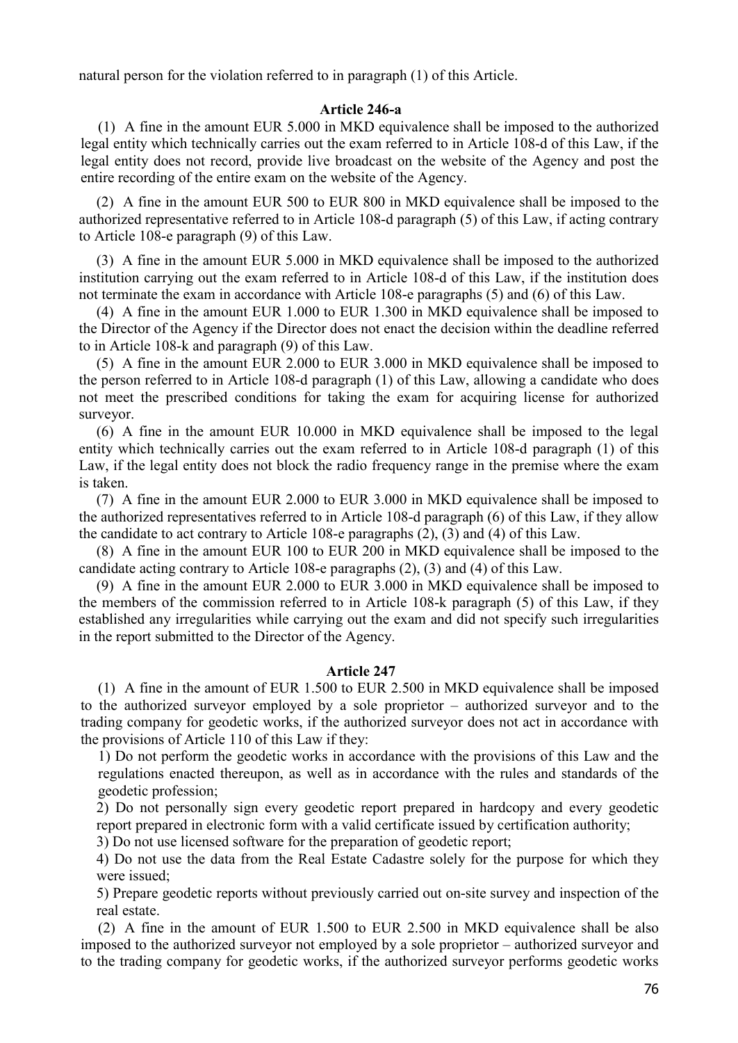natural person for the violation referred to in paragraph (1) of this Article.

### Article 246-a

(1) A fine in the amount EUR 5.000 in MKD equivalence shall be imposed to the authorized legal entity which technically carries out the exam referred to in Article 108-d of this Law, if the legal entity does not record, provide live broadcast on the website of the Agency and post the entire recording of the entire exam on the website of the Agency.

(2) A fine in the amount EUR 500 to EUR 800 in MKD equivalence shall be imposed to the authorized representative referred to in Article 108-d paragraph (5) of this Law, if acting contrary to Article 108-e paragraph (9) of this Law.

(3) A fine in the amount EUR 5.000 in MKD equivalence shall be imposed to the authorized institution carrying out the exam referred to in Article 108-d of this Law, if the institution does not terminate the exam in accordance with Article 108-e paragraphs (5) and (6) of this Law.

(4) A fine in the amount EUR 1.000 to EUR 1.300 in MKD equivalence shall be imposed to the Director of the Agency if the Director does not enact the decision within the deadline referred to in Article 108-k and paragraph (9) of this Law.

(5) A fine in the amount EUR 2.000 to EUR 3.000 in MKD equivalence shall be imposed to the person referred to in Article 108-d paragraph (1) of this Law, allowing a candidate who does not meet the prescribed conditions for taking the exam for acquiring license for authorized surveyor.

(6) A fine in the amount EUR 10.000 in MKD equivalence shall be imposed to the legal entity which technically carries out the exam referred to in Article 108-d paragraph (1) of this Law, if the legal entity does not block the radio frequency range in the premise where the exam is taken.

(7) A fine in the amount EUR 2.000 to EUR 3.000 in MKD equivalence shall be imposed to the authorized representatives referred to in Article 108-d paragraph (6) of this Law, if they allow the candidate to act contrary to Article 108-e paragraphs (2), (3) and (4) of this Law.

(8) A fine in the amount EUR 100 to EUR 200 in MKD equivalence shall be imposed to the candidate acting contrary to Article 108-e paragraphs (2), (3) and (4) of this Law.

(9) A fine in the amount EUR 2.000 to EUR 3.000 in MKD equivalence shall be imposed to the members of the commission referred to in Article 108-k paragraph (5) of this Law, if they established any irregularities while carrying out the exam and did not specify such irregularities in the report submitted to the Director of the Agency.

### Article 247

(1) A fine in the amount of EUR 1.500 to EUR 2.500 in MKD equivalence shall be imposed to the authorized surveyor employed by a sole proprietor – authorized surveyor and to the trading company for geodetic works, if the authorized surveyor does not act in accordance with the provisions of Article 110 of this Law if they:

1) Do not perform the geodetic works in accordance with the provisions of this Law and the regulations enacted thereupon, as well as in accordance with the rules and standards of the geodetic profession;
2) Do not personally sign every geodetic report prepared in hardcopy and every geodetic report prepared in electronic form with a valid certificate issued by certification authority;
3) Do not use licensed software for the preparation of geodetic report;
4) Do not use the data from the Real Estate Cadastre solely for the purpose for which they were issued;
5) Prepare geodetic reports without previously carried out on-site survey and inspection of the real estate.

(2) A fine in the amount of EUR 1.500 to EUR 2.500 in MKD equivalence shall be also imposed to the authorized surveyor not employed by a sole proprietor – authorized surveyor and to the trading company for geodetic works, if the authorized surveyor performs geodetic works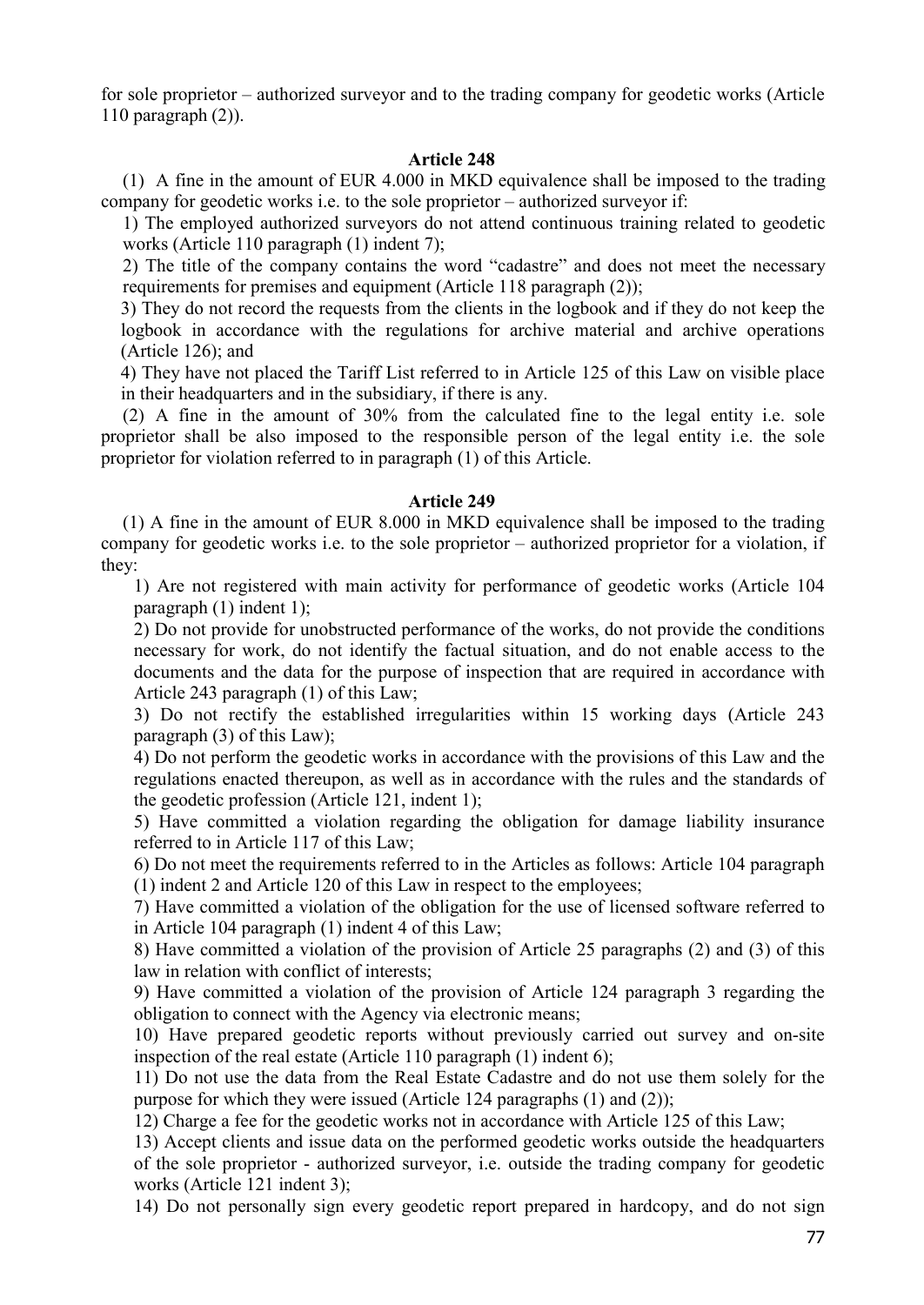for sole proprietor – authorized surveyor and to the trading company for geodetic works (Article 110 paragraph (2)).

**Article 248**

(1) A fine in the amount of EUR 4.000 in MKD equivalence shall be imposed to the trading company for geodetic works i.e. to the sole proprietor – authorized surveyor if:

1) The employed authorized surveyors do not attend continuous training related to geodetic works (Article 110 paragraph (1) indent 7);

2) The title of the company contains the word "cadastre" and does not meet the necessary requirements for premises and equipment (Article 118 paragraph (2));

3) They do not record the requests from the clients in the logbook and if they do not keep the logbook in accordance with the regulations for archive material and archive operations (Article 126); and

4) They have not placed the Tariff List referred to in Article 125 of this Law on visible place in their headquarters and in the subsidiary, if there is any.

(2) A fine in the amount of 30% from the calculated fine to the legal entity i.e. sole proprietor shall be also imposed to the responsible person of the legal entity i.e. the sole proprietor for violation referred to in paragraph (1) of this Article.

**Article 249**

(1) A fine in the amount of EUR 8.000 in MKD equivalence shall be imposed to the trading company for geodetic works i.e. to the sole proprietor – authorized proprietor for a violation, if they:

1) Are not registered with main activity for performance of geodetic works (Article 104 paragraph (1) indent 1);

2) Do not provide for unobstructed performance of the works, do not provide the conditions necessary for work, do not identify the factual situation, and do not enable access to the documents and the data for the purpose of inspection that are required in accordance with Article 243 paragraph (1) of this Law;

3) Do not rectify the established irregularities within 15 working days (Article 243 paragraph (3) of this Law);

4) Do not perform the geodetic works in accordance with the provisions of this Law and the regulations enacted thereupon, as well as in accordance with the rules and the standards of the geodetic profession (Article 121, indent 1);

5) Have committed a violation regarding the obligation for damage liability insurance referred to in Article 117 of this Law;

6) Do not meet the requirements referred to in the Articles as follows: Article 104 paragraph (1) indent 2 and Article 120 of this Law in respect to the employees;

7) Have committed a violation of the obligation for the use of licensed software referred to in Article 104 paragraph (1) indent 4 of this Law;

8) Have committed a violation of the provision of Article 25 paragraphs (2) and (3) of this law in relation with conflict of interests;

9) Have committed a violation of the provision of Article 124 paragraph 3 regarding the obligation to connect with the Agency via electronic means;

10) Have prepared geodetic reports without previously carried out survey and on-site inspection of the real estate (Article 110 paragraph (1) indent 6);

11) Do not use the data from the Real Estate Cadastre and do not use them solely for the purpose for which they were issued (Article 124 paragraphs (1) and (2));

12) Charge a fee for the geodetic works not in accordance with Article 125 of this Law;

13) Accept clients and issue data on the performed geodetic works outside the headquarters of the sole proprietor - authorized surveyor, i.e. outside the trading company for geodetic works (Article 121 indent 3);

14) Do not personally sign every geodetic report prepared in hardcopy, and do not sign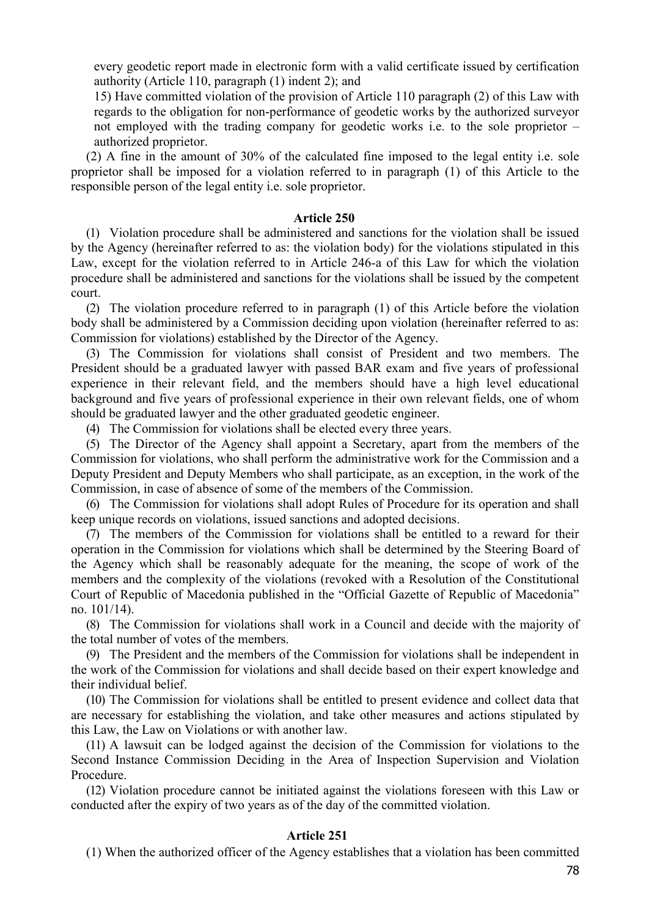every geodetic report made in electronic form with a valid certificate issued by certification authority (Article 110, paragraph (1) indent 2); and

15) Have committed violation of the provision of Article 110 paragraph (2) of this Law with regards to the obligation for non-performance of geodetic works by the authorized surveyor not employed with the trading company for geodetic works i.e. to the sole proprietor – authorized proprietor.

(2) A fine in the amount of 30% of the calculated fine imposed to the legal entity i.e. sole proprietor shall be imposed for a violation referred to in paragraph (1) of this Article to the responsible person of the legal entity i.e. sole proprietor.

**Article 250**

(1) Violation procedure shall be administered and sanctions for the violation shall be issued by the Agency (hereinafter referred to as: the violation body) for the violations stipulated in this Law, except for the violation referred to in Article 246-a of this Law for which the violation procedure shall be administered and sanctions for the violations shall be issued by the competent court.

(2) The violation procedure referred to in paragraph (1) of this Article before the violation body shall be administered by a Commission deciding upon violation (hereinafter referred to as: Commission for violations) established by the Director of the Agency.

(3) The Commission for violations shall consist of President and two members. The President should be a graduated lawyer with passed BAR exam and five years of professional experience in their relevant field, and the members should have a high level educational background and five years of professional experience in their own relevant fields, one of whom should be graduated lawyer and the other graduated geodetic engineer.

(4) The Commission for violations shall be elected every three years.

(5) The Director of the Agency shall appoint a Secretary, apart from the members of the Commission for violations, who shall perform the administrative work for the Commission and a Deputy President and Deputy Members who shall participate, as an exception, in the work of the Commission, in case of absence of some of the members of the Commission.

(6) The Commission for violations shall adopt Rules of Procedure for its operation and shall keep unique records on violations, issued sanctions and adopted decisions.

(7) The members of the Commission for violations shall be entitled to a reward for their operation in the Commission for violations which shall be determined by the Steering Board of the Agency which shall be reasonably adequate for the meaning, the scope of work of the members and the complexity of the violations (revoked with a Resolution of the Constitutional Court of Republic of Macedonia published in the "Official Gazette of Republic of Macedonia" no. 101/14).

(8) The Commission for violations shall work in a Council and decide with the majority of the total number of votes of the members.

(9) The President and the members of the Commission for violations shall be independent in the work of the Commission for violations and shall decide based on their expert knowledge and their individual belief.

(10) The Commission for violations shall be entitled to present evidence and collect data that are necessary for establishing the violation, and take other measures and actions stipulated by this Law, the Law on Violations or with another law.

(11) A lawsuit can be lodged against the decision of the Commission for violations to the Second Instance Commission Deciding in the Area of Inspection Supervision and Violation Procedure.

(12) Violation procedure cannot be initiated against the violations foreseen with this Law or conducted after the expiry of two years as of the day of the committed violation.

**Article 251**

(1) When the authorized officer of the Agency establishes that a violation has been committed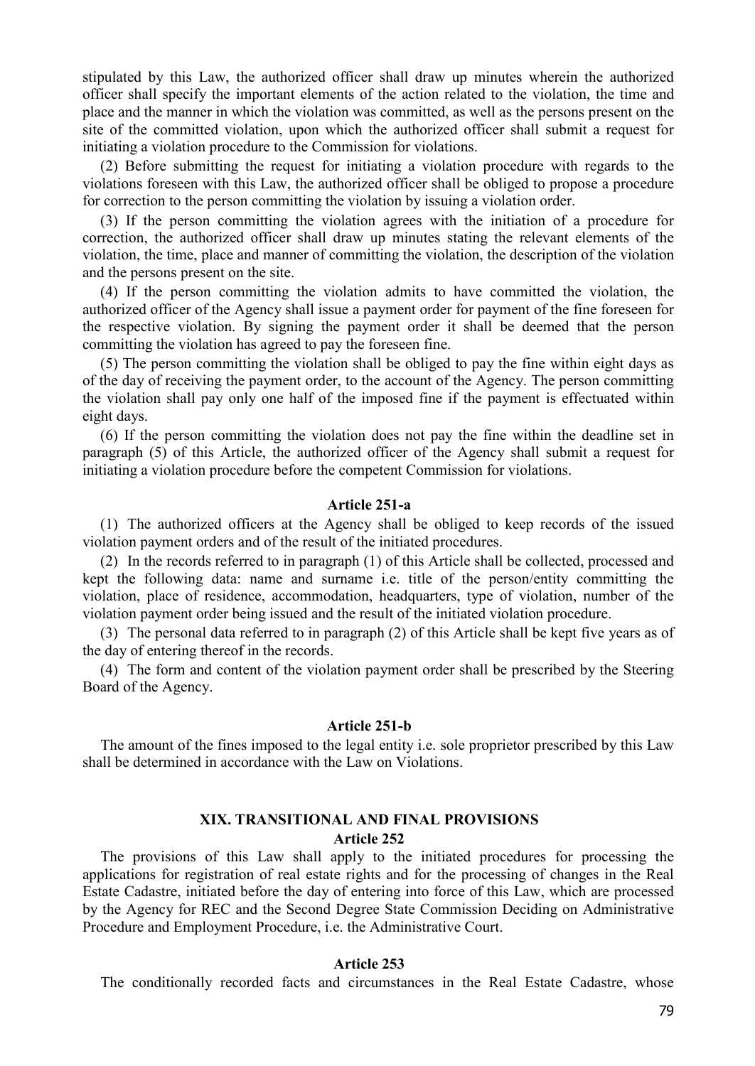stipulated by this Law, the authorized officer shall draw up minutes wherein the authorized officer shall specify the important elements of the action related to the violation, the time and place and the manner in which the violation was committed, as well as the persons present on the site of the committed violation, upon which the authorized officer shall submit a request for initiating a violation procedure to the Commission for violations.

(2) Before submitting the request for initiating a violation procedure with regards to the violations foreseen with this Law, the authorized officer shall be obliged to propose a procedure for correction to the person committing the violation by issuing a violation order.

(3) If the person committing the violation agrees with the initiation of a procedure for correction, the authorized officer shall draw up minutes stating the relevant elements of the violation, the time, place and manner of committing the violation, the description of the violation and the persons present on the site.

(4) If the person committing the violation admits to have committed the violation, the authorized officer of the Agency shall issue a payment order for payment of the fine foreseen for the respective violation. By signing the payment order it shall be deemed that the person committing the violation has agreed to pay the foreseen fine.

(5) The person committing the violation shall be obliged to pay the fine within eight days as of the day of receiving the payment order, to the account of the Agency. The person committing the violation shall pay only one half of the imposed fine if the payment is effectuated within eight days.

(6) If the person committing the violation does not pay the fine within the deadline set in paragraph (5) of this Article, the authorized officer of the Agency shall submit a request for initiating a violation procedure before the competent Commission for violations.

#### Article 251-a

(1) The authorized officers at the Agency shall be obliged to keep records of the issued violation payment orders and of the result of the initiated procedures.

(2) In the records referred to in paragraph (1) of this Article shall be collected, processed and kept the following data: name and surname i.e. title of the person/entity committing the violation, place of residence, accommodation, headquarters, type of violation, number of the violation payment order being issued and the result of the initiated violation procedure.

(3) The personal data referred to in paragraph (2) of this Article shall be kept five years as of the day of entering thereof in the records.

(4) The form and content of the violation payment order shall be prescribed by the Steering Board of the Agency.

#### Article 251-b

The amount of the fines imposed to the legal entity i.e. sole proprietor prescribed by this Law shall be determined in accordance with the Law on Violations.

## XIX. TRANSITIONAL AND FINAL PROVISIONS

#### Article 252

The provisions of this Law shall apply to the initiated procedures for processing the applications for registration of real estate rights and for the processing of changes in the Real Estate Cadastre, initiated before the day of entering into force of this Law, which are processed by the Agency for REC and the Second Degree State Commission Deciding on Administrative Procedure and Employment Procedure, i.e. the Administrative Court.

#### Article 253

The conditionally recorded facts and circumstances in the Real Estate Cadastre, whose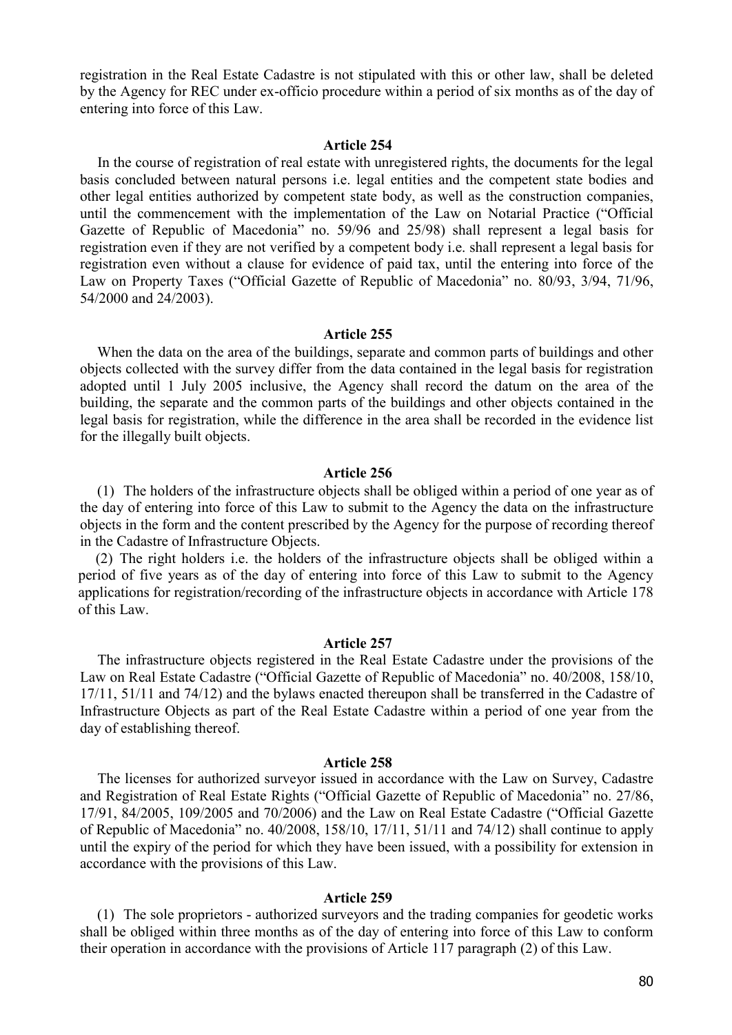registration in the Real Estate Cadastre is not stipulated with this or other law, shall be deleted by the Agency for REC under ex-officio procedure within a period of six months as of the day of entering into force of this Law.

### Article 254

In the course of registration of real estate with unregistered rights, the documents for the legal basis concluded between natural persons i.e. legal entities and the competent state bodies and other legal entities authorized by competent state body, as well as the construction companies, until the commencement with the implementation of the Law on Notarial Practice ("Official Gazette of Republic of Macedonia" no. 59/96 and 25/98) shall represent a legal basis for registration even if they are not verified by a competent body i.e. shall represent a legal basis for registration even without a clause for evidence of paid tax, until the entering into force of the Law on Property Taxes ("Official Gazette of Republic of Macedonia" no. 80/93, 3/94, 71/96, 54/2000 and 24/2003).

### Article 255

When the data on the area of the buildings, separate and common parts of buildings and other objects collected with the survey differ from the data contained in the legal basis for registration adopted until 1 July 2005 inclusive, the Agency shall record the datum on the area of the building, the separate and the common parts of the buildings and other objects contained in the legal basis for registration, while the difference in the area shall be recorded in the evidence list for the illegally built objects.

### Article 256

(1) The holders of the infrastructure objects shall be obliged within a period of one year as of the day of entering into force of this Law to submit to the Agency the data on the infrastructure objects in the form and the content prescribed by the Agency for the purpose of recording thereof in the Cadastre of Infrastructure Objects.

(2) The right holders i.e. the holders of the infrastructure objects shall be obliged within a period of five years as of the day of entering into force of this Law to submit to the Agency applications for registration/recording of the infrastructure objects in accordance with Article 178 of this Law.

### Article 257

The infrastructure objects registered in the Real Estate Cadastre under the provisions of the Law on Real Estate Cadastre ("Official Gazette of Republic of Macedonia" no. 40/2008, 158/10, 17/11, 51/11 and 74/12) and the bylaws enacted thereupon shall be transferred in the Cadastre of Infrastructure Objects as part of the Real Estate Cadastre within a period of one year from the day of establishing thereof.

### Article 258

The licenses for authorized surveyor issued in accordance with the Law on Survey, Cadastre and Registration of Real Estate Rights ("Official Gazette of Republic of Macedonia" no. 27/86, 17/91, 84/2005, 109/2005 and 70/2006) and the Law on Real Estate Cadastre ("Official Gazette of Republic of Macedonia" no. 40/2008, 158/10, 17/11, 51/11 and 74/12) shall continue to apply until the expiry of the period for which they have been issued, with a possibility for extension in accordance with the provisions of this Law.

### Article 259

(1) The sole proprietors - authorized surveyors and the trading companies for geodetic works shall be obliged within three months as of the day of entering into force of this Law to conform their operation in accordance with the provisions of Article 117 paragraph (2) of this Law.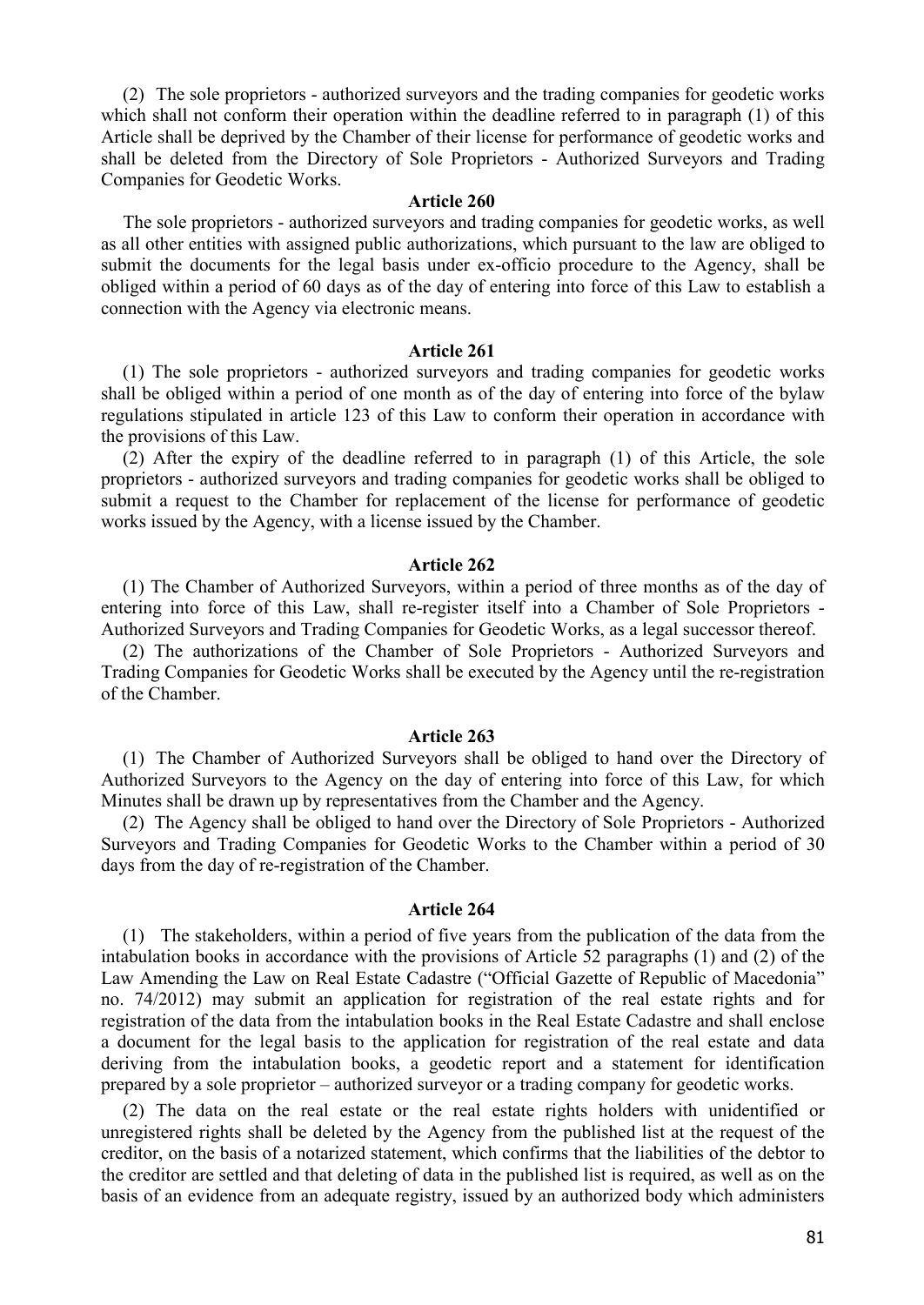(2) The sole proprietors - authorized surveyors and the trading companies for geodetic works which shall not conform their operation within the deadline referred to in paragraph (1) of this Article shall be deprived by the Chamber of their license for performance of geodetic works and shall be deleted from the Directory of Sole Proprietors - Authorized Surveyors and Trading Companies for Geodetic Works.

#### Article 260

The sole proprietors - authorized surveyors and trading companies for geodetic works, as well as all other entities with assigned public authorizations, which pursuant to the law are obliged to submit the documents for the legal basis under ex-officio procedure to the Agency, shall be obliged within a period of 60 days as of the day of entering into force of this Law to establish a connection with the Agency via electronic means.

#### Article 261

(1) The sole proprietors - authorized surveyors and trading companies for geodetic works shall be obliged within a period of one month as of the day of entering into force of the bylaw regulations stipulated in article 123 of this Law to conform their operation in accordance with the provisions of this Law.

(2) After the expiry of the deadline referred to in paragraph (1) of this Article, the sole proprietors - authorized surveyors and trading companies for geodetic works shall be obliged to submit a request to the Chamber for replacement of the license for performance of geodetic works issued by the Agency, with a license issued by the Chamber.

#### Article 262

(1) The Chamber of Authorized Surveyors, within a period of three months as of the day of entering into force of this Law, shall re-register itself into a Chamber of Sole Proprietors - Authorized Surveyors and Trading Companies for Geodetic Works, as a legal successor thereof.

(2) The authorizations of the Chamber of Sole Proprietors - Authorized Surveyors and Trading Companies for Geodetic Works shall be executed by the Agency until the re-registration of the Chamber.

#### Article 263

(1) The Chamber of Authorized Surveyors shall be obliged to hand over the Directory of Authorized Surveyors to the Agency on the day of entering into force of this Law, for which Minutes shall be drawn up by representatives from the Chamber and the Agency.

(2) The Agency shall be obliged to hand over the Directory of Sole Proprietors - Authorized Surveyors and Trading Companies for Geodetic Works to the Chamber within a period of 30 days from the day of re-registration of the Chamber.

#### Article 264

(1) The stakeholders, within a period of five years from the publication of the data from the intabulation books in accordance with the provisions of Article 52 paragraphs (1) and (2) of the Law Amending the Law on Real Estate Cadastre ("Official Gazette of Republic of Macedonia" no. 74/2012) may submit an application for registration of the real estate rights and for registration of the data from the intabulation books in the Real Estate Cadastre and shall enclose a document for the legal basis to the application for registration of the real estate and data deriving from the intabulation books, a geodetic report and a statement for identification prepared by a sole proprietor – authorized surveyor or a trading company for geodetic works.

(2) The data on the real estate or the real estate rights holders with unidentified or unregistered rights shall be deleted by the Agency from the published list at the request of the creditor, on the basis of a notarized statement, which confirms that the liabilities of the debtor to the creditor are settled and that deleting of data in the published list is required, as well as on the basis of an evidence from an adequate registry, issued by an authorized body which administers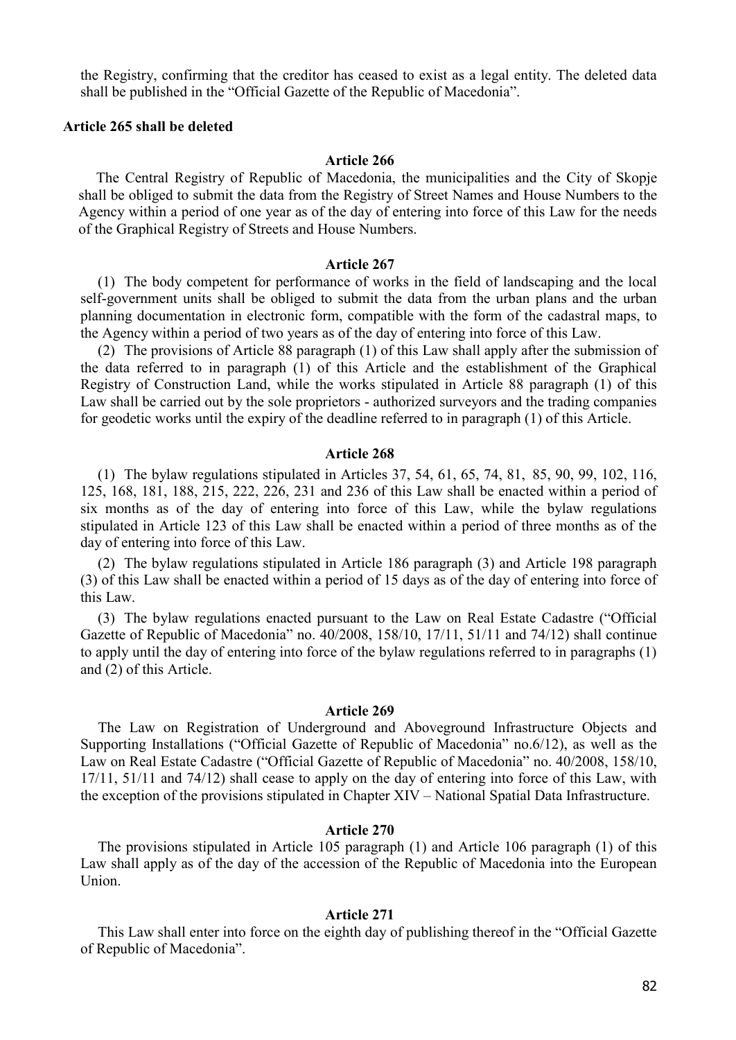the Registry, confirming that the creditor has ceased to exist as a legal entity. The deleted data shall be published in the "Official Gazette of the Republic of Macedonia".

**Article 265 shall be deleted**

**Article 266**

The Central Registry of Republic of Macedonia, the municipalities and the City of Skopje shall be obliged to submit the data from the Registry of Street Names and House Numbers to the Agency within a period of one year as of the day of entering into force of this Law for the needs of the Graphical Registry of Streets and House Numbers.

**Article 267**

(1) The body competent for performance of works in the field of landscaping and the local self-government units shall be obliged to submit the data from the urban plans and the urban planning documentation in electronic form, compatible with the form of the cadastral maps, to the Agency within a period of two years as of the day of entering into force of this Law.

(2) The provisions of Article 88 paragraph (1) of this Law shall apply after the submission of the data referred to in paragraph (1) of this Article and the establishment of the Graphical Registry of Construction Land, while the works stipulated in Article 88 paragraph (1) of this Law shall be carried out by the sole proprietors - authorized surveyors and the trading companies for geodetic works until the expiry of the deadline referred to in paragraph (1) of this Article.

**Article 268**

(1) The bylaw regulations stipulated in Articles 37, 54, 61, 65, 74, 81, 85, 90, 99, 102, 116, 125, 168, 181, 188, 215, 222, 226, 231 and 236 of this Law shall be enacted within a period of six months as of the day of entering into force of this Law, while the bylaw regulations stipulated in Article 123 of this Law shall be enacted within a period of three months as of the day of entering into force of this Law.

(2) The bylaw regulations stipulated in Article 186 paragraph (3) and Article 198 paragraph (3) of this Law shall be enacted within a period of 15 days as of the day of entering into force of this Law.

(3) The bylaw regulations enacted pursuant to the Law on Real Estate Cadastre ("Official Gazette of Republic of Macedonia" no. 40/2008, 158/10, 17/11, 51/11 and 74/12) shall continue to apply until the day of entering into force of the bylaw regulations referred to in paragraphs (1) and (2) of this Article.

**Article 269**

The Law on Registration of Underground and Aboveground Infrastructure Objects and Supporting Installations ("Official Gazette of Republic of Macedonia" no.6/12), as well as the Law on Real Estate Cadastre ("Official Gazette of Republic of Macedonia" no. 40/2008, 158/10, 17/11, 51/11 and 74/12) shall cease to apply on the day of entering into force of this Law, with the exception of the provisions stipulated in Chapter XIV – National Spatial Data Infrastructure.

**Article 270**

The provisions stipulated in Article 105 paragraph (1) and Article 106 paragraph (1) of this Law shall apply as of the day of the accession of the Republic of Macedonia into the European Union.

**Article 271**

This Law shall enter into force on the eighth day of publishing thereof in the "Official Gazette of Republic of Macedonia".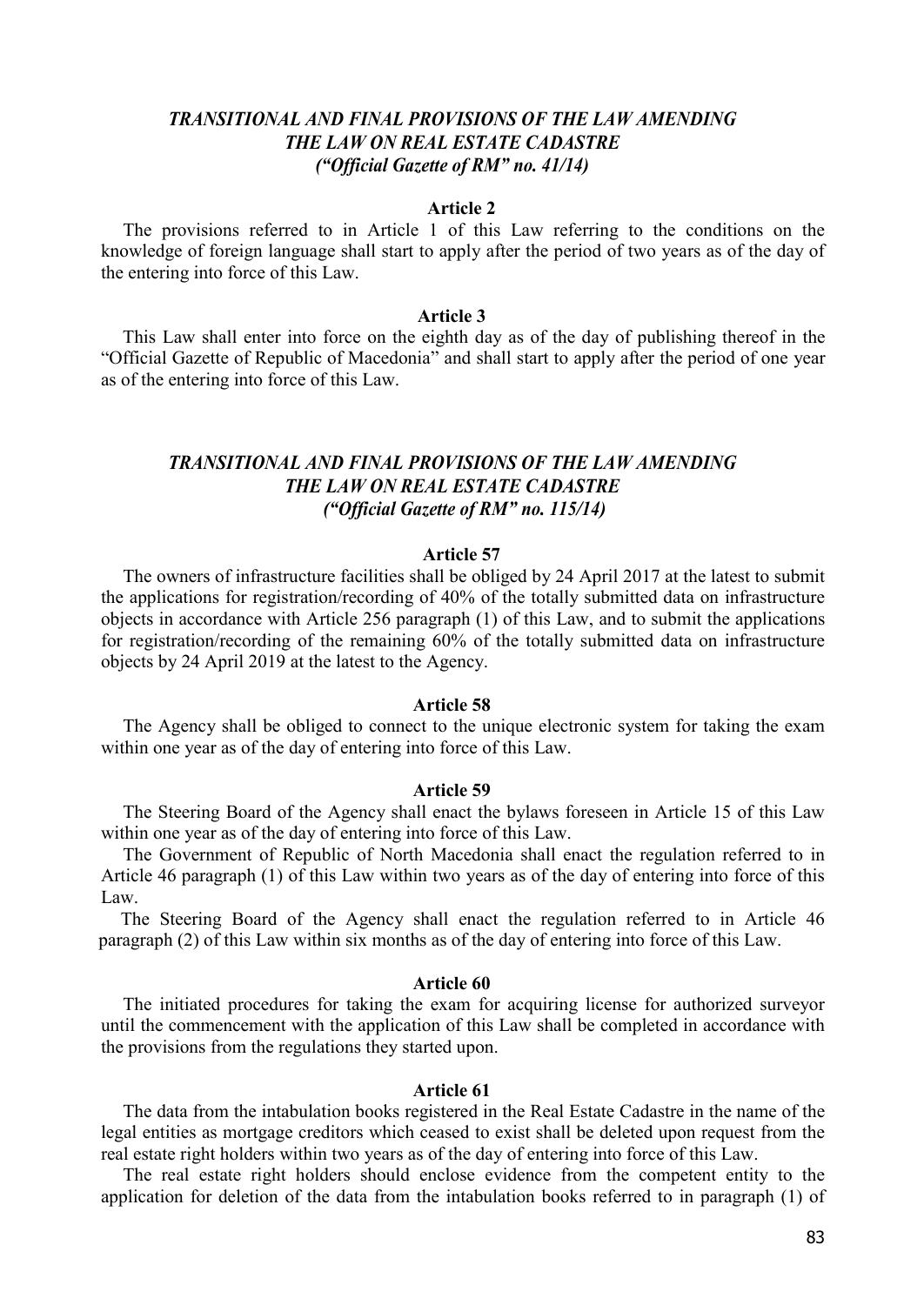## *TRANSITIONAL AND FINAL PROVISIONS OF THE LAW AMENDING THE LAW ON REAL ESTATE CADASTRE ("Official Gazette of RM" no. 41/14)*

**Article 2**

The provisions referred to in Article 1 of this Law referring to the conditions on the knowledge of foreign language shall start to apply after the period of two years as of the day of the entering into force of this Law.

**Article 3**

This Law shall enter into force on the eighth day as of the day of publishing thereof in the "Official Gazette of Republic of Macedonia" and shall start to apply after the period of one year as of the entering into force of this Law.

## *TRANSITIONAL AND FINAL PROVISIONS OF THE LAW AMENDING THE LAW ON REAL ESTATE CADASTRE ("Official Gazette of RM" no. 115/14)*

**Article 57**

The owners of infrastructure facilities shall be obliged by 24 April 2017 at the latest to submit the applications for registration/recording of 40% of the totally submitted data on infrastructure objects in accordance with Article 256 paragraph (1) of this Law, and to submit the applications for registration/recording of the remaining 60% of the totally submitted data on infrastructure objects by 24 April 2019 at the latest to the Agency.

**Article 58**

The Agency shall be obliged to connect to the unique electronic system for taking the exam within one year as of the day of entering into force of this Law.

**Article 59**

The Steering Board of the Agency shall enact the bylaws foreseen in Article 15 of this Law within one year as of the day of entering into force of this Law.

The Government of Republic of North Macedonia shall enact the regulation referred to in Article 46 paragraph (1) of this Law within two years as of the day of entering into force of this Law.

The Steering Board of the Agency shall enact the regulation referred to in Article 46 paragraph (2) of this Law within six months as of the day of entering into force of this Law.

**Article 60**

The initiated procedures for taking the exam for acquiring license for authorized surveyor until the commencement with the application of this Law shall be completed in accordance with the provisions from the regulations they started upon.

**Article 61**

The data from the intabulation books registered in the Real Estate Cadastre in the name of the legal entities as mortgage creditors which ceased to exist shall be deleted upon request from the real estate right holders within two years as of the day of entering into force of this Law.

The real estate right holders should enclose evidence from the competent entity to the application for deletion of the data from the intabulation books referred to in paragraph (1) of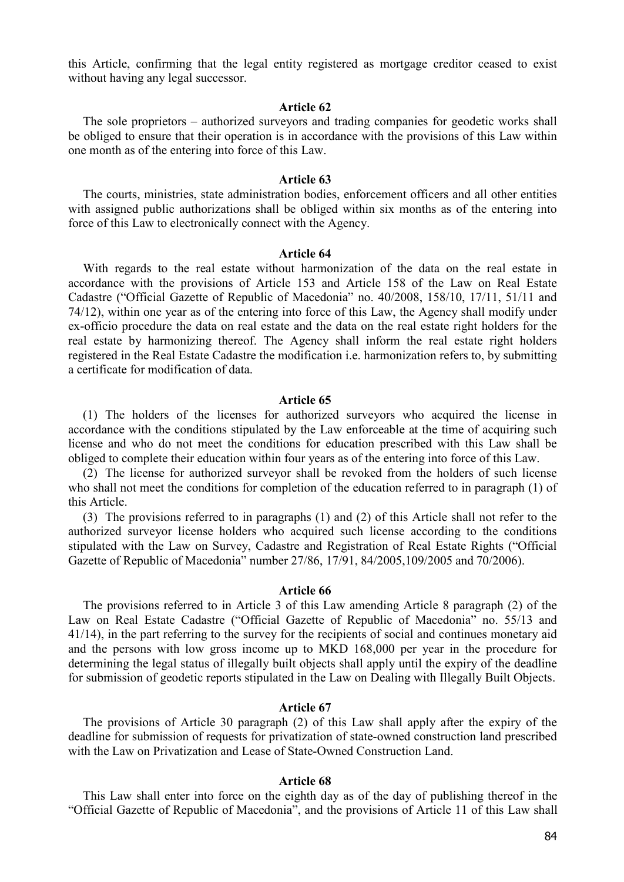this Article, confirming that the legal entity registered as mortgage creditor ceased to exist without having any legal successor.

### Article 62

The sole proprietors – authorized surveyors and trading companies for geodetic works shall be obliged to ensure that their operation is in accordance with the provisions of this Law within one month as of the entering into force of this Law.

### Article 63

The courts, ministries, state administration bodies, enforcement officers and all other entities with assigned public authorizations shall be obliged within six months as of the entering into force of this Law to electronically connect with the Agency.

### Article 64

With regards to the real estate without harmonization of the data on the real estate in accordance with the provisions of Article 153 and Article 158 of the Law on Real Estate Cadastre ("Official Gazette of Republic of Macedonia" no. 40/2008, 158/10, 17/11, 51/11 and 74/12), within one year as of the entering into force of this Law, the Agency shall modify under ex-officio procedure the data on real estate and the data on the real estate right holders for the real estate by harmonizing thereof. The Agency shall inform the real estate right holders registered in the Real Estate Cadastre the modification i.e. harmonization refers to, by submitting a certificate for modification of data.

### Article 65

(1) The holders of the licenses for authorized surveyors who acquired the license in accordance with the conditions stipulated by the Law enforceable at the time of acquiring such license and who do not meet the conditions for education prescribed with this Law shall be obliged to complete their education within four years as of the entering into force of this Law.

(2) The license for authorized surveyor shall be revoked from the holders of such license who shall not meet the conditions for completion of the education referred to in paragraph (1) of this Article.

(3) The provisions referred to in paragraphs (1) and (2) of this Article shall not refer to the authorized surveyor license holders who acquired such license according to the conditions stipulated with the Law on Survey, Cadastre and Registration of Real Estate Rights ("Official Gazette of Republic of Macedonia" number 27/86, 17/91, 84/2005,109/2005 and 70/2006).

### Article 66

The provisions referred to in Article 3 of this Law amending Article 8 paragraph (2) of the Law on Real Estate Cadastre ("Official Gazette of Republic of Macedonia" no. 55/13 and 41/14), in the part referring to the survey for the recipients of social and continues monetary aid and the persons with low gross income up to MKD 168,000 per year in the procedure for determining the legal status of illegally built objects shall apply until the expiry of the deadline for submission of geodetic reports stipulated in the Law on Dealing with Illegally Built Objects.

### Article 67

The provisions of Article 30 paragraph (2) of this Law shall apply after the expiry of the deadline for submission of requests for privatization of state-owned construction land prescribed with the Law on Privatization and Lease of State-Owned Construction Land.

### Article 68

This Law shall enter into force on the eighth day as of the day of publishing thereof in the "Official Gazette of Republic of Macedonia", and the provisions of Article 11 of this Law shall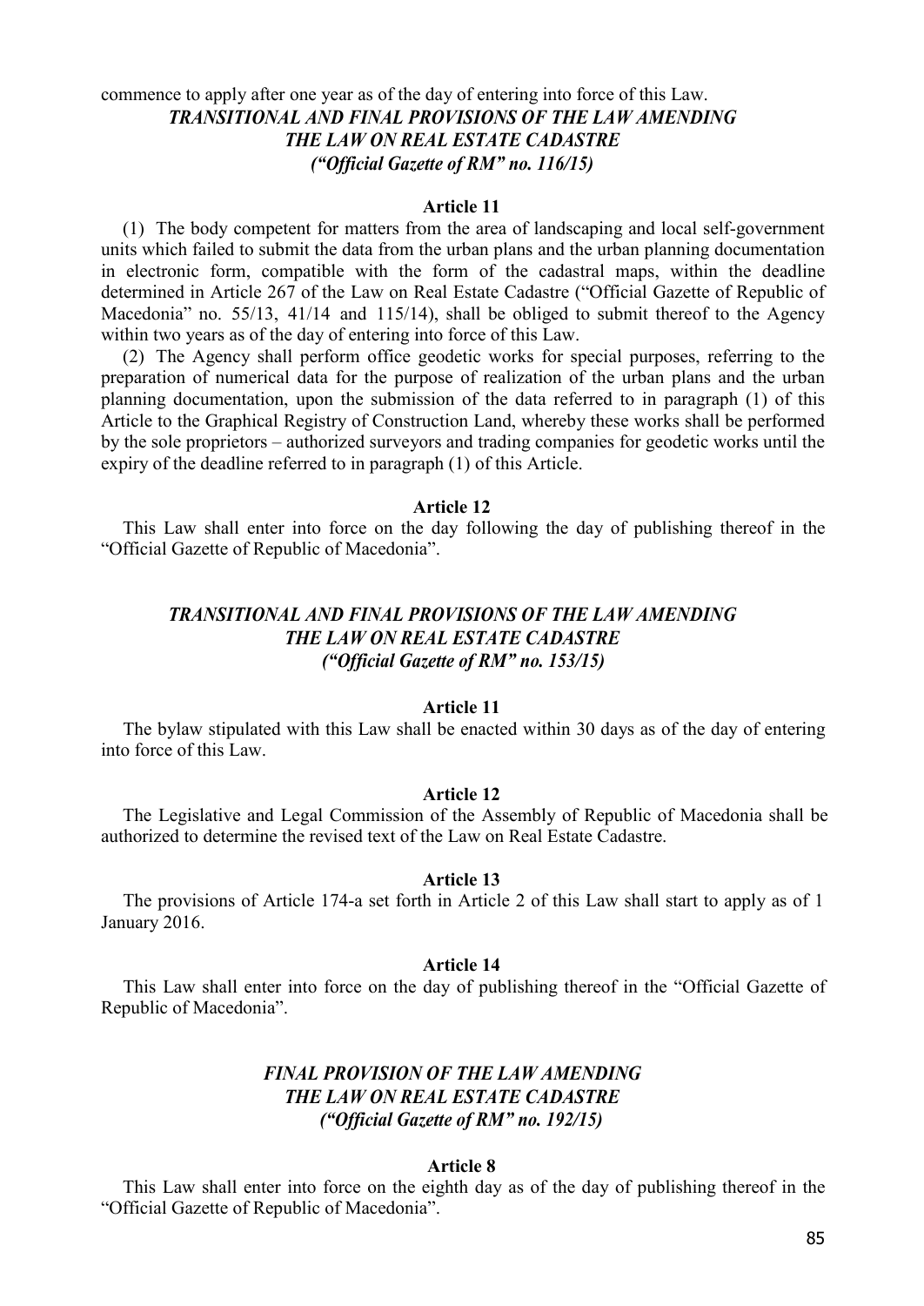commence to apply after one year as of the day of entering into force of this Law.

### *TRANSITIONAL AND FINAL PROVISIONS OF THE LAW AMENDING THE LAW ON REAL ESTATE CADASTRE ("Official Gazette of RM" no. 116/15)*

**Article 11**

(1) The body competent for matters from the area of landscaping and local self-government units which failed to submit the data from the urban plans and the urban planning documentation in electronic form, compatible with the form of the cadastral maps, within the deadline determined in Article 267 of the Law on Real Estate Cadastre ("Official Gazette of Republic of Macedonia" no. 55/13, 41/14 and 115/14), shall be obliged to submit thereof to the Agency within two years as of the day of entering into force of this Law.

(2) The Agency shall perform office geodetic works for special purposes, referring to the preparation of numerical data for the purpose of realization of the urban plans and the urban planning documentation, upon the submission of the data referred to in paragraph (1) of this Article to the Graphical Registry of Construction Land, whereby these works shall be performed by the sole proprietors – authorized surveyors and trading companies for geodetic works until the expiry of the deadline referred to in paragraph (1) of this Article.

**Article 12**

This Law shall enter into force on the day following the day of publishing thereof in the "Official Gazette of Republic of Macedonia".

### *TRANSITIONAL AND FINAL PROVISIONS OF THE LAW AMENDING THE LAW ON REAL ESTATE CADASTRE ("Official Gazette of RM" no. 153/15)*

**Article 11**

The bylaw stipulated with this Law shall be enacted within 30 days as of the day of entering into force of this Law.

**Article 12**

The Legislative and Legal Commission of the Assembly of Republic of Macedonia shall be authorized to determine the revised text of the Law on Real Estate Cadastre.

**Article 13**

The provisions of Article 174-a set forth in Article 2 of this Law shall start to apply as of 1 January 2016.

**Article 14**

This Law shall enter into force on the day of publishing thereof in the "Official Gazette of Republic of Macedonia".

### *FINAL PROVISION OF THE LAW AMENDING THE LAW ON REAL ESTATE CADASTRE ("Official Gazette of RM" no. 192/15)*

**Article 8**

This Law shall enter into force on the eighth day as of the day of publishing thereof in the "Official Gazette of Republic of Macedonia".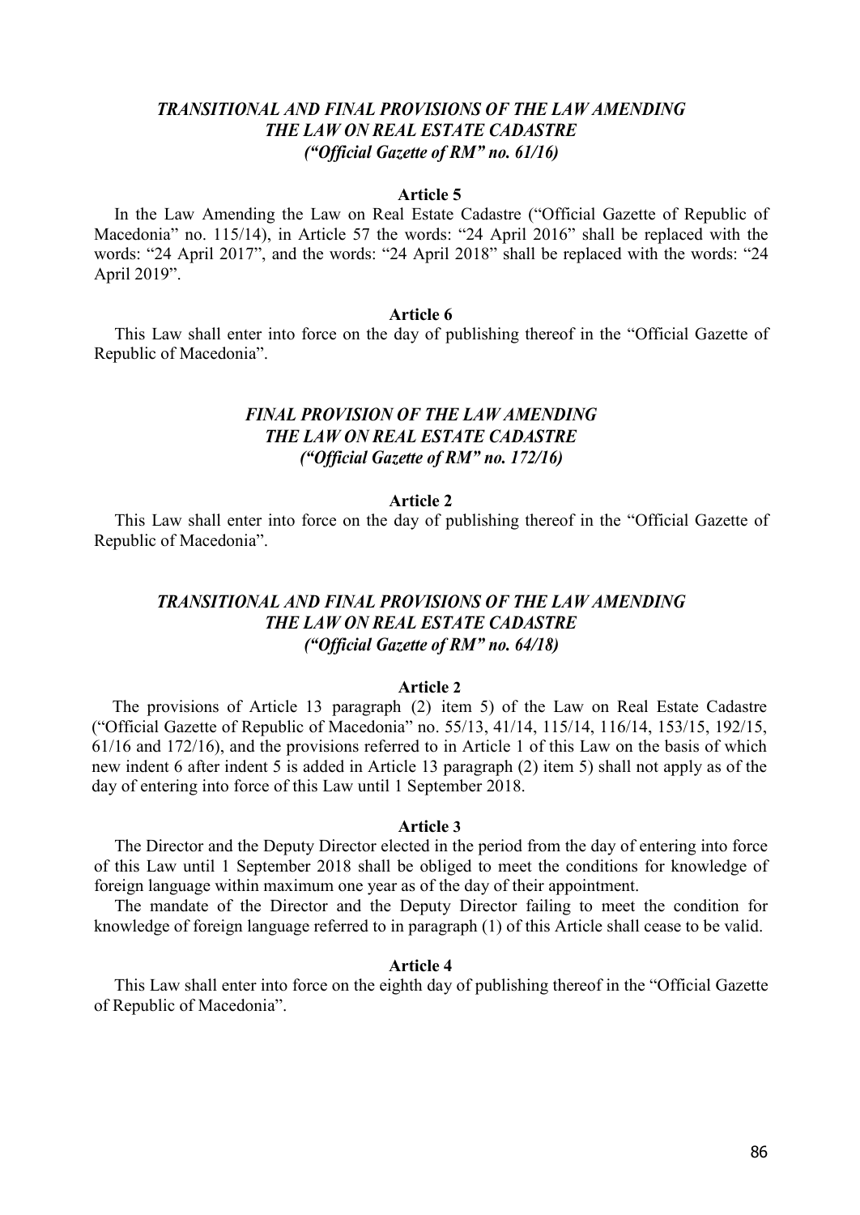### *TRANSITIONAL AND FINAL PROVISIONS OF THE LAW AMENDING THE LAW ON REAL ESTATE CADASTRE ("Official Gazette of RM" no. 61/16)*

**Article 5**

In the Law Amending the Law on Real Estate Cadastre ("Official Gazette of Republic of Macedonia" no. 115/14), in Article 57 the words: "24 April 2016" shall be replaced with the words: "24 April 2017", and the words: "24 April 2018" shall be replaced with the words: "24 April 2019".

**Article 6**

This Law shall enter into force on the day of publishing thereof in the "Official Gazette of Republic of Macedonia".

### *FINAL PROVISION OF THE LAW AMENDING THE LAW ON REAL ESTATE CADASTRE ("Official Gazette of RM" no. 172/16)*

**Article 2**

This Law shall enter into force on the day of publishing thereof in the "Official Gazette of Republic of Macedonia".

### *TRANSITIONAL AND FINAL PROVISIONS OF THE LAW AMENDING THE LAW ON REAL ESTATE CADASTRE ("Official Gazette of RM" no. 64/18)*

**Article 2**

The provisions of Article 13 paragraph (2) item 5) of the Law on Real Estate Cadastre ("Official Gazette of Republic of Macedonia" no. 55/13, 41/14, 115/14, 116/14, 153/15, 192/15, 61/16 and 172/16), and the provisions referred to in Article 1 of this Law on the basis of which new indent 6 after indent 5 is added in Article 13 paragraph (2) item 5) shall not apply as of the day of entering into force of this Law until 1 September 2018.

**Article 3**

The Director and the Deputy Director elected in the period from the day of entering into force of this Law until 1 September 2018 shall be obliged to meet the conditions for knowledge of foreign language within maximum one year as of the day of their appointment.

The mandate of the Director and the Deputy Director failing to meet the condition for knowledge of foreign language referred to in paragraph (1) of this Article shall cease to be valid.

**Article 4**

This Law shall enter into force on the eighth day of publishing thereof in the "Official Gazette of Republic of Macedonia".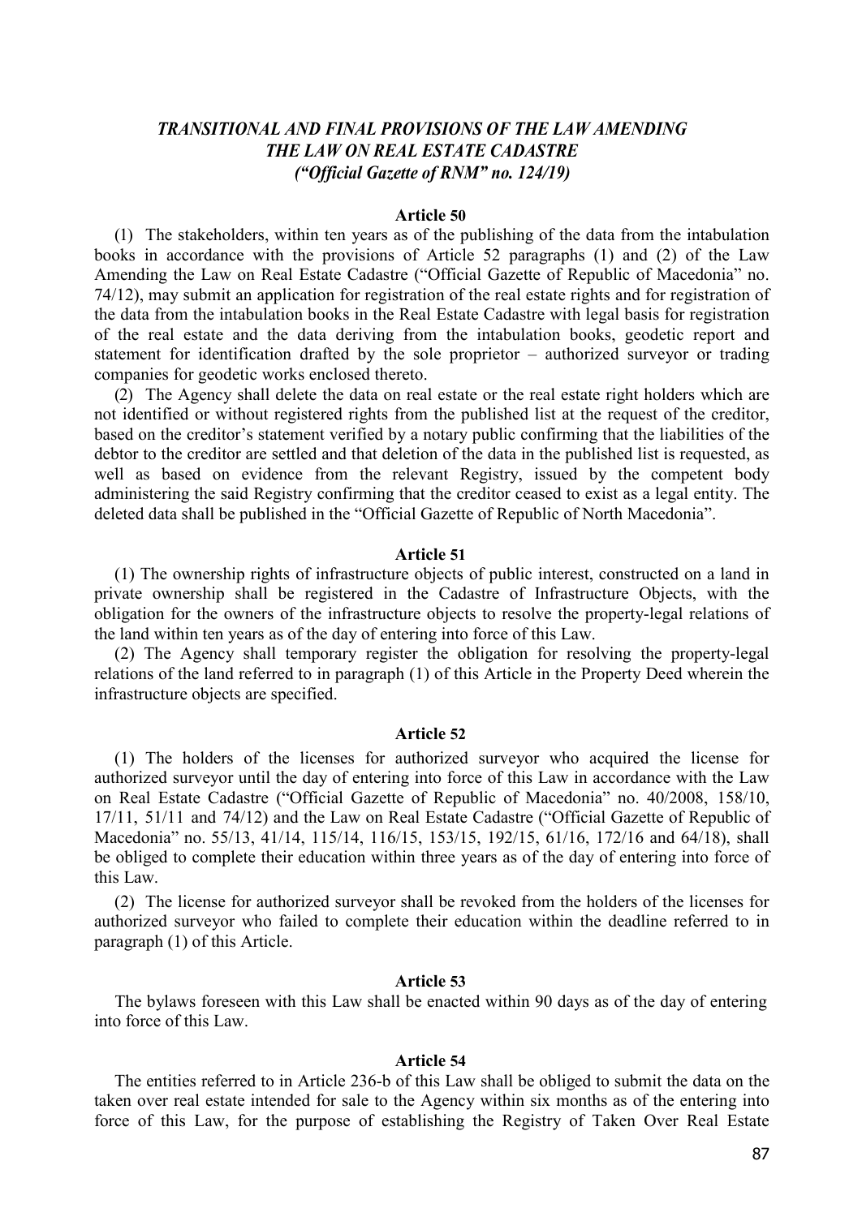## *TRANSITIONAL AND FINAL PROVISIONS OF THE LAW AMENDING THE LAW ON REAL ESTATE CADASTRE ("Official Gazette of RNM" no. 124/19)*

**Article 50**

(1) The stakeholders, within ten years as of the publishing of the data from the intabulation books in accordance with the provisions of Article 52 paragraphs (1) and (2) of the Law Amending the Law on Real Estate Cadastre ("Official Gazette of Republic of Macedonia" no. 74/12), may submit an application for registration of the real estate rights and for registration of the data from the intabulation books in the Real Estate Cadastre with legal basis for registration of the real estate and the data deriving from the intabulation books, geodetic report and statement for identification drafted by the sole proprietor – authorized surveyor or trading companies for geodetic works enclosed thereto.

(2) The Agency shall delete the data on real estate or the real estate right holders which are not identified or without registered rights from the published list at the request of the creditor, based on the creditor's statement verified by a notary public confirming that the liabilities of the debtor to the creditor are settled and that deletion of the data in the published list is requested, as well as based on evidence from the relevant Registry, issued by the competent body administering the said Registry confirming that the creditor ceased to exist as a legal entity. The deleted data shall be published in the "Official Gazette of Republic of North Macedonia".

**Article 51**

(1) The ownership rights of infrastructure objects of public interest, constructed on a land in private ownership shall be registered in the Cadastre of Infrastructure Objects, with the obligation for the owners of the infrastructure objects to resolve the property-legal relations of the land within ten years as of the day of entering into force of this Law.

(2) The Agency shall temporary register the obligation for resolving the property-legal relations of the land referred to in paragraph (1) of this Article in the Property Deed wherein the infrastructure objects are specified.

**Article 52**

(1) The holders of the licenses for authorized surveyor who acquired the license for authorized surveyor until the day of entering into force of this Law in accordance with the Law on Real Estate Cadastre ("Official Gazette of Republic of Macedonia" no. 40/2008, 158/10, 17/11, 51/11 and 74/12) and the Law on Real Estate Cadastre ("Official Gazette of Republic of Macedonia" no. 55/13, 41/14, 115/14, 116/15, 153/15, 192/15, 61/16, 172/16 and 64/18), shall be obliged to complete their education within three years as of the day of entering into force of this Law.

(2) The license for authorized surveyor shall be revoked from the holders of the licenses for authorized surveyor who failed to complete their education within the deadline referred to in paragraph (1) of this Article.

**Article 53**

The bylaws foreseen with this Law shall be enacted within 90 days as of the day of entering into force of this Law.

**Article 54**

The entities referred to in Article 236-b of this Law shall be obliged to submit the data on the taken over real estate intended for sale to the Agency within six months as of the entering into force of this Law, for the purpose of establishing the Registry of Taken Over Real Estate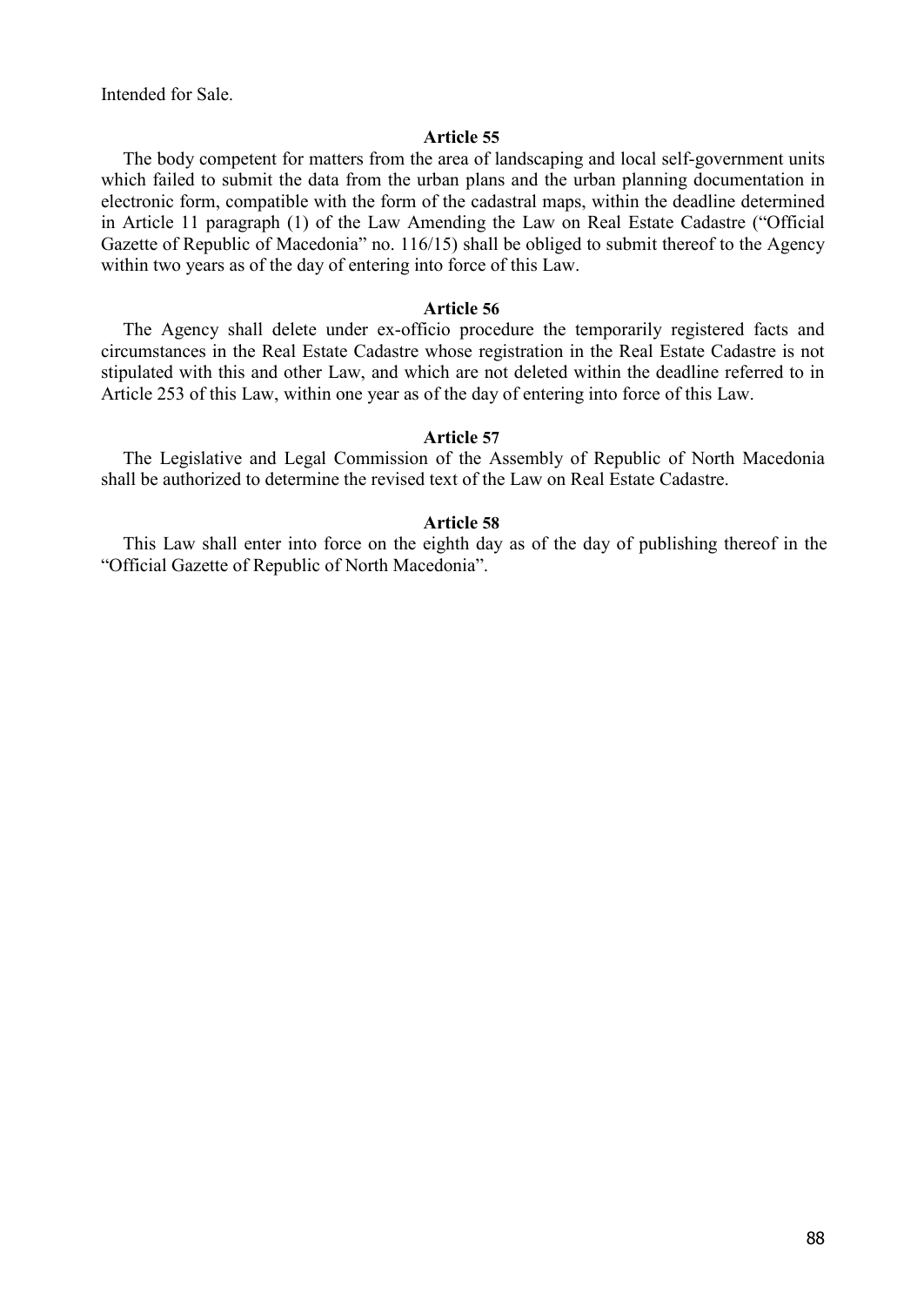Intended for Sale.

### Article 55

The body competent for matters from the area of landscaping and local self-government units which failed to submit the data from the urban plans and the urban planning documentation in electronic form, compatible with the form of the cadastral maps, within the deadline determined in Article 11 paragraph (1) of the Law Amending the Law on Real Estate Cadastre ("Official Gazette of Republic of Macedonia" no. 116/15) shall be obliged to submit thereof to the Agency within two years as of the day of entering into force of this Law.

### Article 56

The Agency shall delete under ex-officio procedure the temporarily registered facts and circumstances in the Real Estate Cadastre whose registration in the Real Estate Cadastre is not stipulated with this and other Law, and which are not deleted within the deadline referred to in Article 253 of this Law, within one year as of the day of entering into force of this Law.

### Article 57

The Legislative and Legal Commission of the Assembly of Republic of North Macedonia shall be authorized to determine the revised text of the Law on Real Estate Cadastre.

### Article 58

This Law shall enter into force on the eighth day as of the day of publishing thereof in the "Official Gazette of Republic of North Macedonia".